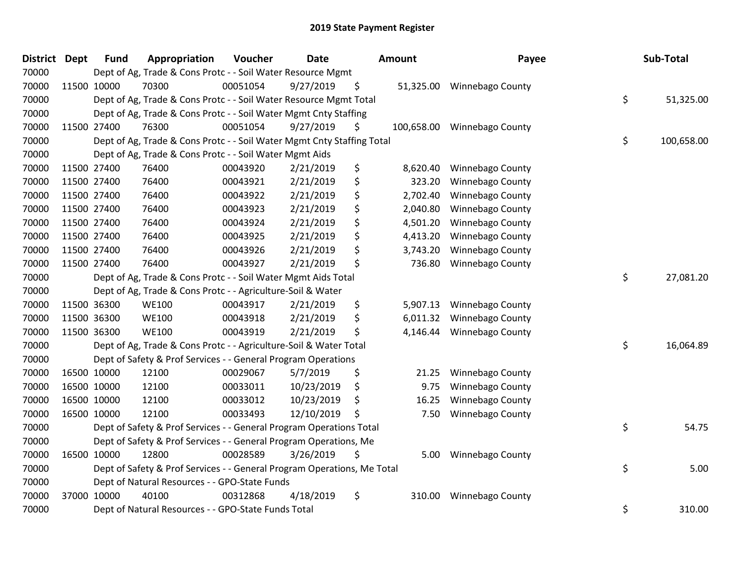# 2019 State Payment Register

| District | Dept | Fund | Appropriation | Voucher | Date | Amount | Payee | Sub-Total |
|---|---|---|---|---|---|---|---|---|
| 70000 | | Dept of Ag, Trade & Cons Protc - - Soil Water Resource Mgmt | | | | | | |
| 70000 | 11500 | 10000 | 70300 | 00051054 | 9/27/2019 | $ 51,325.00 | Winnebago County | |
| 70000 | | Dept of Ag, Trade & Cons Protc - - Soil Water Resource Mgmt Total | | | | | | $ 51,325.00 |
| 70000 | | Dept of Ag, Trade & Cons Protc - - Soil Water Mgmt Cnty Staffing | | | | | | |
| 70000 | 11500 | 27400 | 76300 | 00051054 | 9/27/2019 | $ 100,658.00 | Winnebago County | |
| 70000 | | Dept of Ag, Trade & Cons Protc - - Soil Water Mgmt Cnty Staffing Total | | | | | | $ 100,658.00 |
| 70000 | | Dept of Ag, Trade & Cons Protc - - Soil Water Mgmt Aids | | | | | | |
| 70000 | 11500 | 27400 | 76400 | 00043920 | 2/21/2019 | $ 8,620.40 | Winnebago County | |
| 70000 | 11500 | 27400 | 76400 | 00043921 | 2/21/2019 | $ 323.20 | Winnebago County | |
| 70000 | 11500 | 27400 | 76400 | 00043922 | 2/21/2019 | $ 2,702.40 | Winnebago County | |
| 70000 | 11500 | 27400 | 76400 | 00043923 | 2/21/2019 | $ 2,040.80 | Winnebago County | |
| 70000 | 11500 | 27400 | 76400 | 00043924 | 2/21/2019 | $ 4,501.20 | Winnebago County | |
| 70000 | 11500 | 27400 | 76400 | 00043925 | 2/21/2019 | $ 4,413.20 | Winnebago County | |
| 70000 | 11500 | 27400 | 76400 | 00043926 | 2/21/2019 | $ 3,743.20 | Winnebago County | |
| 70000 | 11500 | 27400 | 76400 | 00043927 | 2/21/2019 | $ 736.80 | Winnebago County | |
| 70000 | | Dept of Ag, Trade & Cons Protc - - Soil Water Mgmt Aids Total | | | | | | $ 27,081.20 |
| 70000 | | Dept of Ag, Trade & Cons Protc - - Agriculture-Soil & Water | | | | | | |
| 70000 | 11500 | 36300 | WE100 | 00043917 | 2/21/2019 | $ 5,907.13 | Winnebago County | |
| 70000 | 11500 | 36300 | WE100 | 00043918 | 2/21/2019 | $ 6,011.32 | Winnebago County | |
| 70000 | 11500 | 36300 | WE100 | 00043919 | 2/21/2019 | $ 4,146.44 | Winnebago County | |
| 70000 | | Dept of Ag, Trade & Cons Protc - - Agriculture-Soil & Water Total | | | | | | $ 16,064.89 |
| 70000 | | Dept of Safety & Prof Services - - General Program Operations | | | | | | |
| 70000 | 16500 | 10000 | 12100 | 00029067 | 5/7/2019 | $ 21.25 | Winnebago County | |
| 70000 | 16500 | 10000 | 12100 | 00033011 | 10/23/2019 | $ 9.75 | Winnebago County | |
| 70000 | 16500 | 10000 | 12100 | 00033012 | 10/23/2019 | $ 16.25 | Winnebago County | |
| 70000 | 16500 | 10000 | 12100 | 00033493 | 12/10/2019 | $ 7.50 | Winnebago County | |
| 70000 | | Dept of Safety & Prof Services - - General Program Operations Total | | | | | | $ 54.75 |
| 70000 | | Dept of Safety & Prof Services - - General Program Operations, Me | | | | | | |
| 70000 | 16500 | 10000 | 12800 | 00028589 | 3/26/2019 | $ 5.00 | Winnebago County | |
| 70000 | | Dept of Safety & Prof Services - - General Program Operations, Me Total | | | | | | $ 5.00 |
| 70000 | | Dept of Natural Resources - - GPO-State Funds | | | | | | |
| 70000 | 37000 | 10000 | 40100 | 00312868 | 4/18/2019 | $ 310.00 | Winnebago County | |
| 70000 | | Dept of Natural Resources - - GPO-State Funds Total | | | | | | $ 310.00 |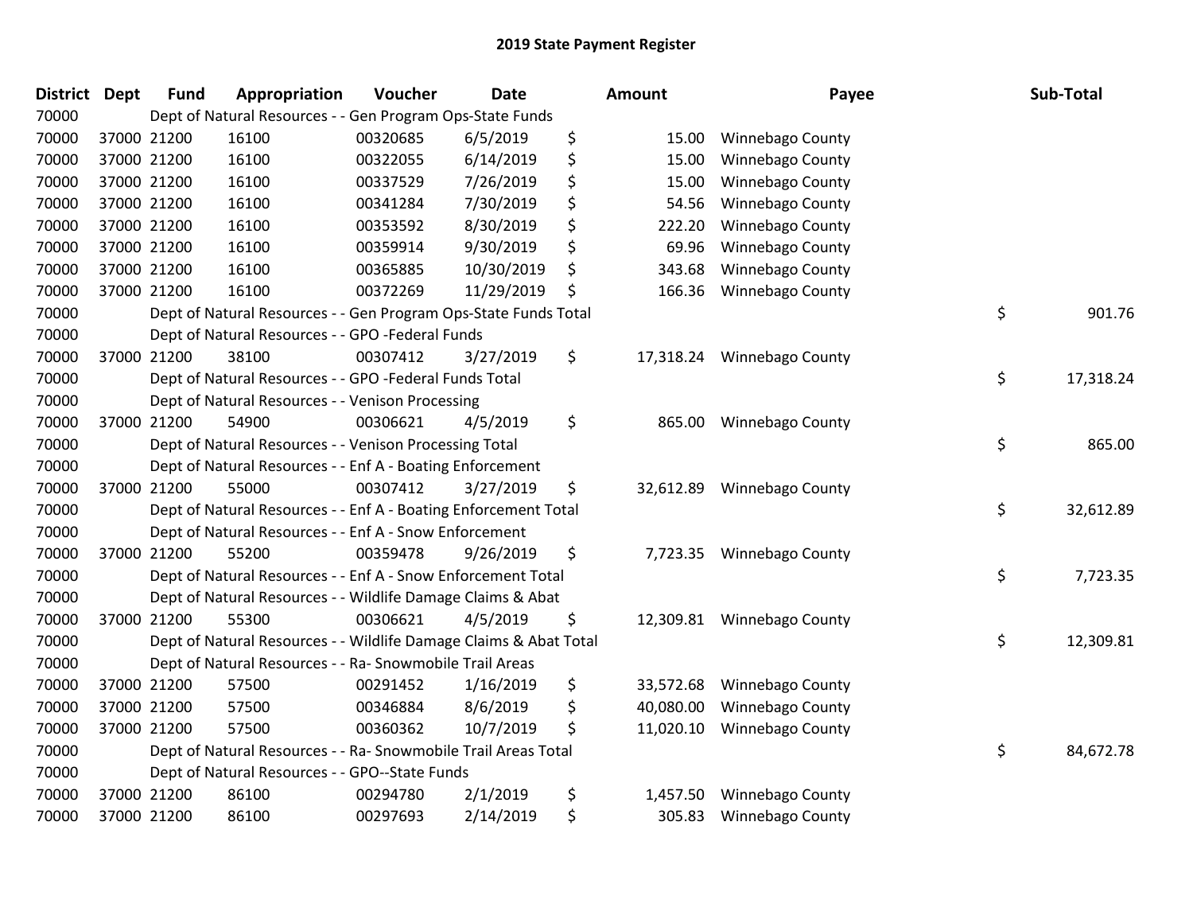# 2019 State Payment Register

| District | Dept | Fund | Appropriation | Voucher | Date | Amount | Payee | Sub-Total |
|---|---|---|---|---|---|---|---|---|
| 70000 | | Dept of Natural Resources - - Gen Program Ops-State Funds | | | | | | |
| 70000 | 37000 | 21200 | 16100 | 00320685 | 6/5/2019 | $ 15.00 | Winnebago County | |
| 70000 | 37000 | 21200 | 16100 | 00322055 | 6/14/2019 | $ 15.00 | Winnebago County | |
| 70000 | 37000 | 21200 | 16100 | 00337529 | 7/26/2019 | $ 15.00 | Winnebago County | |
| 70000 | 37000 | 21200 | 16100 | 00341284 | 7/30/2019 | $ 54.56 | Winnebago County | |
| 70000 | 37000 | 21200 | 16100 | 00353592 | 8/30/2019 | $ 222.20 | Winnebago County | |
| 70000 | 37000 | 21200 | 16100 | 00359914 | 9/30/2019 | $ 69.96 | Winnebago County | |
| 70000 | 37000 | 21200 | 16100 | 00365885 | 10/30/2019 | $ 343.68 | Winnebago County | |
| 70000 | 37000 | 21200 | 16100 | 00372269 | 11/29/2019 | $ 166.36 | Winnebago County | |
| 70000 | | Dept of Natural Resources - - Gen Program Ops-State Funds Total | | | | | | $ 901.76 |
| 70000 | | Dept of Natural Resources - - GPO -Federal Funds | | | | | | |
| 70000 | 37000 | 21200 | 38100 | 00307412 | 3/27/2019 | $ 17,318.24 | Winnebago County | |
| 70000 | | Dept of Natural Resources - - GPO -Federal Funds Total | | | | | | $ 17,318.24 |
| 70000 | | Dept of Natural Resources - - Venison Processing | | | | | | |
| 70000 | 37000 | 21200 | 54900 | 00306621 | 4/5/2019 | $ 865.00 | Winnebago County | |
| 70000 | | Dept of Natural Resources - - Venison Processing Total | | | | | | $ 865.00 |
| 70000 | | Dept of Natural Resources - - Enf A - Boating Enforcement | | | | | | |
| 70000 | 37000 | 21200 | 55000 | 00307412 | 3/27/2019 | $ 32,612.89 | Winnebago County | |
| 70000 | | Dept of Natural Resources - - Enf A - Boating Enforcement Total | | | | | | $ 32,612.89 |
| 70000 | | Dept of Natural Resources - - Enf A - Snow Enforcement | | | | | | |
| 70000 | 37000 | 21200 | 55200 | 00359478 | 9/26/2019 | $ 7,723.35 | Winnebago County | |
| 70000 | | Dept of Natural Resources - - Enf A - Snow Enforcement Total | | | | | | $ 7,723.35 |
| 70000 | | Dept of Natural Resources - - Wildlife Damage Claims & Abat | | | | | | |
| 70000 | 37000 | 21200 | 55300 | 00306621 | 4/5/2019 | $ 12,309.81 | Winnebago County | |
| 70000 | | Dept of Natural Resources - - Wildlife Damage Claims & Abat Total | | | | | | $ 12,309.81 |
| 70000 | | Dept of Natural Resources - - Ra- Snowmobile Trail Areas | | | | | | |
| 70000 | 37000 | 21200 | 57500 | 00291452 | 1/16/2019 | $ 33,572.68 | Winnebago County | |
| 70000 | 37000 | 21200 | 57500 | 00346884 | 8/6/2019 | $ 40,080.00 | Winnebago County | |
| 70000 | 37000 | 21200 | 57500 | 00360362 | 10/7/2019 | $ 11,020.10 | Winnebago County | |
| 70000 | | Dept of Natural Resources - - Ra- Snowmobile Trail Areas Total | | | | | | $ 84,672.78 |
| 70000 | | Dept of Natural Resources - - GPO--State Funds | | | | | | |
| 70000 | 37000 | 21200 | 86100 | 00294780 | 2/1/2019 | $ 1,457.50 | Winnebago County | |
| 70000 | 37000 | 21200 | 86100 | 00297693 | 2/14/2019 | $ 305.83 | Winnebago County | |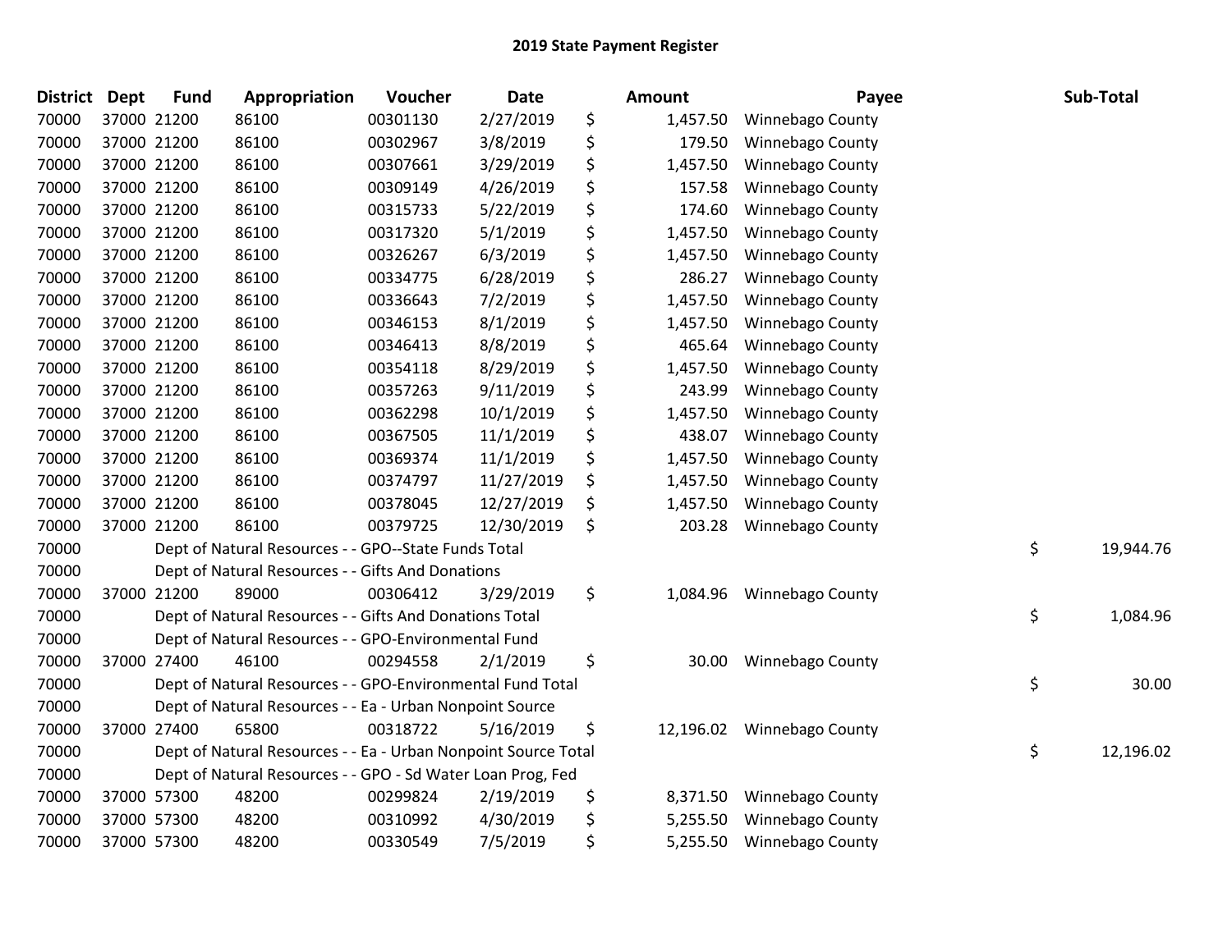# 2019 State Payment Register

| District | Dept | Fund | Appropriation | Voucher | Date | Amount | Payee | Sub-Total |
|---|---|---|---|---|---|---|---|---|
| 70000 | 37000 | 21200 | 86100 | 00301130 | 2/27/2019 | $ 1,457.50 | Winnebago County | |
| 70000 | 37000 | 21200 | 86100 | 00302967 | 3/8/2019 | $ 179.50 | Winnebago County | |
| 70000 | 37000 | 21200 | 86100 | 00307661 | 3/29/2019 | $ 1,457.50 | Winnebago County | |
| 70000 | 37000 | 21200 | 86100 | 00309149 | 4/26/2019 | $ 157.58 | Winnebago County | |
| 70000 | 37000 | 21200 | 86100 | 00315733 | 5/22/2019 | $ 174.60 | Winnebago County | |
| 70000 | 37000 | 21200 | 86100 | 00317320 | 5/1/2019 | $ 1,457.50 | Winnebago County | |
| 70000 | 37000 | 21200 | 86100 | 00326267 | 6/3/2019 | $ 1,457.50 | Winnebago County | |
| 70000 | 37000 | 21200 | 86100 | 00334775 | 6/28/2019 | $ 286.27 | Winnebago County | |
| 70000 | 37000 | 21200 | 86100 | 00336643 | 7/2/2019 | $ 1,457.50 | Winnebago County | |
| 70000 | 37000 | 21200 | 86100 | 00346153 | 8/1/2019 | $ 1,457.50 | Winnebago County | |
| 70000 | 37000 | 21200 | 86100 | 00346413 | 8/8/2019 | $ 465.64 | Winnebago County | |
| 70000 | 37000 | 21200 | 86100 | 00354118 | 8/29/2019 | $ 1,457.50 | Winnebago County | |
| 70000 | 37000 | 21200 | 86100 | 00357263 | 9/11/2019 | $ 243.99 | Winnebago County | |
| 70000 | 37000 | 21200 | 86100 | 00362298 | 10/1/2019 | $ 1,457.50 | Winnebago County | |
| 70000 | 37000 | 21200 | 86100 | 00367505 | 11/1/2019 | $ 438.07 | Winnebago County | |
| 70000 | 37000 | 21200 | 86100 | 00369374 | 11/1/2019 | $ 1,457.50 | Winnebago County | |
| 70000 | 37000 | 21200 | 86100 | 00374797 | 11/27/2019 | $ 1,457.50 | Winnebago County | |
| 70000 | 37000 | 21200 | 86100 | 00378045 | 12/27/2019 | $ 1,457.50 | Winnebago County | |
| 70000 | 37000 | 21200 | 86100 | 00379725 | 12/30/2019 | $ 203.28 | Winnebago County | |
| 70000 | | Dept of Natural Resources - - GPO--State Funds Total | | | | | | $ 19,944.76 |
| 70000 | | Dept of Natural Resources - - Gifts And Donations | | | | | | |
| 70000 | 37000 | 21200 | 89000 | 00306412 | 3/29/2019 | $ 1,084.96 | Winnebago County | |
| 70000 | | Dept of Natural Resources - - Gifts And Donations Total | | | | | | $ 1,084.96 |
| 70000 | | Dept of Natural Resources - - GPO-Environmental Fund | | | | | | |
| 70000 | 37000 | 27400 | 46100 | 00294558 | 2/1/2019 | $ 30.00 | Winnebago County | |
| 70000 | | Dept of Natural Resources - - GPO-Environmental Fund Total | | | | | | $ 30.00 |
| 70000 | | Dept of Natural Resources - - Ea - Urban Nonpoint Source | | | | | | |
| 70000 | 37000 | 27400 | 65800 | 00318722 | 5/16/2019 | $ 12,196.02 | Winnebago County | |
| 70000 | | Dept of Natural Resources - - Ea - Urban Nonpoint Source Total | | | | | | $ 12,196.02 |
| 70000 | | Dept of Natural Resources - - GPO - Sd Water Loan Prog, Fed | | | | | | |
| 70000 | 37000 | 57300 | 48200 | 00299824 | 2/19/2019 | $ 8,371.50 | Winnebago County | |
| 70000 | 37000 | 57300 | 48200 | 00310992 | 4/30/2019 | $ 5,255.50 | Winnebago County | |
| 70000 | 37000 | 57300 | 48200 | 00330549 | 7/5/2019 | $ 5,255.50 | Winnebago County | |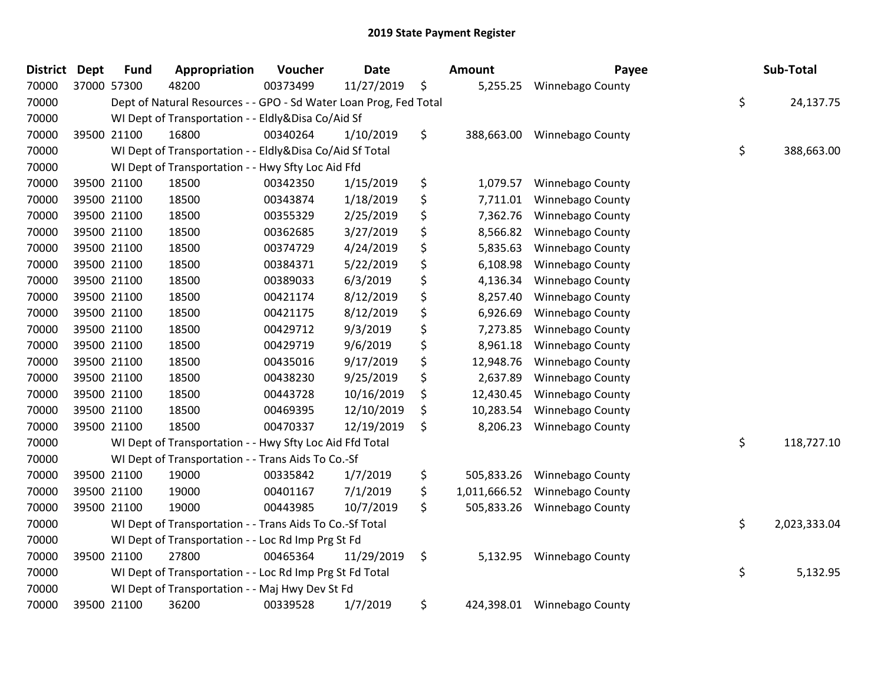# 2019 State Payment Register

| District | Dept | Fund | Appropriation | Voucher | Date | | Amount | Payee | | Sub-Total |
|---|---|---|---|---|---|---|---|---|---|---|
| 70000 | 37000 | 57300 | 48200 | 00373499 | 11/27/2019 | $ | 5,255.25 | Winnebago County | | |
| 70000 | | Dept of Natural Resources - - GPO - Sd Water Loan Prog, Fed Total | | | | | | | $ | 24,137.75 |
| 70000 | | WI Dept of Transportation - - Eldly&Disa Co/Aid Sf | | | | | | | | |
| 70000 | 39500 | 21100 | 16800 | 00340264 | 1/10/2019 | $ | 388,663.00 | Winnebago County | | |
| 70000 | | WI Dept of Transportation - - Eldly&Disa Co/Aid Sf Total | | | | | | | $ | 388,663.00 |
| 70000 | | WI Dept of Transportation - - Hwy Sfty Loc Aid Ffd | | | | | | | | |
| 70000 | 39500 | 21100 | 18500 | 00342350 | 1/15/2019 | $ | 1,079.57 | Winnebago County | | |
| 70000 | 39500 | 21100 | 18500 | 00343874 | 1/18/2019 | $ | 7,711.01 | Winnebago County | | |
| 70000 | 39500 | 21100 | 18500 | 00355329 | 2/25/2019 | $ | 7,362.76 | Winnebago County | | |
| 70000 | 39500 | 21100 | 18500 | 00362685 | 3/27/2019 | $ | 8,566.82 | Winnebago County | | |
| 70000 | 39500 | 21100 | 18500 | 00374729 | 4/24/2019 | $ | 5,835.63 | Winnebago County | | |
| 70000 | 39500 | 21100 | 18500 | 00384371 | 5/22/2019 | $ | 6,108.98 | Winnebago County | | |
| 70000 | 39500 | 21100 | 18500 | 00389033 | 6/3/2019 | $ | 4,136.34 | Winnebago County | | |
| 70000 | 39500 | 21100 | 18500 | 00421174 | 8/12/2019 | $ | 8,257.40 | Winnebago County | | |
| 70000 | 39500 | 21100 | 18500 | 00421175 | 8/12/2019 | $ | 6,926.69 | Winnebago County | | |
| 70000 | 39500 | 21100 | 18500 | 00429712 | 9/3/2019 | $ | 7,273.85 | Winnebago County | | |
| 70000 | 39500 | 21100 | 18500 | 00429719 | 9/6/2019 | $ | 8,961.18 | Winnebago County | | |
| 70000 | 39500 | 21100 | 18500 | 00435016 | 9/17/2019 | $ | 12,948.76 | Winnebago County | | |
| 70000 | 39500 | 21100 | 18500 | 00438230 | 9/25/2019 | $ | 2,637.89 | Winnebago County | | |
| 70000 | 39500 | 21100 | 18500 | 00443728 | 10/16/2019 | $ | 12,430.45 | Winnebago County | | |
| 70000 | 39500 | 21100 | 18500 | 00469395 | 12/10/2019 | $ | 10,283.54 | Winnebago County | | |
| 70000 | 39500 | 21100 | 18500 | 00470337 | 12/19/2019 | $ | 8,206.23 | Winnebago County | | |
| 70000 | | WI Dept of Transportation - - Hwy Sfty Loc Aid Ffd Total | | | | | | | $ | 118,727.10 |
| 70000 | | WI Dept of Transportation - - Trans Aids To Co.-Sf | | | | | | | | |
| 70000 | 39500 | 21100 | 19000 | 00335842 | 1/7/2019 | $ | 505,833.26 | Winnebago County | | |
| 70000 | 39500 | 21100 | 19000 | 00401167 | 7/1/2019 | $ | 1,011,666.52 | Winnebago County | | |
| 70000 | 39500 | 21100 | 19000 | 00443985 | 10/7/2019 | $ | 505,833.26 | Winnebago County | | |
| 70000 | | WI Dept of Transportation - - Trans Aids To Co.-Sf Total | | | | | | | $ | 2,023,333.04 |
| 70000 | | WI Dept of Transportation - - Loc Rd Imp Prg St Fd | | | | | | | | |
| 70000 | 39500 | 21100 | 27800 | 00465364 | 11/29/2019 | $ | 5,132.95 | Winnebago County | | |
| 70000 | | WI Dept of Transportation - - Loc Rd Imp Prg St Fd Total | | | | | | | $ | 5,132.95 |
| 70000 | | WI Dept of Transportation - - Maj Hwy Dev St Fd | | | | | | | | |
| 70000 | 39500 | 21100 | 36200 | 00339528 | 1/7/2019 | $ | 424,398.01 | Winnebago County | | |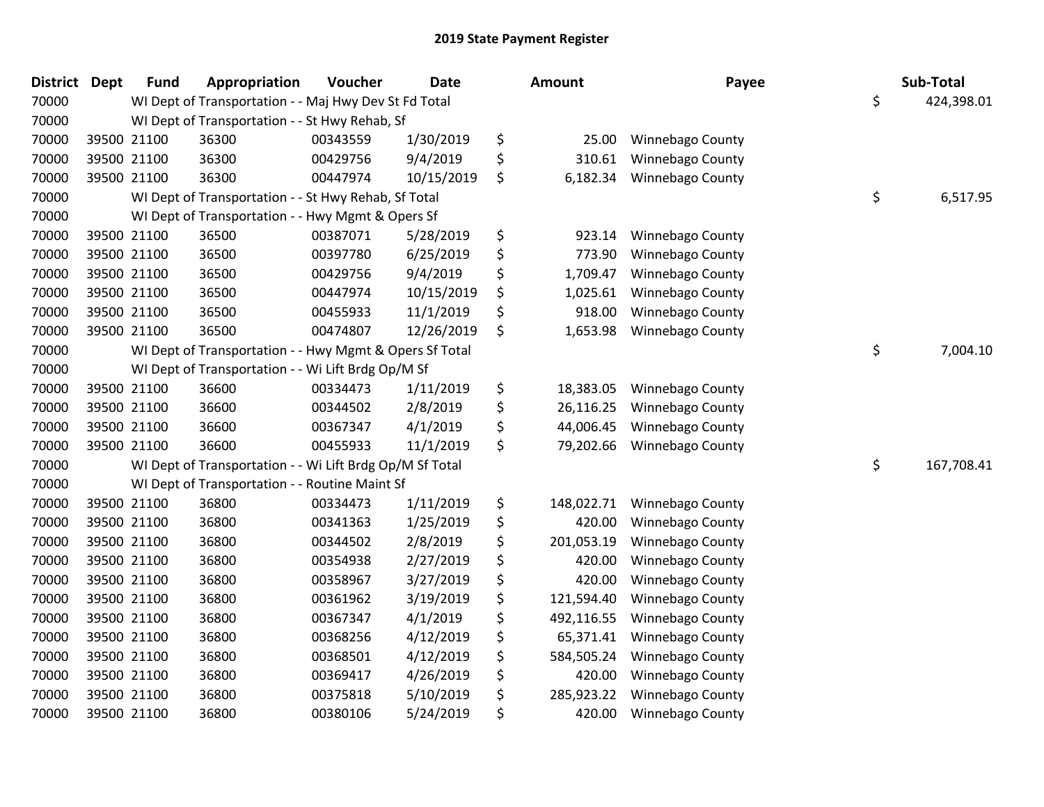## 2019 State Payment Register

| District | Dept | Fund | Appropriation | Voucher | Date | Amount | Payee | Sub-Total |
|---|---|---|---|---|---|---|---|---|
| 70000 | | WI Dept of Transportation - - Maj Hwy Dev St Fd Total | | | | | | $ 424,398.01 |
| 70000 | | WI Dept of Transportation - - St Hwy Rehab, Sf | | | | | | |
| 70000 | 39500 | 21100 | 36300 | 00343559 | 1/30/2019 | $ 25.00 | Winnebago County | |
| 70000 | 39500 | 21100 | 36300 | 00429756 | 9/4/2019 | $ 310.61 | Winnebago County | |
| 70000 | 39500 | 21100 | 36300 | 00447974 | 10/15/2019 | $ 6,182.34 | Winnebago County | |
| 70000 | | WI Dept of Transportation - - St Hwy Rehab, Sf Total | | | | | | $ 6,517.95 |
| 70000 | | WI Dept of Transportation - - Hwy Mgmt & Opers Sf | | | | | | |
| 70000 | 39500 | 21100 | 36500 | 00387071 | 5/28/2019 | $ 923.14 | Winnebago County | |
| 70000 | 39500 | 21100 | 36500 | 00397780 | 6/25/2019 | $ 773.90 | Winnebago County | |
| 70000 | 39500 | 21100 | 36500 | 00429756 | 9/4/2019 | $ 1,709.47 | Winnebago County | |
| 70000 | 39500 | 21100 | 36500 | 00447974 | 10/15/2019 | $ 1,025.61 | Winnebago County | |
| 70000 | 39500 | 21100 | 36500 | 00455933 | 11/1/2019 | $ 918.00 | Winnebago County | |
| 70000 | 39500 | 21100 | 36500 | 00474807 | 12/26/2019 | $ 1,653.98 | Winnebago County | |
| 70000 | | WI Dept of Transportation - - Hwy Mgmt & Opers Sf Total | | | | | | $ 7,004.10 |
| 70000 | | WI Dept of Transportation - - Wi Lift Brdg Op/M Sf | | | | | | |
| 70000 | 39500 | 21100 | 36600 | 00334473 | 1/11/2019 | $ 18,383.05 | Winnebago County | |
| 70000 | 39500 | 21100 | 36600 | 00344502 | 2/8/2019 | $ 26,116.25 | Winnebago County | |
| 70000 | 39500 | 21100 | 36600 | 00367347 | 4/1/2019 | $ 44,006.45 | Winnebago County | |
| 70000 | 39500 | 21100 | 36600 | 00455933 | 11/1/2019 | $ 79,202.66 | Winnebago County | |
| 70000 | | WI Dept of Transportation - - Wi Lift Brdg Op/M Sf Total | | | | | | $ 167,708.41 |
| 70000 | | WI Dept of Transportation - - Routine Maint Sf | | | | | | |
| 70000 | 39500 | 21100 | 36800 | 00334473 | 1/11/2019 | $ 148,022.71 | Winnebago County | |
| 70000 | 39500 | 21100 | 36800 | 00341363 | 1/25/2019 | $ 420.00 | Winnebago County | |
| 70000 | 39500 | 21100 | 36800 | 00344502 | 2/8/2019 | $ 201,053.19 | Winnebago County | |
| 70000 | 39500 | 21100 | 36800 | 00354938 | 2/27/2019 | $ 420.00 | Winnebago County | |
| 70000 | 39500 | 21100 | 36800 | 00358967 | 3/27/2019 | $ 420.00 | Winnebago County | |
| 70000 | 39500 | 21100 | 36800 | 00361962 | 3/19/2019 | $ 121,594.40 | Winnebago County | |
| 70000 | 39500 | 21100 | 36800 | 00367347 | 4/1/2019 | $ 492,116.55 | Winnebago County | |
| 70000 | 39500 | 21100 | 36800 | 00368256 | 4/12/2019 | $ 65,371.41 | Winnebago County | |
| 70000 | 39500 | 21100 | 36800 | 00368501 | 4/12/2019 | $ 584,505.24 | Winnebago County | |
| 70000 | 39500 | 21100 | 36800 | 00369417 | 4/26/2019 | $ 420.00 | Winnebago County | |
| 70000 | 39500 | 21100 | 36800 | 00375818 | 5/10/2019 | $ 285,923.22 | Winnebago County | |
| 70000 | 39500 | 21100 | 36800 | 00380106 | 5/24/2019 | $ 420.00 | Winnebago County | |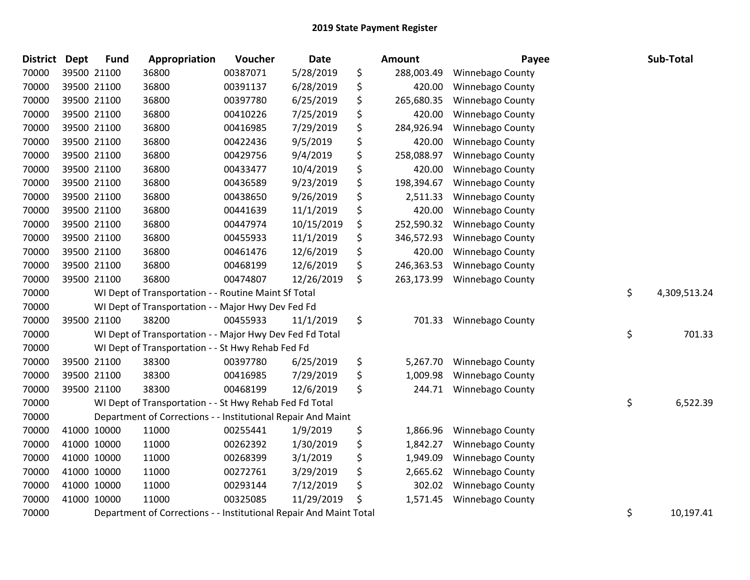## 2019 State Payment Register

| District | Dept | Fund | Appropriation | Voucher | Date | Amount | Payee | Sub-Total |
|---|---|---|---|---|---|---|---|---|
| 70000 | 39500 | 21100 | 36800 | 00387071 | 5/28/2019 | $ 288,003.49 | Winnebago County | |
| 70000 | 39500 | 21100 | 36800 | 00391137 | 6/28/2019 | $ 420.00 | Winnebago County | |
| 70000 | 39500 | 21100 | 36800 | 00397780 | 6/25/2019 | $ 265,680.35 | Winnebago County | |
| 70000 | 39500 | 21100 | 36800 | 00410226 | 7/25/2019 | $ 420.00 | Winnebago County | |
| 70000 | 39500 | 21100 | 36800 | 00416985 | 7/29/2019 | $ 284,926.94 | Winnebago County | |
| 70000 | 39500 | 21100 | 36800 | 00422436 | 9/5/2019 | $ 420.00 | Winnebago County | |
| 70000 | 39500 | 21100 | 36800 | 00429756 | 9/4/2019 | $ 258,088.97 | Winnebago County | |
| 70000 | 39500 | 21100 | 36800 | 00433477 | 10/4/2019 | $ 420.00 | Winnebago County | |
| 70000 | 39500 | 21100 | 36800 | 00436589 | 9/23/2019 | $ 198,394.67 | Winnebago County | |
| 70000 | 39500 | 21100 | 36800 | 00438650 | 9/26/2019 | $ 2,511.33 | Winnebago County | |
| 70000 | 39500 | 21100 | 36800 | 00441639 | 11/1/2019 | $ 420.00 | Winnebago County | |
| 70000 | 39500 | 21100 | 36800 | 00447974 | 10/15/2019 | $ 252,590.32 | Winnebago County | |
| 70000 | 39500 | 21100 | 36800 | 00455933 | 11/1/2019 | $ 346,572.93 | Winnebago County | |
| 70000 | 39500 | 21100 | 36800 | 00461476 | 12/6/2019 | $ 420.00 | Winnebago County | |
| 70000 | 39500 | 21100 | 36800 | 00468199 | 12/6/2019 | $ 246,363.53 | Winnebago County | |
| 70000 | 39500 | 21100 | 36800 | 00474807 | 12/26/2019 | $ 263,173.99 | Winnebago County | |
| 70000 | | | WI Dept of Transportation - - Routine Maint Sf Total | | | | | $ 4,309,513.24 |
| 70000 | | | WI Dept of Transportation - - Major Hwy Dev Fed Fd | | | | | |
| 70000 | 39500 | 21100 | 38200 | 00455933 | 11/1/2019 | $ 701.33 | Winnebago County | |
| 70000 | | | WI Dept of Transportation - - Major Hwy Dev Fed Fd Total | | | | | $ 701.33 |
| 70000 | | | WI Dept of Transportation - - St Hwy Rehab Fed Fd | | | | | |
| 70000 | 39500 | 21100 | 38300 | 00397780 | 6/25/2019 | $ 5,267.70 | Winnebago County | |
| 70000 | 39500 | 21100 | 38300 | 00416985 | 7/29/2019 | $ 1,009.98 | Winnebago County | |
| 70000 | 39500 | 21100 | 38300 | 00468199 | 12/6/2019 | $ 244.71 | Winnebago County | |
| 70000 | | | WI Dept of Transportation - - St Hwy Rehab Fed Fd Total | | | | | $ 6,522.39 |
| 70000 | | | Department of Corrections - - Institutional Repair And Maint | | | | | |
| 70000 | 41000 | 10000 | 11000 | 00255441 | 1/9/2019 | $ 1,866.96 | Winnebago County | |
| 70000 | 41000 | 10000 | 11000 | 00262392 | 1/30/2019 | $ 1,842.27 | Winnebago County | |
| 70000 | 41000 | 10000 | 11000 | 00268399 | 3/1/2019 | $ 1,949.09 | Winnebago County | |
| 70000 | 41000 | 10000 | 11000 | 00272761 | 3/29/2019 | $ 2,665.62 | Winnebago County | |
| 70000 | 41000 | 10000 | 11000 | 00293144 | 7/12/2019 | $ 302.02 | Winnebago County | |
| 70000 | 41000 | 10000 | 11000 | 00325085 | 11/29/2019 | $ 1,571.45 | Winnebago County | |
| 70000 | | | Department of Corrections - - Institutional Repair And Maint Total | | | | | $ 10,197.41 |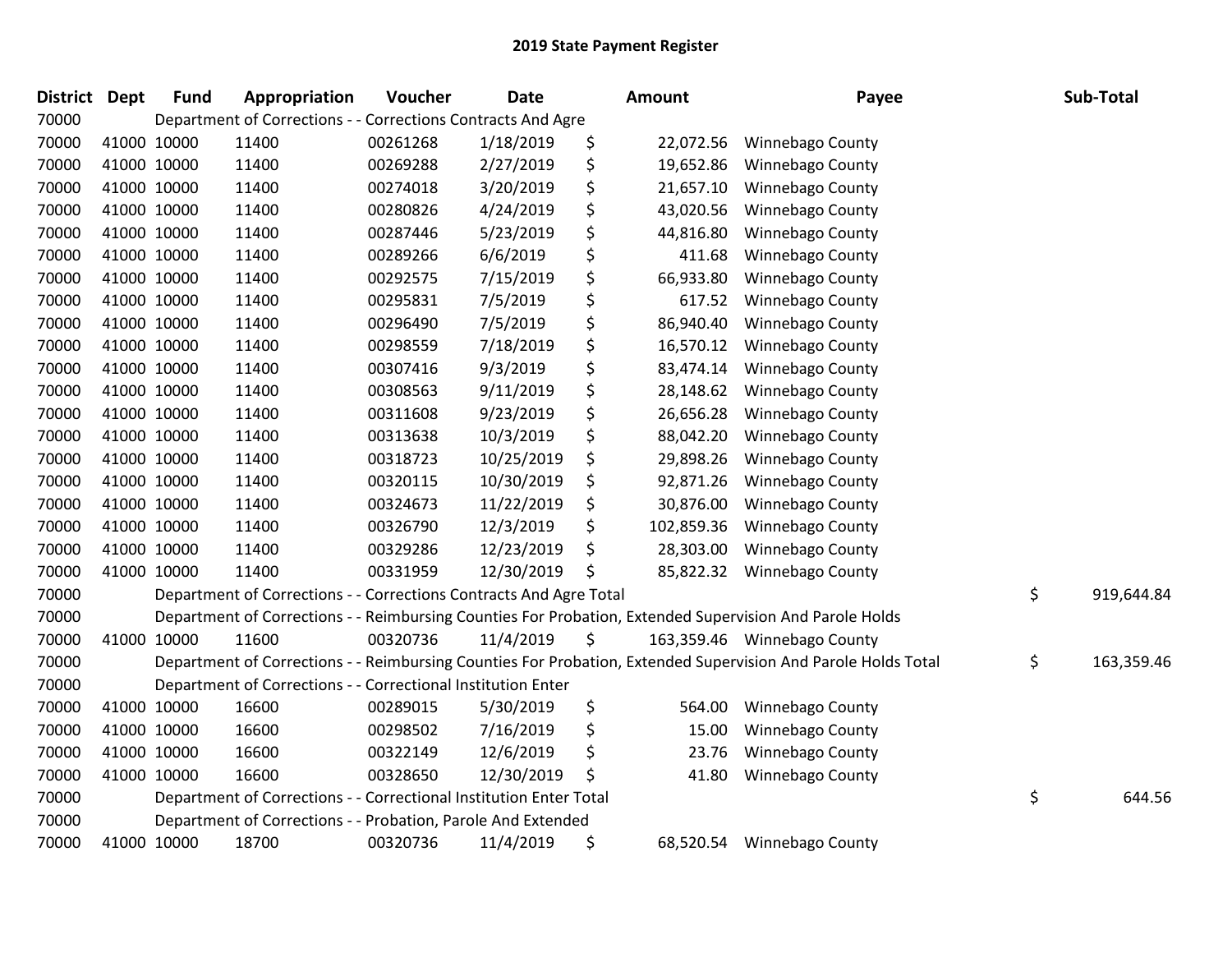# 2019 State Payment Register

| District | Dept | Fund | Appropriation | Voucher | Date | Amount | Payee | Sub-Total |
|---|---|---|---|---|---|---|---|---|
| 70000 | | Department of Corrections - - Corrections Contracts And Agre | | | | | | |
| 70000 | 41000 | 10000 | 11400 | 00261268 | 1/18/2019 | $ 22,072.56 | Winnebago County | |
| 70000 | 41000 | 10000 | 11400 | 00269288 | 2/27/2019 | $ 19,652.86 | Winnebago County | |
| 70000 | 41000 | 10000 | 11400 | 00274018 | 3/20/2019 | $ 21,657.10 | Winnebago County | |
| 70000 | 41000 | 10000 | 11400 | 00280826 | 4/24/2019 | $ 43,020.56 | Winnebago County | |
| 70000 | 41000 | 10000 | 11400 | 00287446 | 5/23/2019 | $ 44,816.80 | Winnebago County | |
| 70000 | 41000 | 10000 | 11400 | 00289266 | 6/6/2019 | $ 411.68 | Winnebago County | |
| 70000 | 41000 | 10000 | 11400 | 00292575 | 7/15/2019 | $ 66,933.80 | Winnebago County | |
| 70000 | 41000 | 10000 | 11400 | 00295831 | 7/5/2019 | $ 617.52 | Winnebago County | |
| 70000 | 41000 | 10000 | 11400 | 00296490 | 7/5/2019 | $ 86,940.40 | Winnebago County | |
| 70000 | 41000 | 10000 | 11400 | 00298559 | 7/18/2019 | $ 16,570.12 | Winnebago County | |
| 70000 | 41000 | 10000 | 11400 | 00307416 | 9/3/2019 | $ 83,474.14 | Winnebago County | |
| 70000 | 41000 | 10000 | 11400 | 00308563 | 9/11/2019 | $ 28,148.62 | Winnebago County | |
| 70000 | 41000 | 10000 | 11400 | 00311608 | 9/23/2019 | $ 26,656.28 | Winnebago County | |
| 70000 | 41000 | 10000 | 11400 | 00313638 | 10/3/2019 | $ 88,042.20 | Winnebago County | |
| 70000 | 41000 | 10000 | 11400 | 00318723 | 10/25/2019 | $ 29,898.26 | Winnebago County | |
| 70000 | 41000 | 10000 | 11400 | 00320115 | 10/30/2019 | $ 92,871.26 | Winnebago County | |
| 70000 | 41000 | 10000 | 11400 | 00324673 | 11/22/2019 | $ 30,876.00 | Winnebago County | |
| 70000 | 41000 | 10000 | 11400 | 00326790 | 12/3/2019 | $ 102,859.36 | Winnebago County | |
| 70000 | 41000 | 10000 | 11400 | 00329286 | 12/23/2019 | $ 28,303.00 | Winnebago County | |
| 70000 | 41000 | 10000 | 11400 | 00331959 | 12/30/2019 | $ 85,822.32 | Winnebago County | |
| 70000 | | Department of Corrections - - Corrections Contracts And Agre Total | | | | | | $ 919,644.84 |
| 70000 | | Department of Corrections - - Reimbursing Counties For Probation, Extended Supervision And Parole Holds | | | | | | |
| 70000 | 41000 | 10000 | 11600 | 00320736 | 11/4/2019 | $ 163,359.46 | Winnebago County | |
| 70000 | | Department of Corrections - - Reimbursing Counties For Probation, Extended Supervision And Parole Holds Total | | | | | | $ 163,359.46 |
| 70000 | | Department of Corrections - - Correctional Institution Enter | | | | | | |
| 70000 | 41000 | 10000 | 16600 | 00289015 | 5/30/2019 | $ 564.00 | Winnebago County | |
| 70000 | 41000 | 10000 | 16600 | 00298502 | 7/16/2019 | $ 15.00 | Winnebago County | |
| 70000 | 41000 | 10000 | 16600 | 00322149 | 12/6/2019 | $ 23.76 | Winnebago County | |
| 70000 | 41000 | 10000 | 16600 | 00328650 | 12/30/2019 | $ 41.80 | Winnebago County | |
| 70000 | | Department of Corrections - - Correctional Institution Enter Total | | | | | | $ 644.56 |
| 70000 | | Department of Corrections - - Probation, Parole And Extended | | | | | | |
| 70000 | 41000 | 10000 | 18700 | 00320736 | 11/4/2019 | $ 68,520.54 | Winnebago County | |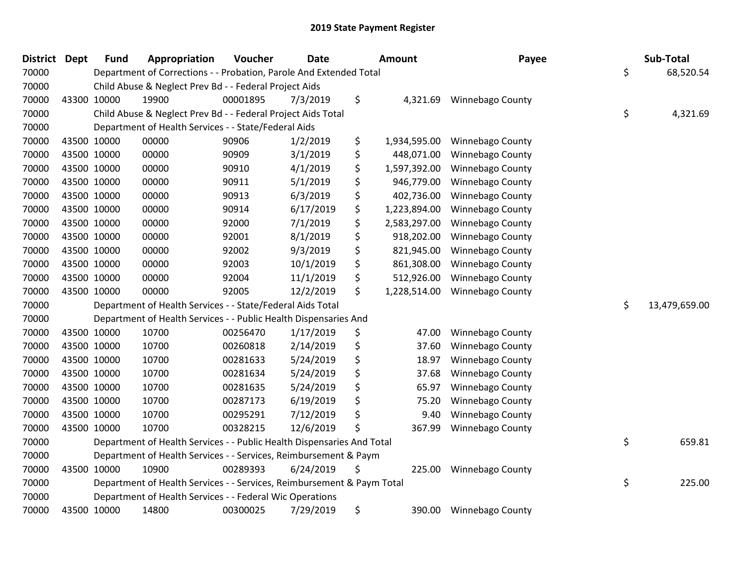## 2019 State Payment Register

| District | Dept | Fund | Appropriation | Voucher | Date | Amount | Payee | Sub-Total |
|---|---|---|---|---|---|---|---|---|
| 70000 | | Department of Corrections - - Probation, Parole And Extended Total | | | | | | $ 68,520.54 |
| 70000 | | Child Abuse & Neglect Prev Bd - - Federal Project Aids | | | | | | |
| 70000 | 43300 | 10000 | 19900 | 00001895 | 7/3/2019 | $ 4,321.69 | Winnebago County | |
| 70000 | | Child Abuse & Neglect Prev Bd - - Federal Project Aids Total | | | | | | $ 4,321.69 |
| 70000 | | Department of Health Services - - State/Federal Aids | | | | | | |
| 70000 | 43500 | 10000 | 00000 | 90906 | 1/2/2019 | $ 1,934,595.00 | Winnebago County | |
| 70000 | 43500 | 10000 | 00000 | 90909 | 3/1/2019 | $ 448,071.00 | Winnebago County | |
| 70000 | 43500 | 10000 | 00000 | 90910 | 4/1/2019 | $ 1,597,392.00 | Winnebago County | |
| 70000 | 43500 | 10000 | 00000 | 90911 | 5/1/2019 | $ 946,779.00 | Winnebago County | |
| 70000 | 43500 | 10000 | 00000 | 90913 | 6/3/2019 | $ 402,736.00 | Winnebago County | |
| 70000 | 43500 | 10000 | 00000 | 90914 | 6/17/2019 | $ 1,223,894.00 | Winnebago County | |
| 70000 | 43500 | 10000 | 00000 | 92000 | 7/1/2019 | $ 2,583,297.00 | Winnebago County | |
| 70000 | 43500 | 10000 | 00000 | 92001 | 8/1/2019 | $ 918,202.00 | Winnebago County | |
| 70000 | 43500 | 10000 | 00000 | 92002 | 9/3/2019 | $ 821,945.00 | Winnebago County | |
| 70000 | 43500 | 10000 | 00000 | 92003 | 10/1/2019 | $ 861,308.00 | Winnebago County | |
| 70000 | 43500 | 10000 | 00000 | 92004 | 11/1/2019 | $ 512,926.00 | Winnebago County | |
| 70000 | 43500 | 10000 | 00000 | 92005 | 12/2/2019 | $ 1,228,514.00 | Winnebago County | |
| 70000 | | Department of Health Services - - State/Federal Aids Total | | | | | | $ 13,479,659.00 |
| 70000 | | Department of Health Services - - Public Health Dispensaries And | | | | | | |
| 70000 | 43500 | 10000 | 10700 | 00256470 | 1/17/2019 | $ 47.00 | Winnebago County | |
| 70000 | 43500 | 10000 | 10700 | 00260818 | 2/14/2019 | $ 37.60 | Winnebago County | |
| 70000 | 43500 | 10000 | 10700 | 00281633 | 5/24/2019 | $ 18.97 | Winnebago County | |
| 70000 | 43500 | 10000 | 10700 | 00281634 | 5/24/2019 | $ 37.68 | Winnebago County | |
| 70000 | 43500 | 10000 | 10700 | 00281635 | 5/24/2019 | $ 65.97 | Winnebago County | |
| 70000 | 43500 | 10000 | 10700 | 00287173 | 6/19/2019 | $ 75.20 | Winnebago County | |
| 70000 | 43500 | 10000 | 10700 | 00295291 | 7/12/2019 | $ 9.40 | Winnebago County | |
| 70000 | 43500 | 10000 | 10700 | 00328215 | 12/6/2019 | $ 367.99 | Winnebago County | |
| 70000 | | Department of Health Services - - Public Health Dispensaries And Total | | | | | | $ 659.81 |
| 70000 | | Department of Health Services - - Services, Reimbursement & Paym | | | | | | |
| 70000 | 43500 | 10000 | 10900 | 00289393 | 6/24/2019 | $ 225.00 | Winnebago County | |
| 70000 | | Department of Health Services - - Services, Reimbursement & Paym Total | | | | | | $ 225.00 |
| 70000 | | Department of Health Services - - Federal Wic Operations | | | | | | |
| 70000 | 43500 | 10000 | 14800 | 00300025 | 7/29/2019 | $ 390.00 | Winnebago County | |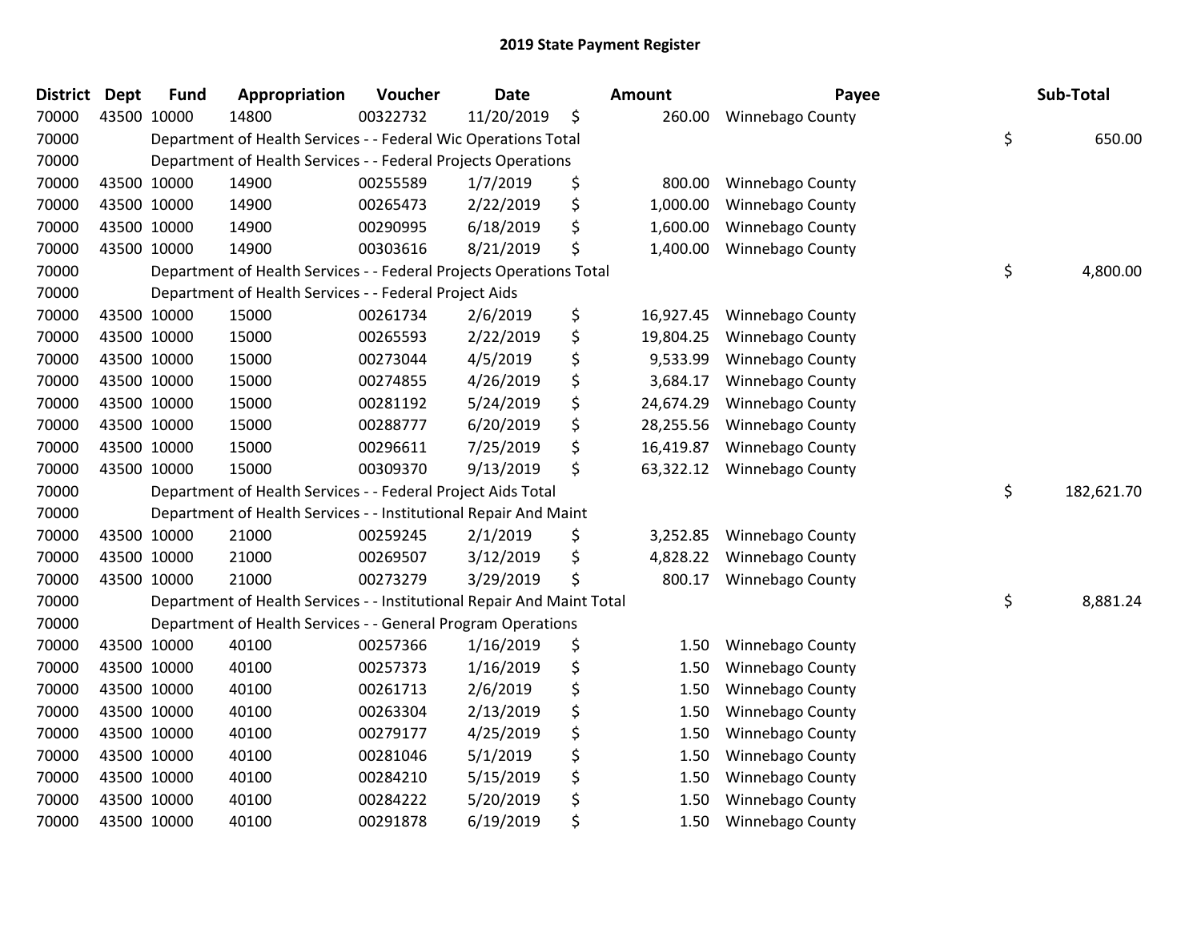# 2019 State Payment Register

| District | Dept | Fund | Appropriation | Voucher | Date | Amount | Payee | Sub-Total |
|---|---|---|---|---|---|---|---|---|
| 70000 | 43500 | 10000 | 14800 | 00322732 | 11/20/2019 | $ 260.00 | Winnebago County | |
| 70000 | | Department of Health Services - - Federal Wic Operations Total | | | | | | $ 650.00 |
| 70000 | | Department of Health Services - - Federal Projects Operations | | | | | | |
| 70000 | 43500 | 10000 | 14900 | 00255589 | 1/7/2019 | $ 800.00 | Winnebago County | |
| 70000 | 43500 | 10000 | 14900 | 00265473 | 2/22/2019 | $ 1,000.00 | Winnebago County | |
| 70000 | 43500 | 10000 | 14900 | 00290995 | 6/18/2019 | $ 1,600.00 | Winnebago County | |
| 70000 | 43500 | 10000 | 14900 | 00303616 | 8/21/2019 | $ 1,400.00 | Winnebago County | |
| 70000 | | Department of Health Services - - Federal Projects Operations Total | | | | | | $ 4,800.00 |
| 70000 | | Department of Health Services - - Federal Project Aids | | | | | | |
| 70000 | 43500 | 10000 | 15000 | 00261734 | 2/6/2019 | $ 16,927.45 | Winnebago County | |
| 70000 | 43500 | 10000 | 15000 | 00265593 | 2/22/2019 | $ 19,804.25 | Winnebago County | |
| 70000 | 43500 | 10000 | 15000 | 00273044 | 4/5/2019 | $ 9,533.99 | Winnebago County | |
| 70000 | 43500 | 10000 | 15000 | 00274855 | 4/26/2019 | $ 3,684.17 | Winnebago County | |
| 70000 | 43500 | 10000 | 15000 | 00281192 | 5/24/2019 | $ 24,674.29 | Winnebago County | |
| 70000 | 43500 | 10000 | 15000 | 00288777 | 6/20/2019 | $ 28,255.56 | Winnebago County | |
| 70000 | 43500 | 10000 | 15000 | 00296611 | 7/25/2019 | $ 16,419.87 | Winnebago County | |
| 70000 | 43500 | 10000 | 15000 | 00309370 | 9/13/2019 | $ 63,322.12 | Winnebago County | |
| 70000 | | Department of Health Services - - Federal Project Aids Total | | | | | | $ 182,621.70 |
| 70000 | | Department of Health Services - - Institutional Repair And Maint | | | | | | |
| 70000 | 43500 | 10000 | 21000 | 00259245 | 2/1/2019 | $ 3,252.85 | Winnebago County | |
| 70000 | 43500 | 10000 | 21000 | 00269507 | 3/12/2019 | $ 4,828.22 | Winnebago County | |
| 70000 | 43500 | 10000 | 21000 | 00273279 | 3/29/2019 | $ 800.17 | Winnebago County | |
| 70000 | | Department of Health Services - - Institutional Repair And Maint Total | | | | | | $ 8,881.24 |
| 70000 | | Department of Health Services - - General Program Operations | | | | | | |
| 70000 | 43500 | 10000 | 40100 | 00257366 | 1/16/2019 | $ 1.50 | Winnebago County | |
| 70000 | 43500 | 10000 | 40100 | 00257373 | 1/16/2019 | $ 1.50 | Winnebago County | |
| 70000 | 43500 | 10000 | 40100 | 00261713 | 2/6/2019 | $ 1.50 | Winnebago County | |
| 70000 | 43500 | 10000 | 40100 | 00263304 | 2/13/2019 | $ 1.50 | Winnebago County | |
| 70000 | 43500 | 10000 | 40100 | 00279177 | 4/25/2019 | $ 1.50 | Winnebago County | |
| 70000 | 43500 | 10000 | 40100 | 00281046 | 5/1/2019 | $ 1.50 | Winnebago County | |
| 70000 | 43500 | 10000 | 40100 | 00284210 | 5/15/2019 | $ 1.50 | Winnebago County | |
| 70000 | 43500 | 10000 | 40100 | 00284222 | 5/20/2019 | $ 1.50 | Winnebago County | |
| 70000 | 43500 | 10000 | 40100 | 00291878 | 6/19/2019 | $ 1.50 | Winnebago County | |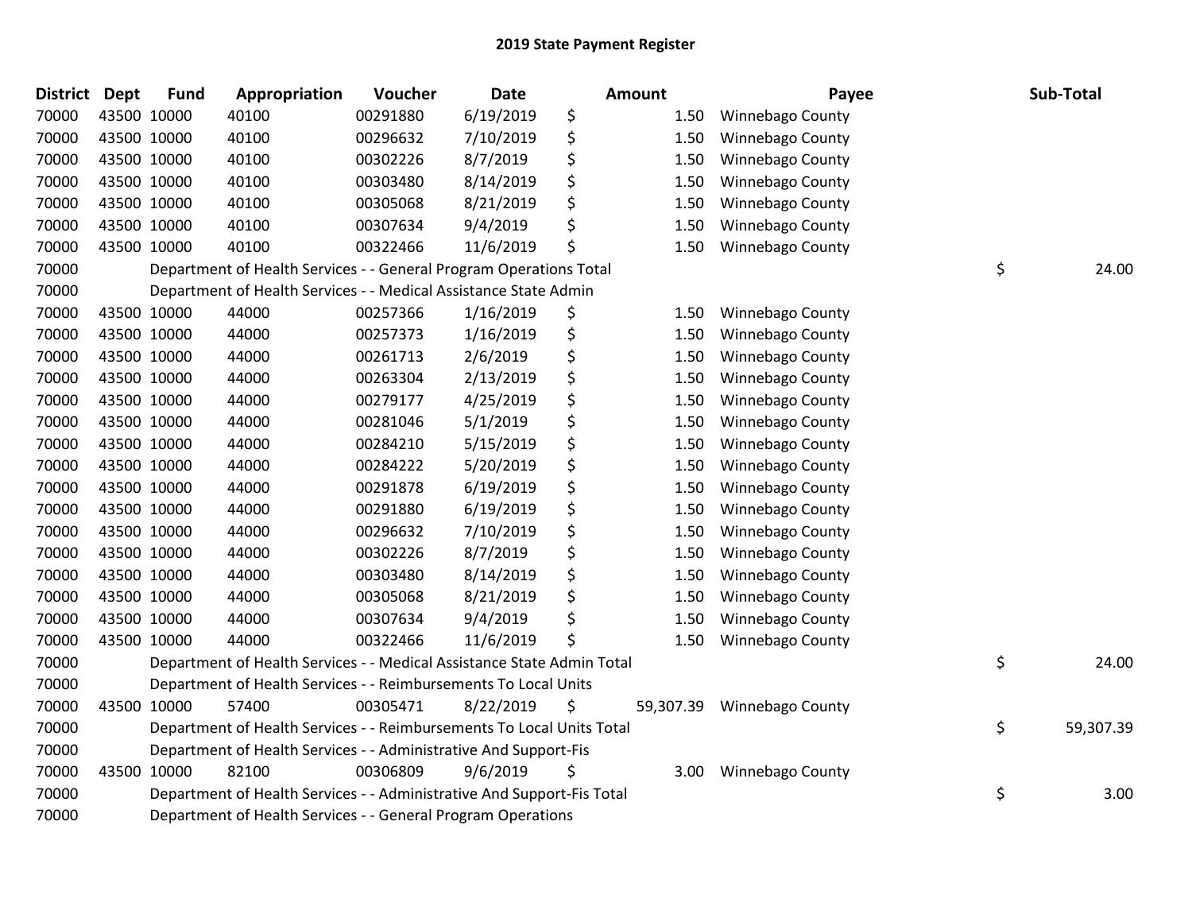## 2019 State Payment Register

| District | Dept | Fund | Appropriation | Voucher | Date | Amount | Payee | Sub-Total |
|---|---|---|---|---|---|---|---|---|
| 70000 | 43500 | 10000 | 40100 | 00291880 | 6/19/2019 | $ 1.50 | Winnebago County | |
| 70000 | 43500 | 10000 | 40100 | 00296632 | 7/10/2019 | $ 1.50 | Winnebago County | |
| 70000 | 43500 | 10000 | 40100 | 00302226 | 8/7/2019 | $ 1.50 | Winnebago County | |
| 70000 | 43500 | 10000 | 40100 | 00303480 | 8/14/2019 | $ 1.50 | Winnebago County | |
| 70000 | 43500 | 10000 | 40100 | 00305068 | 8/21/2019 | $ 1.50 | Winnebago County | |
| 70000 | 43500 | 10000 | 40100 | 00307634 | 9/4/2019 | $ 1.50 | Winnebago County | |
| 70000 | 43500 | 10000 | 40100 | 00322466 | 11/6/2019 | $ 1.50 | Winnebago County | |
| 70000 | | Department of Health Services - - General Program Operations Total | | | | | | $ 24.00 |
| 70000 | | Department of Health Services - - Medical Assistance State Admin | | | | | | |
| 70000 | 43500 | 10000 | 44000 | 00257366 | 1/16/2019 | $ 1.50 | Winnebago County | |
| 70000 | 43500 | 10000 | 44000 | 00257373 | 1/16/2019 | $ 1.50 | Winnebago County | |
| 70000 | 43500 | 10000 | 44000 | 00261713 | 2/6/2019 | $ 1.50 | Winnebago County | |
| 70000 | 43500 | 10000 | 44000 | 00263304 | 2/13/2019 | $ 1.50 | Winnebago County | |
| 70000 | 43500 | 10000 | 44000 | 00279177 | 4/25/2019 | $ 1.50 | Winnebago County | |
| 70000 | 43500 | 10000 | 44000 | 00281046 | 5/1/2019 | $ 1.50 | Winnebago County | |
| 70000 | 43500 | 10000 | 44000 | 00284210 | 5/15/2019 | $ 1.50 | Winnebago County | |
| 70000 | 43500 | 10000 | 44000 | 00284222 | 5/20/2019 | $ 1.50 | Winnebago County | |
| 70000 | 43500 | 10000 | 44000 | 00291878 | 6/19/2019 | $ 1.50 | Winnebago County | |
| 70000 | 43500 | 10000 | 44000 | 00291880 | 6/19/2019 | $ 1.50 | Winnebago County | |
| 70000 | 43500 | 10000 | 44000 | 00296632 | 7/10/2019 | $ 1.50 | Winnebago County | |
| 70000 | 43500 | 10000 | 44000 | 00302226 | 8/7/2019 | $ 1.50 | Winnebago County | |
| 70000 | 43500 | 10000 | 44000 | 00303480 | 8/14/2019 | $ 1.50 | Winnebago County | |
| 70000 | 43500 | 10000 | 44000 | 00305068 | 8/21/2019 | $ 1.50 | Winnebago County | |
| 70000 | 43500 | 10000 | 44000 | 00307634 | 9/4/2019 | $ 1.50 | Winnebago County | |
| 70000 | 43500 | 10000 | 44000 | 00322466 | 11/6/2019 | $ 1.50 | Winnebago County | |
| 70000 | | Department of Health Services - - Medical Assistance State Admin Total | | | | | | $ 24.00 |
| 70000 | | Department of Health Services - - Reimbursements To Local Units | | | | | | |
| 70000 | 43500 | 10000 | 57400 | 00305471 | 8/22/2019 | $ 59,307.39 | Winnebago County | |
| 70000 | | Department of Health Services - - Reimbursements To Local Units Total | | | | | | $ 59,307.39 |
| 70000 | | Department of Health Services - - Administrative And Support-Fis | | | | | | |
| 70000 | 43500 | 10000 | 82100 | 00306809 | 9/6/2019 | $ 3.00 | Winnebago County | |
| 70000 | | Department of Health Services - - Administrative And Support-Fis Total | | | | | | $ 3.00 |
| 70000 | | Department of Health Services - - General Program Operations | | | | | | |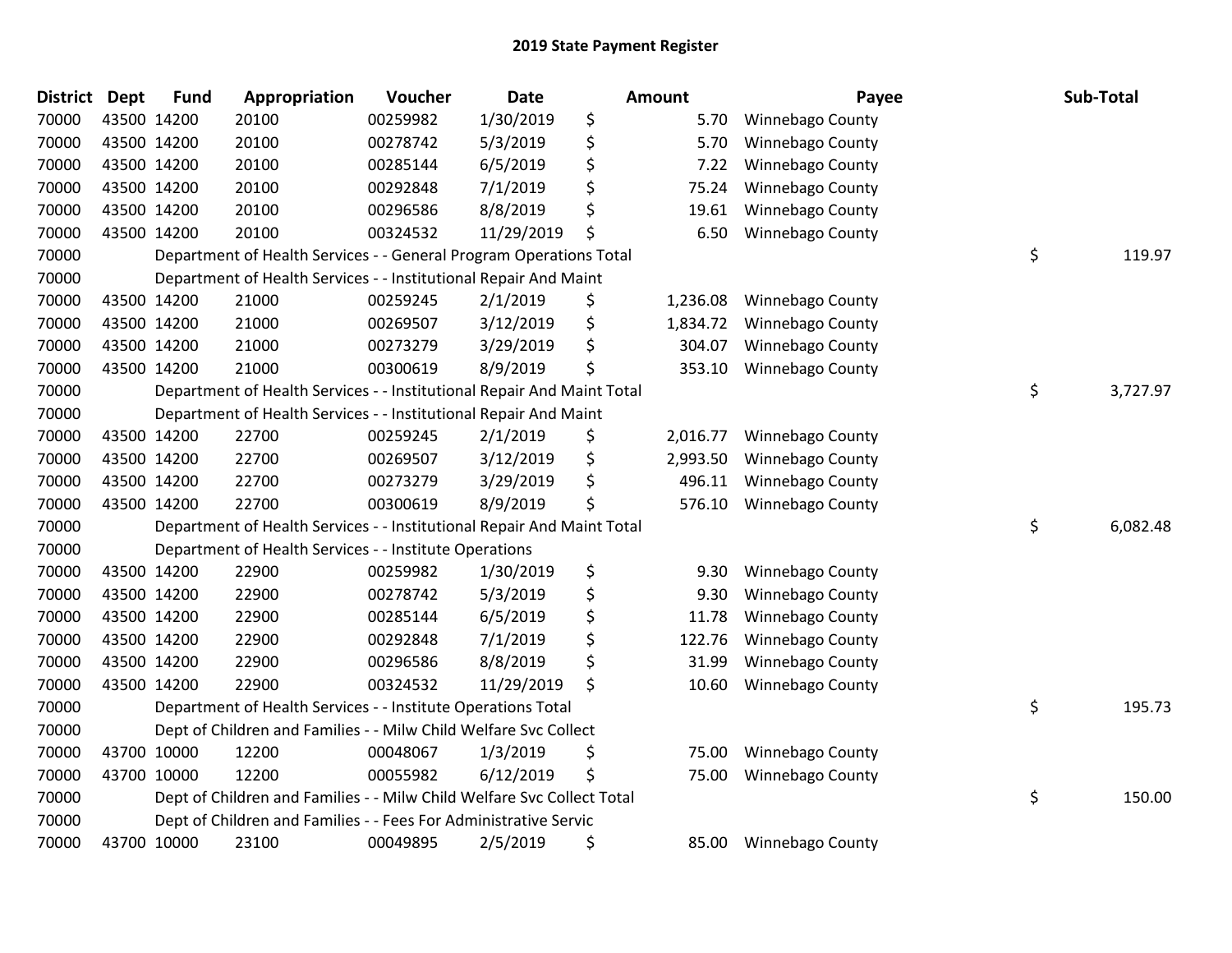# 2019 State Payment Register

| District | Dept | Fund | Appropriation | Voucher | Date | Amount | Payee | Sub-Total |
|---|---|---|---|---|---|---|---|---|
| 70000 | 43500 | 14200 | 20100 | 00259982 | 1/30/2019 | $ 5.70 | Winnebago County | |
| 70000 | 43500 | 14200 | 20100 | 00278742 | 5/3/2019 | $ 5.70 | Winnebago County | |
| 70000 | 43500 | 14200 | 20100 | 00285144 | 6/5/2019 | $ 7.22 | Winnebago County | |
| 70000 | 43500 | 14200 | 20100 | 00292848 | 7/1/2019 | $ 75.24 | Winnebago County | |
| 70000 | 43500 | 14200 | 20100 | 00296586 | 8/8/2019 | $ 19.61 | Winnebago County | |
| 70000 | 43500 | 14200 | 20100 | 00324532 | 11/29/2019 | $ 6.50 | Winnebago County | |
| 70000 | | Department of Health Services - - General Program Operations Total | | | | | | $ 119.97 |
| 70000 | | Department of Health Services - - Institutional Repair And Maint | | | | | | |
| 70000 | 43500 | 14200 | 21000 | 00259245 | 2/1/2019 | $ 1,236.08 | Winnebago County | |
| 70000 | 43500 | 14200 | 21000 | 00269507 | 3/12/2019 | $ 1,834.72 | Winnebago County | |
| 70000 | 43500 | 14200 | 21000 | 00273279 | 3/29/2019 | $ 304.07 | Winnebago County | |
| 70000 | 43500 | 14200 | 21000 | 00300619 | 8/9/2019 | $ 353.10 | Winnebago County | |
| 70000 | | Department of Health Services - - Institutional Repair And Maint Total | | | | | | $ 3,727.97 |
| 70000 | | Department of Health Services - - Institutional Repair And Maint | | | | | | |
| 70000 | 43500 | 14200 | 22700 | 00259245 | 2/1/2019 | $ 2,016.77 | Winnebago County | |
| 70000 | 43500 | 14200 | 22700 | 00269507 | 3/12/2019 | $ 2,993.50 | Winnebago County | |
| 70000 | 43500 | 14200 | 22700 | 00273279 | 3/29/2019 | $ 496.11 | Winnebago County | |
| 70000 | 43500 | 14200 | 22700 | 00300619 | 8/9/2019 | $ 576.10 | Winnebago County | |
| 70000 | | Department of Health Services - - Institutional Repair And Maint Total | | | | | | $ 6,082.48 |
| 70000 | | Department of Health Services - - Institute Operations | | | | | | |
| 70000 | 43500 | 14200 | 22900 | 00259982 | 1/30/2019 | $ 9.30 | Winnebago County | |
| 70000 | 43500 | 14200 | 22900 | 00278742 | 5/3/2019 | $ 9.30 | Winnebago County | |
| 70000 | 43500 | 14200 | 22900 | 00285144 | 6/5/2019 | $ 11.78 | Winnebago County | |
| 70000 | 43500 | 14200 | 22900 | 00292848 | 7/1/2019 | $ 122.76 | Winnebago County | |
| 70000 | 43500 | 14200 | 22900 | 00296586 | 8/8/2019 | $ 31.99 | Winnebago County | |
| 70000 | 43500 | 14200 | 22900 | 00324532 | 11/29/2019 | $ 10.60 | Winnebago County | |
| 70000 | | Department of Health Services - - Institute Operations Total | | | | | | $ 195.73 |
| 70000 | | Dept of Children and Families - - Milw Child Welfare Svc Collect | | | | | | |
| 70000 | 43700 | 10000 | 12200 | 00048067 | 1/3/2019 | $ 75.00 | Winnebago County | |
| 70000 | 43700 | 10000 | 12200 | 00055982 | 6/12/2019 | $ 75.00 | Winnebago County | |
| 70000 | | Dept of Children and Families - - Milw Child Welfare Svc Collect Total | | | | | | $ 150.00 |
| 70000 | | Dept of Children and Families - - Fees For Administrative Servic | | | | | | |
| 70000 | 43700 | 10000 | 23100 | 00049895 | 2/5/2019 | $ 85.00 | Winnebago County | |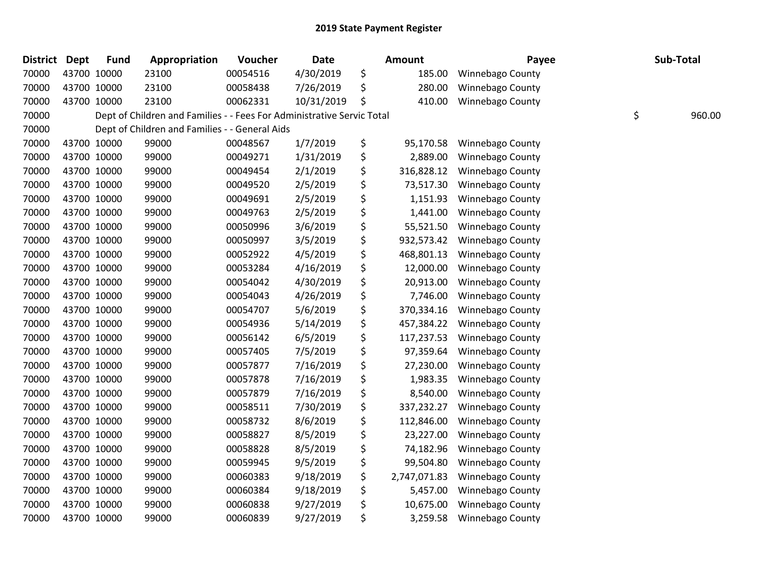## 2019 State Payment Register

| District | Dept | Fund | Appropriation | Voucher | Date | Amount | Payee | Sub-Total |
|---|---|---|---|---|---|---|---|---|
| 70000 | 43700 | 10000 | 23100 | 00054516 | 4/30/2019 | $ 185.00 | Winnebago County | |
| 70000 | 43700 | 10000 | 23100 | 00058438 | 7/26/2019 | $ 280.00 | Winnebago County | |
| 70000 | 43700 | 10000 | 23100 | 00062331 | 10/31/2019 | $ 410.00 | Winnebago County | |
| 70000 | | Dept of Children and Families - - Fees For Administrative Servic Total | | | | | | $ 960.00 |
| 70000 | | Dept of Children and Families - - General Aids | | | | | | |
| 70000 | 43700 | 10000 | 99000 | 00048567 | 1/7/2019 | $ 95,170.58 | Winnebago County | |
| 70000 | 43700 | 10000 | 99000 | 00049271 | 1/31/2019 | $ 2,889.00 | Winnebago County | |
| 70000 | 43700 | 10000 | 99000 | 00049454 | 2/1/2019 | $ 316,828.12 | Winnebago County | |
| 70000 | 43700 | 10000 | 99000 | 00049520 | 2/5/2019 | $ 73,517.30 | Winnebago County | |
| 70000 | 43700 | 10000 | 99000 | 00049691 | 2/5/2019 | $ 1,151.93 | Winnebago County | |
| 70000 | 43700 | 10000 | 99000 | 00049763 | 2/5/2019 | $ 1,441.00 | Winnebago County | |
| 70000 | 43700 | 10000 | 99000 | 00050996 | 3/6/2019 | $ 55,521.50 | Winnebago County | |
| 70000 | 43700 | 10000 | 99000 | 00050997 | 3/5/2019 | $ 932,573.42 | Winnebago County | |
| 70000 | 43700 | 10000 | 99000 | 00052922 | 4/5/2019 | $ 468,801.13 | Winnebago County | |
| 70000 | 43700 | 10000 | 99000 | 00053284 | 4/16/2019 | $ 12,000.00 | Winnebago County | |
| 70000 | 43700 | 10000 | 99000 | 00054042 | 4/30/2019 | $ 20,913.00 | Winnebago County | |
| 70000 | 43700 | 10000 | 99000 | 00054043 | 4/26/2019 | $ 7,746.00 | Winnebago County | |
| 70000 | 43700 | 10000 | 99000 | 00054707 | 5/6/2019 | $ 370,334.16 | Winnebago County | |
| 70000 | 43700 | 10000 | 99000 | 00054936 | 5/14/2019 | $ 457,384.22 | Winnebago County | |
| 70000 | 43700 | 10000 | 99000 | 00056142 | 6/5/2019 | $ 117,237.53 | Winnebago County | |
| 70000 | 43700 | 10000 | 99000 | 00057405 | 7/5/2019 | $ 97,359.64 | Winnebago County | |
| 70000 | 43700 | 10000 | 99000 | 00057877 | 7/16/2019 | $ 27,230.00 | Winnebago County | |
| 70000 | 43700 | 10000 | 99000 | 00057878 | 7/16/2019 | $ 1,983.35 | Winnebago County | |
| 70000 | 43700 | 10000 | 99000 | 00057879 | 7/16/2019 | $ 8,540.00 | Winnebago County | |
| 70000 | 43700 | 10000 | 99000 | 00058511 | 7/30/2019 | $ 337,232.27 | Winnebago County | |
| 70000 | 43700 | 10000 | 99000 | 00058732 | 8/6/2019 | $ 112,846.00 | Winnebago County | |
| 70000 | 43700 | 10000 | 99000 | 00058827 | 8/5/2019 | $ 23,227.00 | Winnebago County | |
| 70000 | 43700 | 10000 | 99000 | 00058828 | 8/5/2019 | $ 74,182.96 | Winnebago County | |
| 70000 | 43700 | 10000 | 99000 | 00059945 | 9/5/2019 | $ 99,504.80 | Winnebago County | |
| 70000 | 43700 | 10000 | 99000 | 00060383 | 9/18/2019 | $ 2,747,071.83 | Winnebago County | |
| 70000 | 43700 | 10000 | 99000 | 00060384 | 9/18/2019 | $ 5,457.00 | Winnebago County | |
| 70000 | 43700 | 10000 | 99000 | 00060838 | 9/27/2019 | $ 10,675.00 | Winnebago County | |
| 70000 | 43700 | 10000 | 99000 | 00060839 | 9/27/2019 | $ 3,259.58 | Winnebago County | |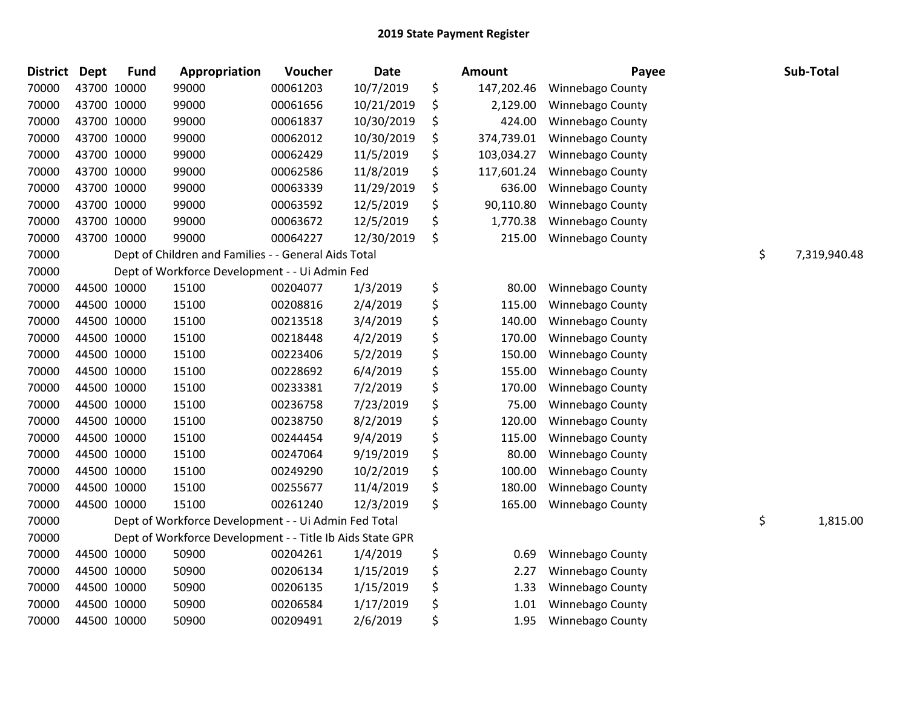# 2019 State Payment Register

| District | Dept | Fund | Appropriation | Voucher | Date | Amount | Payee | Sub-Total |
|---|---|---|---|---|---|---|---|---|
| 70000 | 43700 | 10000 | 99000 | 00061203 | 10/7/2019 | $ 147,202.46 | Winnebago County | |
| 70000 | 43700 | 10000 | 99000 | 00061656 | 10/21/2019 | $ 2,129.00 | Winnebago County | |
| 70000 | 43700 | 10000 | 99000 | 00061837 | 10/30/2019 | $ 424.00 | Winnebago County | |
| 70000 | 43700 | 10000 | 99000 | 00062012 | 10/30/2019 | $ 374,739.01 | Winnebago County | |
| 70000 | 43700 | 10000 | 99000 | 00062429 | 11/5/2019 | $ 103,034.27 | Winnebago County | |
| 70000 | 43700 | 10000 | 99000 | 00062586 | 11/8/2019 | $ 117,601.24 | Winnebago County | |
| 70000 | 43700 | 10000 | 99000 | 00063339 | 11/29/2019 | $ 636.00 | Winnebago County | |
| 70000 | 43700 | 10000 | 99000 | 00063592 | 12/5/2019 | $ 90,110.80 | Winnebago County | |
| 70000 | 43700 | 10000 | 99000 | 00063672 | 12/5/2019 | $ 1,770.38 | Winnebago County | |
| 70000 | 43700 | 10000 | 99000 | 00064227 | 12/30/2019 | $ 215.00 | Winnebago County | |
| 70000 | | Dept of Children and Families - - General Aids Total | | | | | | $ 7,319,940.48 |
| 70000 | | Dept of Workforce Development - - Ui Admin Fed | | | | | | |
| 70000 | 44500 | 10000 | 15100 | 00204077 | 1/3/2019 | $ 80.00 | Winnebago County | |
| 70000 | 44500 | 10000 | 15100 | 00208816 | 2/4/2019 | $ 115.00 | Winnebago County | |
| 70000 | 44500 | 10000 | 15100 | 00213518 | 3/4/2019 | $ 140.00 | Winnebago County | |
| 70000 | 44500 | 10000 | 15100 | 00218448 | 4/2/2019 | $ 170.00 | Winnebago County | |
| 70000 | 44500 | 10000 | 15100 | 00223406 | 5/2/2019 | $ 150.00 | Winnebago County | |
| 70000 | 44500 | 10000 | 15100 | 00228692 | 6/4/2019 | $ 155.00 | Winnebago County | |
| 70000 | 44500 | 10000 | 15100 | 00233381 | 7/2/2019 | $ 170.00 | Winnebago County | |
| 70000 | 44500 | 10000 | 15100 | 00236758 | 7/23/2019 | $ 75.00 | Winnebago County | |
| 70000 | 44500 | 10000 | 15100 | 00238750 | 8/2/2019 | $ 120.00 | Winnebago County | |
| 70000 | 44500 | 10000 | 15100 | 00244454 | 9/4/2019 | $ 115.00 | Winnebago County | |
| 70000 | 44500 | 10000 | 15100 | 00247064 | 9/19/2019 | $ 80.00 | Winnebago County | |
| 70000 | 44500 | 10000 | 15100 | 00249290 | 10/2/2019 | $ 100.00 | Winnebago County | |
| 70000 | 44500 | 10000 | 15100 | 00255677 | 11/4/2019 | $ 180.00 | Winnebago County | |
| 70000 | 44500 | 10000 | 15100 | 00261240 | 12/3/2019 | $ 165.00 | Winnebago County | |
| 70000 | | Dept of Workforce Development - - Ui Admin Fed Total | | | | | | $ 1,815.00 |
| 70000 | | Dept of Workforce Development - - Title Ib Aids State GPR | | | | | | |
| 70000 | 44500 | 10000 | 50900 | 00204261 | 1/4/2019 | $ 0.69 | Winnebago County | |
| 70000 | 44500 | 10000 | 50900 | 00206134 | 1/15/2019 | $ 2.27 | Winnebago County | |
| 70000 | 44500 | 10000 | 50900 | 00206135 | 1/15/2019 | $ 1.33 | Winnebago County | |
| 70000 | 44500 | 10000 | 50900 | 00206584 | 1/17/2019 | $ 1.01 | Winnebago County | |
| 70000 | 44500 | 10000 | 50900 | 00209491 | 2/6/2019 | $ 1.95 | Winnebago County | |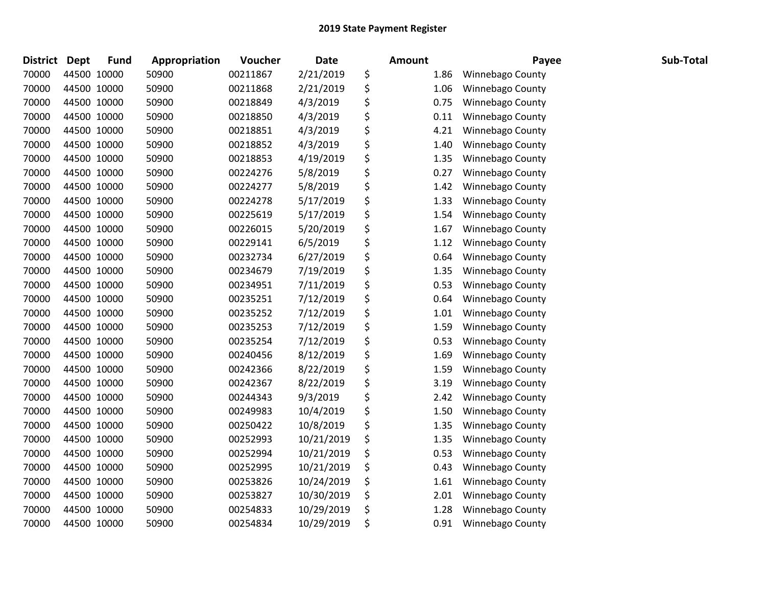## 2019 State Payment Register

| District | Dept | Fund | Appropriation | Voucher | Date | Amount | Payee | Sub-Total |
|---|---|---|---|---|---|---|---|---|
| 70000 | 44500 | 10000 | 50900 | 00211867 | 2/21/2019 | $ 1.86 | Winnebago County | |
| 70000 | 44500 | 10000 | 50900 | 00211868 | 2/21/2019 | $ 1.06 | Winnebago County | |
| 70000 | 44500 | 10000 | 50900 | 00218849 | 4/3/2019 | $ 0.75 | Winnebago County | |
| 70000 | 44500 | 10000 | 50900 | 00218850 | 4/3/2019 | $ 0.11 | Winnebago County | |
| 70000 | 44500 | 10000 | 50900 | 00218851 | 4/3/2019 | $ 4.21 | Winnebago County | |
| 70000 | 44500 | 10000 | 50900 | 00218852 | 4/3/2019 | $ 1.40 | Winnebago County | |
| 70000 | 44500 | 10000 | 50900 | 00218853 | 4/19/2019 | $ 1.35 | Winnebago County | |
| 70000 | 44500 | 10000 | 50900 | 00224276 | 5/8/2019 | $ 0.27 | Winnebago County | |
| 70000 | 44500 | 10000 | 50900 | 00224277 | 5/8/2019 | $ 1.42 | Winnebago County | |
| 70000 | 44500 | 10000 | 50900 | 00224278 | 5/17/2019 | $ 1.33 | Winnebago County | |
| 70000 | 44500 | 10000 | 50900 | 00225619 | 5/17/2019 | $ 1.54 | Winnebago County | |
| 70000 | 44500 | 10000 | 50900 | 00226015 | 5/20/2019 | $ 1.67 | Winnebago County | |
| 70000 | 44500 | 10000 | 50900 | 00229141 | 6/5/2019 | $ 1.12 | Winnebago County | |
| 70000 | 44500 | 10000 | 50900 | 00232734 | 6/27/2019 | $ 0.64 | Winnebago County | |
| 70000 | 44500 | 10000 | 50900 | 00234679 | 7/19/2019 | $ 1.35 | Winnebago County | |
| 70000 | 44500 | 10000 | 50900 | 00234951 | 7/11/2019 | $ 0.53 | Winnebago County | |
| 70000 | 44500 | 10000 | 50900 | 00235251 | 7/12/2019 | $ 0.64 | Winnebago County | |
| 70000 | 44500 | 10000 | 50900 | 00235252 | 7/12/2019 | $ 1.01 | Winnebago County | |
| 70000 | 44500 | 10000 | 50900 | 00235253 | 7/12/2019 | $ 1.59 | Winnebago County | |
| 70000 | 44500 | 10000 | 50900 | 00235254 | 7/12/2019 | $ 0.53 | Winnebago County | |
| 70000 | 44500 | 10000 | 50900 | 00240456 | 8/12/2019 | $ 1.69 | Winnebago County | |
| 70000 | 44500 | 10000 | 50900 | 00242366 | 8/22/2019 | $ 1.59 | Winnebago County | |
| 70000 | 44500 | 10000 | 50900 | 00242367 | 8/22/2019 | $ 3.19 | Winnebago County | |
| 70000 | 44500 | 10000 | 50900 | 00244343 | 9/3/2019 | $ 2.42 | Winnebago County | |
| 70000 | 44500 | 10000 | 50900 | 00249983 | 10/4/2019 | $ 1.50 | Winnebago County | |
| 70000 | 44500 | 10000 | 50900 | 00250422 | 10/8/2019 | $ 1.35 | Winnebago County | |
| 70000 | 44500 | 10000 | 50900 | 00252993 | 10/21/2019 | $ 1.35 | Winnebago County | |
| 70000 | 44500 | 10000 | 50900 | 00252994 | 10/21/2019 | $ 0.53 | Winnebago County | |
| 70000 | 44500 | 10000 | 50900 | 00252995 | 10/21/2019 | $ 0.43 | Winnebago County | |
| 70000 | 44500 | 10000 | 50900 | 00253826 | 10/24/2019 | $ 1.61 | Winnebago County | |
| 70000 | 44500 | 10000 | 50900 | 00253827 | 10/30/2019 | $ 2.01 | Winnebago County | |
| 70000 | 44500 | 10000 | 50900 | 00254833 | 10/29/2019 | $ 1.28 | Winnebago County | |
| 70000 | 44500 | 10000 | 50900 | 00254834 | 10/29/2019 | $ 0.91 | Winnebago County | |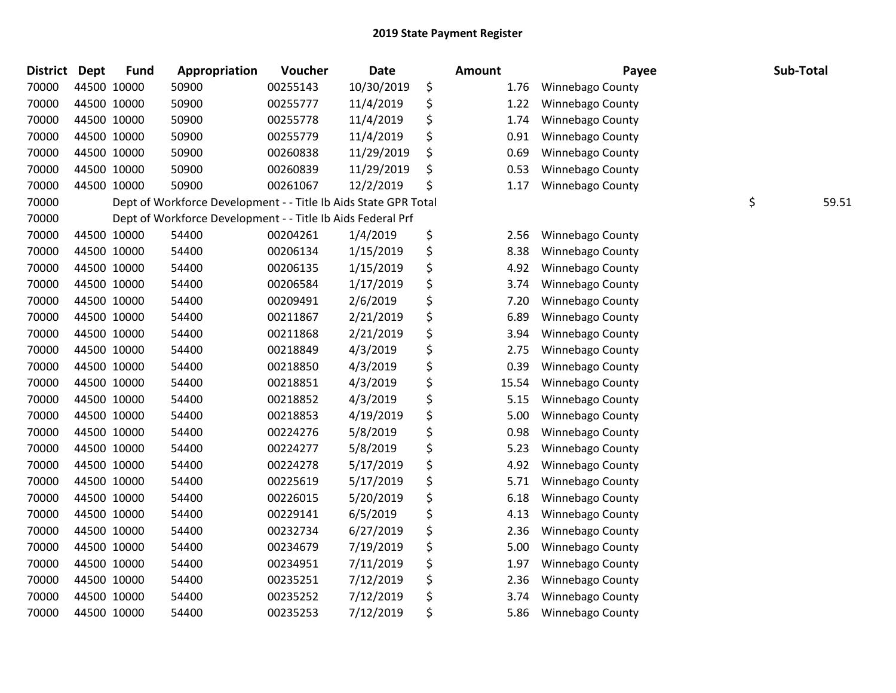# 2019 State Payment Register

| District | Dept | Fund | Appropriation | Voucher | Date | Amount | Payee | Sub-Total |
|---|---|---|---|---|---|---|---|---|
| 70000 | 44500 | 10000 | 50900 | 00255143 | 10/30/2019 | $ 1.76 | Winnebago County | |
| 70000 | 44500 | 10000 | 50900 | 00255777 | 11/4/2019 | $ 1.22 | Winnebago County | |
| 70000 | 44500 | 10000 | 50900 | 00255778 | 11/4/2019 | $ 1.74 | Winnebago County | |
| 70000 | 44500 | 10000 | 50900 | 00255779 | 11/4/2019 | $ 0.91 | Winnebago County | |
| 70000 | 44500 | 10000 | 50900 | 00260838 | 11/29/2019 | $ 0.69 | Winnebago County | |
| 70000 | 44500 | 10000 | 50900 | 00260839 | 11/29/2019 | $ 0.53 | Winnebago County | |
| 70000 | 44500 | 10000 | 50900 | 00261067 | 12/2/2019 | $ 1.17 | Winnebago County | |
| 70000 | | | Dept of Workforce Development - - Title Ib Aids State GPR Total | | | | | $ 59.51 |
| 70000 | | | Dept of Workforce Development - - Title Ib Aids Federal Prf | | | | | |
| 70000 | 44500 | 10000 | 54400 | 00204261 | 1/4/2019 | $ 2.56 | Winnebago County | |
| 70000 | 44500 | 10000 | 54400 | 00206134 | 1/15/2019 | $ 8.38 | Winnebago County | |
| 70000 | 44500 | 10000 | 54400 | 00206135 | 1/15/2019 | $ 4.92 | Winnebago County | |
| 70000 | 44500 | 10000 | 54400 | 00206584 | 1/17/2019 | $ 3.74 | Winnebago County | |
| 70000 | 44500 | 10000 | 54400 | 00209491 | 2/6/2019 | $ 7.20 | Winnebago County | |
| 70000 | 44500 | 10000 | 54400 | 00211867 | 2/21/2019 | $ 6.89 | Winnebago County | |
| 70000 | 44500 | 10000 | 54400 | 00211868 | 2/21/2019 | $ 3.94 | Winnebago County | |
| 70000 | 44500 | 10000 | 54400 | 00218849 | 4/3/2019 | $ 2.75 | Winnebago County | |
| 70000 | 44500 | 10000 | 54400 | 00218850 | 4/3/2019 | $ 0.39 | Winnebago County | |
| 70000 | 44500 | 10000 | 54400 | 00218851 | 4/3/2019 | $ 15.54 | Winnebago County | |
| 70000 | 44500 | 10000 | 54400 | 00218852 | 4/3/2019 | $ 5.15 | Winnebago County | |
| 70000 | 44500 | 10000 | 54400 | 00218853 | 4/19/2019 | $ 5.00 | Winnebago County | |
| 70000 | 44500 | 10000 | 54400 | 00224276 | 5/8/2019 | $ 0.98 | Winnebago County | |
| 70000 | 44500 | 10000 | 54400 | 00224277 | 5/8/2019 | $ 5.23 | Winnebago County | |
| 70000 | 44500 | 10000 | 54400 | 00224278 | 5/17/2019 | $ 4.92 | Winnebago County | |
| 70000 | 44500 | 10000 | 54400 | 00225619 | 5/17/2019 | $ 5.71 | Winnebago County | |
| 70000 | 44500 | 10000 | 54400 | 00226015 | 5/20/2019 | $ 6.18 | Winnebago County | |
| 70000 | 44500 | 10000 | 54400 | 00229141 | 6/5/2019 | $ 4.13 | Winnebago County | |
| 70000 | 44500 | 10000 | 54400 | 00232734 | 6/27/2019 | $ 2.36 | Winnebago County | |
| 70000 | 44500 | 10000 | 54400 | 00234679 | 7/19/2019 | $ 5.00 | Winnebago County | |
| 70000 | 44500 | 10000 | 54400 | 00234951 | 7/11/2019 | $ 1.97 | Winnebago County | |
| 70000 | 44500 | 10000 | 54400 | 00235251 | 7/12/2019 | $ 2.36 | Winnebago County | |
| 70000 | 44500 | 10000 | 54400 | 00235252 | 7/12/2019 | $ 3.74 | Winnebago County | |
| 70000 | 44500 | 10000 | 54400 | 00235253 | 7/12/2019 | $ 5.86 | Winnebago County | |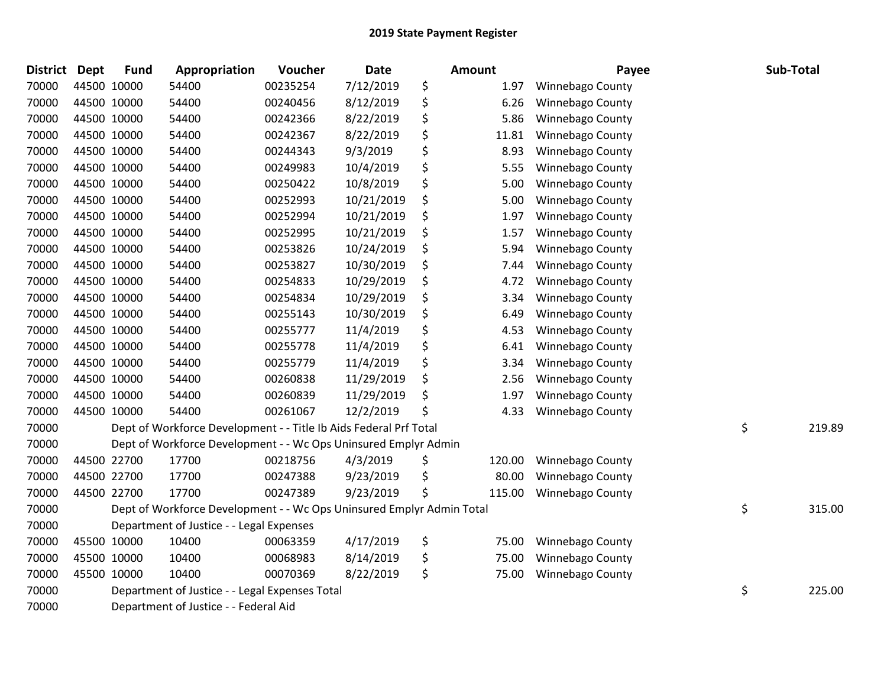# 2019 State Payment Register

| District | Dept | Fund | Appropriation | Voucher | Date | Amount | Payee | Sub-Total |
|---|---|---|---|---|---|---|---|---|
| 70000 | 44500 | 10000 | 54400 | 00235254 | 7/12/2019 | $ 1.97 | Winnebago County | |
| 70000 | 44500 | 10000 | 54400 | 00240456 | 8/12/2019 | $ 6.26 | Winnebago County | |
| 70000 | 44500 | 10000 | 54400 | 00242366 | 8/22/2019 | $ 5.86 | Winnebago County | |
| 70000 | 44500 | 10000 | 54400 | 00242367 | 8/22/2019 | $ 11.81 | Winnebago County | |
| 70000 | 44500 | 10000 | 54400 | 00244343 | 9/3/2019 | $ 8.93 | Winnebago County | |
| 70000 | 44500 | 10000 | 54400 | 00249983 | 10/4/2019 | $ 5.55 | Winnebago County | |
| 70000 | 44500 | 10000 | 54400 | 00250422 | 10/8/2019 | $ 5.00 | Winnebago County | |
| 70000 | 44500 | 10000 | 54400 | 00252993 | 10/21/2019 | $ 5.00 | Winnebago County | |
| 70000 | 44500 | 10000 | 54400 | 00252994 | 10/21/2019 | $ 1.97 | Winnebago County | |
| 70000 | 44500 | 10000 | 54400 | 00252995 | 10/21/2019 | $ 1.57 | Winnebago County | |
| 70000 | 44500 | 10000 | 54400 | 00253826 | 10/24/2019 | $ 5.94 | Winnebago County | |
| 70000 | 44500 | 10000 | 54400 | 00253827 | 10/30/2019 | $ 7.44 | Winnebago County | |
| 70000 | 44500 | 10000 | 54400 | 00254833 | 10/29/2019 | $ 4.72 | Winnebago County | |
| 70000 | 44500 | 10000 | 54400 | 00254834 | 10/29/2019 | $ 3.34 | Winnebago County | |
| 70000 | 44500 | 10000 | 54400 | 00255143 | 10/30/2019 | $ 6.49 | Winnebago County | |
| 70000 | 44500 | 10000 | 54400 | 00255777 | 11/4/2019 | $ 4.53 | Winnebago County | |
| 70000 | 44500 | 10000 | 54400 | 00255778 | 11/4/2019 | $ 6.41 | Winnebago County | |
| 70000 | 44500 | 10000 | 54400 | 00255779 | 11/4/2019 | $ 3.34 | Winnebago County | |
| 70000 | 44500 | 10000 | 54400 | 00260838 | 11/29/2019 | $ 2.56 | Winnebago County | |
| 70000 | 44500 | 10000 | 54400 | 00260839 | 11/29/2019 | $ 1.97 | Winnebago County | |
| 70000 | 44500 | 10000 | 54400 | 00261067 | 12/2/2019 | $ 4.33 | Winnebago County | |
| 70000 | | Dept of Workforce Development - - Title Ib Aids Federal Prf Total | | | | | | $ 219.89 |
| 70000 | | Dept of Workforce Development - - Wc Ops Uninsured Emplyr Admin | | | | | | |
| 70000 | 44500 | 22700 | 17700 | 00218756 | 4/3/2019 | $ 120.00 | Winnebago County | |
| 70000 | 44500 | 22700 | 17700 | 00247388 | 9/23/2019 | $ 80.00 | Winnebago County | |
| 70000 | 44500 | 22700 | 17700 | 00247389 | 9/23/2019 | $ 115.00 | Winnebago County | |
| 70000 | | Dept of Workforce Development - - Wc Ops Uninsured Emplyr Admin Total | | | | | | $ 315.00 |
| 70000 | | Department of Justice - - Legal Expenses | | | | | | |
| 70000 | 45500 | 10000 | 10400 | 00063359 | 4/17/2019 | $ 75.00 | Winnebago County | |
| 70000 | 45500 | 10000 | 10400 | 00068983 | 8/14/2019 | $ 75.00 | Winnebago County | |
| 70000 | 45500 | 10000 | 10400 | 00070369 | 8/22/2019 | $ 75.00 | Winnebago County | |
| 70000 | | Department of Justice - - Legal Expenses Total | | | | | | $ 225.00 |
| 70000 | | Department of Justice - - Federal Aid | | | | | | |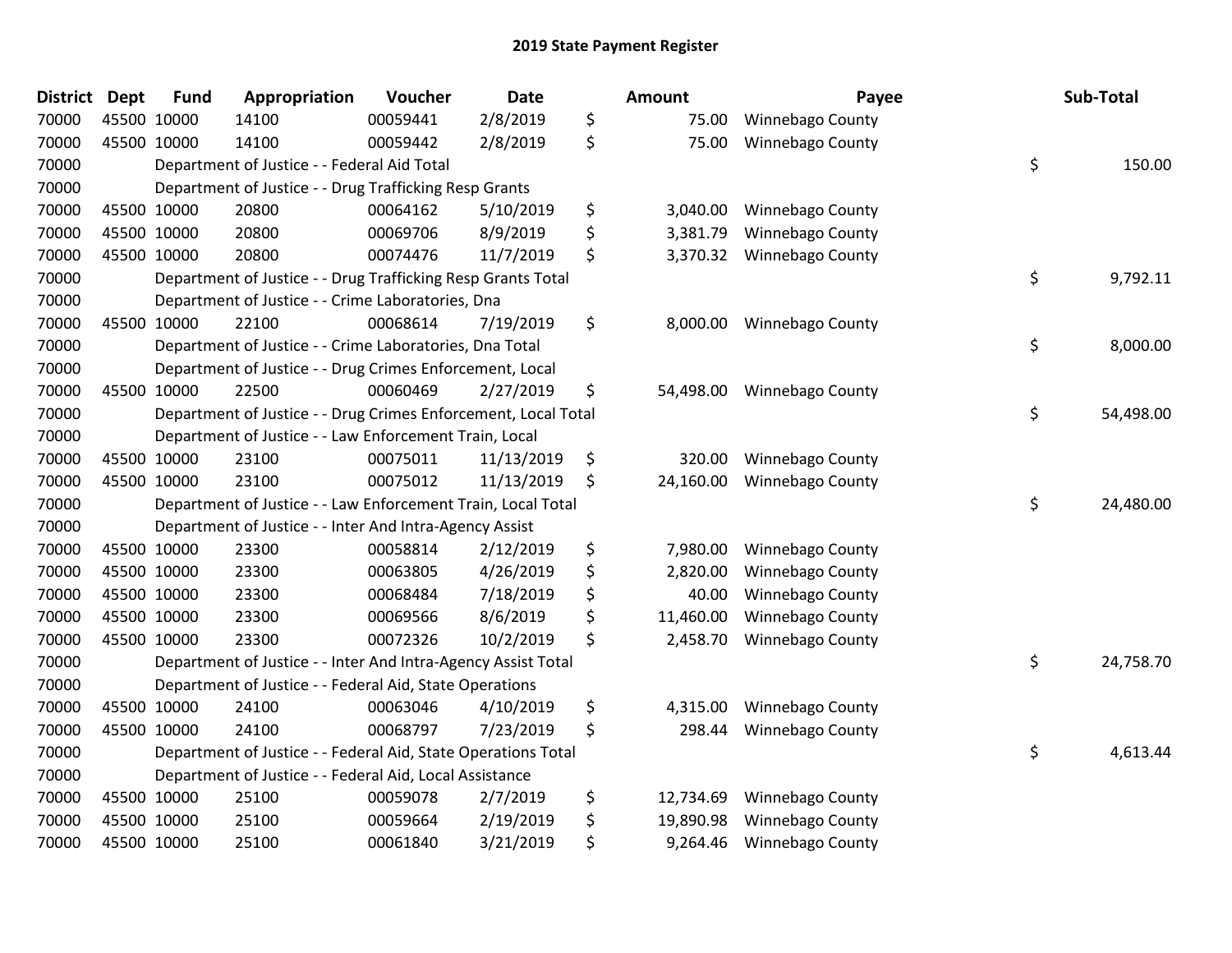# 2019 State Payment Register

| District | Dept | Fund | Appropriation | Voucher | Date | | Amount | Payee | | Sub-Total |
|---|---|---|---|---|---|---|---|---|---|---|
| 70000 | 45500 | 10000 | 14100 | 00059441 | 2/8/2019 | $ | 75.00 | Winnebago County | | |
| 70000 | 45500 | 10000 | 14100 | 00059442 | 2/8/2019 | $ | 75.00 | Winnebago County | | |
| 70000 | | Department of Justice - - Federal Aid Total | | | | | | | $ | 150.00 |
| 70000 | | Department of Justice - - Drug Trafficking Resp Grants | | | | | | | | |
| 70000 | 45500 | 10000 | 20800 | 00064162 | 5/10/2019 | $ | 3,040.00 | Winnebago County | | |
| 70000 | 45500 | 10000 | 20800 | 00069706 | 8/9/2019 | $ | 3,381.79 | Winnebago County | | |
| 70000 | 45500 | 10000 | 20800 | 00074476 | 11/7/2019 | $ | 3,370.32 | Winnebago County | | |
| 70000 | | Department of Justice - - Drug Trafficking Resp Grants Total | | | | | | | $ | 9,792.11 |
| 70000 | | Department of Justice - - Crime Laboratories, Dna | | | | | | | | |
| 70000 | 45500 | 10000 | 22100 | 00068614 | 7/19/2019 | $ | 8,000.00 | Winnebago County | | |
| 70000 | | Department of Justice - - Crime Laboratories, Dna Total | | | | | | | $ | 8,000.00 |
| 70000 | | Department of Justice - - Drug Crimes Enforcement, Local | | | | | | | | |
| 70000 | 45500 | 10000 | 22500 | 00060469 | 2/27/2019 | $ | 54,498.00 | Winnebago County | | |
| 70000 | | Department of Justice - - Drug Crimes Enforcement, Local Total | | | | | | | $ | 54,498.00 |
| 70000 | | Department of Justice - - Law Enforcement Train, Local | | | | | | | | |
| 70000 | 45500 | 10000 | 23100 | 00075011 | 11/13/2019 | $ | 320.00 | Winnebago County | | |
| 70000 | 45500 | 10000 | 23100 | 00075012 | 11/13/2019 | $ | 24,160.00 | Winnebago County | | |
| 70000 | | Department of Justice - - Law Enforcement Train, Local Total | | | | | | | $ | 24,480.00 |
| 70000 | | Department of Justice - - Inter And Intra-Agency Assist | | | | | | | | |
| 70000 | 45500 | 10000 | 23300 | 00058814 | 2/12/2019 | $ | 7,980.00 | Winnebago County | | |
| 70000 | 45500 | 10000 | 23300 | 00063805 | 4/26/2019 | $ | 2,820.00 | Winnebago County | | |
| 70000 | 45500 | 10000 | 23300 | 00068484 | 7/18/2019 | $ | 40.00 | Winnebago County | | |
| 70000 | 45500 | 10000 | 23300 | 00069566 | 8/6/2019 | $ | 11,460.00 | Winnebago County | | |
| 70000 | 45500 | 10000 | 23300 | 00072326 | 10/2/2019 | $ | 2,458.70 | Winnebago County | | |
| 70000 | | Department of Justice - - Inter And Intra-Agency Assist Total | | | | | | | $ | 24,758.70 |
| 70000 | | Department of Justice - - Federal Aid, State Operations | | | | | | | | |
| 70000 | 45500 | 10000 | 24100 | 00063046 | 4/10/2019 | $ | 4,315.00 | Winnebago County | | |
| 70000 | 45500 | 10000 | 24100 | 00068797 | 7/23/2019 | $ | 298.44 | Winnebago County | | |
| 70000 | | Department of Justice - - Federal Aid, State Operations Total | | | | | | | $ | 4,613.44 |
| 70000 | | Department of Justice - - Federal Aid, Local Assistance | | | | | | | | |
| 70000 | 45500 | 10000 | 25100 | 00059078 | 2/7/2019 | $ | 12,734.69 | Winnebago County | | |
| 70000 | 45500 | 10000 | 25100 | 00059664 | 2/19/2019 | $ | 19,890.98 | Winnebago County | | |
| 70000 | 45500 | 10000 | 25100 | 00061840 | 3/21/2019 | $ | 9,264.46 | Winnebago County | | |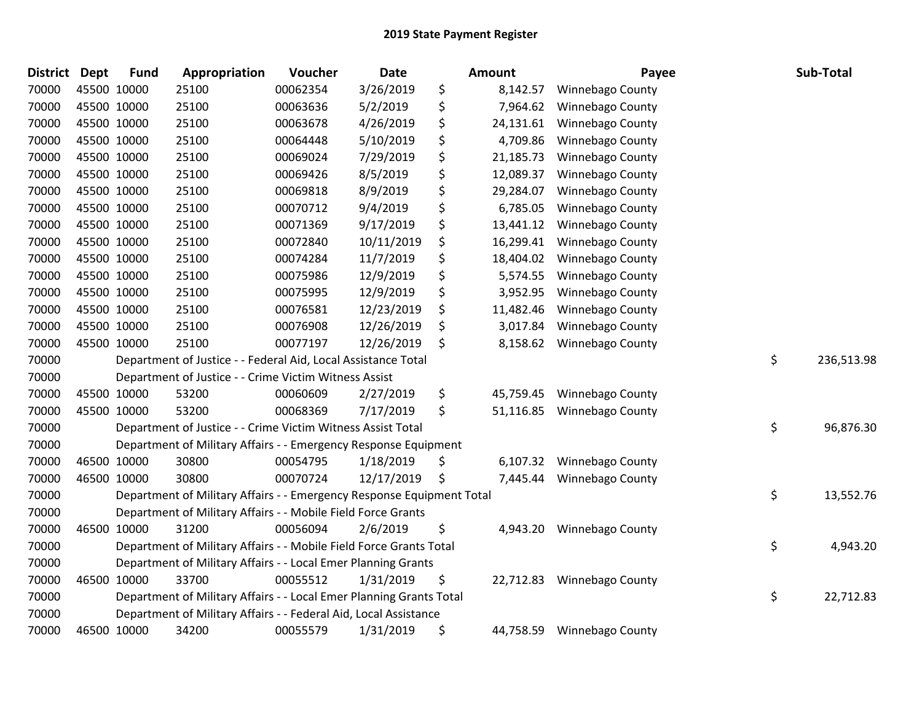## 2019 State Payment Register

| District | Dept | Fund | Appropriation | Voucher | Date | Amount | Payee | Sub-Total |
|---|---|---|---|---|---|---|---|---|
| 70000 | 45500 | 10000 | 25100 | 00062354 | 3/26/2019 | $ 8,142.57 | Winnebago County | |
| 70000 | 45500 | 10000 | 25100 | 00063636 | 5/2/2019 | $ 7,964.62 | Winnebago County | |
| 70000 | 45500 | 10000 | 25100 | 00063678 | 4/26/2019 | $ 24,131.61 | Winnebago County | |
| 70000 | 45500 | 10000 | 25100 | 00064448 | 5/10/2019 | $ 4,709.86 | Winnebago County | |
| 70000 | 45500 | 10000 | 25100 | 00069024 | 7/29/2019 | $ 21,185.73 | Winnebago County | |
| 70000 | 45500 | 10000 | 25100 | 00069426 | 8/5/2019 | $ 12,089.37 | Winnebago County | |
| 70000 | 45500 | 10000 | 25100 | 00069818 | 8/9/2019 | $ 29,284.07 | Winnebago County | |
| 70000 | 45500 | 10000 | 25100 | 00070712 | 9/4/2019 | $ 6,785.05 | Winnebago County | |
| 70000 | 45500 | 10000 | 25100 | 00071369 | 9/17/2019 | $ 13,441.12 | Winnebago County | |
| 70000 | 45500 | 10000 | 25100 | 00072840 | 10/11/2019 | $ 16,299.41 | Winnebago County | |
| 70000 | 45500 | 10000 | 25100 | 00074284 | 11/7/2019 | $ 18,404.02 | Winnebago County | |
| 70000 | 45500 | 10000 | 25100 | 00075986 | 12/9/2019 | $ 5,574.55 | Winnebago County | |
| 70000 | 45500 | 10000 | 25100 | 00075995 | 12/9/2019 | $ 3,952.95 | Winnebago County | |
| 70000 | 45500 | 10000 | 25100 | 00076581 | 12/23/2019 | $ 11,482.46 | Winnebago County | |
| 70000 | 45500 | 10000 | 25100 | 00076908 | 12/26/2019 | $ 3,017.84 | Winnebago County | |
| 70000 | 45500 | 10000 | 25100 | 00077197 | 12/26/2019 | $ 8,158.62 | Winnebago County | |
| 70000 | | Department of Justice - - Federal Aid, Local Assistance Total | | | | | | $ 236,513.98 |
| 70000 | | Department of Justice - - Crime Victim Witness Assist | | | | | | |
| 70000 | 45500 | 10000 | 53200 | 00060609 | 2/27/2019 | $ 45,759.45 | Winnebago County | |
| 70000 | 45500 | 10000 | 53200 | 00068369 | 7/17/2019 | $ 51,116.85 | Winnebago County | |
| 70000 | | Department of Justice - - Crime Victim Witness Assist Total | | | | | | $ 96,876.30 |
| 70000 | | Department of Military Affairs - - Emergency Response Equipment | | | | | | |
| 70000 | 46500 | 10000 | 30800 | 00054795 | 1/18/2019 | $ 6,107.32 | Winnebago County | |
| 70000 | 46500 | 10000 | 30800 | 00070724 | 12/17/2019 | $ 7,445.44 | Winnebago County | |
| 70000 | | Department of Military Affairs - - Emergency Response Equipment Total | | | | | | $ 13,552.76 |
| 70000 | | Department of Military Affairs - - Mobile Field Force Grants | | | | | | |
| 70000 | 46500 | 10000 | 31200 | 00056094 | 2/6/2019 | $ 4,943.20 | Winnebago County | |
| 70000 | | Department of Military Affairs - - Mobile Field Force Grants Total | | | | | | $ 4,943.20 |
| 70000 | | Department of Military Affairs - - Local Emer Planning Grants | | | | | | |
| 70000 | 46500 | 10000 | 33700 | 00055512 | 1/31/2019 | $ 22,712.83 | Winnebago County | |
| 70000 | | Department of Military Affairs - - Local Emer Planning Grants Total | | | | | | $ 22,712.83 |
| 70000 | | Department of Military Affairs - - Federal Aid, Local Assistance | | | | | | |
| 70000 | 46500 | 10000 | 34200 | 00055579 | 1/31/2019 | $ 44,758.59 | Winnebago County | |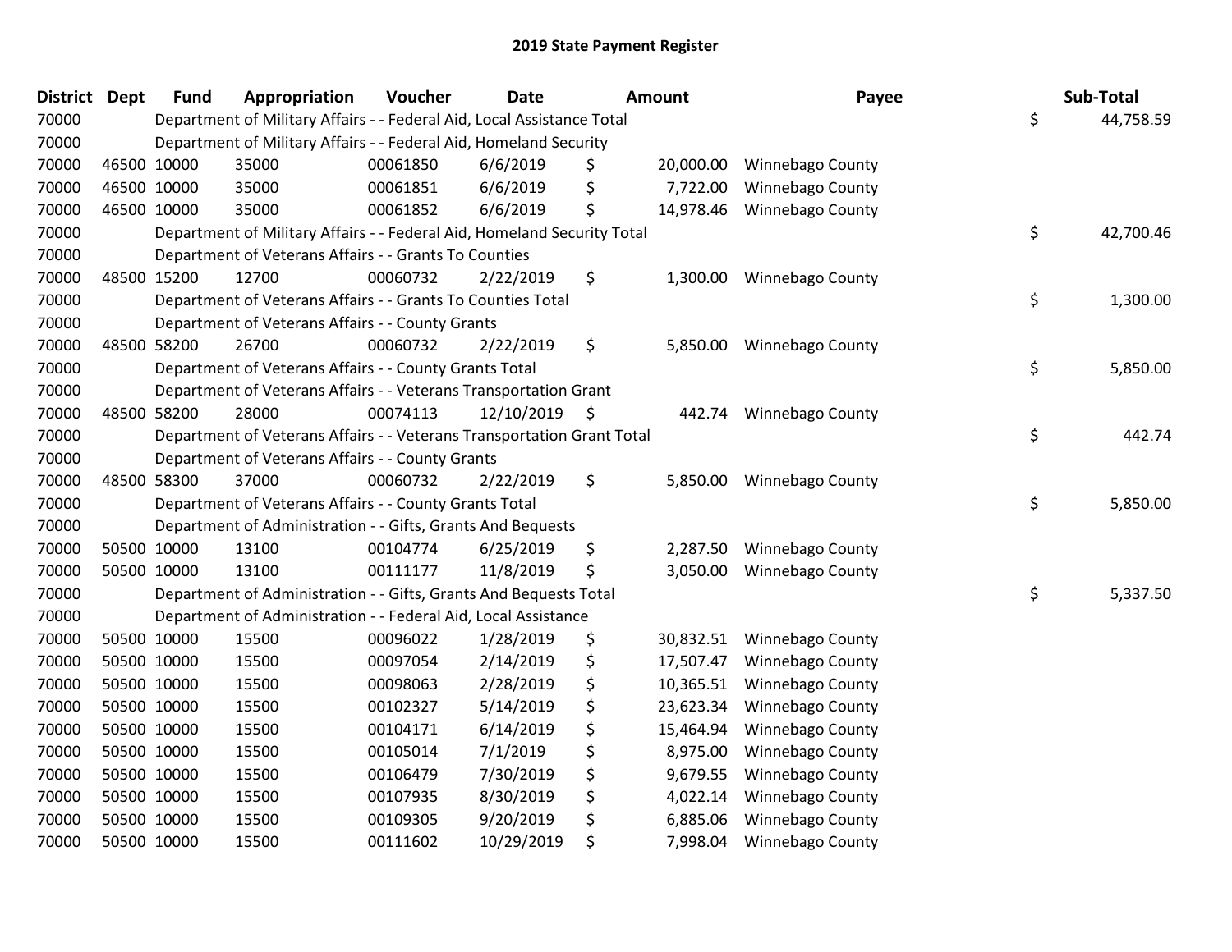# 2019 State Payment Register

| District | Dept | Fund | Appropriation | Voucher | Date | Amount | Payee | Sub-Total |
|---|---|---|---|---|---|---|---|---|
| 70000 | | Department of Military Affairs - - Federal Aid, Local Assistance Total | | | | | | $ 44,758.59 |
| 70000 | | Department of Military Affairs - - Federal Aid, Homeland Security | | | | | | |
| 70000 | 46500 | 10000 | 35000 | 00061850 | 6/6/2019 | $ 20,000.00 | Winnebago County | |
| 70000 | 46500 | 10000 | 35000 | 00061851 | 6/6/2019 | $ 7,722.00 | Winnebago County | |
| 70000 | 46500 | 10000 | 35000 | 00061852 | 6/6/2019 | $ 14,978.46 | Winnebago County | |
| 70000 | | Department of Military Affairs - - Federal Aid, Homeland Security Total | | | | | | $ 42,700.46 |
| 70000 | | Department of Veterans Affairs - - Grants To Counties | | | | | | |
| 70000 | 48500 | 15200 | 12700 | 00060732 | 2/22/2019 | $ 1,300.00 | Winnebago County | |
| 70000 | | Department of Veterans Affairs - - Grants To Counties Total | | | | | | $ 1,300.00 |
| 70000 | | Department of Veterans Affairs - - County Grants | | | | | | |
| 70000 | 48500 | 58200 | 26700 | 00060732 | 2/22/2019 | $ 5,850.00 | Winnebago County | |
| 70000 | | Department of Veterans Affairs - - County Grants Total | | | | | | $ 5,850.00 |
| 70000 | | Department of Veterans Affairs - - Veterans Transportation Grant | | | | | | |
| 70000 | 48500 | 58200 | 28000 | 00074113 | 12/10/2019 | $ 442.74 | Winnebago County | |
| 70000 | | Department of Veterans Affairs - - Veterans Transportation Grant Total | | | | | | $ 442.74 |
| 70000 | | Department of Veterans Affairs - - County Grants | | | | | | |
| 70000 | 48500 | 58300 | 37000 | 00060732 | 2/22/2019 | $ 5,850.00 | Winnebago County | |
| 70000 | | Department of Veterans Affairs - - County Grants Total | | | | | | $ 5,850.00 |
| 70000 | | Department of Administration - - Gifts, Grants And Bequests | | | | | | |
| 70000 | 50500 | 10000 | 13100 | 00104774 | 6/25/2019 | $ 2,287.50 | Winnebago County | |
| 70000 | 50500 | 10000 | 13100 | 00111177 | 11/8/2019 | $ 3,050.00 | Winnebago County | |
| 70000 | | Department of Administration - - Gifts, Grants And Bequests Total | | | | | | $ 5,337.50 |
| 70000 | | Department of Administration - - Federal Aid, Local Assistance | | | | | | |
| 70000 | 50500 | 10000 | 15500 | 00096022 | 1/28/2019 | $ 30,832.51 | Winnebago County | |
| 70000 | 50500 | 10000 | 15500 | 00097054 | 2/14/2019 | $ 17,507.47 | Winnebago County | |
| 70000 | 50500 | 10000 | 15500 | 00098063 | 2/28/2019 | $ 10,365.51 | Winnebago County | |
| 70000 | 50500 | 10000 | 15500 | 00102327 | 5/14/2019 | $ 23,623.34 | Winnebago County | |
| 70000 | 50500 | 10000 | 15500 | 00104171 | 6/14/2019 | $ 15,464.94 | Winnebago County | |
| 70000 | 50500 | 10000 | 15500 | 00105014 | 7/1/2019 | $ 8,975.00 | Winnebago County | |
| 70000 | 50500 | 10000 | 15500 | 00106479 | 7/30/2019 | $ 9,679.55 | Winnebago County | |
| 70000 | 50500 | 10000 | 15500 | 00107935 | 8/30/2019 | $ 4,022.14 | Winnebago County | |
| 70000 | 50500 | 10000 | 15500 | 00109305 | 9/20/2019 | $ 6,885.06 | Winnebago County | |
| 70000 | 50500 | 10000 | 15500 | 00111602 | 10/29/2019 | $ 7,998.04 | Winnebago County | |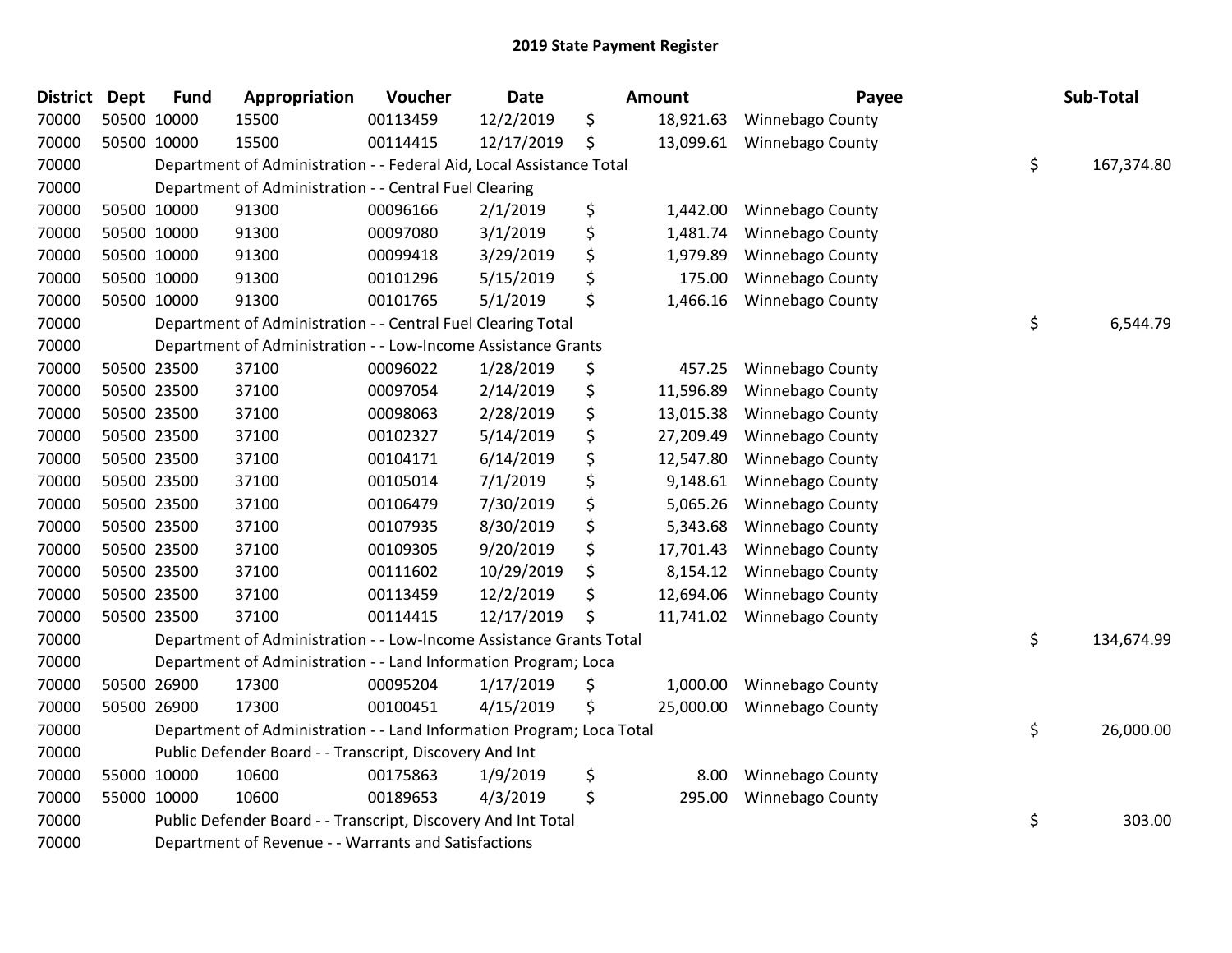## 2019 State Payment Register

| District | Dept | Fund | Appropriation | Voucher | Date | Amount | Payee | Sub-Total |
|---|---|---|---|---|---|---|---|---|
| 70000 | 50500 | 10000 | 15500 | 00113459 | 12/2/2019 | $ 18,921.63 | Winnebago County | |
| 70000 | 50500 | 10000 | 15500 | 00114415 | 12/17/2019 | $ 13,099.61 | Winnebago County | |
| 70000 | | Department of Administration - - Federal Aid, Local Assistance Total | | | | | | $ 167,374.80 |
| 70000 | | Department of Administration - - Central Fuel Clearing | | | | | | |
| 70000 | 50500 | 10000 | 91300 | 00096166 | 2/1/2019 | $ 1,442.00 | Winnebago County | |
| 70000 | 50500 | 10000 | 91300 | 00097080 | 3/1/2019 | $ 1,481.74 | Winnebago County | |
| 70000 | 50500 | 10000 | 91300 | 00099418 | 3/29/2019 | $ 1,979.89 | Winnebago County | |
| 70000 | 50500 | 10000 | 91300 | 00101296 | 5/15/2019 | $ 175.00 | Winnebago County | |
| 70000 | 50500 | 10000 | 91300 | 00101765 | 5/1/2019 | $ 1,466.16 | Winnebago County | |
| 70000 | | Department of Administration - - Central Fuel Clearing Total | | | | | | $ 6,544.79 |
| 70000 | | Department of Administration - - Low-Income Assistance Grants | | | | | | |
| 70000 | 50500 | 23500 | 37100 | 00096022 | 1/28/2019 | $ 457.25 | Winnebago County | |
| 70000 | 50500 | 23500 | 37100 | 00097054 | 2/14/2019 | $ 11,596.89 | Winnebago County | |
| 70000 | 50500 | 23500 | 37100 | 00098063 | 2/28/2019 | $ 13,015.38 | Winnebago County | |
| 70000 | 50500 | 23500 | 37100 | 00102327 | 5/14/2019 | $ 27,209.49 | Winnebago County | |
| 70000 | 50500 | 23500 | 37100 | 00104171 | 6/14/2019 | $ 12,547.80 | Winnebago County | |
| 70000 | 50500 | 23500 | 37100 | 00105014 | 7/1/2019 | $ 9,148.61 | Winnebago County | |
| 70000 | 50500 | 23500 | 37100 | 00106479 | 7/30/2019 | $ 5,065.26 | Winnebago County | |
| 70000 | 50500 | 23500 | 37100 | 00107935 | 8/30/2019 | $ 5,343.68 | Winnebago County | |
| 70000 | 50500 | 23500 | 37100 | 00109305 | 9/20/2019 | $ 17,701.43 | Winnebago County | |
| 70000 | 50500 | 23500 | 37100 | 00111602 | 10/29/2019 | $ 8,154.12 | Winnebago County | |
| 70000 | 50500 | 23500 | 37100 | 00113459 | 12/2/2019 | $ 12,694.06 | Winnebago County | |
| 70000 | 50500 | 23500 | 37100 | 00114415 | 12/17/2019 | $ 11,741.02 | Winnebago County | |
| 70000 | | Department of Administration - - Low-Income Assistance Grants Total | | | | | | $ 134,674.99 |
| 70000 | | Department of Administration - - Land Information Program; Loca | | | | | | |
| 70000 | 50500 | 26900 | 17300 | 00095204 | 1/17/2019 | $ 1,000.00 | Winnebago County | |
| 70000 | 50500 | 26900 | 17300 | 00100451 | 4/15/2019 | $ 25,000.00 | Winnebago County | |
| 70000 | | Department of Administration - - Land Information Program; Loca Total | | | | | | $ 26,000.00 |
| 70000 | | Public Defender Board - - Transcript, Discovery And Int | | | | | | |
| 70000 | 55000 | 10000 | 10600 | 00175863 | 1/9/2019 | $ 8.00 | Winnebago County | |
| 70000 | 55000 | 10000 | 10600 | 00189653 | 4/3/2019 | $ 295.00 | Winnebago County | |
| 70000 | | Public Defender Board - - Transcript, Discovery And Int Total | | | | | | $ 303.00 |
| 70000 | | Department of Revenue - - Warrants and Satisfactions | | | | | | |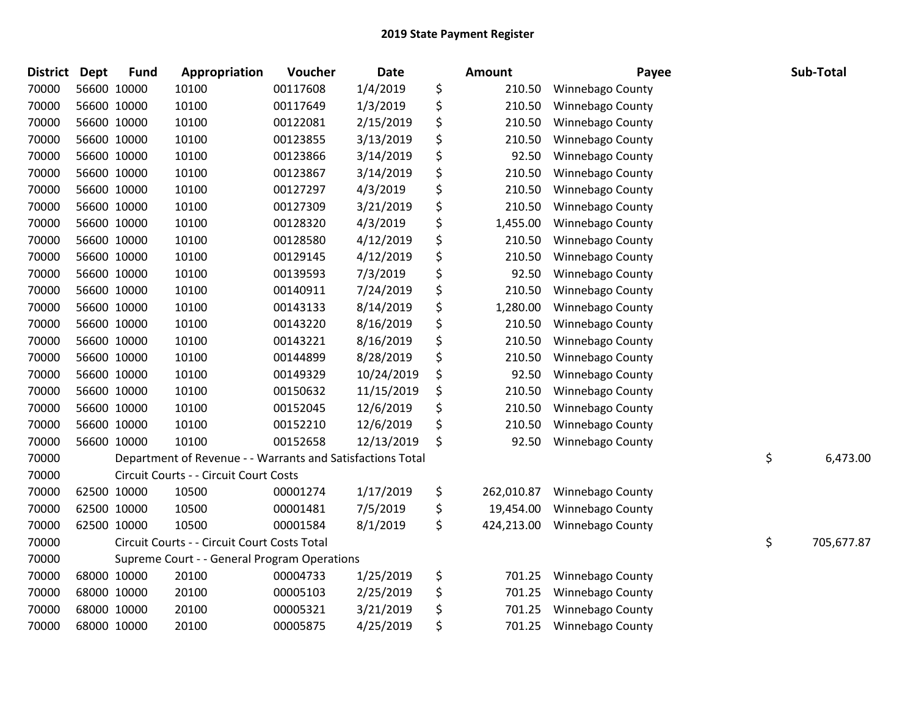# 2019 State Payment Register

| District | Dept | Fund | Appropriation | Voucher | Date | Amount | Payee | Sub-Total |
|---|---|---|---|---|---|---|---|---|
| 70000 | 56600 | 10000 | 10100 | 00117608 | 1/4/2019 | $ 210.50 | Winnebago County | |
| 70000 | 56600 | 10000 | 10100 | 00117649 | 1/3/2019 | $ 210.50 | Winnebago County | |
| 70000 | 56600 | 10000 | 10100 | 00122081 | 2/15/2019 | $ 210.50 | Winnebago County | |
| 70000 | 56600 | 10000 | 10100 | 00123855 | 3/13/2019 | $ 210.50 | Winnebago County | |
| 70000 | 56600 | 10000 | 10100 | 00123866 | 3/14/2019 | $ 92.50 | Winnebago County | |
| 70000 | 56600 | 10000 | 10100 | 00123867 | 3/14/2019 | $ 210.50 | Winnebago County | |
| 70000 | 56600 | 10000 | 10100 | 00127297 | 4/3/2019 | $ 210.50 | Winnebago County | |
| 70000 | 56600 | 10000 | 10100 | 00127309 | 3/21/2019 | $ 210.50 | Winnebago County | |
| 70000 | 56600 | 10000 | 10100 | 00128320 | 4/3/2019 | $ 1,455.00 | Winnebago County | |
| 70000 | 56600 | 10000 | 10100 | 00128580 | 4/12/2019 | $ 210.50 | Winnebago County | |
| 70000 | 56600 | 10000 | 10100 | 00129145 | 4/12/2019 | $ 210.50 | Winnebago County | |
| 70000 | 56600 | 10000 | 10100 | 00139593 | 7/3/2019 | $ 92.50 | Winnebago County | |
| 70000 | 56600 | 10000 | 10100 | 00140911 | 7/24/2019 | $ 210.50 | Winnebago County | |
| 70000 | 56600 | 10000 | 10100 | 00143133 | 8/14/2019 | $ 1,280.00 | Winnebago County | |
| 70000 | 56600 | 10000 | 10100 | 00143220 | 8/16/2019 | $ 210.50 | Winnebago County | |
| 70000 | 56600 | 10000 | 10100 | 00143221 | 8/16/2019 | $ 210.50 | Winnebago County | |
| 70000 | 56600 | 10000 | 10100 | 00144899 | 8/28/2019 | $ 210.50 | Winnebago County | |
| 70000 | 56600 | 10000 | 10100 | 00149329 | 10/24/2019 | $ 92.50 | Winnebago County | |
| 70000 | 56600 | 10000 | 10100 | 00150632 | 11/15/2019 | $ 210.50 | Winnebago County | |
| 70000 | 56600 | 10000 | 10100 | 00152045 | 12/6/2019 | $ 210.50 | Winnebago County | |
| 70000 | 56600 | 10000 | 10100 | 00152210 | 12/6/2019 | $ 210.50 | Winnebago County | |
| 70000 | 56600 | 10000 | 10100 | 00152658 | 12/13/2019 | $ 92.50 | Winnebago County | |
| 70000 | | Department of Revenue - - Warrants and Satisfactions Total | | | | | | $ 6,473.00 |
| 70000 | | Circuit Courts - - Circuit Court Costs | | | | | | |
| 70000 | 62500 | 10000 | 10500 | 00001274 | 1/17/2019 | $ 262,010.87 | Winnebago County | |
| 70000 | 62500 | 10000 | 10500 | 00001481 | 7/5/2019 | $ 19,454.00 | Winnebago County | |
| 70000 | 62500 | 10000 | 10500 | 00001584 | 8/1/2019 | $ 424,213.00 | Winnebago County | |
| 70000 | | Circuit Courts - - Circuit Court Costs Total | | | | | | $ 705,677.87 |
| 70000 | | Supreme Court - - General Program Operations | | | | | | |
| 70000 | 68000 | 10000 | 20100 | 00004733 | 1/25/2019 | $ 701.25 | Winnebago County | |
| 70000 | 68000 | 10000 | 20100 | 00005103 | 2/25/2019 | $ 701.25 | Winnebago County | |
| 70000 | 68000 | 10000 | 20100 | 00005321 | 3/21/2019 | $ 701.25 | Winnebago County | |
| 70000 | 68000 | 10000 | 20100 | 00005875 | 4/25/2019 | $ 701.25 | Winnebago County | |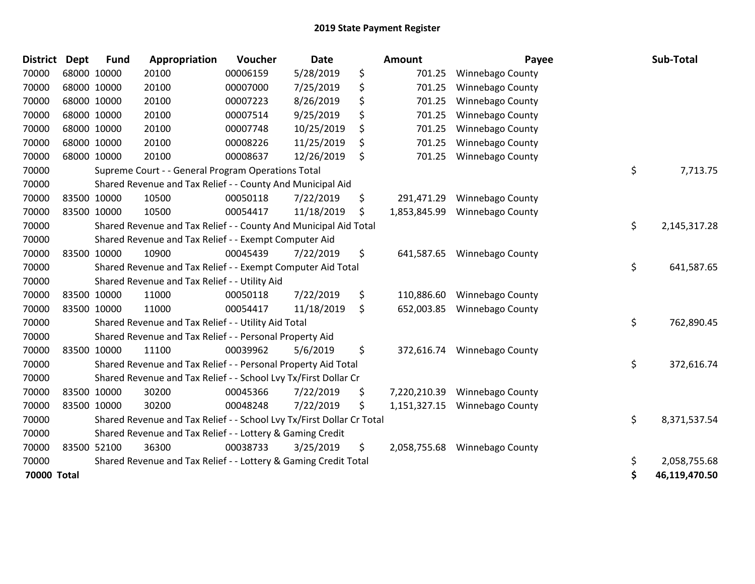## 2019 State Payment Register

| District | Dept | Fund | Appropriation | Voucher | Date | Amount | Payee | Sub-Total |
|---|---|---|---|---|---|---|---|---|
| 70000 | 68000 | 10000 | 20100 | 00006159 | 5/28/2019 | $ 701.25 | Winnebago County | |
| 70000 | 68000 | 10000 | 20100 | 00007000 | 7/25/2019 | $ 701.25 | Winnebago County | |
| 70000 | 68000 | 10000 | 20100 | 00007223 | 8/26/2019 | $ 701.25 | Winnebago County | |
| 70000 | 68000 | 10000 | 20100 | 00007514 | 9/25/2019 | $ 701.25 | Winnebago County | |
| 70000 | 68000 | 10000 | 20100 | 00007748 | 10/25/2019 | $ 701.25 | Winnebago County | |
| 70000 | 68000 | 10000 | 20100 | 00008226 | 11/25/2019 | $ 701.25 | Winnebago County | |
| 70000 | 68000 | 10000 | 20100 | 00008637 | 12/26/2019 | $ 701.25 | Winnebago County | |
| 70000 | | Supreme Court - - General Program Operations Total | | | | | | $ 7,713.75 |
| 70000 | | Shared Revenue and Tax Relief - - County And Municipal Aid | | | | | | |
| 70000 | 83500 | 10000 | 10500 | 00050118 | 7/22/2019 | $ 291,471.29 | Winnebago County | |
| 70000 | 83500 | 10000 | 10500 | 00054417 | 11/18/2019 | $ 1,853,845.99 | Winnebago County | |
| 70000 | | Shared Revenue and Tax Relief - - County And Municipal Aid Total | | | | | | $ 2,145,317.28 |
| 70000 | | Shared Revenue and Tax Relief - - Exempt Computer Aid | | | | | | |
| 70000 | 83500 | 10000 | 10900 | 00045439 | 7/22/2019 | $ 641,587.65 | Winnebago County | |
| 70000 | | Shared Revenue and Tax Relief - - Exempt Computer Aid Total | | | | | | $ 641,587.65 |
| 70000 | | Shared Revenue and Tax Relief - - Utility Aid | | | | | | |
| 70000 | 83500 | 10000 | 11000 | 00050118 | 7/22/2019 | $ 110,886.60 | Winnebago County | |
| 70000 | 83500 | 10000 | 11000 | 00054417 | 11/18/2019 | $ 652,003.85 | Winnebago County | |
| 70000 | | Shared Revenue and Tax Relief - - Utility Aid Total | | | | | | $ 762,890.45 |
| 70000 | | Shared Revenue and Tax Relief - - Personal Property Aid | | | | | | |
| 70000 | 83500 | 10000 | 11100 | 00039962 | 5/6/2019 | $ 372,616.74 | Winnebago County | |
| 70000 | | Shared Revenue and Tax Relief - - Personal Property Aid Total | | | | | | $ 372,616.74 |
| 70000 | | Shared Revenue and Tax Relief - - School Lvy Tx/First Dollar Cr | | | | | | |
| 70000 | 83500 | 10000 | 30200 | 00045366 | 7/22/2019 | $ 7,220,210.39 | Winnebago County | |
| 70000 | 83500 | 10000 | 30200 | 00048248 | 7/22/2019 | $ 1,151,327.15 | Winnebago County | |
| 70000 | | Shared Revenue and Tax Relief - - School Lvy Tx/First Dollar Cr Total | | | | | | $ 8,371,537.54 |
| 70000 | | Shared Revenue and Tax Relief - - Lottery & Gaming Credit | | | | | | |
| 70000 | 83500 | 52100 | 36300 | 00038733 | 3/25/2019 | $ 2,058,755.68 | Winnebago County | |
| 70000 | | Shared Revenue and Tax Relief - - Lottery & Gaming Credit Total | | | | | | $ 2,058,755.68 |
| **70000 Total** | | | | | | | | **$ 46,119,470.50** |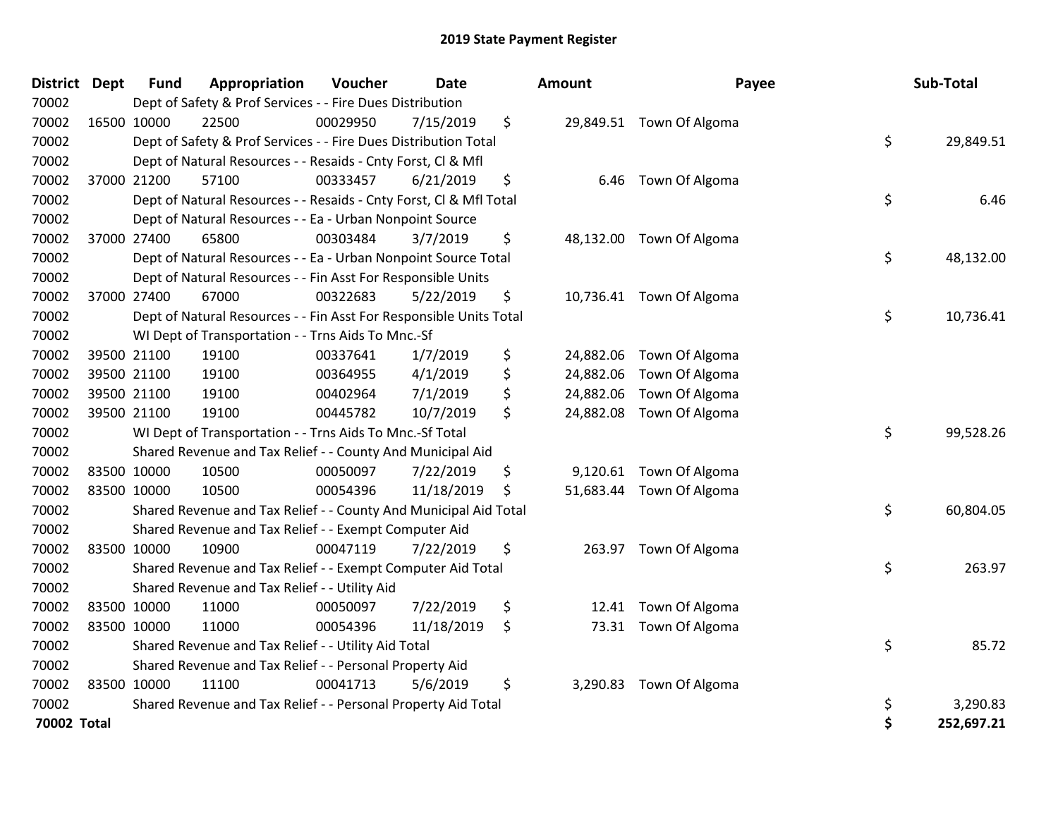# 2019 State Payment Register

| District | Dept | Fund | Appropriation | Voucher | Date | Amount | Payee | Sub-Total |
|---|---|---|---|---|---|---|---|---|
| 70002 | | Dept of Safety & Prof Services - - Fire Dues Distribution | | | | | | |
| 70002 | 16500 | 10000 | 22500 | 00029950 | 7/15/2019 | $ 29,849.51 | Town Of Algoma | |
| 70002 | | Dept of Safety & Prof Services - - Fire Dues Distribution Total | | | | | | $ 29,849.51 |
| 70002 | | Dept of Natural Resources - - Resaids - Cnty Forst, Cl & Mfl | | | | | | |
| 70002 | 37000 | 21200 | 57100 | 00333457 | 6/21/2019 | $ 6.46 | Town Of Algoma | |
| 70002 | | Dept of Natural Resources - - Resaids - Cnty Forst, Cl & Mfl Total | | | | | | $ 6.46 |
| 70002 | | Dept of Natural Resources - - Ea - Urban Nonpoint Source | | | | | | |
| 70002 | 37000 | 27400 | 65800 | 00303484 | 3/7/2019 | $ 48,132.00 | Town Of Algoma | |
| 70002 | | Dept of Natural Resources - - Ea - Urban Nonpoint Source Total | | | | | | $ 48,132.00 |
| 70002 | | Dept of Natural Resources - - Fin Asst For Responsible Units | | | | | | |
| 70002 | 37000 | 27400 | 67000 | 00322683 | 5/22/2019 | $ 10,736.41 | Town Of Algoma | |
| 70002 | | Dept of Natural Resources - - Fin Asst For Responsible Units Total | | | | | | $ 10,736.41 |
| 70002 | | WI Dept of Transportation - - Trns Aids To Mnc.-Sf | | | | | | |
| 70002 | 39500 | 21100 | 19100 | 00337641 | 1/7/2019 | $ 24,882.06 | Town Of Algoma | |
| 70002 | 39500 | 21100 | 19100 | 00364955 | 4/1/2019 | $ 24,882.06 | Town Of Algoma | |
| 70002 | 39500 | 21100 | 19100 | 00402964 | 7/1/2019 | $ 24,882.06 | Town Of Algoma | |
| 70002 | 39500 | 21100 | 19100 | 00445782 | 10/7/2019 | $ 24,882.08 | Town Of Algoma | |
| 70002 | | WI Dept of Transportation - - Trns Aids To Mnc.-Sf Total | | | | | | $ 99,528.26 |
| 70002 | | Shared Revenue and Tax Relief - - County And Municipal Aid | | | | | | |
| 70002 | 83500 | 10000 | 10500 | 00050097 | 7/22/2019 | $ 9,120.61 | Town Of Algoma | |
| 70002 | 83500 | 10000 | 10500 | 00054396 | 11/18/2019 | $ 51,683.44 | Town Of Algoma | |
| 70002 | | Shared Revenue and Tax Relief - - County And Municipal Aid Total | | | | | | $ 60,804.05 |
| 70002 | | Shared Revenue and Tax Relief - - Exempt Computer Aid | | | | | | |
| 70002 | 83500 | 10000 | 10900 | 00047119 | 7/22/2019 | $ 263.97 | Town Of Algoma | |
| 70002 | | Shared Revenue and Tax Relief - - Exempt Computer Aid Total | | | | | | $ 263.97 |
| 70002 | | Shared Revenue and Tax Relief - - Utility Aid | | | | | | |
| 70002 | 83500 | 10000 | 11000 | 00050097 | 7/22/2019 | $ 12.41 | Town Of Algoma | |
| 70002 | 83500 | 10000 | 11000 | 00054396 | 11/18/2019 | $ 73.31 | Town Of Algoma | |
| 70002 | | Shared Revenue and Tax Relief - - Utility Aid Total | | | | | | $ 85.72 |
| 70002 | | Shared Revenue and Tax Relief - - Personal Property Aid | | | | | | |
| 70002 | 83500 | 10000 | 11100 | 00041713 | 5/6/2019 | $ 3,290.83 | Town Of Algoma | |
| 70002 | | Shared Revenue and Tax Relief - - Personal Property Aid Total | | | | | | $ 3,290.83 |
| **70002 Total** | | | | | | | | **$ 252,697.21** |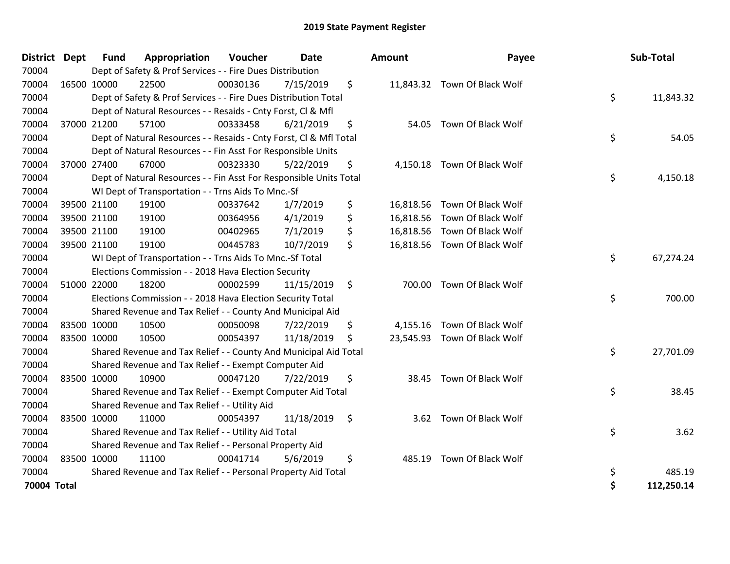# 2019 State Payment Register

| District | Dept | Fund | Appropriation | Voucher | Date | Amount | Payee | Sub-Total |
|---|---|---|---|---|---|---|---|---|
| 70004 | | Dept of Safety & Prof Services - - Fire Dues Distribution | | | | | | |
| 70004 | 16500 | 10000 | 22500 | 00030136 | 7/15/2019 | $ 11,843.32 | Town Of Black Wolf | |
| 70004 | | Dept of Safety & Prof Services - - Fire Dues Distribution Total | | | | | | $ 11,843.32 |
| 70004 | | Dept of Natural Resources - - Resaids - Cnty Forst, Cl & Mfl | | | | | | |
| 70004 | 37000 | 21200 | 57100 | 00333458 | 6/21/2019 | $ 54.05 | Town Of Black Wolf | |
| 70004 | | Dept of Natural Resources - - Resaids - Cnty Forst, Cl & Mfl Total | | | | | | $ 54.05 |
| 70004 | | Dept of Natural Resources - - Fin Asst For Responsible Units | | | | | | |
| 70004 | 37000 | 27400 | 67000 | 00323330 | 5/22/2019 | $ 4,150.18 | Town Of Black Wolf | |
| 70004 | | Dept of Natural Resources - - Fin Asst For Responsible Units Total | | | | | | $ 4,150.18 |
| 70004 | | WI Dept of Transportation - - Trns Aids To Mnc.-Sf | | | | | | |
| 70004 | 39500 | 21100 | 19100 | 00337642 | 1/7/2019 | $ 16,818.56 | Town Of Black Wolf | |
| 70004 | 39500 | 21100 | 19100 | 00364956 | 4/1/2019 | $ 16,818.56 | Town Of Black Wolf | |
| 70004 | 39500 | 21100 | 19100 | 00402965 | 7/1/2019 | $ 16,818.56 | Town Of Black Wolf | |
| 70004 | 39500 | 21100 | 19100 | 00445783 | 10/7/2019 | $ 16,818.56 | Town Of Black Wolf | |
| 70004 | | WI Dept of Transportation - - Trns Aids To Mnc.-Sf Total | | | | | | $ 67,274.24 |
| 70004 | | Elections Commission - - 2018 Hava Election Security | | | | | | |
| 70004 | 51000 | 22000 | 18200 | 00002599 | 11/15/2019 | $ 700.00 | Town Of Black Wolf | |
| 70004 | | Elections Commission - - 2018 Hava Election Security Total | | | | | | $ 700.00 |
| 70004 | | Shared Revenue and Tax Relief - - County And Municipal Aid | | | | | | |
| 70004 | 83500 | 10000 | 10500 | 00050098 | 7/22/2019 | $ 4,155.16 | Town Of Black Wolf | |
| 70004 | 83500 | 10000 | 10500 | 00054397 | 11/18/2019 | $ 23,545.93 | Town Of Black Wolf | |
| 70004 | | Shared Revenue and Tax Relief - - County And Municipal Aid Total | | | | | | $ 27,701.09 |
| 70004 | | Shared Revenue and Tax Relief - - Exempt Computer Aid | | | | | | |
| 70004 | 83500 | 10000 | 10900 | 00047120 | 7/22/2019 | $ 38.45 | Town Of Black Wolf | |
| 70004 | | Shared Revenue and Tax Relief - - Exempt Computer Aid Total | | | | | | $ 38.45 |
| 70004 | | Shared Revenue and Tax Relief - - Utility Aid | | | | | | |
| 70004 | 83500 | 10000 | 11000 | 00054397 | 11/18/2019 | $ 3.62 | Town Of Black Wolf | |
| 70004 | | Shared Revenue and Tax Relief - - Utility Aid Total | | | | | | $ 3.62 |
| 70004 | | Shared Revenue and Tax Relief - - Personal Property Aid | | | | | | |
| 70004 | 83500 | 10000 | 11100 | 00041714 | 5/6/2019 | $ 485.19 | Town Of Black Wolf | |
| 70004 | | Shared Revenue and Tax Relief - - Personal Property Aid Total | | | | | | $ 485.19 |
| **70004 Total** | | | | | | | | **$ 112,250.14** |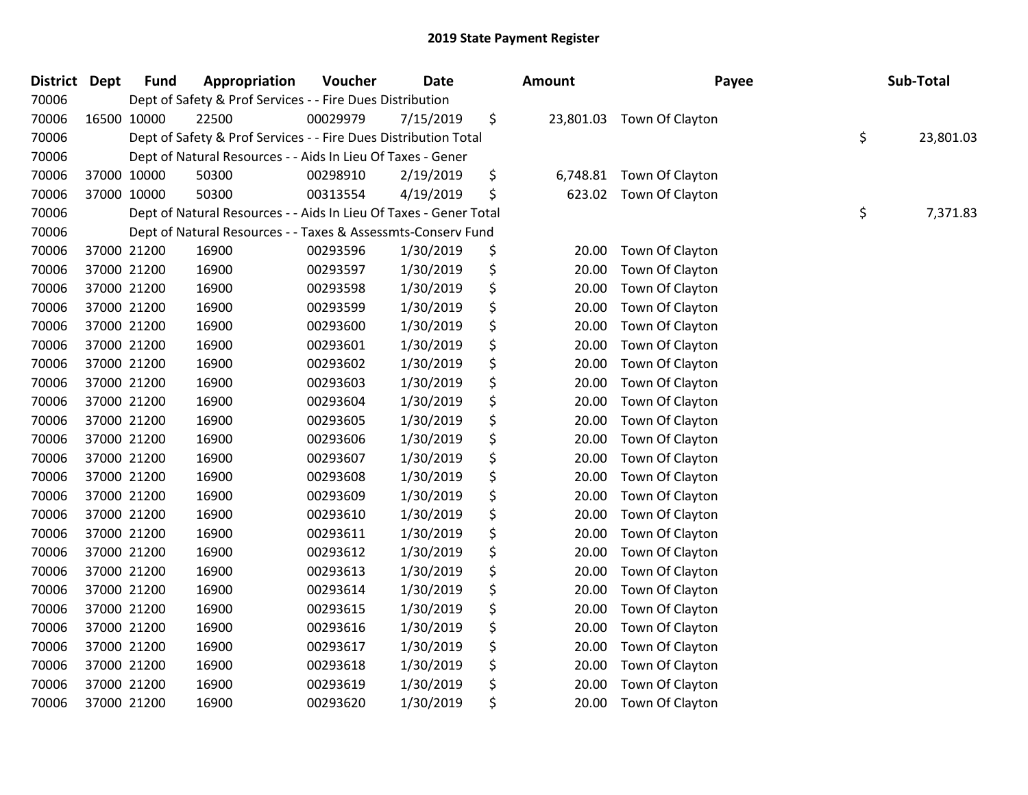## 2019 State Payment Register

| District | Dept | Fund | Appropriation | Voucher | Date | Amount | Payee | Sub-Total |
|---|---|---|---|---|---|---|---|---|
| 70006 | | Dept of Safety & Prof Services - - Fire Dues Distribution | | | | | | |
| 70006 | 16500 | 10000 | 22500 | 00029979 | 7/15/2019 | $ 23,801.03 | Town Of Clayton | |
| 70006 | | Dept of Safety & Prof Services - - Fire Dues Distribution Total | | | | | | $ 23,801.03 |
| 70006 | | Dept of Natural Resources - - Aids In Lieu Of Taxes - Gener | | | | | | |
| 70006 | 37000 | 10000 | 50300 | 00298910 | 2/19/2019 | $ 6,748.81 | Town Of Clayton | |
| 70006 | 37000 | 10000 | 50300 | 00313554 | 4/19/2019 | $ 623.02 | Town Of Clayton | |
| 70006 | | Dept of Natural Resources - - Aids In Lieu Of Taxes - Gener Total | | | | | | $ 7,371.83 |
| 70006 | | Dept of Natural Resources - - Taxes & Assessmts-Conserv Fund | | | | | | |
| 70006 | 37000 | 21200 | 16900 | 00293596 | 1/30/2019 | $ 20.00 | Town Of Clayton | |
| 70006 | 37000 | 21200 | 16900 | 00293597 | 1/30/2019 | $ 20.00 | Town Of Clayton | |
| 70006 | 37000 | 21200 | 16900 | 00293598 | 1/30/2019 | $ 20.00 | Town Of Clayton | |
| 70006 | 37000 | 21200 | 16900 | 00293599 | 1/30/2019 | $ 20.00 | Town Of Clayton | |
| 70006 | 37000 | 21200 | 16900 | 00293600 | 1/30/2019 | $ 20.00 | Town Of Clayton | |
| 70006 | 37000 | 21200 | 16900 | 00293601 | 1/30/2019 | $ 20.00 | Town Of Clayton | |
| 70006 | 37000 | 21200 | 16900 | 00293602 | 1/30/2019 | $ 20.00 | Town Of Clayton | |
| 70006 | 37000 | 21200 | 16900 | 00293603 | 1/30/2019 | $ 20.00 | Town Of Clayton | |
| 70006 | 37000 | 21200 | 16900 | 00293604 | 1/30/2019 | $ 20.00 | Town Of Clayton | |
| 70006 | 37000 | 21200 | 16900 | 00293605 | 1/30/2019 | $ 20.00 | Town Of Clayton | |
| 70006 | 37000 | 21200 | 16900 | 00293606 | 1/30/2019 | $ 20.00 | Town Of Clayton | |
| 70006 | 37000 | 21200 | 16900 | 00293607 | 1/30/2019 | $ 20.00 | Town Of Clayton | |
| 70006 | 37000 | 21200 | 16900 | 00293608 | 1/30/2019 | $ 20.00 | Town Of Clayton | |
| 70006 | 37000 | 21200 | 16900 | 00293609 | 1/30/2019 | $ 20.00 | Town Of Clayton | |
| 70006 | 37000 | 21200 | 16900 | 00293610 | 1/30/2019 | $ 20.00 | Town Of Clayton | |
| 70006 | 37000 | 21200 | 16900 | 00293611 | 1/30/2019 | $ 20.00 | Town Of Clayton | |
| 70006 | 37000 | 21200 | 16900 | 00293612 | 1/30/2019 | $ 20.00 | Town Of Clayton | |
| 70006 | 37000 | 21200 | 16900 | 00293613 | 1/30/2019 | $ 20.00 | Town Of Clayton | |
| 70006 | 37000 | 21200 | 16900 | 00293614 | 1/30/2019 | $ 20.00 | Town Of Clayton | |
| 70006 | 37000 | 21200 | 16900 | 00293615 | 1/30/2019 | $ 20.00 | Town Of Clayton | |
| 70006 | 37000 | 21200 | 16900 | 00293616 | 1/30/2019 | $ 20.00 | Town Of Clayton | |
| 70006 | 37000 | 21200 | 16900 | 00293617 | 1/30/2019 | $ 20.00 | Town Of Clayton | |
| 70006 | 37000 | 21200 | 16900 | 00293618 | 1/30/2019 | $ 20.00 | Town Of Clayton | |
| 70006 | 37000 | 21200 | 16900 | 00293619 | 1/30/2019 | $ 20.00 | Town Of Clayton | |
| 70006 | 37000 | 21200 | 16900 | 00293620 | 1/30/2019 | $ 20.00 | Town Of Clayton | |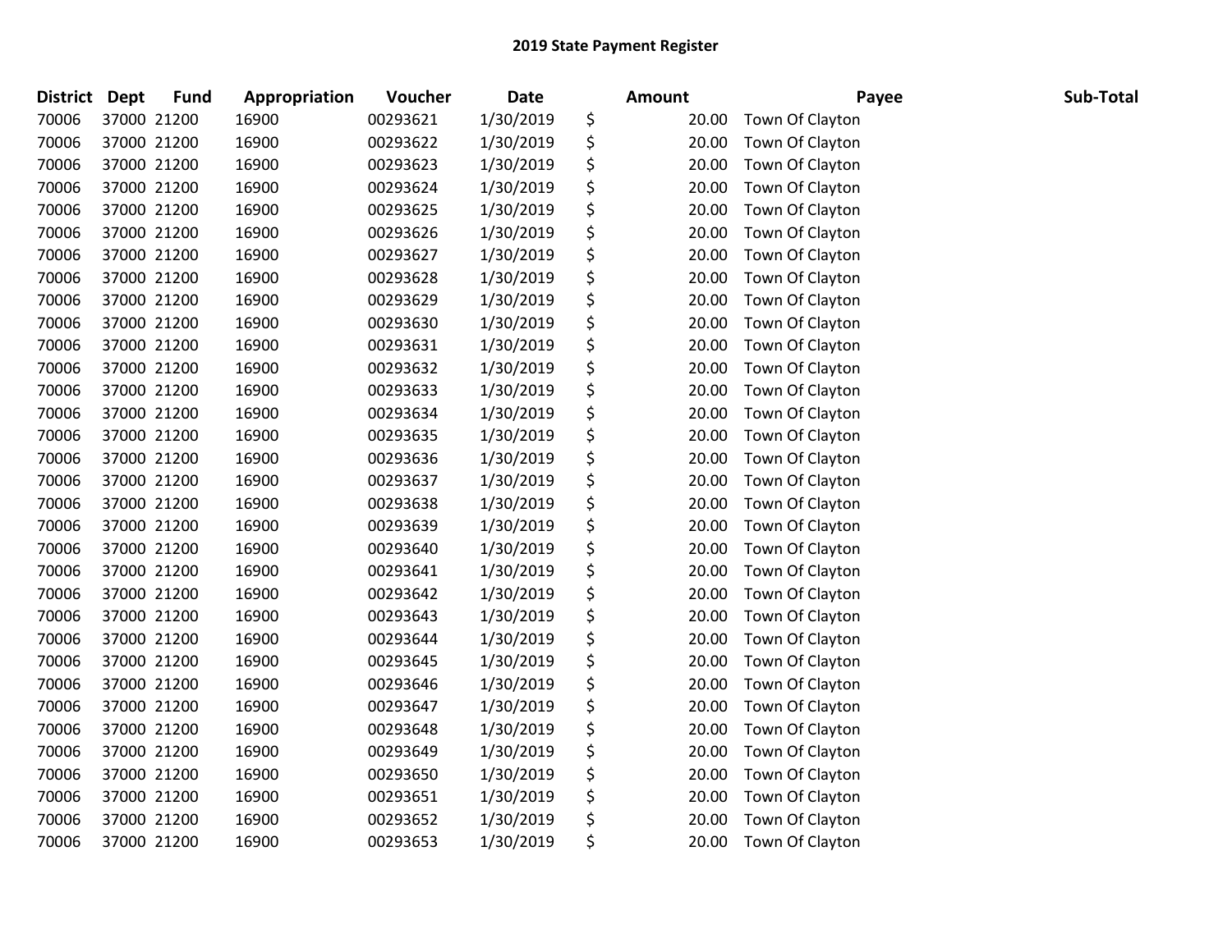## 2019 State Payment Register

| District | Dept | Fund | Appropriation | Voucher | Date | Amount | Payee | Sub-Total |
|---|---|---|---|---|---|---|---|---|
| 70006 | 37000 | 21200 | 16900 | 00293621 | 1/30/2019 | $ 20.00 | Town Of Clayton | |
| 70006 | 37000 | 21200 | 16900 | 00293622 | 1/30/2019 | $ 20.00 | Town Of Clayton | |
| 70006 | 37000 | 21200 | 16900 | 00293623 | 1/30/2019 | $ 20.00 | Town Of Clayton | |
| 70006 | 37000 | 21200 | 16900 | 00293624 | 1/30/2019 | $ 20.00 | Town Of Clayton | |
| 70006 | 37000 | 21200 | 16900 | 00293625 | 1/30/2019 | $ 20.00 | Town Of Clayton | |
| 70006 | 37000 | 21200 | 16900 | 00293626 | 1/30/2019 | $ 20.00 | Town Of Clayton | |
| 70006 | 37000 | 21200 | 16900 | 00293627 | 1/30/2019 | $ 20.00 | Town Of Clayton | |
| 70006 | 37000 | 21200 | 16900 | 00293628 | 1/30/2019 | $ 20.00 | Town Of Clayton | |
| 70006 | 37000 | 21200 | 16900 | 00293629 | 1/30/2019 | $ 20.00 | Town Of Clayton | |
| 70006 | 37000 | 21200 | 16900 | 00293630 | 1/30/2019 | $ 20.00 | Town Of Clayton | |
| 70006 | 37000 | 21200 | 16900 | 00293631 | 1/30/2019 | $ 20.00 | Town Of Clayton | |
| 70006 | 37000 | 21200 | 16900 | 00293632 | 1/30/2019 | $ 20.00 | Town Of Clayton | |
| 70006 | 37000 | 21200 | 16900 | 00293633 | 1/30/2019 | $ 20.00 | Town Of Clayton | |
| 70006 | 37000 | 21200 | 16900 | 00293634 | 1/30/2019 | $ 20.00 | Town Of Clayton | |
| 70006 | 37000 | 21200 | 16900 | 00293635 | 1/30/2019 | $ 20.00 | Town Of Clayton | |
| 70006 | 37000 | 21200 | 16900 | 00293636 | 1/30/2019 | $ 20.00 | Town Of Clayton | |
| 70006 | 37000 | 21200 | 16900 | 00293637 | 1/30/2019 | $ 20.00 | Town Of Clayton | |
| 70006 | 37000 | 21200 | 16900 | 00293638 | 1/30/2019 | $ 20.00 | Town Of Clayton | |
| 70006 | 37000 | 21200 | 16900 | 00293639 | 1/30/2019 | $ 20.00 | Town Of Clayton | |
| 70006 | 37000 | 21200 | 16900 | 00293640 | 1/30/2019 | $ 20.00 | Town Of Clayton | |
| 70006 | 37000 | 21200 | 16900 | 00293641 | 1/30/2019 | $ 20.00 | Town Of Clayton | |
| 70006 | 37000 | 21200 | 16900 | 00293642 | 1/30/2019 | $ 20.00 | Town Of Clayton | |
| 70006 | 37000 | 21200 | 16900 | 00293643 | 1/30/2019 | $ 20.00 | Town Of Clayton | |
| 70006 | 37000 | 21200 | 16900 | 00293644 | 1/30/2019 | $ 20.00 | Town Of Clayton | |
| 70006 | 37000 | 21200 | 16900 | 00293645 | 1/30/2019 | $ 20.00 | Town Of Clayton | |
| 70006 | 37000 | 21200 | 16900 | 00293646 | 1/30/2019 | $ 20.00 | Town Of Clayton | |
| 70006 | 37000 | 21200 | 16900 | 00293647 | 1/30/2019 | $ 20.00 | Town Of Clayton | |
| 70006 | 37000 | 21200 | 16900 | 00293648 | 1/30/2019 | $ 20.00 | Town Of Clayton | |
| 70006 | 37000 | 21200 | 16900 | 00293649 | 1/30/2019 | $ 20.00 | Town Of Clayton | |
| 70006 | 37000 | 21200 | 16900 | 00293650 | 1/30/2019 | $ 20.00 | Town Of Clayton | |
| 70006 | 37000 | 21200 | 16900 | 00293651 | 1/30/2019 | $ 20.00 | Town Of Clayton | |
| 70006 | 37000 | 21200 | 16900 | 00293652 | 1/30/2019 | $ 20.00 | Town Of Clayton | |
| 70006 | 37000 | 21200 | 16900 | 00293653 | 1/30/2019 | $ 20.00 | Town Of Clayton | |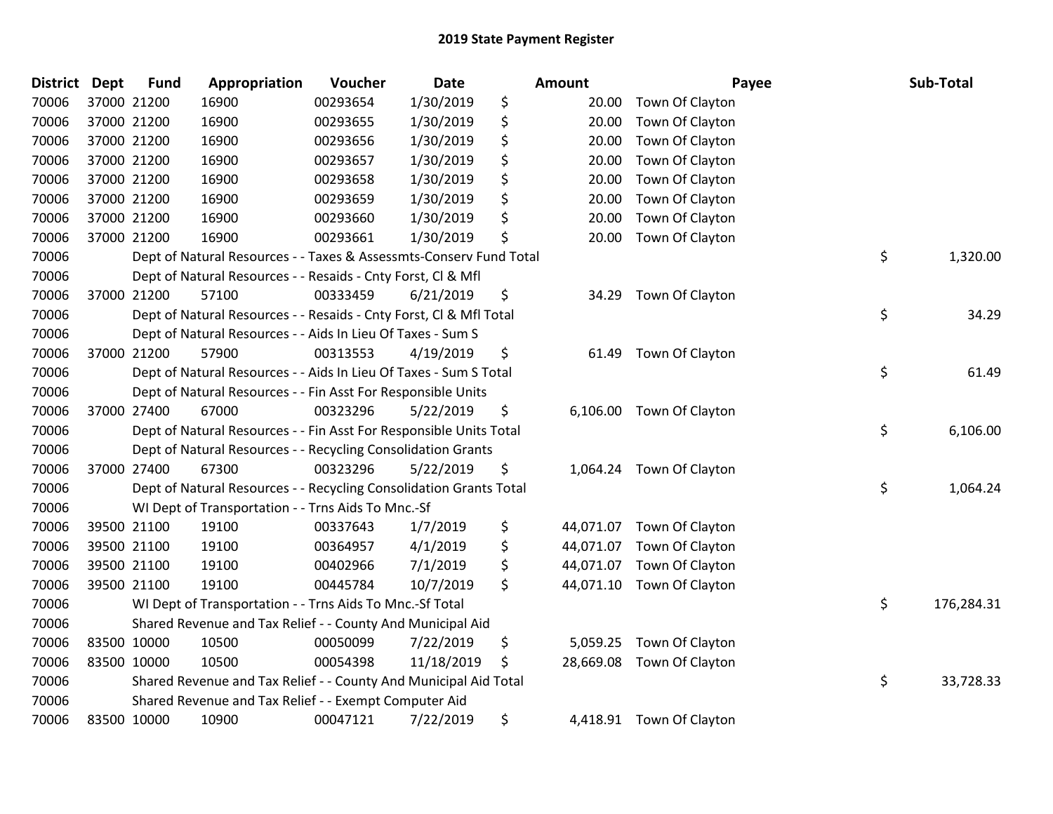## 2019 State Payment Register

| District | Dept | Fund | Appropriation | Voucher | Date | Amount | Payee | Sub-Total |
|---|---|---|---|---|---|---|---|---|
| 70006 | 37000 | 21200 | 16900 | 00293654 | 1/30/2019 | $ 20.00 | Town Of Clayton | |
| 70006 | 37000 | 21200 | 16900 | 00293655 | 1/30/2019 | $ 20.00 | Town Of Clayton | |
| 70006 | 37000 | 21200 | 16900 | 00293656 | 1/30/2019 | $ 20.00 | Town Of Clayton | |
| 70006 | 37000 | 21200 | 16900 | 00293657 | 1/30/2019 | $ 20.00 | Town Of Clayton | |
| 70006 | 37000 | 21200 | 16900 | 00293658 | 1/30/2019 | $ 20.00 | Town Of Clayton | |
| 70006 | 37000 | 21200 | 16900 | 00293659 | 1/30/2019 | $ 20.00 | Town Of Clayton | |
| 70006 | 37000 | 21200 | 16900 | 00293660 | 1/30/2019 | $ 20.00 | Town Of Clayton | |
| 70006 | 37000 | 21200 | 16900 | 00293661 | 1/30/2019 | $ 20.00 | Town Of Clayton | |
| 70006 | | | Dept of Natural Resources - - Taxes & Assessmts-Conserv Fund Total | | | | | $ 1,320.00 |
| 70006 | | | Dept of Natural Resources - - Resaids - Cnty Forst, Cl & Mfl | | | | | |
| 70006 | 37000 | 21200 | 57100 | 00333459 | 6/21/2019 | $ 34.29 | Town Of Clayton | |
| 70006 | | | Dept of Natural Resources - - Resaids - Cnty Forst, Cl & Mfl Total | | | | | $ 34.29 |
| 70006 | | | Dept of Natural Resources - - Aids In Lieu Of Taxes - Sum S | | | | | |
| 70006 | 37000 | 21200 | 57900 | 00313553 | 4/19/2019 | $ 61.49 | Town Of Clayton | |
| 70006 | | | Dept of Natural Resources - - Aids In Lieu Of Taxes - Sum S Total | | | | | $ 61.49 |
| 70006 | | | Dept of Natural Resources - - Fin Asst For Responsible Units | | | | | |
| 70006 | 37000 | 27400 | 67000 | 00323296 | 5/22/2019 | $ 6,106.00 | Town Of Clayton | |
| 70006 | | | Dept of Natural Resources - - Fin Asst For Responsible Units Total | | | | | $ 6,106.00 |
| 70006 | | | Dept of Natural Resources - - Recycling Consolidation Grants | | | | | |
| 70006 | 37000 | 27400 | 67300 | 00323296 | 5/22/2019 | $ 1,064.24 | Town Of Clayton | |
| 70006 | | | Dept of Natural Resources - - Recycling Consolidation Grants Total | | | | | $ 1,064.24 |
| 70006 | | | WI Dept of Transportation - - Trns Aids To Mnc.-Sf | | | | | |
| 70006 | 39500 | 21100 | 19100 | 00337643 | 1/7/2019 | $ 44,071.07 | Town Of Clayton | |
| 70006 | 39500 | 21100 | 19100 | 00364957 | 4/1/2019 | $ 44,071.07 | Town Of Clayton | |
| 70006 | 39500 | 21100 | 19100 | 00402966 | 7/1/2019 | $ 44,071.07 | Town Of Clayton | |
| 70006 | 39500 | 21100 | 19100 | 00445784 | 10/7/2019 | $ 44,071.10 | Town Of Clayton | |
| 70006 | | | WI Dept of Transportation - - Trns Aids To Mnc.-Sf Total | | | | | $ 176,284.31 |
| 70006 | | | Shared Revenue and Tax Relief - - County And Municipal Aid | | | | | |
| 70006 | 83500 | 10000 | 10500 | 00050099 | 7/22/2019 | $ 5,059.25 | Town Of Clayton | |
| 70006 | 83500 | 10000 | 10500 | 00054398 | 11/18/2019 | $ 28,669.08 | Town Of Clayton | |
| 70006 | | | Shared Revenue and Tax Relief - - County And Municipal Aid Total | | | | | $ 33,728.33 |
| 70006 | | | Shared Revenue and Tax Relief - - Exempt Computer Aid | | | | | |
| 70006 | 83500 | 10000 | 10900 | 00047121 | 7/22/2019 | $ 4,418.91 | Town Of Clayton | |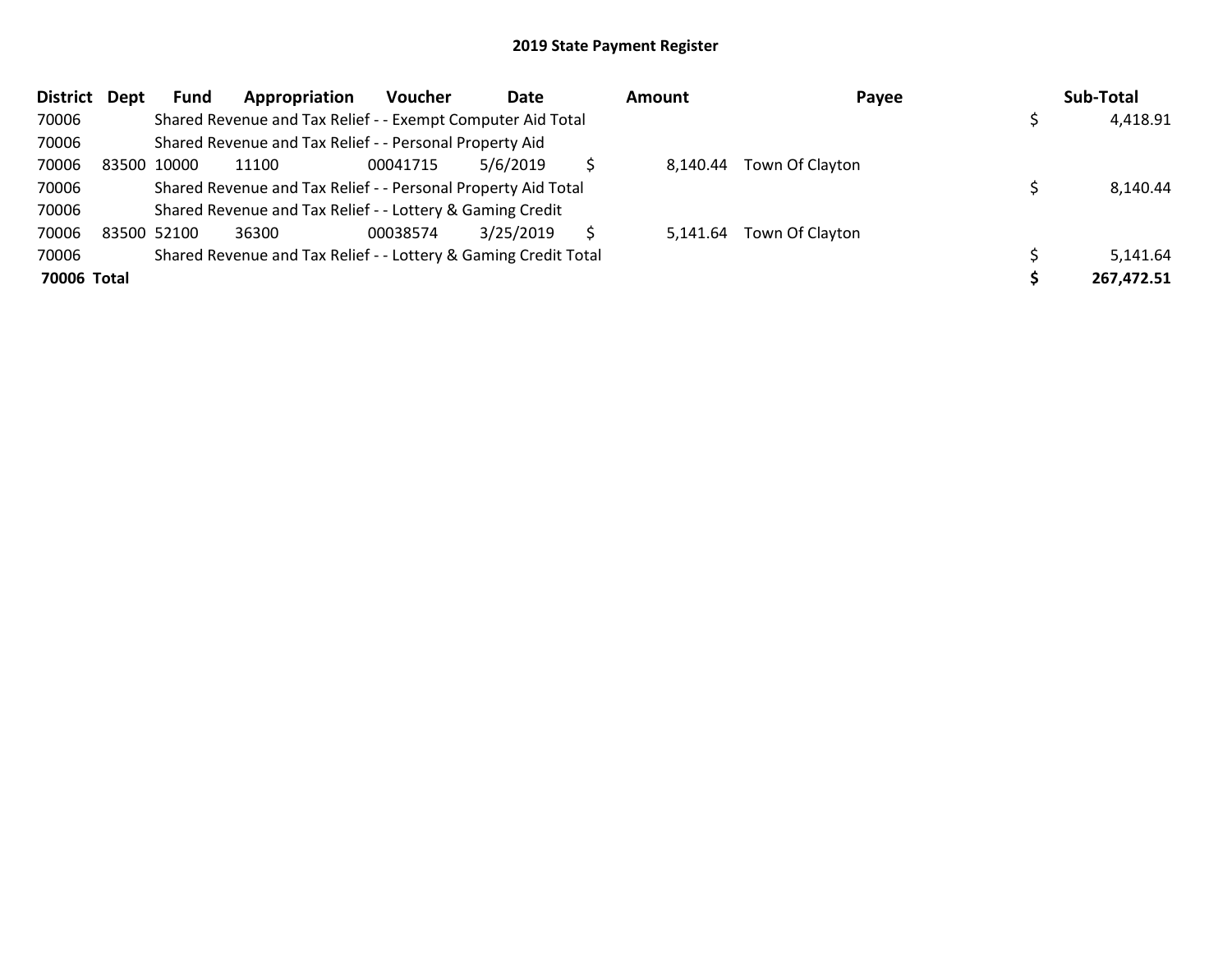# 2019 State Payment Register

| District | Dept | Fund | Appropriation | Voucher | Date | Amount | Payee | Sub-Total |
|---|---|---|---|---|---|---|---|---|
| 70006 | | Shared Revenue and Tax Relief - - Exempt Computer Aid Total | | | | | | $ 4,418.91 |
| 70006 | | Shared Revenue and Tax Relief - - Personal Property Aid | | | | | | |
| 70006 | 83500 | 10000 | 11100 | 00041715 | 5/6/2019 | $ 8,140.44 | Town Of Clayton | |
| 70006 | | Shared Revenue and Tax Relief - - Personal Property Aid Total | | | | | | $ 8,140.44 |
| 70006 | | Shared Revenue and Tax Relief - - Lottery & Gaming Credit | | | | | | |
| 70006 | 83500 | 52100 | 36300 | 00038574 | 3/25/2019 | $ 5,141.64 | Town Of Clayton | |
| 70006 | | Shared Revenue and Tax Relief - - Lottery & Gaming Credit Total | | | | | | $ 5,141.64 |
| **70006 Total** | | | | | | | | **$ 267,472.51** |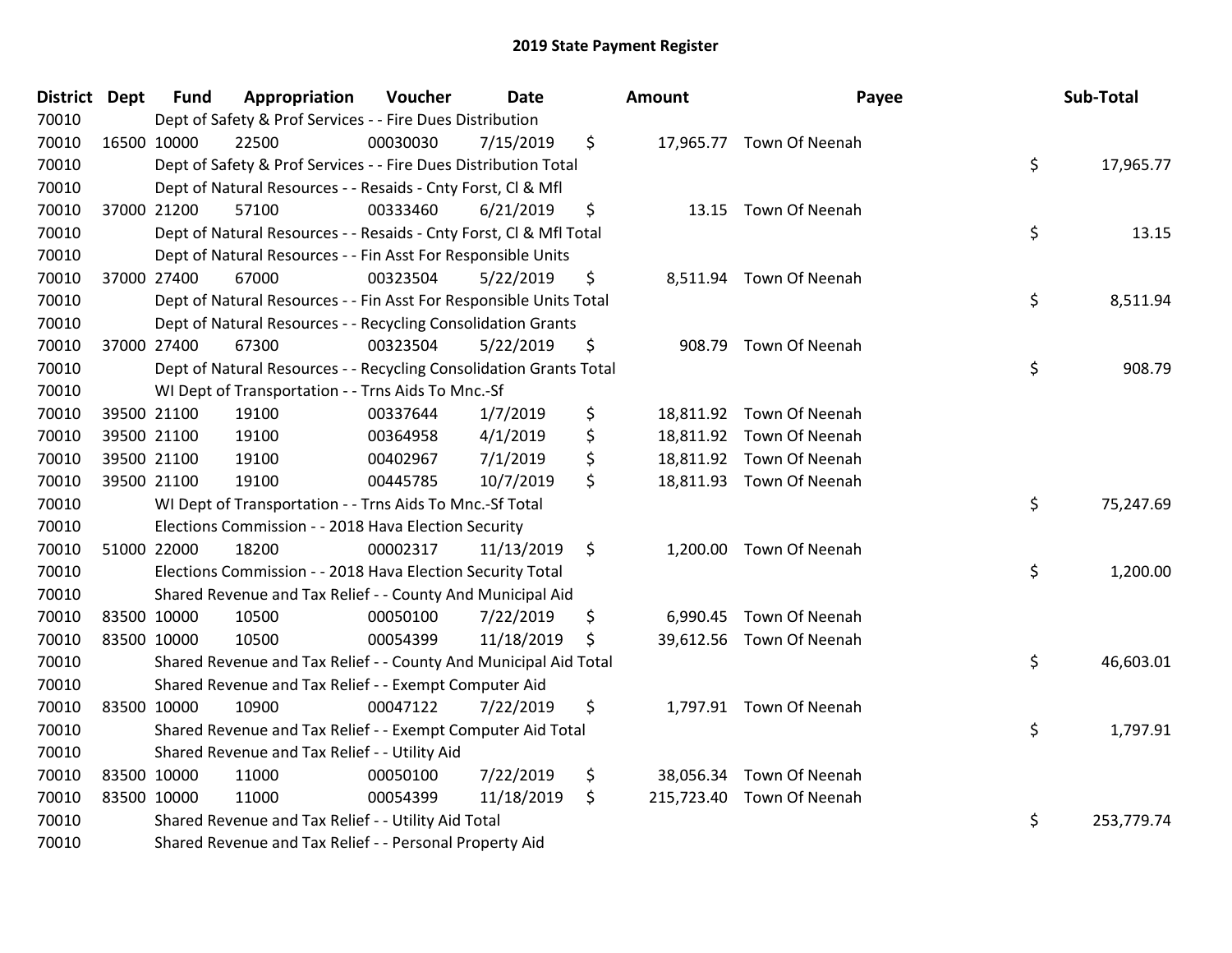# 2019 State Payment Register

| District | Dept | Fund | Appropriation | Voucher | Date | Amount | Payee | Sub-Total |
|---|---|---|---|---|---|---|---|---|
| 70010 | | Dept of Safety & Prof Services - - Fire Dues Distribution | | | | | | |
| 70010 | 16500 | 10000 | 22500 | 00030030 | 7/15/2019 | $ 17,965.77 | Town Of Neenah | |
| 70010 | | Dept of Safety & Prof Services - - Fire Dues Distribution Total | | | | | | $ 17,965.77 |
| 70010 | | Dept of Natural Resources - - Resaids - Cnty Forst, Cl & Mfl | | | | | | |
| 70010 | 37000 | 21200 | 57100 | 00333460 | 6/21/2019 | $ 13.15 | Town Of Neenah | |
| 70010 | | Dept of Natural Resources - - Resaids - Cnty Forst, Cl & Mfl Total | | | | | | $ 13.15 |
| 70010 | | Dept of Natural Resources - - Fin Asst For Responsible Units | | | | | | |
| 70010 | 37000 | 27400 | 67000 | 00323504 | 5/22/2019 | $ 8,511.94 | Town Of Neenah | |
| 70010 | | Dept of Natural Resources - - Fin Asst For Responsible Units Total | | | | | | $ 8,511.94 |
| 70010 | | Dept of Natural Resources - - Recycling Consolidation Grants | | | | | | |
| 70010 | 37000 | 27400 | 67300 | 00323504 | 5/22/2019 | $ 908.79 | Town Of Neenah | |
| 70010 | | Dept of Natural Resources - - Recycling Consolidation Grants Total | | | | | | $ 908.79 |
| 70010 | | WI Dept of Transportation - - Trns Aids To Mnc.-Sf | | | | | | |
| 70010 | 39500 | 21100 | 19100 | 00337644 | 1/7/2019 | $ 18,811.92 | Town Of Neenah | |
| 70010 | 39500 | 21100 | 19100 | 00364958 | 4/1/2019 | $ 18,811.92 | Town Of Neenah | |
| 70010 | 39500 | 21100 | 19100 | 00402967 | 7/1/2019 | $ 18,811.92 | Town Of Neenah | |
| 70010 | 39500 | 21100 | 19100 | 00445785 | 10/7/2019 | $ 18,811.93 | Town Of Neenah | |
| 70010 | | WI Dept of Transportation - - Trns Aids To Mnc.-Sf Total | | | | | | $ 75,247.69 |
| 70010 | | Elections Commission - - 2018 Hava Election Security | | | | | | |
| 70010 | 51000 | 22000 | 18200 | 00002317 | 11/13/2019 | $ 1,200.00 | Town Of Neenah | |
| 70010 | | Elections Commission - - 2018 Hava Election Security Total | | | | | | $ 1,200.00 |
| 70010 | | Shared Revenue and Tax Relief - - County And Municipal Aid | | | | | | |
| 70010 | 83500 | 10000 | 10500 | 00050100 | 7/22/2019 | $ 6,990.45 | Town Of Neenah | |
| 70010 | 83500 | 10000 | 10500 | 00054399 | 11/18/2019 | $ 39,612.56 | Town Of Neenah | |
| 70010 | | Shared Revenue and Tax Relief - - County And Municipal Aid Total | | | | | | $ 46,603.01 |
| 70010 | | Shared Revenue and Tax Relief - - Exempt Computer Aid | | | | | | |
| 70010 | 83500 | 10000 | 10900 | 00047122 | 7/22/2019 | $ 1,797.91 | Town Of Neenah | |
| 70010 | | Shared Revenue and Tax Relief - - Exempt Computer Aid Total | | | | | | $ 1,797.91 |
| 70010 | | Shared Revenue and Tax Relief - - Utility Aid | | | | | | |
| 70010 | 83500 | 10000 | 11000 | 00050100 | 7/22/2019 | $ 38,056.34 | Town Of Neenah | |
| 70010 | 83500 | 10000 | 11000 | 00054399 | 11/18/2019 | $ 215,723.40 | Town Of Neenah | |
| 70010 | | Shared Revenue and Tax Relief - - Utility Aid Total | | | | | | $ 253,779.74 |
| 70010 | | Shared Revenue and Tax Relief - - Personal Property Aid | | | | | | |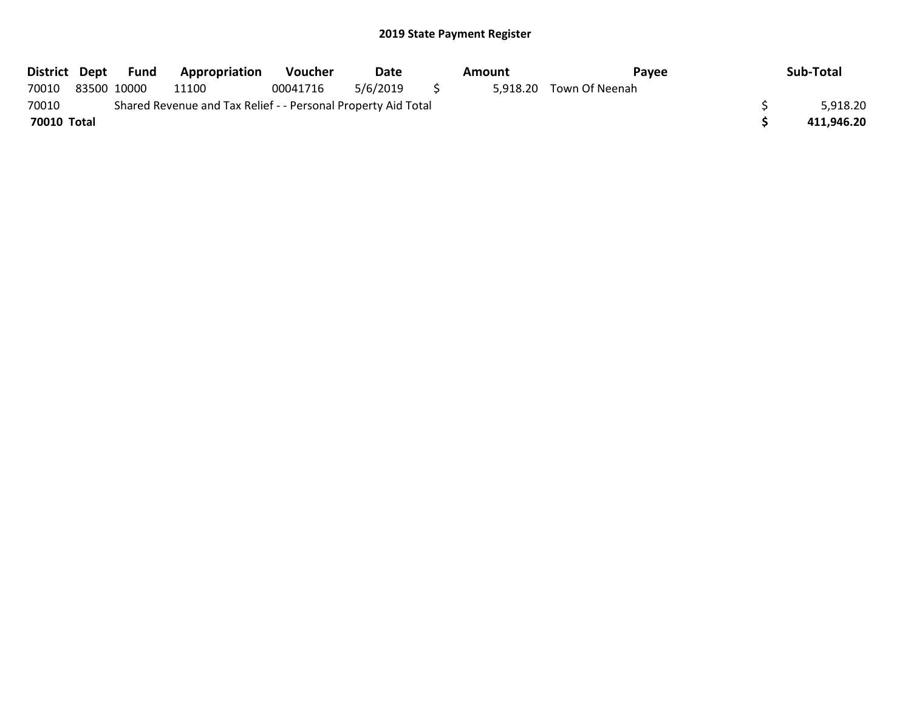# 2019 State Payment Register

| District | Dept | Fund | Appropriation | Voucher | Date | Amount | Payee | Sub-Total |
|---|---|---|---|---|---|---|---|---|
| 70010 | 83500 | 10000 | 11100 | 00041716 | 5/6/2019 | $ 5,918.20 | Town Of Neenah | |
| 70010 | | Shared Revenue and Tax Relief - - Personal Property Aid Total | | | | | | $ 5,918.20 |
| **70010 Total** | | | | | | | | **$ 411,946.20** |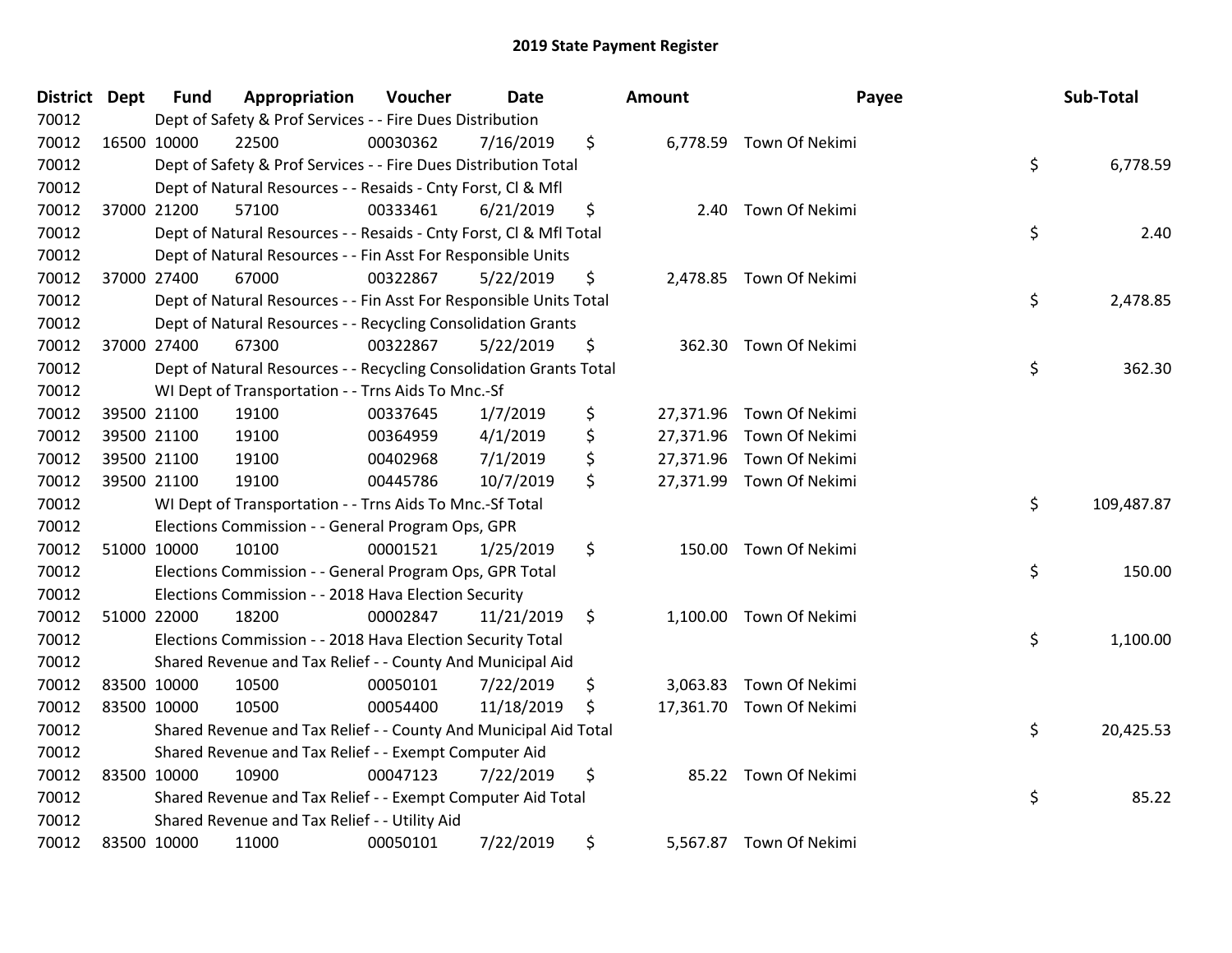# 2019 State Payment Register

| District | Dept | Fund | Appropriation | Voucher | Date | Amount | Payee | Sub-Total |
|---|---|---|---|---|---|---|---|---|
| 70012 | | Dept of Safety & Prof Services - - Fire Dues Distribution | | | | | | |
| 70012 | 16500 | 10000 | 22500 | 00030362 | 7/16/2019 | $ 6,778.59 | Town Of Nekimi | |
| 70012 | | Dept of Safety & Prof Services - - Fire Dues Distribution Total | | | | | | $ 6,778.59 |
| 70012 | | Dept of Natural Resources - - Resaids - Cnty Forst, Cl & Mfl | | | | | | |
| 70012 | 37000 | 21200 | 57100 | 00333461 | 6/21/2019 | $ 2.40 | Town Of Nekimi | |
| 70012 | | Dept of Natural Resources - - Resaids - Cnty Forst, Cl & Mfl Total | | | | | | $ 2.40 |
| 70012 | | Dept of Natural Resources - - Fin Asst For Responsible Units | | | | | | |
| 70012 | 37000 | 27400 | 67000 | 00322867 | 5/22/2019 | $ 2,478.85 | Town Of Nekimi | |
| 70012 | | Dept of Natural Resources - - Fin Asst For Responsible Units Total | | | | | | $ 2,478.85 |
| 70012 | | Dept of Natural Resources - - Recycling Consolidation Grants | | | | | | |
| 70012 | 37000 | 27400 | 67300 | 00322867 | 5/22/2019 | $ 362.30 | Town Of Nekimi | |
| 70012 | | Dept of Natural Resources - - Recycling Consolidation Grants Total | | | | | | $ 362.30 |
| 70012 | | WI Dept of Transportation - - Trns Aids To Mnc.-Sf | | | | | | |
| 70012 | 39500 | 21100 | 19100 | 00337645 | 1/7/2019 | $ 27,371.96 | Town Of Nekimi | |
| 70012 | 39500 | 21100 | 19100 | 00364959 | 4/1/2019 | $ 27,371.96 | Town Of Nekimi | |
| 70012 | 39500 | 21100 | 19100 | 00402968 | 7/1/2019 | $ 27,371.96 | Town Of Nekimi | |
| 70012 | 39500 | 21100 | 19100 | 00445786 | 10/7/2019 | $ 27,371.99 | Town Of Nekimi | |
| 70012 | | WI Dept of Transportation - - Trns Aids To Mnc.-Sf Total | | | | | | $ 109,487.87 |
| 70012 | | Elections Commission - - General Program Ops, GPR | | | | | | |
| 70012 | 51000 | 10000 | 10100 | 00001521 | 1/25/2019 | $ 150.00 | Town Of Nekimi | |
| 70012 | | Elections Commission - - General Program Ops, GPR Total | | | | | | $ 150.00 |
| 70012 | | Elections Commission - - 2018 Hava Election Security | | | | | | |
| 70012 | 51000 | 22000 | 18200 | 00002847 | 11/21/2019 | $ 1,100.00 | Town Of Nekimi | |
| 70012 | | Elections Commission - - 2018 Hava Election Security Total | | | | | | $ 1,100.00 |
| 70012 | | Shared Revenue and Tax Relief - - County And Municipal Aid | | | | | | |
| 70012 | 83500 | 10000 | 10500 | 00050101 | 7/22/2019 | $ 3,063.83 | Town Of Nekimi | |
| 70012 | 83500 | 10000 | 10500 | 00054400 | 11/18/2019 | $ 17,361.70 | Town Of Nekimi | |
| 70012 | | Shared Revenue and Tax Relief - - County And Municipal Aid Total | | | | | | $ 20,425.53 |
| 70012 | | Shared Revenue and Tax Relief - - Exempt Computer Aid | | | | | | |
| 70012 | 83500 | 10000 | 10900 | 00047123 | 7/22/2019 | $ 85.22 | Town Of Nekimi | |
| 70012 | | Shared Revenue and Tax Relief - - Exempt Computer Aid Total | | | | | | $ 85.22 |
| 70012 | | Shared Revenue and Tax Relief - - Utility Aid | | | | | | |
| 70012 | 83500 | 10000 | 11000 | 00050101 | 7/22/2019 | $ 5,567.87 | Town Of Nekimi | |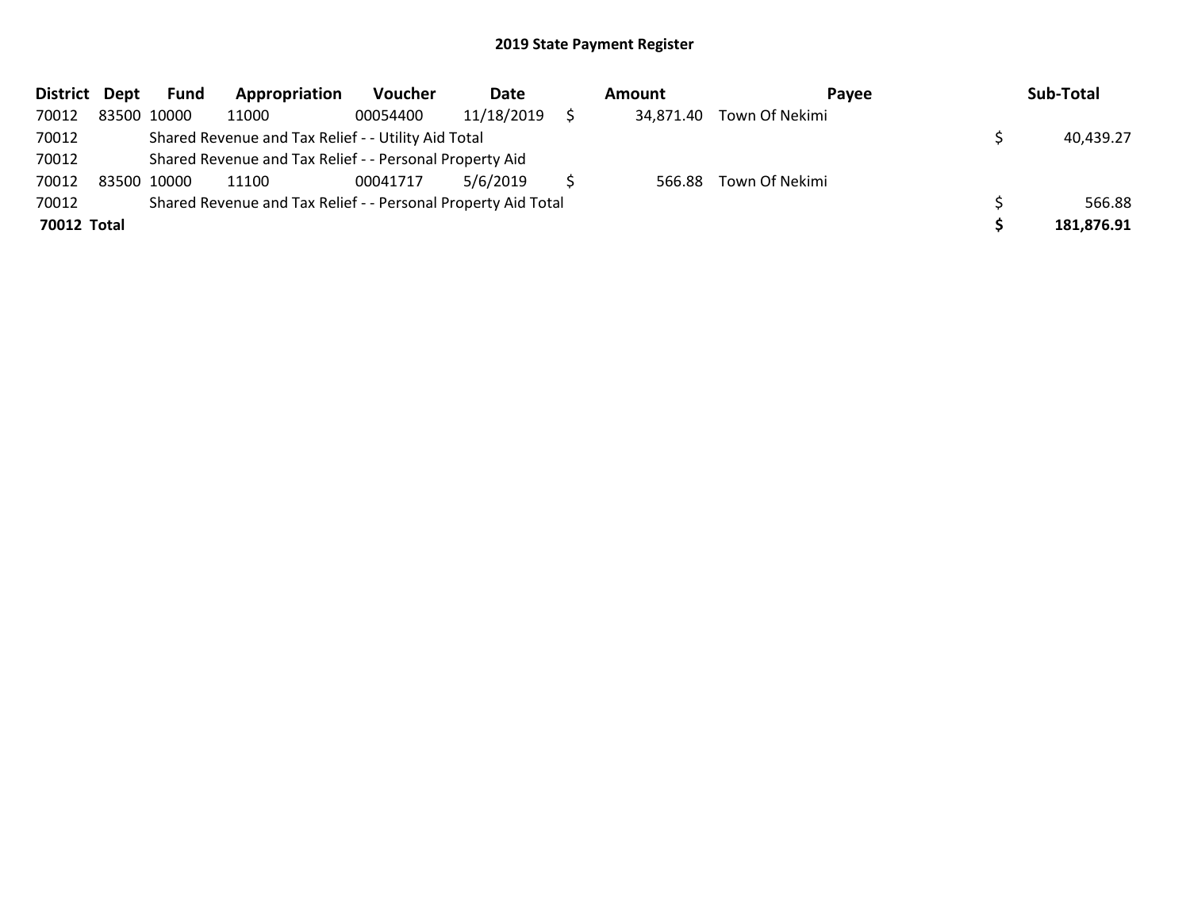## 2019 State Payment Register

| District | Dept | Fund | Appropriation | Voucher | Date | Amount | Payee | Sub-Total |
|---|---|---|---|---|---|---|---|---|
| 70012 | 83500 | 10000 | 11000 | 00054400 | 11/18/2019 | $ 34,871.40 | Town Of Nekimi | |
| 70012 | | Shared Revenue and Tax Relief - - Utility Aid Total | | | | | | $ 40,439.27 |
| 70012 | | Shared Revenue and Tax Relief - - Personal Property Aid | | | | | | |
| 70012 | 83500 | 10000 | 11100 | 00041717 | 5/6/2019 | $ 566.88 | Town Of Nekimi | |
| 70012 | | Shared Revenue and Tax Relief - - Personal Property Aid Total | | | | | | $ 566.88 |
| **70012 Total** | | | | | | | | **$ 181,876.91** |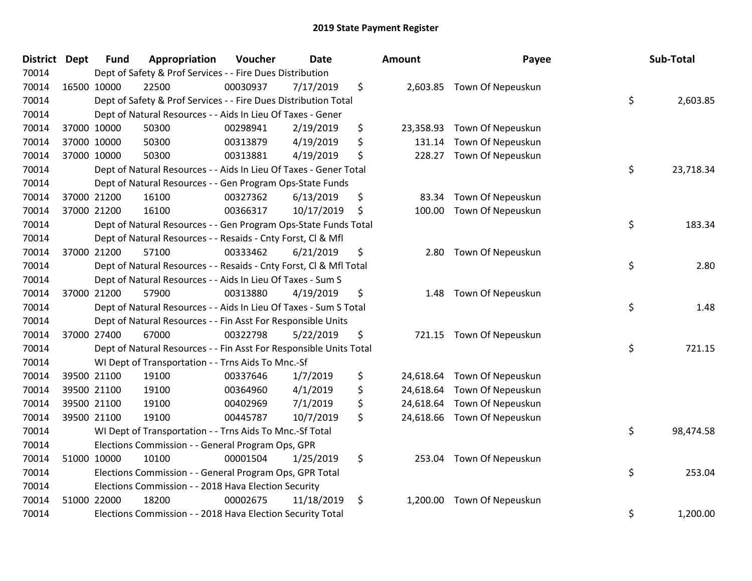# 2019 State Payment Register

| District | Dept | Fund | Appropriation | Voucher | Date | Amount | Payee | Sub-Total |
|---|---|---|---|---|---|---|---|---|
| 70014 | | Dept of Safety & Prof Services - - Fire Dues Distribution | | | | | | |
| 70014 | 16500 | 10000 | 22500 | 00030937 | 7/17/2019 | $ 2,603.85 | Town Of Nepeuskun | |
| 70014 | | Dept of Safety & Prof Services - - Fire Dues Distribution Total | | | | | | $ 2,603.85 |
| 70014 | | Dept of Natural Resources - - Aids In Lieu Of Taxes - Gener | | | | | | |
| 70014 | 37000 | 10000 | 50300 | 00298941 | 2/19/2019 | $ 23,358.93 | Town Of Nepeuskun | |
| 70014 | 37000 | 10000 | 50300 | 00313879 | 4/19/2019 | $ 131.14 | Town Of Nepeuskun | |
| 70014 | 37000 | 10000 | 50300 | 00313881 | 4/19/2019 | $ 228.27 | Town Of Nepeuskun | |
| 70014 | | Dept of Natural Resources - - Aids In Lieu Of Taxes - Gener Total | | | | | | $ 23,718.34 |
| 70014 | | Dept of Natural Resources - - Gen Program Ops-State Funds | | | | | | |
| 70014 | 37000 | 21200 | 16100 | 00327362 | 6/13/2019 | $ 83.34 | Town Of Nepeuskun | |
| 70014 | 37000 | 21200 | 16100 | 00366317 | 10/17/2019 | $ 100.00 | Town Of Nepeuskun | |
| 70014 | | Dept of Natural Resources - - Gen Program Ops-State Funds Total | | | | | | $ 183.34 |
| 70014 | | Dept of Natural Resources - - Resaids - Cnty Forst, Cl & Mfl | | | | | | |
| 70014 | 37000 | 21200 | 57100 | 00333462 | 6/21/2019 | $ 2.80 | Town Of Nepeuskun | |
| 70014 | | Dept of Natural Resources - - Resaids - Cnty Forst, Cl & Mfl Total | | | | | | $ 2.80 |
| 70014 | | Dept of Natural Resources - - Aids In Lieu Of Taxes - Sum S | | | | | | |
| 70014 | 37000 | 21200 | 57900 | 00313880 | 4/19/2019 | $ 1.48 | Town Of Nepeuskun | |
| 70014 | | Dept of Natural Resources - - Aids In Lieu Of Taxes - Sum S Total | | | | | | $ 1.48 |
| 70014 | | Dept of Natural Resources - - Fin Asst For Responsible Units | | | | | | |
| 70014 | 37000 | 27400 | 67000 | 00322798 | 5/22/2019 | $ 721.15 | Town Of Nepeuskun | |
| 70014 | | Dept of Natural Resources - - Fin Asst For Responsible Units Total | | | | | | $ 721.15 |
| 70014 | | WI Dept of Transportation - - Trns Aids To Mnc.-Sf | | | | | | |
| 70014 | 39500 | 21100 | 19100 | 00337646 | 1/7/2019 | $ 24,618.64 | Town Of Nepeuskun | |
| 70014 | 39500 | 21100 | 19100 | 00364960 | 4/1/2019 | $ 24,618.64 | Town Of Nepeuskun | |
| 70014 | 39500 | 21100 | 19100 | 00402969 | 7/1/2019 | $ 24,618.64 | Town Of Nepeuskun | |
| 70014 | 39500 | 21100 | 19100 | 00445787 | 10/7/2019 | $ 24,618.66 | Town Of Nepeuskun | |
| 70014 | | WI Dept of Transportation - - Trns Aids To Mnc.-Sf Total | | | | | | $ 98,474.58 |
| 70014 | | Elections Commission - - General Program Ops, GPR | | | | | | |
| 70014 | 51000 | 10000 | 10100 | 00001504 | 1/25/2019 | $ 253.04 | Town Of Nepeuskun | |
| 70014 | | Elections Commission - - General Program Ops, GPR Total | | | | | | $ 253.04 |
| 70014 | | Elections Commission - - 2018 Hava Election Security | | | | | | |
| 70014 | 51000 | 22000 | 18200 | 00002675 | 11/18/2019 | $ 1,200.00 | Town Of Nepeuskun | |
| 70014 | | Elections Commission - - 2018 Hava Election Security Total | | | | | | $ 1,200.00 |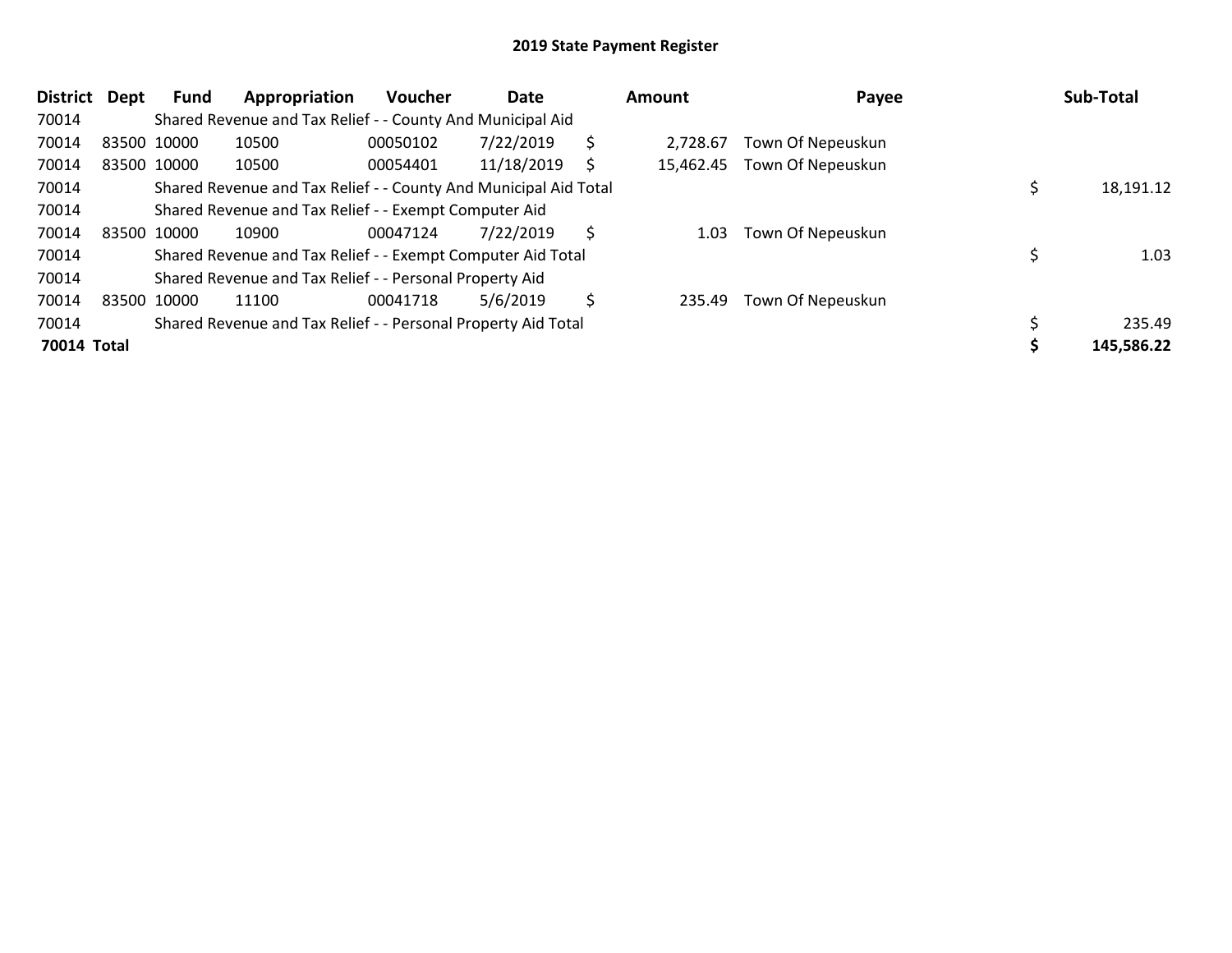# 2019 State Payment Register

| District | Dept | Fund | Appropriation | Voucher | Date | Amount | Payee | Sub-Total |
|---|---|---|---|---|---|---|---|---|
| 70014 | | Shared Revenue and Tax Relief - - County And Municipal Aid | | | | | | |
| 70014 | 83500 | 10000 | 10500 | 00050102 | 7/22/2019 | $ 2,728.67 | Town Of Nepeuskun | |
| 70014 | 83500 | 10000 | 10500 | 00054401 | 11/18/2019 | $ 15,462.45 | Town Of Nepeuskun | |
| 70014 | | Shared Revenue and Tax Relief - - County And Municipal Aid Total | | | | | | $ 18,191.12 |
| 70014 | | Shared Revenue and Tax Relief - - Exempt Computer Aid | | | | | | |
| 70014 | 83500 | 10000 | 10900 | 00047124 | 7/22/2019 | $ 1.03 | Town Of Nepeuskun | |
| 70014 | | Shared Revenue and Tax Relief - - Exempt Computer Aid Total | | | | | | $ 1.03 |
| 70014 | | Shared Revenue and Tax Relief - - Personal Property Aid | | | | | | |
| 70014 | 83500 | 10000 | 11100 | 00041718 | 5/6/2019 | $ 235.49 | Town Of Nepeuskun | |
| 70014 | | Shared Revenue and Tax Relief - - Personal Property Aid Total | | | | | | $ 235.49 |
| **70014 Total** | | | | | | | | **$ 145,586.22** |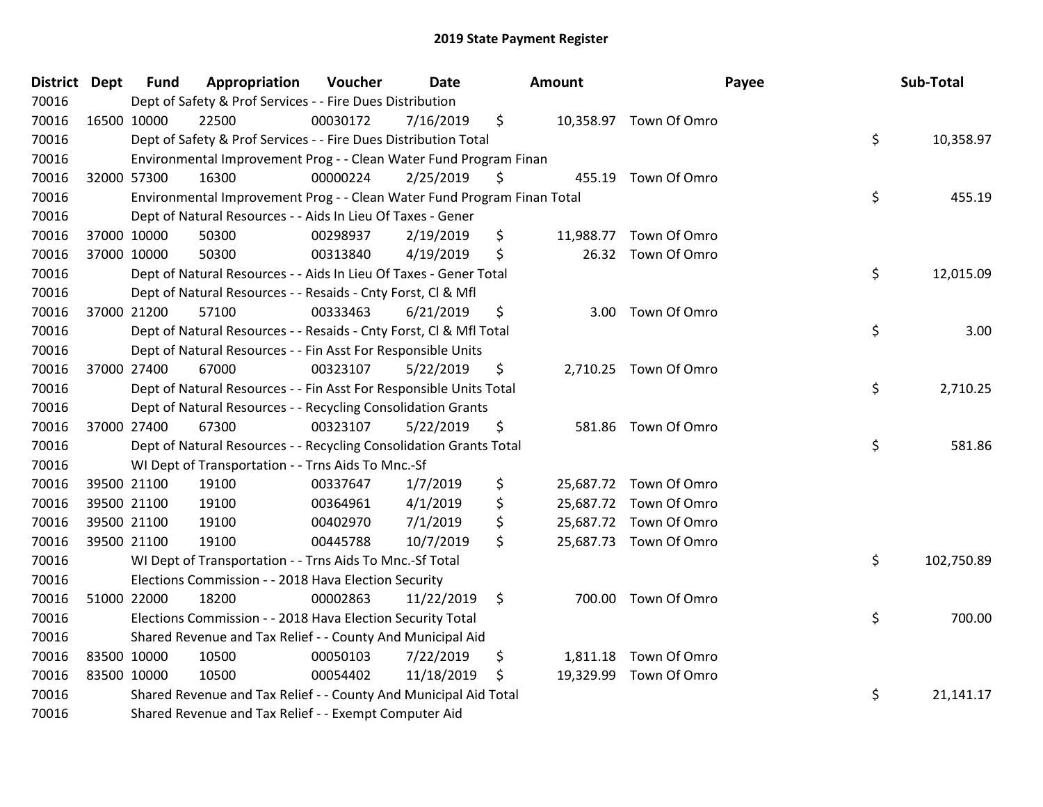# 2019 State Payment Register

| District | Dept | Fund | Appropriation | Voucher | Date | Amount | Payee | Sub-Total |
|---|---|---|---|---|---|---|---|---|
| 70016 | | Dept of Safety & Prof Services - - Fire Dues Distribution | | | | | | |
| 70016 | 16500 | 10000 | 22500 | 00030172 | 7/16/2019 | $ 10,358.97 | Town Of Omro | |
| 70016 | | Dept of Safety & Prof Services - - Fire Dues Distribution Total | | | | | | $ 10,358.97 |
| 70016 | | Environmental Improvement Prog - - Clean Water Fund Program Finan | | | | | | |
| 70016 | 32000 | 57300 | 16300 | 00000224 | 2/25/2019 | $ 455.19 | Town Of Omro | |
| 70016 | | Environmental Improvement Prog - - Clean Water Fund Program Finan Total | | | | | | $ 455.19 |
| 70016 | | Dept of Natural Resources - - Aids In Lieu Of Taxes - Gener | | | | | | |
| 70016 | 37000 | 10000 | 50300 | 00298937 | 2/19/2019 | $ 11,988.77 | Town Of Omro | |
| 70016 | 37000 | 10000 | 50300 | 00313840 | 4/19/2019 | $ 26.32 | Town Of Omro | |
| 70016 | | Dept of Natural Resources - - Aids In Lieu Of Taxes - Gener Total | | | | | | $ 12,015.09 |
| 70016 | | Dept of Natural Resources - - Resaids - Cnty Forst, Cl & Mfl | | | | | | |
| 70016 | 37000 | 21200 | 57100 | 00333463 | 6/21/2019 | $ 3.00 | Town Of Omro | |
| 70016 | | Dept of Natural Resources - - Resaids - Cnty Forst, Cl & Mfl Total | | | | | | $ 3.00 |
| 70016 | | Dept of Natural Resources - - Fin Asst For Responsible Units | | | | | | |
| 70016 | 37000 | 27400 | 67000 | 00323107 | 5/22/2019 | $ 2,710.25 | Town Of Omro | |
| 70016 | | Dept of Natural Resources - - Fin Asst For Responsible Units Total | | | | | | $ 2,710.25 |
| 70016 | | Dept of Natural Resources - - Recycling Consolidation Grants | | | | | | |
| 70016 | 37000 | 27400 | 67300 | 00323107 | 5/22/2019 | $ 581.86 | Town Of Omro | |
| 70016 | | Dept of Natural Resources - - Recycling Consolidation Grants Total | | | | | | $ 581.86 |
| 70016 | | WI Dept of Transportation - - Trns Aids To Mnc.-Sf | | | | | | |
| 70016 | 39500 | 21100 | 19100 | 00337647 | 1/7/2019 | $ 25,687.72 | Town Of Omro | |
| 70016 | 39500 | 21100 | 19100 | 00364961 | 4/1/2019 | $ 25,687.72 | Town Of Omro | |
| 70016 | 39500 | 21100 | 19100 | 00402970 | 7/1/2019 | $ 25,687.72 | Town Of Omro | |
| 70016 | 39500 | 21100 | 19100 | 00445788 | 10/7/2019 | $ 25,687.73 | Town Of Omro | |
| 70016 | | WI Dept of Transportation - - Trns Aids To Mnc.-Sf Total | | | | | | $ 102,750.89 |
| 70016 | | Elections Commission - - 2018 Hava Election Security | | | | | | |
| 70016 | 51000 | 22000 | 18200 | 00002863 | 11/22/2019 | $ 700.00 | Town Of Omro | |
| 70016 | | Elections Commission - - 2018 Hava Election Security Total | | | | | | $ 700.00 |
| 70016 | | Shared Revenue and Tax Relief - - County And Municipal Aid | | | | | | |
| 70016 | 83500 | 10000 | 10500 | 00050103 | 7/22/2019 | $ 1,811.18 | Town Of Omro | |
| 70016 | 83500 | 10000 | 10500 | 00054402 | 11/18/2019 | $ 19,329.99 | Town Of Omro | |
| 70016 | | Shared Revenue and Tax Relief - - County And Municipal Aid Total | | | | | | $ 21,141.17 |
| 70016 | | Shared Revenue and Tax Relief - - Exempt Computer Aid | | | | | | |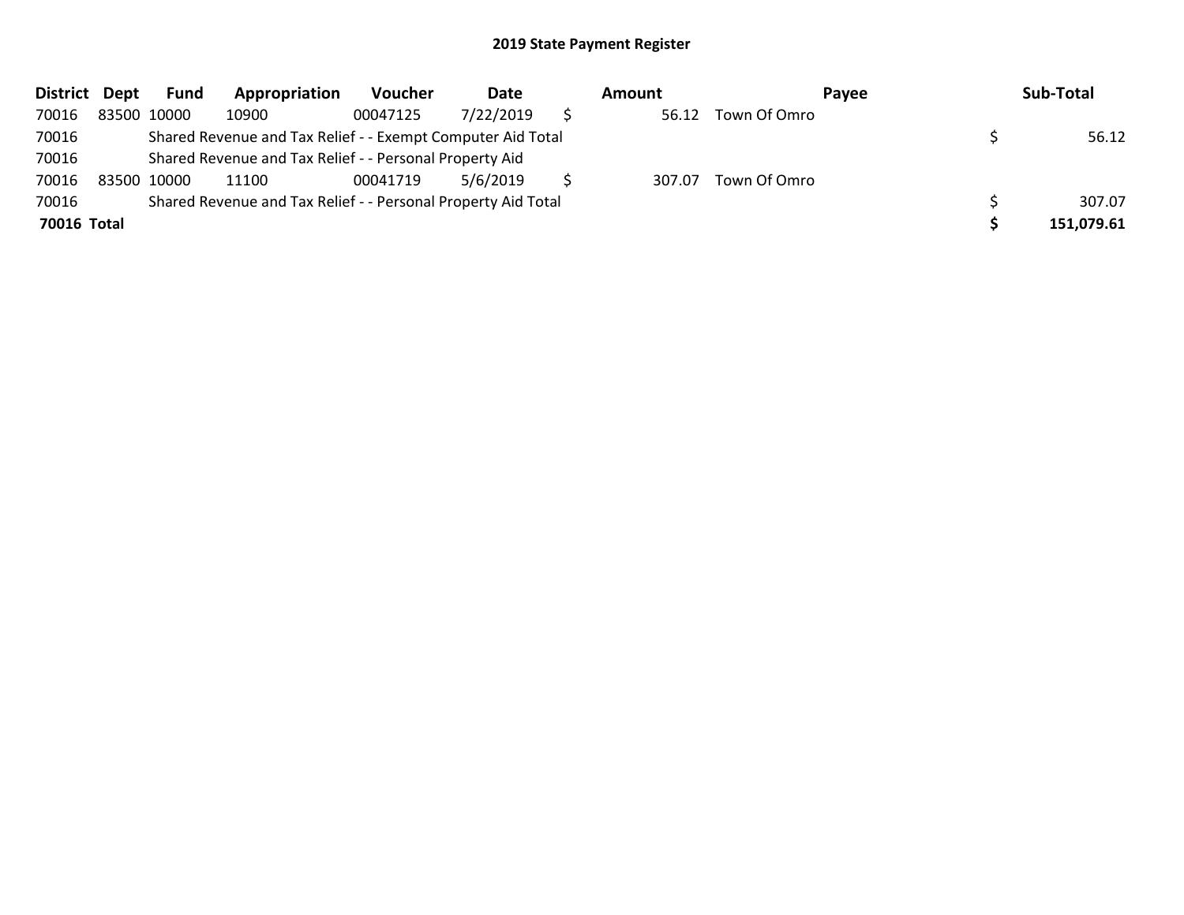## 2019 State Payment Register

| District | Dept | Fund | Appropriation | Voucher | Date | Amount | Payee | Sub-Total |
|---|---|---|---|---|---|---|---|---|
| 70016 | 83500 | 10000 | 10900 | 00047125 | 7/22/2019 | $ 56.12 | Town Of Omro | |
| 70016 | | Shared Revenue and Tax Relief - - Exempt Computer Aid Total | | | | | | $ 56.12 |
| 70016 | | Shared Revenue and Tax Relief - - Personal Property Aid | | | | | | |
| 70016 | 83500 | 10000 | 11100 | 00041719 | 5/6/2019 | $ 307.07 | Town Of Omro | |
| 70016 | | Shared Revenue and Tax Relief - - Personal Property Aid Total | | | | | | $ 307.07 |
| **70016 Total** | | | | | | | | **$ 151,079.61** |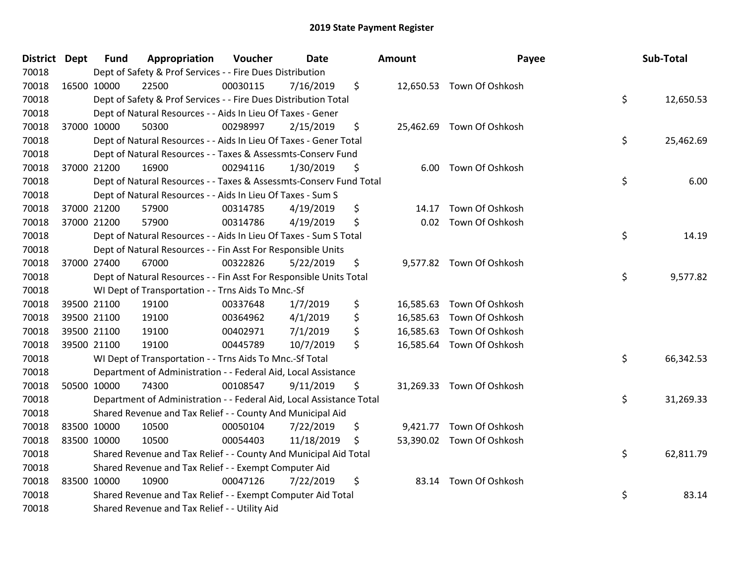# 2019 State Payment Register

| District | Dept | Fund | Appropriation | Voucher | Date | Amount | Payee | Sub-Total |
|---|---|---|---|---|---|---|---|---|
| 70018 | Dept of Safety & Prof Services - - Fire Dues Distribution | | | | | | | |
| 70018 | 16500 | 10000 | 22500 | 00030115 | 7/16/2019 | $ 12,650.53 | Town Of Oshkosh | |
| 70018 | Dept of Safety & Prof Services - - Fire Dues Distribution Total | | | | | | | $ 12,650.53 |
| 70018 | Dept of Natural Resources - - Aids In Lieu Of Taxes - Gener | | | | | | | |
| 70018 | 37000 | 10000 | 50300 | 00298997 | 2/15/2019 | $ 25,462.69 | Town Of Oshkosh | |
| 70018 | Dept of Natural Resources - - Aids In Lieu Of Taxes - Gener Total | | | | | | | $ 25,462.69 |
| 70018 | Dept of Natural Resources - - Taxes & Assessmts-Conserv Fund | | | | | | | |
| 70018 | 37000 | 21200 | 16900 | 00294116 | 1/30/2019 | $ 6.00 | Town Of Oshkosh | |
| 70018 | Dept of Natural Resources - - Taxes & Assessmts-Conserv Fund Total | | | | | | | $ 6.00 |
| 70018 | Dept of Natural Resources - - Aids In Lieu Of Taxes - Sum S | | | | | | | |
| 70018 | 37000 | 21200 | 57900 | 00314785 | 4/19/2019 | $ 14.17 | Town Of Oshkosh | |
| 70018 | 37000 | 21200 | 57900 | 00314786 | 4/19/2019 | $ 0.02 | Town Of Oshkosh | |
| 70018 | Dept of Natural Resources - - Aids In Lieu Of Taxes - Sum S Total | | | | | | | $ 14.19 |
| 70018 | Dept of Natural Resources - - Fin Asst For Responsible Units | | | | | | | |
| 70018 | 37000 | 27400 | 67000 | 00322826 | 5/22/2019 | $ 9,577.82 | Town Of Oshkosh | |
| 70018 | Dept of Natural Resources - - Fin Asst For Responsible Units Total | | | | | | | $ 9,577.82 |
| 70018 | WI Dept of Transportation - - Trns Aids To Mnc.-Sf | | | | | | | |
| 70018 | 39500 | 21100 | 19100 | 00337648 | 1/7/2019 | $ 16,585.63 | Town Of Oshkosh | |
| 70018 | 39500 | 21100 | 19100 | 00364962 | 4/1/2019 | $ 16,585.63 | Town Of Oshkosh | |
| 70018 | 39500 | 21100 | 19100 | 00402971 | 7/1/2019 | $ 16,585.63 | Town Of Oshkosh | |
| 70018 | 39500 | 21100 | 19100 | 00445789 | 10/7/2019 | $ 16,585.64 | Town Of Oshkosh | |
| 70018 | WI Dept of Transportation - - Trns Aids To Mnc.-Sf Total | | | | | | | $ 66,342.53 |
| 70018 | Department of Administration - - Federal Aid, Local Assistance | | | | | | | |
| 70018 | 50500 | 10000 | 74300 | 00108547 | 9/11/2019 | $ 31,269.33 | Town Of Oshkosh | |
| 70018 | Department of Administration - - Federal Aid, Local Assistance Total | | | | | | | $ 31,269.33 |
| 70018 | Shared Revenue and Tax Relief - - County And Municipal Aid | | | | | | | |
| 70018 | 83500 | 10000 | 10500 | 00050104 | 7/22/2019 | $ 9,421.77 | Town Of Oshkosh | |
| 70018 | 83500 | 10000 | 10500 | 00054403 | 11/18/2019 | $ 53,390.02 | Town Of Oshkosh | |
| 70018 | Shared Revenue and Tax Relief - - County And Municipal Aid Total | | | | | | | $ 62,811.79 |
| 70018 | Shared Revenue and Tax Relief - - Exempt Computer Aid | | | | | | | |
| 70018 | 83500 | 10000 | 10900 | 00047126 | 7/22/2019 | $ 83.14 | Town Of Oshkosh | |
| 70018 | Shared Revenue and Tax Relief - - Exempt Computer Aid Total | | | | | | | $ 83.14 |
| 70018 | Shared Revenue and Tax Relief - - Utility Aid | | | | | | | |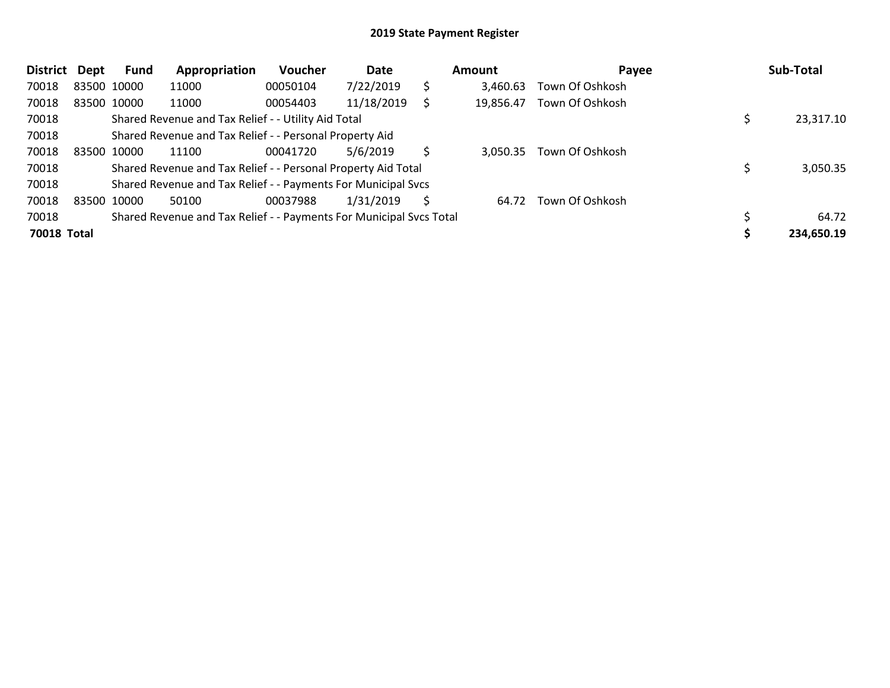# 2019 State Payment Register

| District | Dept | Fund | Appropriation | Voucher | Date | Amount | Payee | Sub-Total |
|---|---|---|---|---|---|---|---|---|
| 70018 | 83500 | 10000 | 11000 | 00050104 | 7/22/2019 | $ 3,460.63 | Town Of Oshkosh | |
| 70018 | 83500 | 10000 | 11000 | 00054403 | 11/18/2019 | $ 19,856.47 | Town Of Oshkosh | |
| 70018 | | Shared Revenue and Tax Relief - - Utility Aid Total | | | | | | $ 23,317.10 |
| 70018 | | Shared Revenue and Tax Relief - - Personal Property Aid | | | | | | |
| 70018 | 83500 | 10000 | 11100 | 00041720 | 5/6/2019 | $ 3,050.35 | Town Of Oshkosh | |
| 70018 | | Shared Revenue and Tax Relief - - Personal Property Aid Total | | | | | | $ 3,050.35 |
| 70018 | | Shared Revenue and Tax Relief - - Payments For Municipal Svcs | | | | | | |
| 70018 | 83500 | 10000 | 50100 | 00037988 | 1/31/2019 | $ 64.72 | Town Of Oshkosh | |
| 70018 | | Shared Revenue and Tax Relief - - Payments For Municipal Svcs Total | | | | | | $ 64.72 |
| **70018 Total** | | | | | | | | **$ 234,650.19** |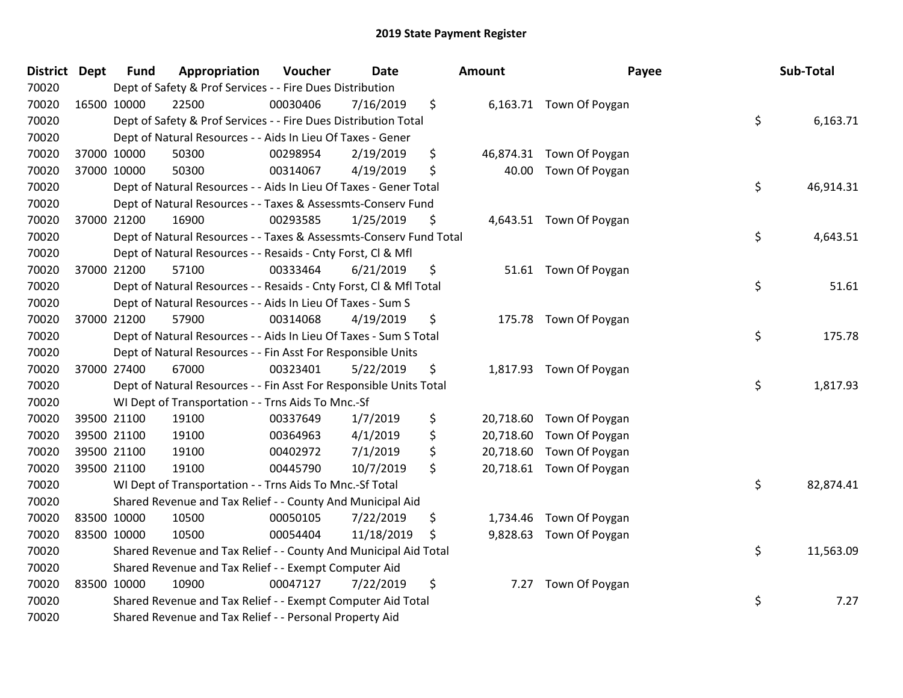# 2019 State Payment Register

| District | Dept | Fund | Appropriation | Voucher | Date | Amount | Payee | Sub-Total |
|---|---|---|---|---|---|---|---|---|
| 70020 | | Dept of Safety & Prof Services - - Fire Dues Distribution | | | | | | |
| 70020 | 16500 | 10000 | 22500 | 00030406 | 7/16/2019 | $ 6,163.71 | Town Of Poygan | |
| 70020 | | Dept of Safety & Prof Services - - Fire Dues Distribution Total | | | | | | $ 6,163.71 |
| 70020 | | Dept of Natural Resources - - Aids In Lieu Of Taxes - Gener | | | | | | |
| 70020 | 37000 | 10000 | 50300 | 00298954 | 2/19/2019 | $ 46,874.31 | Town Of Poygan | |
| 70020 | 37000 | 10000 | 50300 | 00314067 | 4/19/2019 | $ 40.00 | Town Of Poygan | |
| 70020 | | Dept of Natural Resources - - Aids In Lieu Of Taxes - Gener Total | | | | | | $ 46,914.31 |
| 70020 | | Dept of Natural Resources - - Taxes & Assessmts-Conserv Fund | | | | | | |
| 70020 | 37000 | 21200 | 16900 | 00293585 | 1/25/2019 | $ 4,643.51 | Town Of Poygan | |
| 70020 | | Dept of Natural Resources - - Taxes & Assessmts-Conserv Fund Total | | | | | | $ 4,643.51 |
| 70020 | | Dept of Natural Resources - - Resaids - Cnty Forst, Cl & Mfl | | | | | | |
| 70020 | 37000 | 21200 | 57100 | 00333464 | 6/21/2019 | $ 51.61 | Town Of Poygan | |
| 70020 | | Dept of Natural Resources - - Resaids - Cnty Forst, Cl & Mfl Total | | | | | | $ 51.61 |
| 70020 | | Dept of Natural Resources - - Aids In Lieu Of Taxes - Sum S | | | | | | |
| 70020 | 37000 | 21200 | 57900 | 00314068 | 4/19/2019 | $ 175.78 | Town Of Poygan | |
| 70020 | | Dept of Natural Resources - - Aids In Lieu Of Taxes - Sum S Total | | | | | | $ 175.78 |
| 70020 | | Dept of Natural Resources - - Fin Asst For Responsible Units | | | | | | |
| 70020 | 37000 | 27400 | 67000 | 00323401 | 5/22/2019 | $ 1,817.93 | Town Of Poygan | |
| 70020 | | Dept of Natural Resources - - Fin Asst For Responsible Units Total | | | | | | $ 1,817.93 |
| 70020 | | WI Dept of Transportation - - Trns Aids To Mnc.-Sf | | | | | | |
| 70020 | 39500 | 21100 | 19100 | 00337649 | 1/7/2019 | $ 20,718.60 | Town Of Poygan | |
| 70020 | 39500 | 21100 | 19100 | 00364963 | 4/1/2019 | $ 20,718.60 | Town Of Poygan | |
| 70020 | 39500 | 21100 | 19100 | 00402972 | 7/1/2019 | $ 20,718.60 | Town Of Poygan | |
| 70020 | 39500 | 21100 | 19100 | 00445790 | 10/7/2019 | $ 20,718.61 | Town Of Poygan | |
| 70020 | | WI Dept of Transportation - - Trns Aids To Mnc.-Sf Total | | | | | | $ 82,874.41 |
| 70020 | | Shared Revenue and Tax Relief - - County And Municipal Aid | | | | | | |
| 70020 | 83500 | 10000 | 10500 | 00050105 | 7/22/2019 | $ 1,734.46 | Town Of Poygan | |
| 70020 | 83500 | 10000 | 10500 | 00054404 | 11/18/2019 | $ 9,828.63 | Town Of Poygan | |
| 70020 | | Shared Revenue and Tax Relief - - County And Municipal Aid Total | | | | | | $ 11,563.09 |
| 70020 | | Shared Revenue and Tax Relief - - Exempt Computer Aid | | | | | | |
| 70020 | 83500 | 10000 | 10900 | 00047127 | 7/22/2019 | $ 7.27 | Town Of Poygan | |
| 70020 | | Shared Revenue and Tax Relief - - Exempt Computer Aid Total | | | | | | $ 7.27 |
| 70020 | | Shared Revenue and Tax Relief - - Personal Property Aid | | | | | | |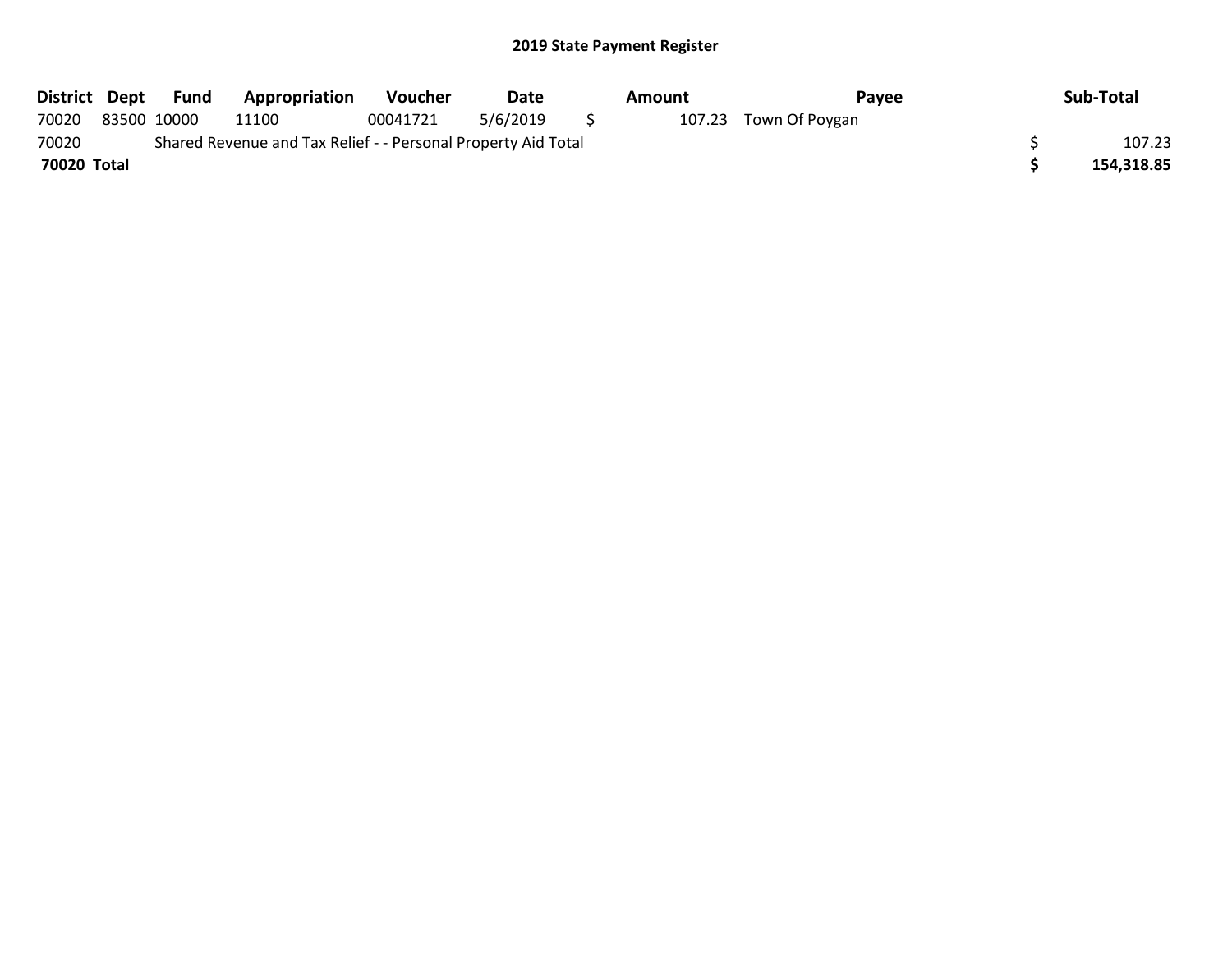# 2019 State Payment Register

| District | Dept | Fund | Appropriation | Voucher | Date | Amount | Payee | Sub-Total |
|---|---|---|---|---|---|---|---|---|
| 70020 | 83500 | 10000 | 11100 | 00041721 | 5/6/2019 | $ 107.23 | Town Of Poygan | |
| 70020 | Shared Revenue and Tax Relief - - Personal Property Aid Total | | | | | | | $ 107.23 |
| **70020 Total** | | | | | | | | **$ 154,318.85** |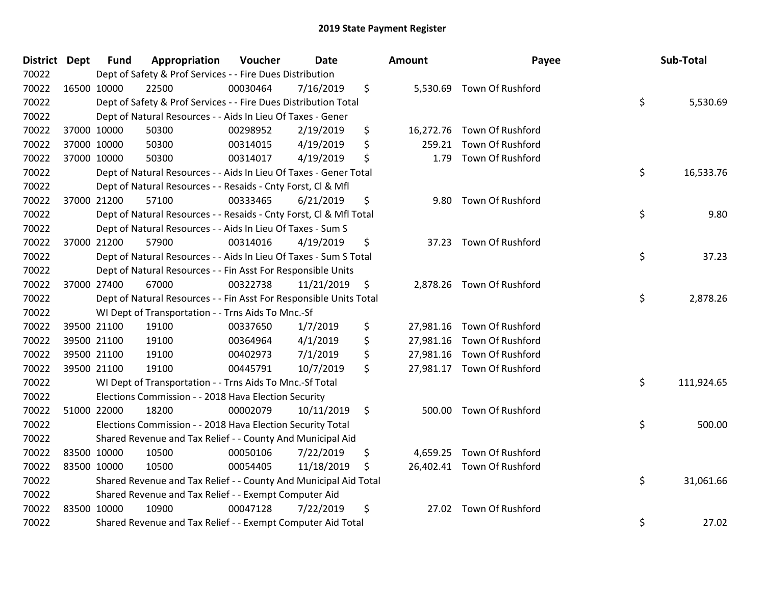# 2019 State Payment Register

| District | Dept | Fund | Appropriation | Voucher | Date | Amount | Payee | Sub-Total |
|---|---|---|---|---|---|---|---|---|
| 70022 | Dept of Safety & Prof Services - - Fire Dues Distribution | | | | | | | |
| 70022 | 16500 | 10000 | 22500 | 00030464 | 7/16/2019 | $ 5,530.69 | Town Of Rushford | |
| 70022 | Dept of Safety & Prof Services - - Fire Dues Distribution Total | | | | | | | $ 5,530.69 |
| 70022 | Dept of Natural Resources - - Aids In Lieu Of Taxes - Gener | | | | | | | |
| 70022 | 37000 | 10000 | 50300 | 00298952 | 2/19/2019 | $ 16,272.76 | Town Of Rushford | |
| 70022 | 37000 | 10000 | 50300 | 00314015 | 4/19/2019 | $ 259.21 | Town Of Rushford | |
| 70022 | 37000 | 10000 | 50300 | 00314017 | 4/19/2019 | $ 1.79 | Town Of Rushford | |
| 70022 | Dept of Natural Resources - - Aids In Lieu Of Taxes - Gener Total | | | | | | | $ 16,533.76 |
| 70022 | Dept of Natural Resources - - Resaids - Cnty Forst, Cl & Mfl | | | | | | | |
| 70022 | 37000 | 21200 | 57100 | 00333465 | 6/21/2019 | $ 9.80 | Town Of Rushford | |
| 70022 | Dept of Natural Resources - - Resaids - Cnty Forst, Cl & Mfl Total | | | | | | | $ 9.80 |
| 70022 | Dept of Natural Resources - - Aids In Lieu Of Taxes - Sum S | | | | | | | |
| 70022 | 37000 | 21200 | 57900 | 00314016 | 4/19/2019 | $ 37.23 | Town Of Rushford | |
| 70022 | Dept of Natural Resources - - Aids In Lieu Of Taxes - Sum S Total | | | | | | | $ 37.23 |
| 70022 | Dept of Natural Resources - - Fin Asst For Responsible Units | | | | | | | |
| 70022 | 37000 | 27400 | 67000 | 00322738 | 11/21/2019 | $ 2,878.26 | Town Of Rushford | |
| 70022 | Dept of Natural Resources - - Fin Asst For Responsible Units Total | | | | | | | $ 2,878.26 |
| 70022 | WI Dept of Transportation - - Trns Aids To Mnc.-Sf | | | | | | | |
| 70022 | 39500 | 21100 | 19100 | 00337650 | 1/7/2019 | $ 27,981.16 | Town Of Rushford | |
| 70022 | 39500 | 21100 | 19100 | 00364964 | 4/1/2019 | $ 27,981.16 | Town Of Rushford | |
| 70022 | 39500 | 21100 | 19100 | 00402973 | 7/1/2019 | $ 27,981.16 | Town Of Rushford | |
| 70022 | 39500 | 21100 | 19100 | 00445791 | 10/7/2019 | $ 27,981.17 | Town Of Rushford | |
| 70022 | WI Dept of Transportation - - Trns Aids To Mnc.-Sf Total | | | | | | | $ 111,924.65 |
| 70022 | Elections Commission - - 2018 Hava Election Security | | | | | | | |
| 70022 | 51000 | 22000 | 18200 | 00002079 | 10/11/2019 | $ 500.00 | Town Of Rushford | |
| 70022 | Elections Commission - - 2018 Hava Election Security Total | | | | | | | $ 500.00 |
| 70022 | Shared Revenue and Tax Relief - - County And Municipal Aid | | | | | | | |
| 70022 | 83500 | 10000 | 10500 | 00050106 | 7/22/2019 | $ 4,659.25 | Town Of Rushford | |
| 70022 | 83500 | 10000 | 10500 | 00054405 | 11/18/2019 | $ 26,402.41 | Town Of Rushford | |
| 70022 | Shared Revenue and Tax Relief - - County And Municipal Aid Total | | | | | | | $ 31,061.66 |
| 70022 | Shared Revenue and Tax Relief - - Exempt Computer Aid | | | | | | | |
| 70022 | 83500 | 10000 | 10900 | 00047128 | 7/22/2019 | $ 27.02 | Town Of Rushford | |
| 70022 | Shared Revenue and Tax Relief - - Exempt Computer Aid Total | | | | | | | $ 27.02 |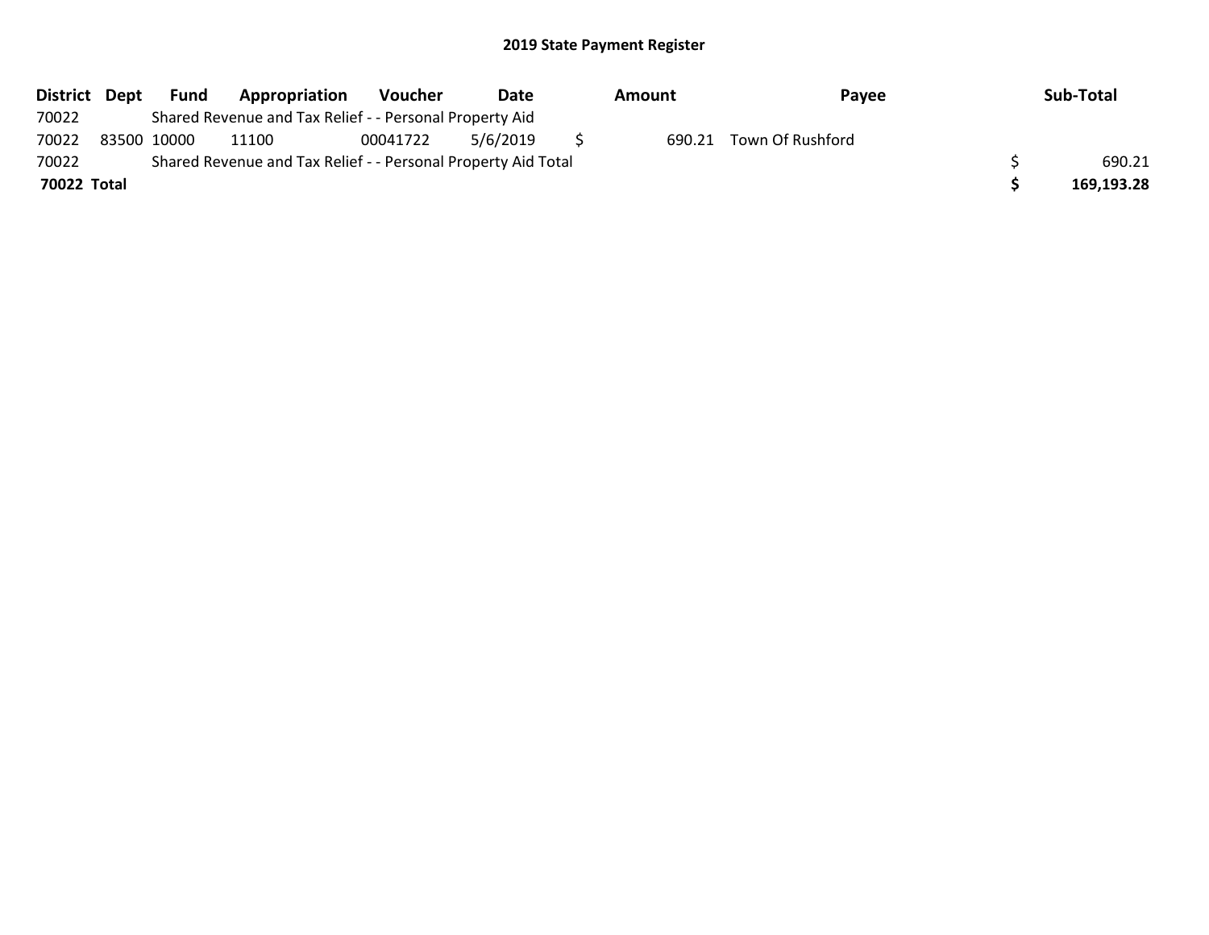## 2019 State Payment Register

| District | Dept | Fund | Appropriation | Voucher | Date | Amount | Payee | Sub-Total |
|---|---|---|---|---|---|---|---|---|
| 70022 | | Shared Revenue and Tax Relief - - Personal Property Aid | | | | | | |
| 70022 | 83500 | 10000 | 11100 | 00041722 | 5/6/2019 | $ 690.21 | Town Of Rushford | |
| 70022 | | Shared Revenue and Tax Relief - - Personal Property Aid Total | | | | | | $ 690.21 |
| **70022 Total** | | | | | | | | **$ 169,193.28** |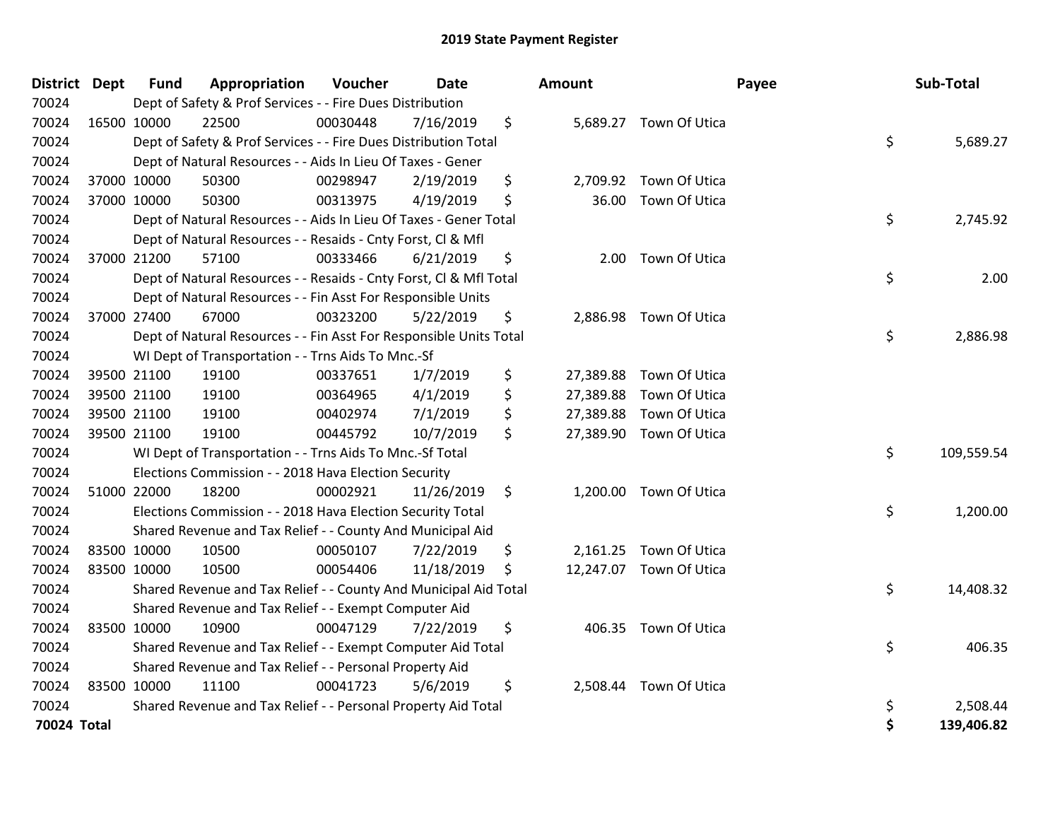# 2019 State Payment Register

| District | Dept | Fund | Appropriation | Voucher | Date | Amount | Payee | Sub-Total |
|---|---|---|---|---|---|---|---|---|
| 70024 | Dept of Safety & Prof Services - - Fire Dues Distribution | | | | | | | |
| 70024 | 16500 | 10000 | 22500 | 00030448 | 7/16/2019 | $ 5,689.27 | Town Of Utica | |
| 70024 | Dept of Safety & Prof Services - - Fire Dues Distribution Total | | | | | | | $ 5,689.27 |
| 70024 | Dept of Natural Resources - - Aids In Lieu Of Taxes - Gener | | | | | | | |
| 70024 | 37000 | 10000 | 50300 | 00298947 | 2/19/2019 | $ 2,709.92 | Town Of Utica | |
| 70024 | 37000 | 10000 | 50300 | 00313975 | 4/19/2019 | $ 36.00 | Town Of Utica | |
| 70024 | Dept of Natural Resources - - Aids In Lieu Of Taxes - Gener Total | | | | | | | $ 2,745.92 |
| 70024 | Dept of Natural Resources - - Resaids - Cnty Forst, Cl & Mfl | | | | | | | |
| 70024 | 37000 | 21200 | 57100 | 00333466 | 6/21/2019 | $ 2.00 | Town Of Utica | |
| 70024 | Dept of Natural Resources - - Resaids - Cnty Forst, Cl & Mfl Total | | | | | | | $ 2.00 |
| 70024 | Dept of Natural Resources - - Fin Asst For Responsible Units | | | | | | | |
| 70024 | 37000 | 27400 | 67000 | 00323200 | 5/22/2019 | $ 2,886.98 | Town Of Utica | |
| 70024 | Dept of Natural Resources - - Fin Asst For Responsible Units Total | | | | | | | $ 2,886.98 |
| 70024 | WI Dept of Transportation - - Trns Aids To Mnc.-Sf | | | | | | | |
| 70024 | 39500 | 21100 | 19100 | 00337651 | 1/7/2019 | $ 27,389.88 | Town Of Utica | |
| 70024 | 39500 | 21100 | 19100 | 00364965 | 4/1/2019 | $ 27,389.88 | Town Of Utica | |
| 70024 | 39500 | 21100 | 19100 | 00402974 | 7/1/2019 | $ 27,389.88 | Town Of Utica | |
| 70024 | 39500 | 21100 | 19100 | 00445792 | 10/7/2019 | $ 27,389.90 | Town Of Utica | |
| 70024 | WI Dept of Transportation - - Trns Aids To Mnc.-Sf Total | | | | | | | $ 109,559.54 |
| 70024 | Elections Commission - - 2018 Hava Election Security | | | | | | | |
| 70024 | 51000 | 22000 | 18200 | 00002921 | 11/26/2019 | $ 1,200.00 | Town Of Utica | |
| 70024 | Elections Commission - - 2018 Hava Election Security Total | | | | | | | $ 1,200.00 |
| 70024 | Shared Revenue and Tax Relief - - County And Municipal Aid | | | | | | | |
| 70024 | 83500 | 10000 | 10500 | 00050107 | 7/22/2019 | $ 2,161.25 | Town Of Utica | |
| 70024 | 83500 | 10000 | 10500 | 00054406 | 11/18/2019 | $ 12,247.07 | Town Of Utica | |
| 70024 | Shared Revenue and Tax Relief - - County And Municipal Aid Total | | | | | | | $ 14,408.32 |
| 70024 | Shared Revenue and Tax Relief - - Exempt Computer Aid | | | | | | | |
| 70024 | 83500 | 10000 | 10900 | 00047129 | 7/22/2019 | $ 406.35 | Town Of Utica | |
| 70024 | Shared Revenue and Tax Relief - - Exempt Computer Aid Total | | | | | | | $ 406.35 |
| 70024 | Shared Revenue and Tax Relief - - Personal Property Aid | | | | | | | |
| 70024 | 83500 | 10000 | 11100 | 00041723 | 5/6/2019 | $ 2,508.44 | Town Of Utica | |
| 70024 | Shared Revenue and Tax Relief - - Personal Property Aid Total | | | | | | | $ 2,508.44 |
| **70024 Total** | | | | | | | | **$ 139,406.82** |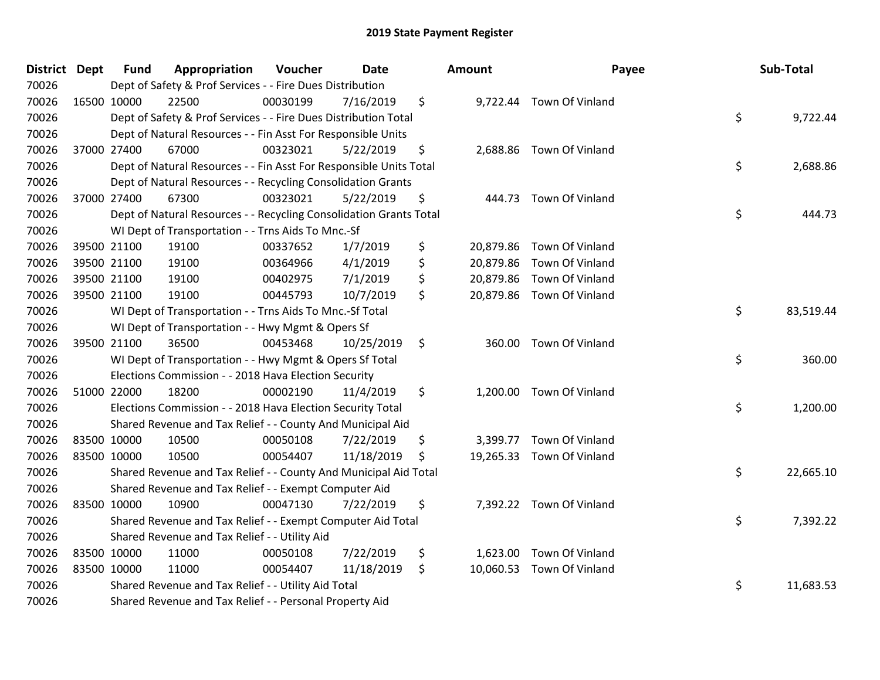# 2019 State Payment Register

| District | Dept | Fund | Appropriation | Voucher | Date | Amount | Payee | Sub-Total |
|---|---|---|---|---|---|---|---|---|
| 70026 | | Dept of Safety & Prof Services - - Fire Dues Distribution | | | | | | |
| 70026 | 16500 | 10000 | 22500 | 00030199 | 7/16/2019 | $ 9,722.44 | Town Of Vinland | |
| 70026 | | Dept of Safety & Prof Services - - Fire Dues Distribution Total | | | | | | $ 9,722.44 |
| 70026 | | Dept of Natural Resources - - Fin Asst For Responsible Units | | | | | | |
| 70026 | 37000 | 27400 | 67000 | 00323021 | 5/22/2019 | $ 2,688.86 | Town Of Vinland | |
| 70026 | | Dept of Natural Resources - - Fin Asst For Responsible Units Total | | | | | | $ 2,688.86 |
| 70026 | | Dept of Natural Resources - - Recycling Consolidation Grants | | | | | | |
| 70026 | 37000 | 27400 | 67300 | 00323021 | 5/22/2019 | $ 444.73 | Town Of Vinland | |
| 70026 | | Dept of Natural Resources - - Recycling Consolidation Grants Total | | | | | | $ 444.73 |
| 70026 | | WI Dept of Transportation - - Trns Aids To Mnc.-Sf | | | | | | |
| 70026 | 39500 | 21100 | 19100 | 00337652 | 1/7/2019 | $ 20,879.86 | Town Of Vinland | |
| 70026 | 39500 | 21100 | 19100 | 00364966 | 4/1/2019 | $ 20,879.86 | Town Of Vinland | |
| 70026 | 39500 | 21100 | 19100 | 00402975 | 7/1/2019 | $ 20,879.86 | Town Of Vinland | |
| 70026 | 39500 | 21100 | 19100 | 00445793 | 10/7/2019 | $ 20,879.86 | Town Of Vinland | |
| 70026 | | WI Dept of Transportation - - Trns Aids To Mnc.-Sf Total | | | | | | $ 83,519.44 |
| 70026 | | WI Dept of Transportation - - Hwy Mgmt & Opers Sf | | | | | | |
| 70026 | 39500 | 21100 | 36500 | 00453468 | 10/25/2019 | $ 360.00 | Town Of Vinland | |
| 70026 | | WI Dept of Transportation - - Hwy Mgmt & Opers Sf Total | | | | | | $ 360.00 |
| 70026 | | Elections Commission - - 2018 Hava Election Security | | | | | | |
| 70026 | 51000 | 22000 | 18200 | 00002190 | 11/4/2019 | $ 1,200.00 | Town Of Vinland | |
| 70026 | | Elections Commission - - 2018 Hava Election Security Total | | | | | | $ 1,200.00 |
| 70026 | | Shared Revenue and Tax Relief - - County And Municipal Aid | | | | | | |
| 70026 | 83500 | 10000 | 10500 | 00050108 | 7/22/2019 | $ 3,399.77 | Town Of Vinland | |
| 70026 | 83500 | 10000 | 10500 | 00054407 | 11/18/2019 | $ 19,265.33 | Town Of Vinland | |
| 70026 | | Shared Revenue and Tax Relief - - County And Municipal Aid Total | | | | | | $ 22,665.10 |
| 70026 | | Shared Revenue and Tax Relief - - Exempt Computer Aid | | | | | | |
| 70026 | 83500 | 10000 | 10900 | 00047130 | 7/22/2019 | $ 7,392.22 | Town Of Vinland | |
| 70026 | | Shared Revenue and Tax Relief - - Exempt Computer Aid Total | | | | | | $ 7,392.22 |
| 70026 | | Shared Revenue and Tax Relief - - Utility Aid | | | | | | |
| 70026 | 83500 | 10000 | 11000 | 00050108 | 7/22/2019 | $ 1,623.00 | Town Of Vinland | |
| 70026 | 83500 | 10000 | 11000 | 00054407 | 11/18/2019 | $ 10,060.53 | Town Of Vinland | |
| 70026 | | Shared Revenue and Tax Relief - - Utility Aid Total | | | | | | $ 11,683.53 |
| 70026 | | Shared Revenue and Tax Relief - - Personal Property Aid | | | | | | |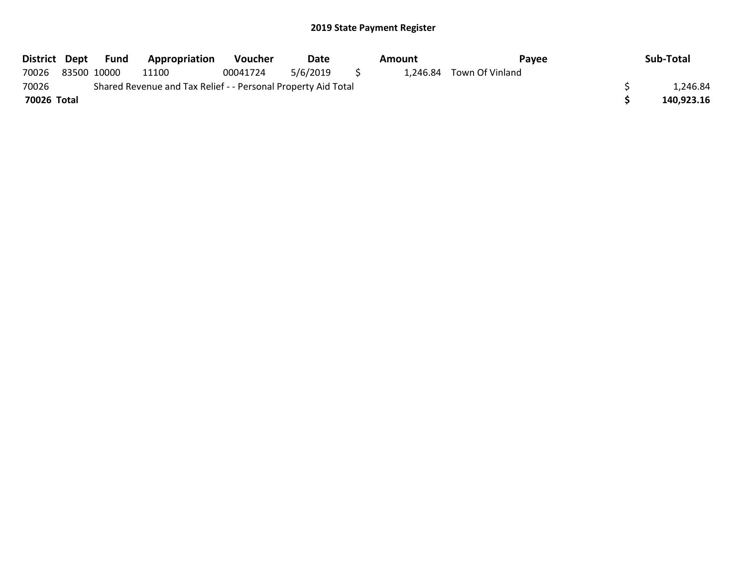## 2019 State Payment Register

| District | Dept | Fund | Appropriation | Voucher | Date | Amount | Payee | Sub-Total |
|---|---|---|---|---|---|---|---|---|
| 70026 | 83500 | 10000 | 11100 | 00041724 | 5/6/2019 | $ 1,246.84 | Town Of Vinland | |
| 70026 | | Shared Revenue and Tax Relief - - Personal Property Aid Total | | | | | | $ 1,246.84 |
| **70026 Total** | | | | | | | | **$ 140,923.16** |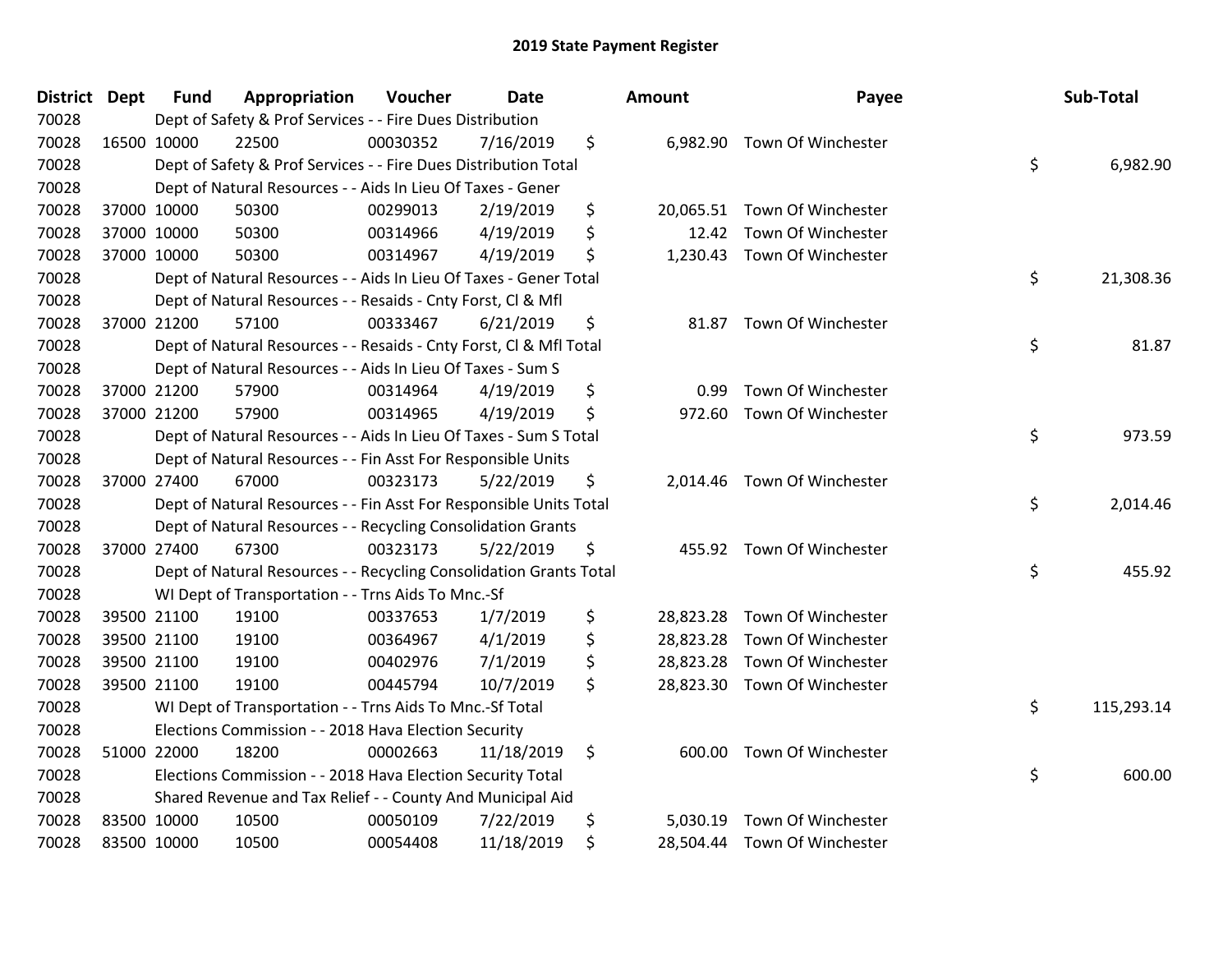# 2019 State Payment Register

| District | Dept | Fund | Appropriation | Voucher | Date | Amount | Payee | Sub-Total |
|---|---|---|---|---|---|---|---|---|
| 70028 | | Dept of Safety & Prof Services - - Fire Dues Distribution | | | | | | |
| 70028 | 16500 | 10000 | 22500 | 00030352 | 7/16/2019 | $ 6,982.90 | Town Of Winchester | |
| 70028 | | Dept of Safety & Prof Services - - Fire Dues Distribution Total | | | | | | $ 6,982.90 |
| 70028 | | Dept of Natural Resources - - Aids In Lieu Of Taxes - Gener | | | | | | |
| 70028 | 37000 | 10000 | 50300 | 00299013 | 2/19/2019 | $ 20,065.51 | Town Of Winchester | |
| 70028 | 37000 | 10000 | 50300 | 00314966 | 4/19/2019 | $ 12.42 | Town Of Winchester | |
| 70028 | 37000 | 10000 | 50300 | 00314967 | 4/19/2019 | $ 1,230.43 | Town Of Winchester | |
| 70028 | | Dept of Natural Resources - - Aids In Lieu Of Taxes - Gener Total | | | | | | $ 21,308.36 |
| 70028 | | Dept of Natural Resources - - Resaids - Cnty Forst, Cl & Mfl | | | | | | |
| 70028 | 37000 | 21200 | 57100 | 00333467 | 6/21/2019 | $ 81.87 | Town Of Winchester | |
| 70028 | | Dept of Natural Resources - - Resaids - Cnty Forst, Cl & Mfl Total | | | | | | $ 81.87 |
| 70028 | | Dept of Natural Resources - - Aids In Lieu Of Taxes - Sum S | | | | | | |
| 70028 | 37000 | 21200 | 57900 | 00314964 | 4/19/2019 | $ 0.99 | Town Of Winchester | |
| 70028 | 37000 | 21200 | 57900 | 00314965 | 4/19/2019 | $ 972.60 | Town Of Winchester | |
| 70028 | | Dept of Natural Resources - - Aids In Lieu Of Taxes - Sum S Total | | | | | | $ 973.59 |
| 70028 | | Dept of Natural Resources - - Fin Asst For Responsible Units | | | | | | |
| 70028 | 37000 | 27400 | 67000 | 00323173 | 5/22/2019 | $ 2,014.46 | Town Of Winchester | |
| 70028 | | Dept of Natural Resources - - Fin Asst For Responsible Units Total | | | | | | $ 2,014.46 |
| 70028 | | Dept of Natural Resources - - Recycling Consolidation Grants | | | | | | |
| 70028 | 37000 | 27400 | 67300 | 00323173 | 5/22/2019 | $ 455.92 | Town Of Winchester | |
| 70028 | | Dept of Natural Resources - - Recycling Consolidation Grants Total | | | | | | $ 455.92 |
| 70028 | | WI Dept of Transportation - - Trns Aids To Mnc.-Sf | | | | | | |
| 70028 | 39500 | 21100 | 19100 | 00337653 | 1/7/2019 | $ 28,823.28 | Town Of Winchester | |
| 70028 | 39500 | 21100 | 19100 | 00364967 | 4/1/2019 | $ 28,823.28 | Town Of Winchester | |
| 70028 | 39500 | 21100 | 19100 | 00402976 | 7/1/2019 | $ 28,823.28 | Town Of Winchester | |
| 70028 | 39500 | 21100 | 19100 | 00445794 | 10/7/2019 | $ 28,823.30 | Town Of Winchester | |
| 70028 | | WI Dept of Transportation - - Trns Aids To Mnc.-Sf Total | | | | | | $ 115,293.14 |
| 70028 | | Elections Commission - - 2018 Hava Election Security | | | | | | |
| 70028 | 51000 | 22000 | 18200 | 00002663 | 11/18/2019 | $ 600.00 | Town Of Winchester | |
| 70028 | | Elections Commission - - 2018 Hava Election Security Total | | | | | | $ 600.00 |
| 70028 | | Shared Revenue and Tax Relief - - County And Municipal Aid | | | | | | |
| 70028 | 83500 | 10000 | 10500 | 00050109 | 7/22/2019 | $ 5,030.19 | Town Of Winchester | |
| 70028 | 83500 | 10000 | 10500 | 00054408 | 11/18/2019 | $ 28,504.44 | Town Of Winchester | |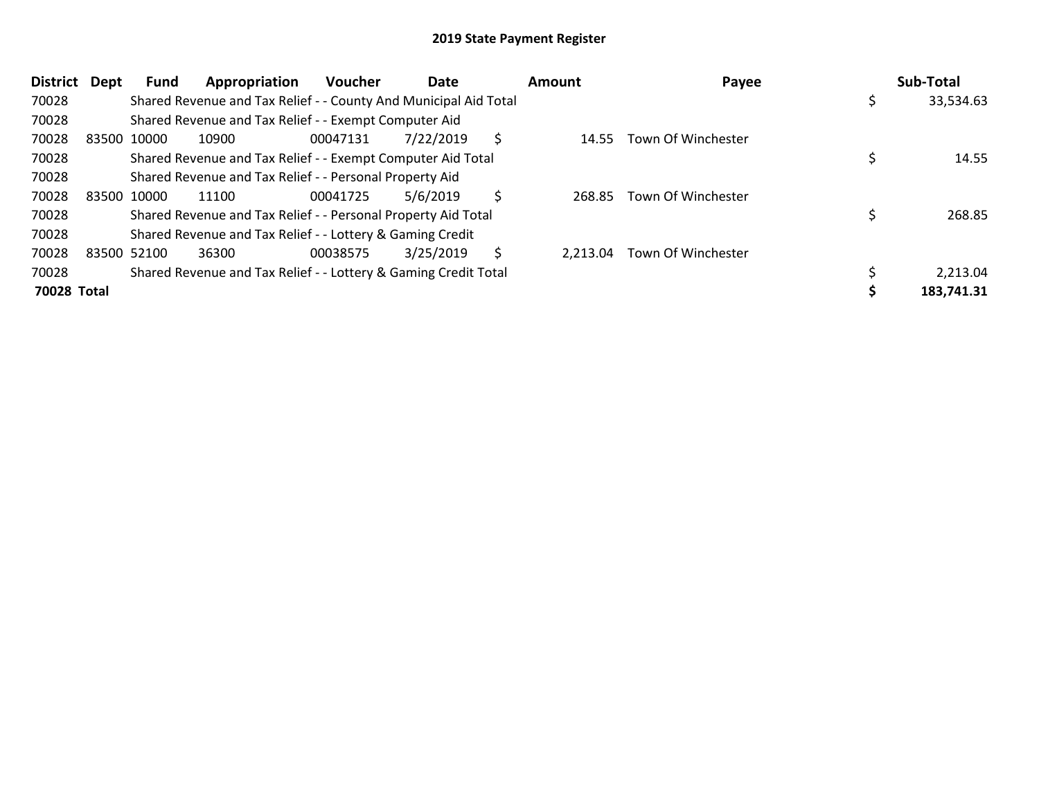## 2019 State Payment Register

| District | Dept | Fund | Appropriation | Voucher | Date | Amount | Payee | Sub-Total |
|---|---|---|---|---|---|---|---|---|
| 70028 | | Shared Revenue and Tax Relief - - County And Municipal Aid Total | | | | | | $ 33,534.63 |
| 70028 | | Shared Revenue and Tax Relief - - Exempt Computer Aid | | | | | | |
| 70028 | 83500 | 10000 | 10900 | 00047131 | 7/22/2019 | $ 14.55 | Town Of Winchester | |
| 70028 | | Shared Revenue and Tax Relief - - Exempt Computer Aid Total | | | | | | $ 14.55 |
| 70028 | | Shared Revenue and Tax Relief - - Personal Property Aid | | | | | | |
| 70028 | 83500 | 10000 | 11100 | 00041725 | 5/6/2019 | $ 268.85 | Town Of Winchester | |
| 70028 | | Shared Revenue and Tax Relief - - Personal Property Aid Total | | | | | | $ 268.85 |
| 70028 | | Shared Revenue and Tax Relief - - Lottery & Gaming Credit | | | | | | |
| 70028 | 83500 | 52100 | 36300 | 00038575 | 3/25/2019 | $ 2,213.04 | Town Of Winchester | |
| 70028 | | Shared Revenue and Tax Relief - - Lottery & Gaming Credit Total | | | | | | $ 2,213.04 |
| **70028 Total** | | | | | | | | **$ 183,741.31** |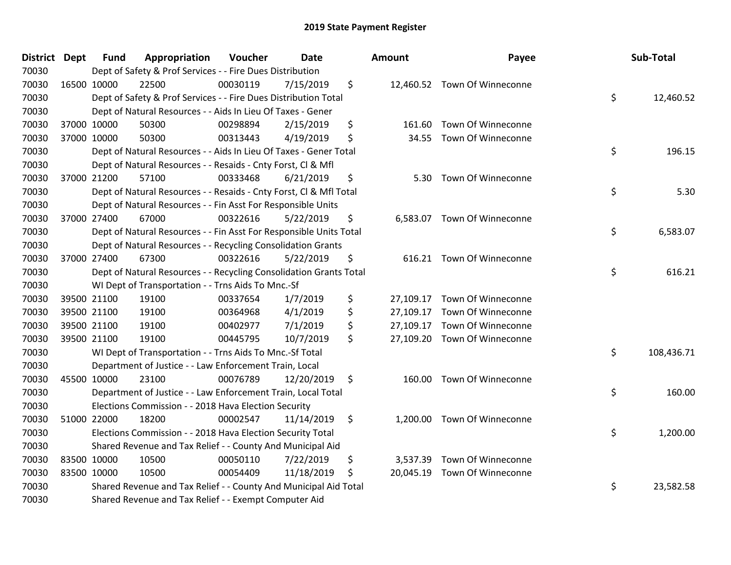# 2019 State Payment Register

| District | Dept | Fund | Appropriation | Voucher | Date | Amount | Payee | Sub-Total |
|---|---|---|---|---|---|---|---|---|
| 70030 | | Dept of Safety & Prof Services - - Fire Dues Distribution | | | | | | |
| 70030 | 16500 | 10000 | 22500 | 00030119 | 7/15/2019 | $ 12,460.52 | Town Of Winneconne | |
| 70030 | | Dept of Safety & Prof Services - - Fire Dues Distribution Total | | | | | | $ 12,460.52 |
| 70030 | | Dept of Natural Resources - - Aids In Lieu Of Taxes - Gener | | | | | | |
| 70030 | 37000 | 10000 | 50300 | 00298894 | 2/15/2019 | $ 161.60 | Town Of Winneconne | |
| 70030 | 37000 | 10000 | 50300 | 00313443 | 4/19/2019 | $ 34.55 | Town Of Winneconne | |
| 70030 | | Dept of Natural Resources - - Aids In Lieu Of Taxes - Gener Total | | | | | | $ 196.15 |
| 70030 | | Dept of Natural Resources - - Resaids - Cnty Forst, Cl & Mfl | | | | | | |
| 70030 | 37000 | 21200 | 57100 | 00333468 | 6/21/2019 | $ 5.30 | Town Of Winneconne | |
| 70030 | | Dept of Natural Resources - - Resaids - Cnty Forst, Cl & Mfl Total | | | | | | $ 5.30 |
| 70030 | | Dept of Natural Resources - - Fin Asst For Responsible Units | | | | | | |
| 70030 | 37000 | 27400 | 67000 | 00322616 | 5/22/2019 | $ 6,583.07 | Town Of Winneconne | |
| 70030 | | Dept of Natural Resources - - Fin Asst For Responsible Units Total | | | | | | $ 6,583.07 |
| 70030 | | Dept of Natural Resources - - Recycling Consolidation Grants | | | | | | |
| 70030 | 37000 | 27400 | 67300 | 00322616 | 5/22/2019 | $ 616.21 | Town Of Winneconne | |
| 70030 | | Dept of Natural Resources - - Recycling Consolidation Grants Total | | | | | | $ 616.21 |
| 70030 | | WI Dept of Transportation - - Trns Aids To Mnc.-Sf | | | | | | |
| 70030 | 39500 | 21100 | 19100 | 00337654 | 1/7/2019 | $ 27,109.17 | Town Of Winneconne | |
| 70030 | 39500 | 21100 | 19100 | 00364968 | 4/1/2019 | $ 27,109.17 | Town Of Winneconne | |
| 70030 | 39500 | 21100 | 19100 | 00402977 | 7/1/2019 | $ 27,109.17 | Town Of Winneconne | |
| 70030 | 39500 | 21100 | 19100 | 00445795 | 10/7/2019 | $ 27,109.20 | Town Of Winneconne | |
| 70030 | | WI Dept of Transportation - - Trns Aids To Mnc.-Sf Total | | | | | | $ 108,436.71 |
| 70030 | | Department of Justice - - Law Enforcement Train, Local | | | | | | |
| 70030 | 45500 | 10000 | 23100 | 00076789 | 12/20/2019 | $ 160.00 | Town Of Winneconne | |
| 70030 | | Department of Justice - - Law Enforcement Train, Local Total | | | | | | $ 160.00 |
| 70030 | | Elections Commission - - 2018 Hava Election Security | | | | | | |
| 70030 | 51000 | 22000 | 18200 | 00002547 | 11/14/2019 | $ 1,200.00 | Town Of Winneconne | |
| 70030 | | Elections Commission - - 2018 Hava Election Security Total | | | | | | $ 1,200.00 |
| 70030 | | Shared Revenue and Tax Relief - - County And Municipal Aid | | | | | | |
| 70030 | 83500 | 10000 | 10500 | 00050110 | 7/22/2019 | $ 3,537.39 | Town Of Winneconne | |
| 70030 | 83500 | 10000 | 10500 | 00054409 | 11/18/2019 | $ 20,045.19 | Town Of Winneconne | |
| 70030 | | Shared Revenue and Tax Relief - - County And Municipal Aid Total | | | | | | $ 23,582.58 |
| 70030 | | Shared Revenue and Tax Relief - - Exempt Computer Aid | | | | | | |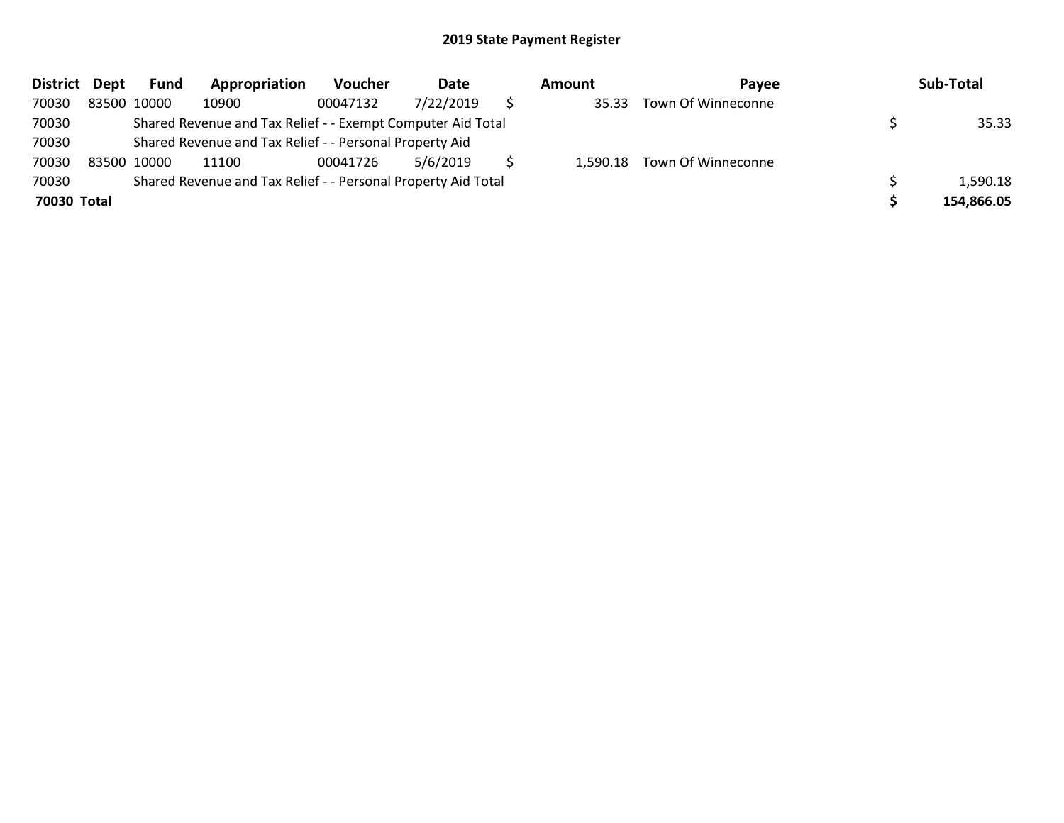# 2019 State Payment Register

| District | Dept | Fund | Appropriation | Voucher | Date | Amount | Payee | Sub-Total |
|---|---|---|---|---|---|---|---|---|
| 70030 | 83500 | 10000 | 10900 | 00047132 | 7/22/2019 | $ 35.33 | Town Of Winneconne | |
| 70030 | | Shared Revenue and Tax Relief - - Exempt Computer Aid Total | | | | | | $ 35.33 |
| 70030 | | Shared Revenue and Tax Relief - - Personal Property Aid | | | | | | |
| 70030 | 83500 | 10000 | 11100 | 00041726 | 5/6/2019 | $ 1,590.18 | Town Of Winneconne | |
| 70030 | | Shared Revenue and Tax Relief - - Personal Property Aid Total | | | | | | $ 1,590.18 |
| **70030 Total** | | | | | | | | **$ 154,866.05** |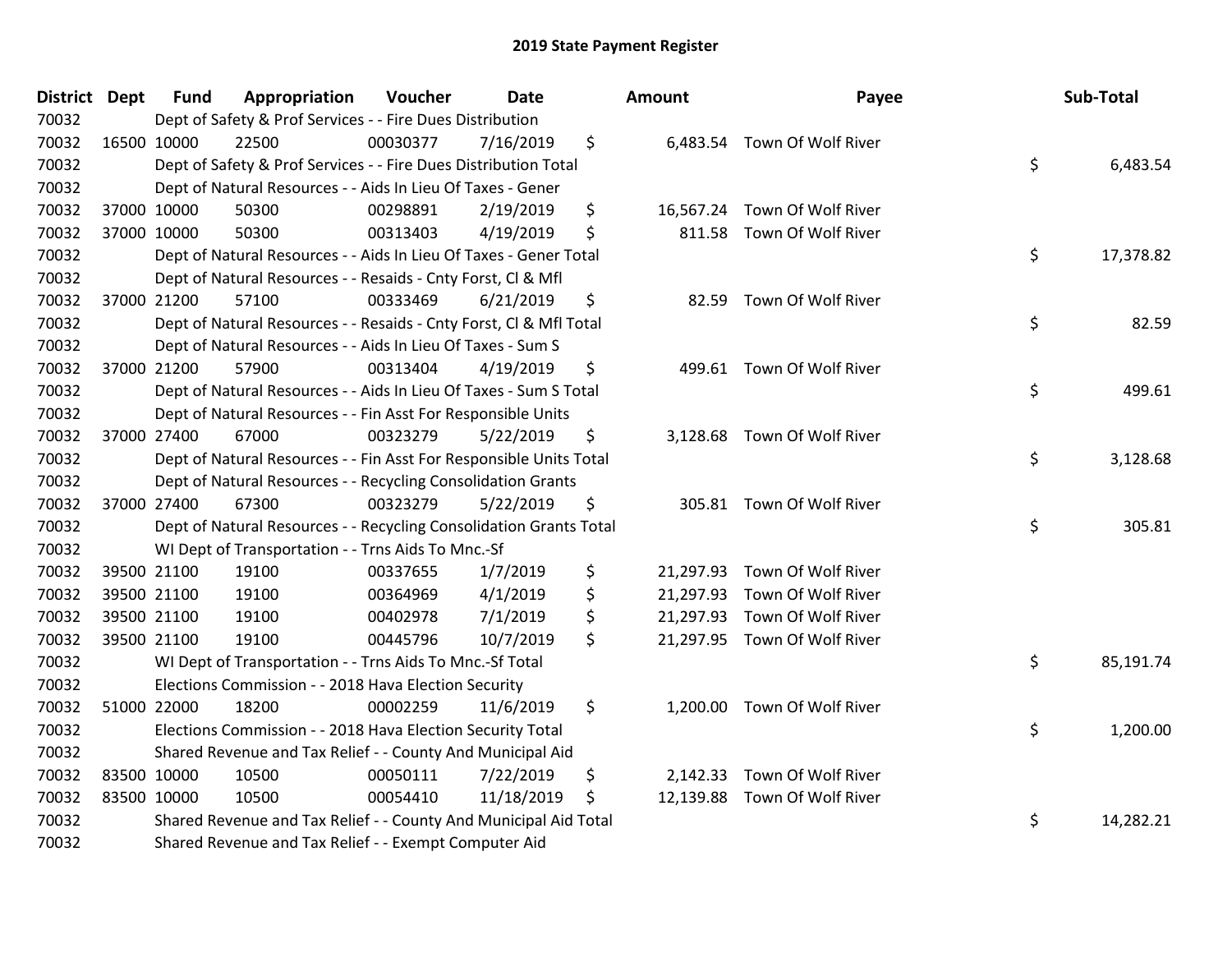# 2019 State Payment Register

| District | Dept | Fund | Appropriation | Voucher | Date | Amount | Payee | Sub-Total |
|---|---|---|---|---|---|---|---|---|
| 70032 | | Dept of Safety & Prof Services - - Fire Dues Distribution | | | | | | |
| 70032 | 16500 | 10000 | 22500 | 00030377 | 7/16/2019 | $ 6,483.54 | Town Of Wolf River | |
| 70032 | | Dept of Safety & Prof Services - - Fire Dues Distribution Total | | | | | | $ 6,483.54 |
| 70032 | | Dept of Natural Resources - - Aids In Lieu Of Taxes - Gener | | | | | | |
| 70032 | 37000 | 10000 | 50300 | 00298891 | 2/19/2019 | $ 16,567.24 | Town Of Wolf River | |
| 70032 | 37000 | 10000 | 50300 | 00313403 | 4/19/2019 | $ 811.58 | Town Of Wolf River | |
| 70032 | | Dept of Natural Resources - - Aids In Lieu Of Taxes - Gener Total | | | | | | $ 17,378.82 |
| 70032 | | Dept of Natural Resources - - Resaids - Cnty Forst, Cl & Mfl | | | | | | |
| 70032 | 37000 | 21200 | 57100 | 00333469 | 6/21/2019 | $ 82.59 | Town Of Wolf River | |
| 70032 | | Dept of Natural Resources - - Resaids - Cnty Forst, Cl & Mfl Total | | | | | | $ 82.59 |
| 70032 | | Dept of Natural Resources - - Aids In Lieu Of Taxes - Sum S | | | | | | |
| 70032 | 37000 | 21200 | 57900 | 00313404 | 4/19/2019 | $ 499.61 | Town Of Wolf River | |
| 70032 | | Dept of Natural Resources - - Aids In Lieu Of Taxes - Sum S Total | | | | | | $ 499.61 |
| 70032 | | Dept of Natural Resources - - Fin Asst For Responsible Units | | | | | | |
| 70032 | 37000 | 27400 | 67000 | 00323279 | 5/22/2019 | $ 3,128.68 | Town Of Wolf River | |
| 70032 | | Dept of Natural Resources - - Fin Asst For Responsible Units Total | | | | | | $ 3,128.68 |
| 70032 | | Dept of Natural Resources - - Recycling Consolidation Grants | | | | | | |
| 70032 | 37000 | 27400 | 67300 | 00323279 | 5/22/2019 | $ 305.81 | Town Of Wolf River | |
| 70032 | | Dept of Natural Resources - - Recycling Consolidation Grants Total | | | | | | $ 305.81 |
| 70032 | | WI Dept of Transportation - - Trns Aids To Mnc.-Sf | | | | | | |
| 70032 | 39500 | 21100 | 19100 | 00337655 | 1/7/2019 | $ 21,297.93 | Town Of Wolf River | |
| 70032 | 39500 | 21100 | 19100 | 00364969 | 4/1/2019 | $ 21,297.93 | Town Of Wolf River | |
| 70032 | 39500 | 21100 | 19100 | 00402978 | 7/1/2019 | $ 21,297.93 | Town Of Wolf River | |
| 70032 | 39500 | 21100 | 19100 | 00445796 | 10/7/2019 | $ 21,297.95 | Town Of Wolf River | |
| 70032 | | WI Dept of Transportation - - Trns Aids To Mnc.-Sf Total | | | | | | $ 85,191.74 |
| 70032 | | Elections Commission - - 2018 Hava Election Security | | | | | | |
| 70032 | 51000 | 22000 | 18200 | 00002259 | 11/6/2019 | $ 1,200.00 | Town Of Wolf River | |
| 70032 | | Elections Commission - - 2018 Hava Election Security Total | | | | | | $ 1,200.00 |
| 70032 | | Shared Revenue and Tax Relief - - County And Municipal Aid | | | | | | |
| 70032 | 83500 | 10000 | 10500 | 00050111 | 7/22/2019 | $ 2,142.33 | Town Of Wolf River | |
| 70032 | 83500 | 10000 | 10500 | 00054410 | 11/18/2019 | $ 12,139.88 | Town Of Wolf River | |
| 70032 | | Shared Revenue and Tax Relief - - County And Municipal Aid Total | | | | | | $ 14,282.21 |
| 70032 | | Shared Revenue and Tax Relief - - Exempt Computer Aid | | | | | | |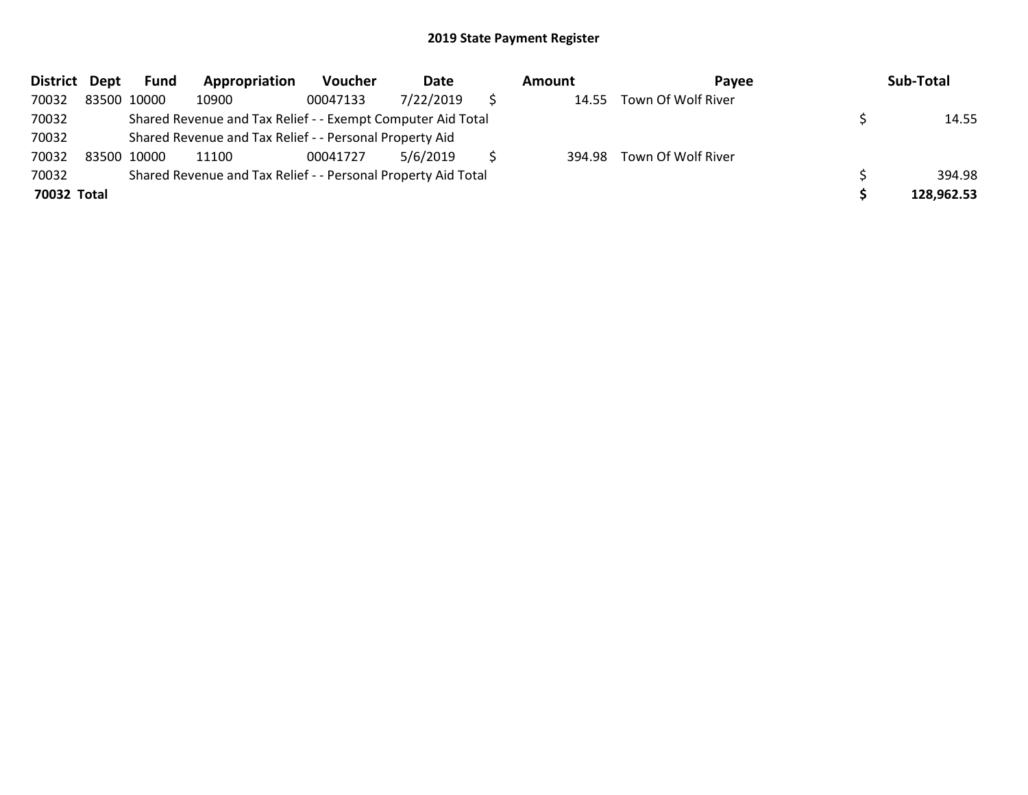# 2019 State Payment Register

| District | Dept | Fund | Appropriation | Voucher | Date | Amount | Payee | Sub-Total |
|---|---|---|---|---|---|---|---|---|
| 70032 | 83500 | 10000 | 10900 | 00047133 | 7/22/2019 | $ 14.55 | Town Of Wolf River | |
| 70032 | | Shared Revenue and Tax Relief - - Exempt Computer Aid Total | | | | | | $ 14.55 |
| 70032 | | Shared Revenue and Tax Relief - - Personal Property Aid | | | | | | |
| 70032 | 83500 | 10000 | 11100 | 00041727 | 5/6/2019 | $ 394.98 | Town Of Wolf River | |
| 70032 | | Shared Revenue and Tax Relief - - Personal Property Aid Total | | | | | | $ 394.98 |
| **70032 Total** | | | | | | | | **$ 128,962.53** |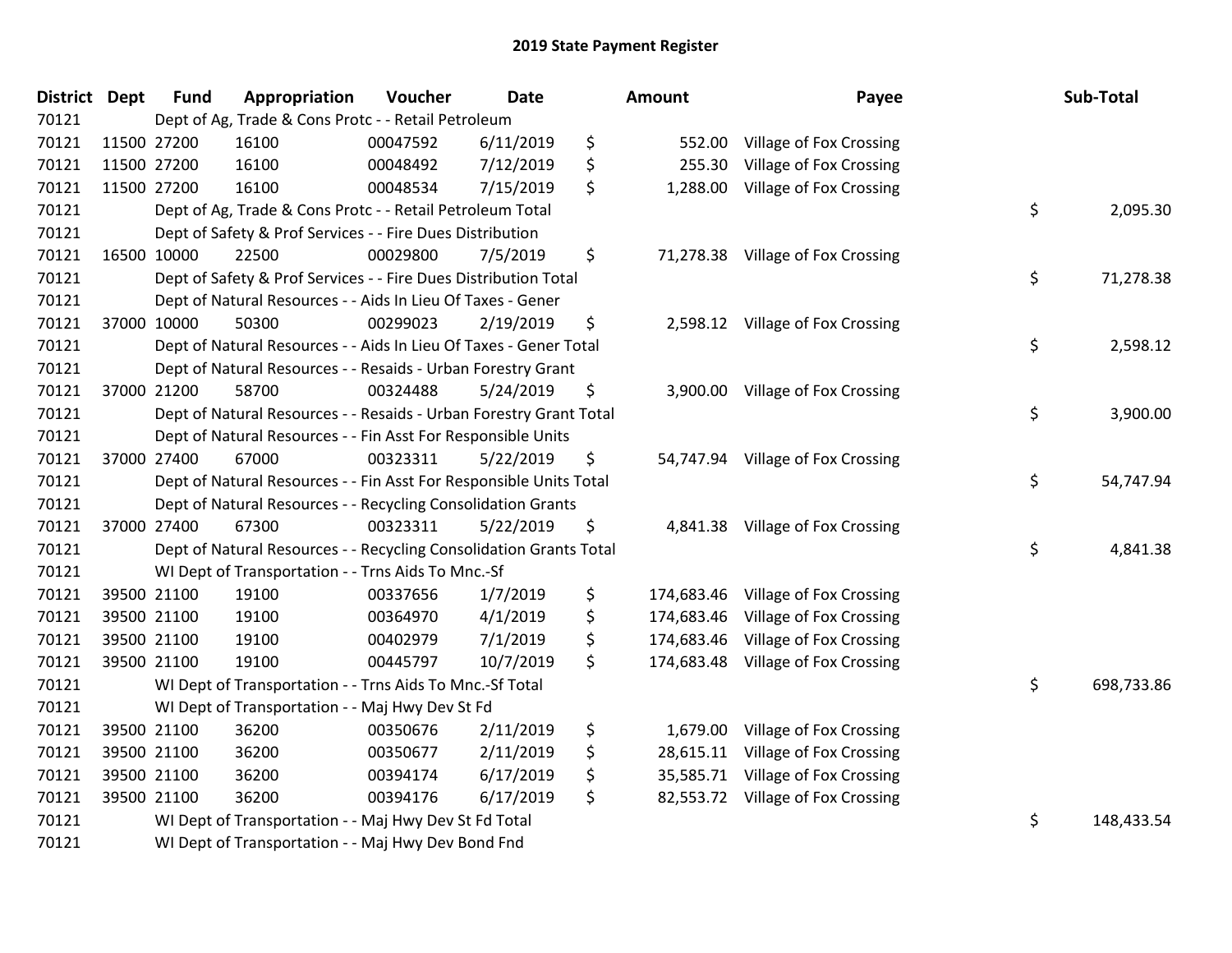# 2019 State Payment Register

| District | Dept | Fund | Appropriation | Voucher | Date | Amount | Payee | Sub-Total |
|---|---|---|---|---|---|---|---|---|
| 70121 | Dept of Ag, Trade & Cons Protc - - Retail Petroleum | | | | | | | |
| 70121 | 11500 | 27200 | 16100 | 00047592 | 6/11/2019 | $ 552.00 | Village of Fox Crossing | |
| 70121 | 11500 | 27200 | 16100 | 00048492 | 7/12/2019 | $ 255.30 | Village of Fox Crossing | |
| 70121 | 11500 | 27200 | 16100 | 00048534 | 7/15/2019 | $ 1,288.00 | Village of Fox Crossing | |
| 70121 | Dept of Ag, Trade & Cons Protc - - Retail Petroleum Total | | | | | | | $ 2,095.30 |
| 70121 | Dept of Safety & Prof Services - - Fire Dues Distribution | | | | | | | |
| 70121 | 16500 | 10000 | 22500 | 00029800 | 7/5/2019 | $ 71,278.38 | Village of Fox Crossing | |
| 70121 | Dept of Safety & Prof Services - - Fire Dues Distribution Total | | | | | | | $ 71,278.38 |
| 70121 | Dept of Natural Resources - - Aids In Lieu Of Taxes - Gener | | | | | | | |
| 70121 | 37000 | 10000 | 50300 | 00299023 | 2/19/2019 | $ 2,598.12 | Village of Fox Crossing | |
| 70121 | Dept of Natural Resources - - Aids In Lieu Of Taxes - Gener Total | | | | | | | $ 2,598.12 |
| 70121 | Dept of Natural Resources - - Resaids - Urban Forestry Grant | | | | | | | |
| 70121 | 37000 | 21200 | 58700 | 00324488 | 5/24/2019 | $ 3,900.00 | Village of Fox Crossing | |
| 70121 | Dept of Natural Resources - - Resaids - Urban Forestry Grant Total | | | | | | | $ 3,900.00 |
| 70121 | Dept of Natural Resources - - Fin Asst For Responsible Units | | | | | | | |
| 70121 | 37000 | 27400 | 67000 | 00323311 | 5/22/2019 | $ 54,747.94 | Village of Fox Crossing | |
| 70121 | Dept of Natural Resources - - Fin Asst For Responsible Units Total | | | | | | | $ 54,747.94 |
| 70121 | Dept of Natural Resources - - Recycling Consolidation Grants | | | | | | | |
| 70121 | 37000 | 27400 | 67300 | 00323311 | 5/22/2019 | $ 4,841.38 | Village of Fox Crossing | |
| 70121 | Dept of Natural Resources - - Recycling Consolidation Grants Total | | | | | | | $ 4,841.38 |
| 70121 | WI Dept of Transportation - - Trns Aids To Mnc.-Sf | | | | | | | |
| 70121 | 39500 | 21100 | 19100 | 00337656 | 1/7/2019 | $ 174,683.46 | Village of Fox Crossing | |
| 70121 | 39500 | 21100 | 19100 | 00364970 | 4/1/2019 | $ 174,683.46 | Village of Fox Crossing | |
| 70121 | 39500 | 21100 | 19100 | 00402979 | 7/1/2019 | $ 174,683.46 | Village of Fox Crossing | |
| 70121 | 39500 | 21100 | 19100 | 00445797 | 10/7/2019 | $ 174,683.48 | Village of Fox Crossing | |
| 70121 | WI Dept of Transportation - - Trns Aids To Mnc.-Sf Total | | | | | | | $ 698,733.86 |
| 70121 | WI Dept of Transportation - - Maj Hwy Dev St Fd | | | | | | | |
| 70121 | 39500 | 21100 | 36200 | 00350676 | 2/11/2019 | $ 1,679.00 | Village of Fox Crossing | |
| 70121 | 39500 | 21100 | 36200 | 00350677 | 2/11/2019 | $ 28,615.11 | Village of Fox Crossing | |
| 70121 | 39500 | 21100 | 36200 | 00394174 | 6/17/2019 | $ 35,585.71 | Village of Fox Crossing | |
| 70121 | 39500 | 21100 | 36200 | 00394176 | 6/17/2019 | $ 82,553.72 | Village of Fox Crossing | |
| 70121 | WI Dept of Transportation - - Maj Hwy Dev St Fd Total | | | | | | | $ 148,433.54 |
| 70121 | WI Dept of Transportation - - Maj Hwy Dev Bond Fnd | | | | | | | |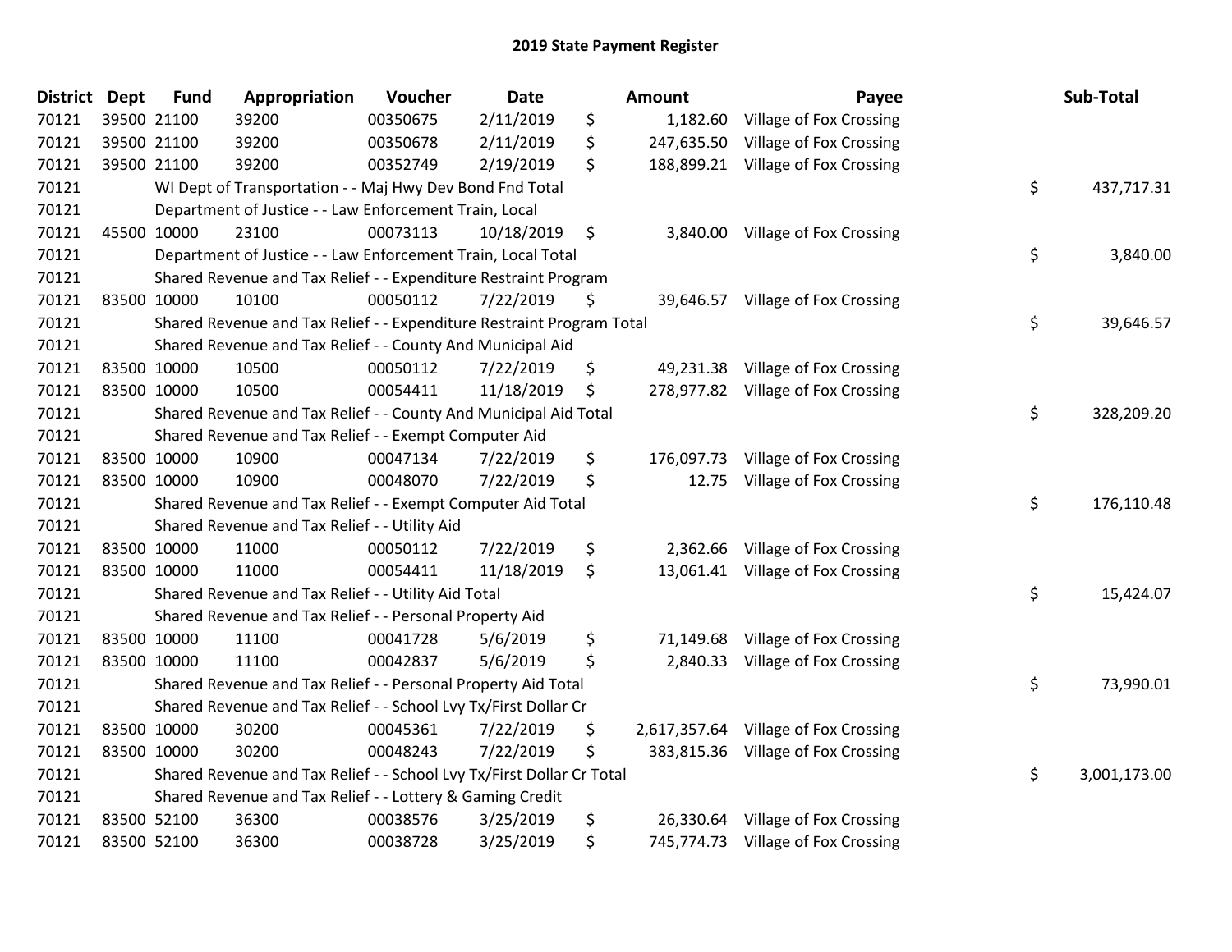## 2019 State Payment Register

| District | Dept | Fund | Appropriation | Voucher | Date | Amount | Payee | Sub-Total |
|---|---|---|---|---|---|---|---|---|
| 70121 | 39500 | 21100 | 39200 | 00350675 | 2/11/2019 | $ 1,182.60 | Village of Fox Crossing | |
| 70121 | 39500 | 21100 | 39200 | 00350678 | 2/11/2019 | $ 247,635.50 | Village of Fox Crossing | |
| 70121 | 39500 | 21100 | 39200 | 00352749 | 2/19/2019 | $ 188,899.21 | Village of Fox Crossing | |
| 70121 | | WI Dept of Transportation - - Maj Hwy Dev Bond Fnd Total | | | | | | $ 437,717.31 |
| 70121 | | Department of Justice - - Law Enforcement Train, Local | | | | | | |
| 70121 | 45500 | 10000 | 23100 | 00073113 | 10/18/2019 | $ 3,840.00 | Village of Fox Crossing | |
| 70121 | | Department of Justice - - Law Enforcement Train, Local Total | | | | | | $ 3,840.00 |
| 70121 | | Shared Revenue and Tax Relief - - Expenditure Restraint Program | | | | | | |
| 70121 | 83500 | 10000 | 10100 | 00050112 | 7/22/2019 | $ 39,646.57 | Village of Fox Crossing | |
| 70121 | | Shared Revenue and Tax Relief - - Expenditure Restraint Program Total | | | | | | $ 39,646.57 |
| 70121 | | Shared Revenue and Tax Relief - - County And Municipal Aid | | | | | | |
| 70121 | 83500 | 10000 | 10500 | 00050112 | 7/22/2019 | $ 49,231.38 | Village of Fox Crossing | |
| 70121 | 83500 | 10000 | 10500 | 00054411 | 11/18/2019 | $ 278,977.82 | Village of Fox Crossing | |
| 70121 | | Shared Revenue and Tax Relief - - County And Municipal Aid Total | | | | | | $ 328,209.20 |
| 70121 | | Shared Revenue and Tax Relief - - Exempt Computer Aid | | | | | | |
| 70121 | 83500 | 10000 | 10900 | 00047134 | 7/22/2019 | $ 176,097.73 | Village of Fox Crossing | |
| 70121 | 83500 | 10000 | 10900 | 00048070 | 7/22/2019 | $ 12.75 | Village of Fox Crossing | |
| 70121 | | Shared Revenue and Tax Relief - - Exempt Computer Aid Total | | | | | | $ 176,110.48 |
| 70121 | | Shared Revenue and Tax Relief - - Utility Aid | | | | | | |
| 70121 | 83500 | 10000 | 11000 | 00050112 | 7/22/2019 | $ 2,362.66 | Village of Fox Crossing | |
| 70121 | 83500 | 10000 | 11000 | 00054411 | 11/18/2019 | $ 13,061.41 | Village of Fox Crossing | |
| 70121 | | Shared Revenue and Tax Relief - - Utility Aid Total | | | | | | $ 15,424.07 |
| 70121 | | Shared Revenue and Tax Relief - - Personal Property Aid | | | | | | |
| 70121 | 83500 | 10000 | 11100 | 00041728 | 5/6/2019 | $ 71,149.68 | Village of Fox Crossing | |
| 70121 | 83500 | 10000 | 11100 | 00042837 | 5/6/2019 | $ 2,840.33 | Village of Fox Crossing | |
| 70121 | | Shared Revenue and Tax Relief - - Personal Property Aid Total | | | | | | $ 73,990.01 |
| 70121 | | Shared Revenue and Tax Relief - - School Lvy Tx/First Dollar Cr | | | | | | |
| 70121 | 83500 | 10000 | 30200 | 00045361 | 7/22/2019 | $ 2,617,357.64 | Village of Fox Crossing | |
| 70121 | 83500 | 10000 | 30200 | 00048243 | 7/22/2019 | $ 383,815.36 | Village of Fox Crossing | |
| 70121 | | Shared Revenue and Tax Relief - - School Lvy Tx/First Dollar Cr Total | | | | | | $ 3,001,173.00 |
| 70121 | | Shared Revenue and Tax Relief - - Lottery & Gaming Credit | | | | | | |
| 70121 | 83500 | 52100 | 36300 | 00038576 | 3/25/2019 | $ 26,330.64 | Village of Fox Crossing | |
| 70121 | 83500 | 52100 | 36300 | 00038728 | 3/25/2019 | $ 745,774.73 | Village of Fox Crossing | |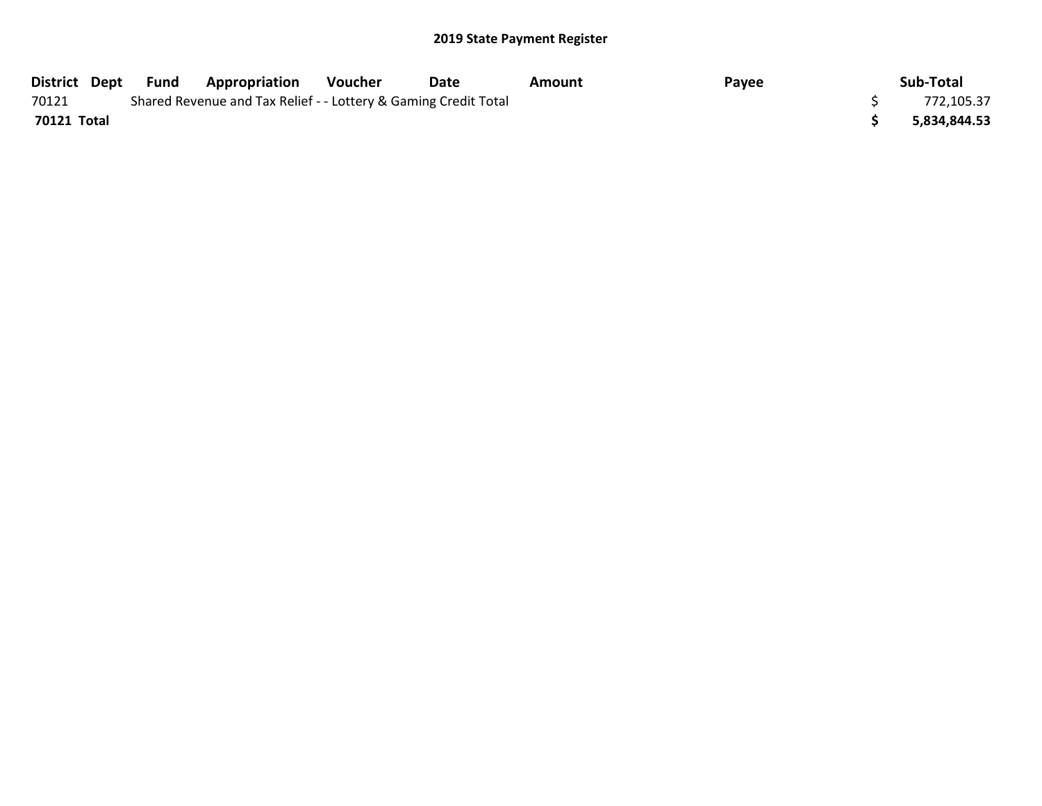## 2019 State Payment Register

| District | Dept | Fund | Appropriation | Voucher | Date | Amount | Payee | Sub-Total |
|---|---|---|---|---|---|---|---|---|
| 70121 | | Shared Revenue and Tax Relief - - Lottery & Gaming Credit Total | | | | | | $ 772,105.37 |
| **70121 Total** | | | | | | | | **$ 5,834,844.53** |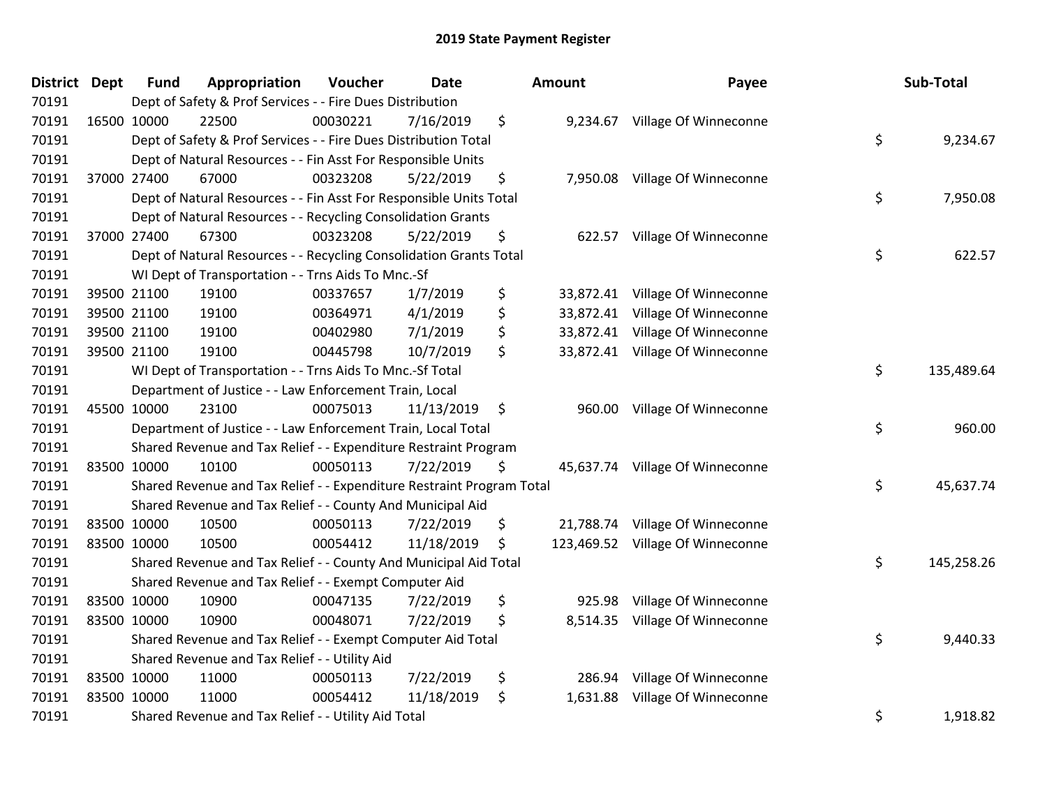# 2019 State Payment Register

| District | Dept | Fund | Appropriation | Voucher | Date | Amount | Payee | Sub-Total |
|---|---|---|---|---|---|---|---|---|
| 70191 | | Dept of Safety & Prof Services - - Fire Dues Distribution | | | | | | |
| 70191 | 16500 | 10000 | 22500 | 00030221 | 7/16/2019 | $ 9,234.67 | Village Of Winneconne | |
| 70191 | | Dept of Safety & Prof Services - - Fire Dues Distribution Total | | | | | | $ 9,234.67 |
| 70191 | | Dept of Natural Resources - - Fin Asst For Responsible Units | | | | | | |
| 70191 | 37000 | 27400 | 67000 | 00323208 | 5/22/2019 | $ 7,950.08 | Village Of Winneconne | |
| 70191 | | Dept of Natural Resources - - Fin Asst For Responsible Units Total | | | | | | $ 7,950.08 |
| 70191 | | Dept of Natural Resources - - Recycling Consolidation Grants | | | | | | |
| 70191 | 37000 | 27400 | 67300 | 00323208 | 5/22/2019 | $ 622.57 | Village Of Winneconne | |
| 70191 | | Dept of Natural Resources - - Recycling Consolidation Grants Total | | | | | | $ 622.57 |
| 70191 | | WI Dept of Transportation - - Trns Aids To Mnc.-Sf | | | | | | |
| 70191 | 39500 | 21100 | 19100 | 00337657 | 1/7/2019 | $ 33,872.41 | Village Of Winneconne | |
| 70191 | 39500 | 21100 | 19100 | 00364971 | 4/1/2019 | $ 33,872.41 | Village Of Winneconne | |
| 70191 | 39500 | 21100 | 19100 | 00402980 | 7/1/2019 | $ 33,872.41 | Village Of Winneconne | |
| 70191 | 39500 | 21100 | 19100 | 00445798 | 10/7/2019 | $ 33,872.41 | Village Of Winneconne | |
| 70191 | | WI Dept of Transportation - - Trns Aids To Mnc.-Sf Total | | | | | | $ 135,489.64 |
| 70191 | | Department of Justice - - Law Enforcement Train, Local | | | | | | |
| 70191 | 45500 | 10000 | 23100 | 00075013 | 11/13/2019 | $ 960.00 | Village Of Winneconne | |
| 70191 | | Department of Justice - - Law Enforcement Train, Local Total | | | | | | $ 960.00 |
| 70191 | | Shared Revenue and Tax Relief - - Expenditure Restraint Program | | | | | | |
| 70191 | 83500 | 10000 | 10100 | 00050113 | 7/22/2019 | $ 45,637.74 | Village Of Winneconne | |
| 70191 | | Shared Revenue and Tax Relief - - Expenditure Restraint Program Total | | | | | | $ 45,637.74 |
| 70191 | | Shared Revenue and Tax Relief - - County And Municipal Aid | | | | | | |
| 70191 | 83500 | 10000 | 10500 | 00050113 | 7/22/2019 | $ 21,788.74 | Village Of Winneconne | |
| 70191 | 83500 | 10000 | 10500 | 00054412 | 11/18/2019 | $ 123,469.52 | Village Of Winneconne | |
| 70191 | | Shared Revenue and Tax Relief - - County And Municipal Aid Total | | | | | | $ 145,258.26 |
| 70191 | | Shared Revenue and Tax Relief - - Exempt Computer Aid | | | | | | |
| 70191 | 83500 | 10000 | 10900 | 00047135 | 7/22/2019 | $ 925.98 | Village Of Winneconne | |
| 70191 | 83500 | 10000 | 10900 | 00048071 | 7/22/2019 | $ 8,514.35 | Village Of Winneconne | |
| 70191 | | Shared Revenue and Tax Relief - - Exempt Computer Aid Total | | | | | | $ 9,440.33 |
| 70191 | | Shared Revenue and Tax Relief - - Utility Aid | | | | | | |
| 70191 | 83500 | 10000 | 11000 | 00050113 | 7/22/2019 | $ 286.94 | Village Of Winneconne | |
| 70191 | 83500 | 10000 | 11000 | 00054412 | 11/18/2019 | $ 1,631.88 | Village Of Winneconne | |
| 70191 | | Shared Revenue and Tax Relief - - Utility Aid Total | | | | | | $ 1,918.82 |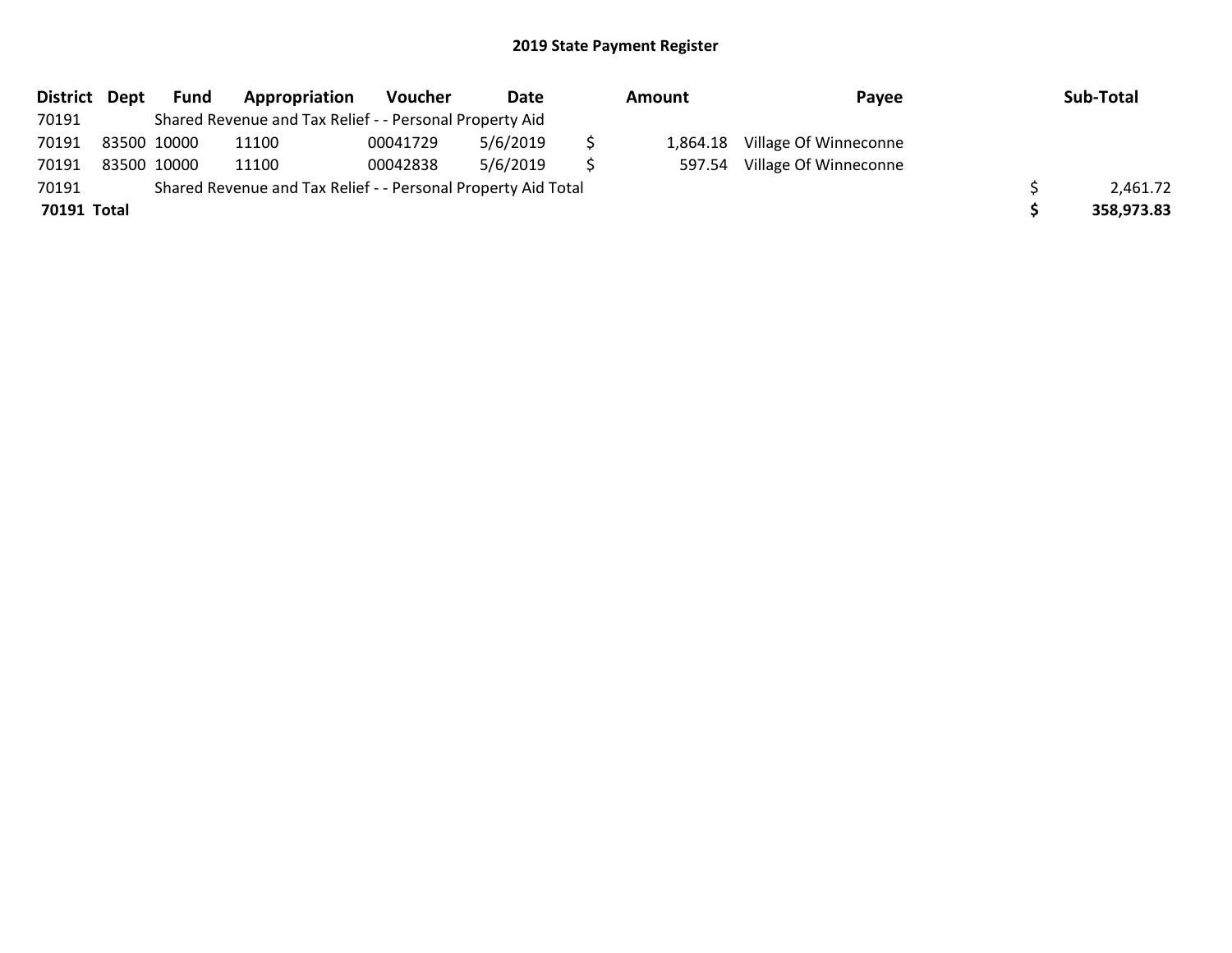## 2019 State Payment Register

| District | Dept | Fund | Appropriation | Voucher | Date | Amount | Payee | Sub-Total |
|---|---|---|---|---|---|---|---|---|
| 70191 | | Shared Revenue and Tax Relief - - Personal Property Aid | | | | | | |
| 70191 | 83500 | 10000 | 11100 | 00041729 | 5/6/2019 | $ 1,864.18 | Village Of Winneconne | |
| 70191 | 83500 | 10000 | 11100 | 00042838 | 5/6/2019 | $ 597.54 | Village Of Winneconne | |
| 70191 | | Shared Revenue and Tax Relief - - Personal Property Aid Total | | | | | | $ 2,461.72 |
| **70191 Total** | | | | | | | | **$ 358,973.83** |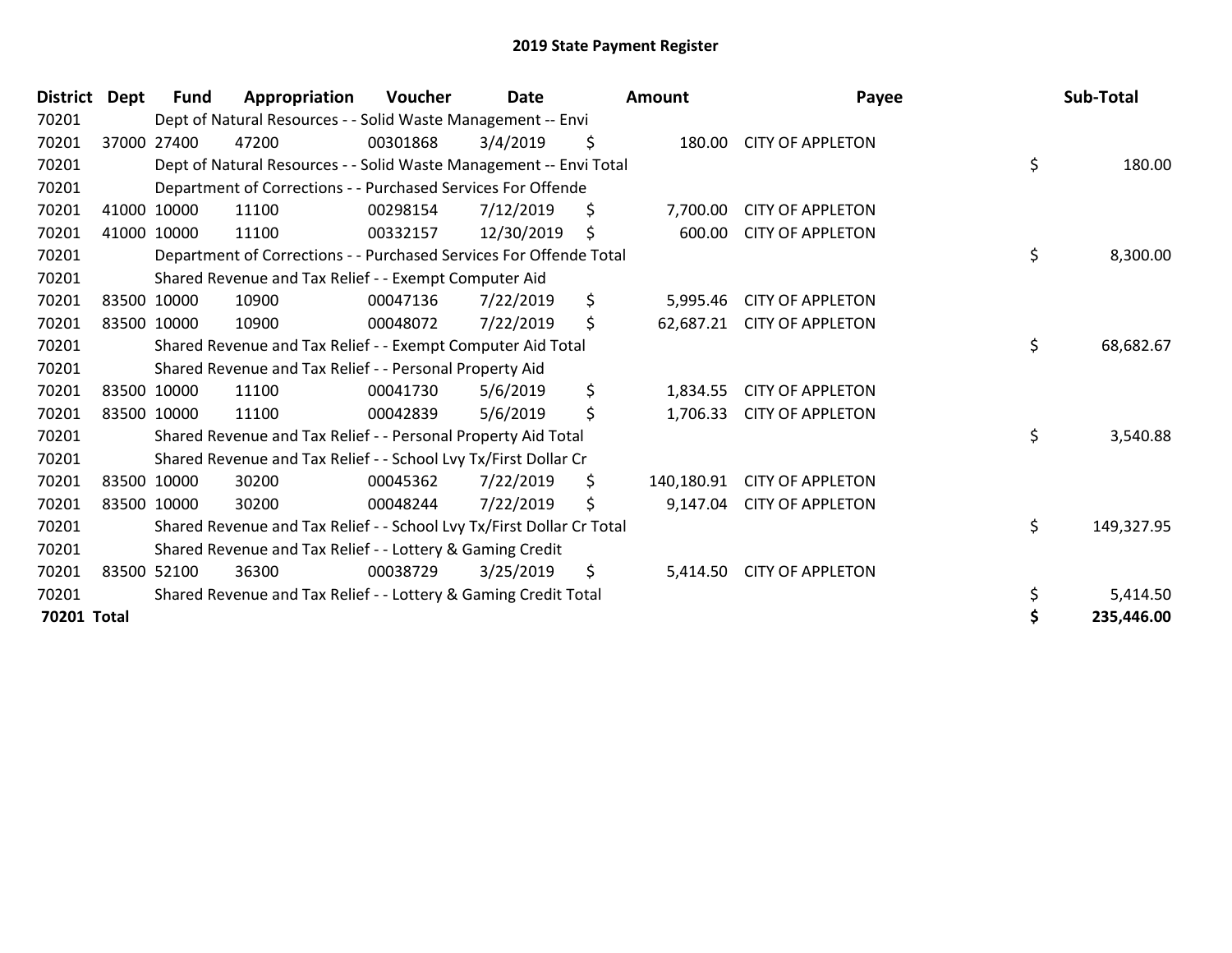# 2019 State Payment Register

| District | Dept | Fund | Appropriation | Voucher | Date | Amount | Payee | Sub-Total |
|---|---|---|---|---|---|---|---|---|
| 70201 | | Dept of Natural Resources - - Solid Waste Management -- Envi | | | | | | |
| 70201 | 37000 | 27400 | 47200 | 00301868 | 3/4/2019 | $ 180.00 | CITY OF APPLETON | |
| 70201 | | Dept of Natural Resources - - Solid Waste Management -- Envi Total | | | | | | $ 180.00 |
| 70201 | | Department of Corrections - - Purchased Services For Offende | | | | | | |
| 70201 | 41000 | 10000 | 11100 | 00298154 | 7/12/2019 | $ 7,700.00 | CITY OF APPLETON | |
| 70201 | 41000 | 10000 | 11100 | 00332157 | 12/30/2019 | $ 600.00 | CITY OF APPLETON | |
| 70201 | | Department of Corrections - - Purchased Services For Offende Total | | | | | | $ 8,300.00 |
| 70201 | | Shared Revenue and Tax Relief - - Exempt Computer Aid | | | | | | |
| 70201 | 83500 | 10000 | 10900 | 00047136 | 7/22/2019 | $ 5,995.46 | CITY OF APPLETON | |
| 70201 | 83500 | 10000 | 10900 | 00048072 | 7/22/2019 | $ 62,687.21 | CITY OF APPLETON | |
| 70201 | | Shared Revenue and Tax Relief - - Exempt Computer Aid Total | | | | | | $ 68,682.67 |
| 70201 | | Shared Revenue and Tax Relief - - Personal Property Aid | | | | | | |
| 70201 | 83500 | 10000 | 11100 | 00041730 | 5/6/2019 | $ 1,834.55 | CITY OF APPLETON | |
| 70201 | 83500 | 10000 | 11100 | 00042839 | 5/6/2019 | $ 1,706.33 | CITY OF APPLETON | |
| 70201 | | Shared Revenue and Tax Relief - - Personal Property Aid Total | | | | | | $ 3,540.88 |
| 70201 | | Shared Revenue and Tax Relief - - School Lvy Tx/First Dollar Cr | | | | | | |
| 70201 | 83500 | 10000 | 30200 | 00045362 | 7/22/2019 | $ 140,180.91 | CITY OF APPLETON | |
| 70201 | 83500 | 10000 | 30200 | 00048244 | 7/22/2019 | $ 9,147.04 | CITY OF APPLETON | |
| 70201 | | Shared Revenue and Tax Relief - - School Lvy Tx/First Dollar Cr Total | | | | | | $ 149,327.95 |
| 70201 | | Shared Revenue and Tax Relief - - Lottery & Gaming Credit | | | | | | |
| 70201 | 83500 | 52100 | 36300 | 00038729 | 3/25/2019 | $ 5,414.50 | CITY OF APPLETON | |
| 70201 | | Shared Revenue and Tax Relief - - Lottery & Gaming Credit Total | | | | | | $ 5,414.50 |
| **70201 Total** | | | | | | | | **$ 235,446.00** |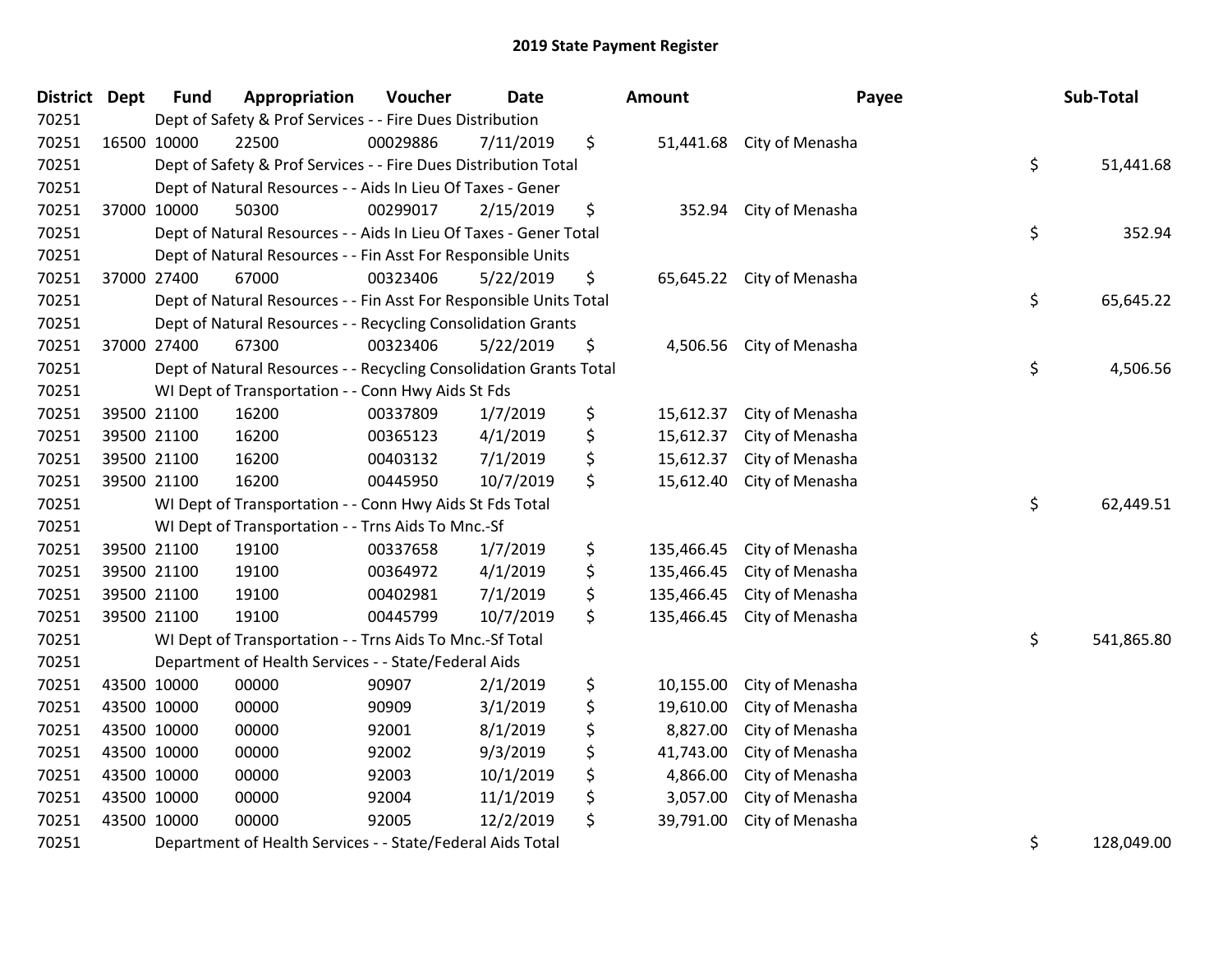## 2019 State Payment Register

| District | Dept | Fund | Appropriation | Voucher | Date | Amount | Payee | Sub-Total |
|---|---|---|---|---|---|---|---|---|
| 70251 | | Dept of Safety & Prof Services - - Fire Dues Distribution | | | | | | |
| 70251 | 16500 | 10000 | 22500 | 00029886 | 7/11/2019 | $ 51,441.68 | City of Menasha | |
| 70251 | | Dept of Safety & Prof Services - - Fire Dues Distribution Total | | | | | | $ 51,441.68 |
| 70251 | | Dept of Natural Resources - - Aids In Lieu Of Taxes - Gener | | | | | | |
| 70251 | 37000 | 10000 | 50300 | 00299017 | 2/15/2019 | $ 352.94 | City of Menasha | |
| 70251 | | Dept of Natural Resources - - Aids In Lieu Of Taxes - Gener Total | | | | | | $ 352.94 |
| 70251 | | Dept of Natural Resources - - Fin Asst For Responsible Units | | | | | | |
| 70251 | 37000 | 27400 | 67000 | 00323406 | 5/22/2019 | $ 65,645.22 | City of Menasha | |
| 70251 | | Dept of Natural Resources - - Fin Asst For Responsible Units Total | | | | | | $ 65,645.22 |
| 70251 | | Dept of Natural Resources - - Recycling Consolidation Grants | | | | | | |
| 70251 | 37000 | 27400 | 67300 | 00323406 | 5/22/2019 | $ 4,506.56 | City of Menasha | |
| 70251 | | Dept of Natural Resources - - Recycling Consolidation Grants Total | | | | | | $ 4,506.56 |
| 70251 | | WI Dept of Transportation - - Conn Hwy Aids St Fds | | | | | | |
| 70251 | 39500 | 21100 | 16200 | 00337809 | 1/7/2019 | $ 15,612.37 | City of Menasha | |
| 70251 | 39500 | 21100 | 16200 | 00365123 | 4/1/2019 | $ 15,612.37 | City of Menasha | |
| 70251 | 39500 | 21100 | 16200 | 00403132 | 7/1/2019 | $ 15,612.37 | City of Menasha | |
| 70251 | 39500 | 21100 | 16200 | 00445950 | 10/7/2019 | $ 15,612.40 | City of Menasha | |
| 70251 | | WI Dept of Transportation - - Conn Hwy Aids St Fds Total | | | | | | $ 62,449.51 |
| 70251 | | WI Dept of Transportation - - Trns Aids To Mnc.-Sf | | | | | | |
| 70251 | 39500 | 21100 | 19100 | 00337658 | 1/7/2019 | $ 135,466.45 | City of Menasha | |
| 70251 | 39500 | 21100 | 19100 | 00364972 | 4/1/2019 | $ 135,466.45 | City of Menasha | |
| 70251 | 39500 | 21100 | 19100 | 00402981 | 7/1/2019 | $ 135,466.45 | City of Menasha | |
| 70251 | 39500 | 21100 | 19100 | 00445799 | 10/7/2019 | $ 135,466.45 | City of Menasha | |
| 70251 | | WI Dept of Transportation - - Trns Aids To Mnc.-Sf Total | | | | | | $ 541,865.80 |
| 70251 | | Department of Health Services - - State/Federal Aids | | | | | | |
| 70251 | 43500 | 10000 | 00000 | 90907 | 2/1/2019 | $ 10,155.00 | City of Menasha | |
| 70251 | 43500 | 10000 | 00000 | 90909 | 3/1/2019 | $ 19,610.00 | City of Menasha | |
| 70251 | 43500 | 10000 | 00000 | 92001 | 8/1/2019 | $ 8,827.00 | City of Menasha | |
| 70251 | 43500 | 10000 | 00000 | 92002 | 9/3/2019 | $ 41,743.00 | City of Menasha | |
| 70251 | 43500 | 10000 | 00000 | 92003 | 10/1/2019 | $ 4,866.00 | City of Menasha | |
| 70251 | 43500 | 10000 | 00000 | 92004 | 11/1/2019 | $ 3,057.00 | City of Menasha | |
| 70251 | 43500 | 10000 | 00000 | 92005 | 12/2/2019 | $ 39,791.00 | City of Menasha | |
| 70251 | | Department of Health Services - - State/Federal Aids Total | | | | | | $ 128,049.00 |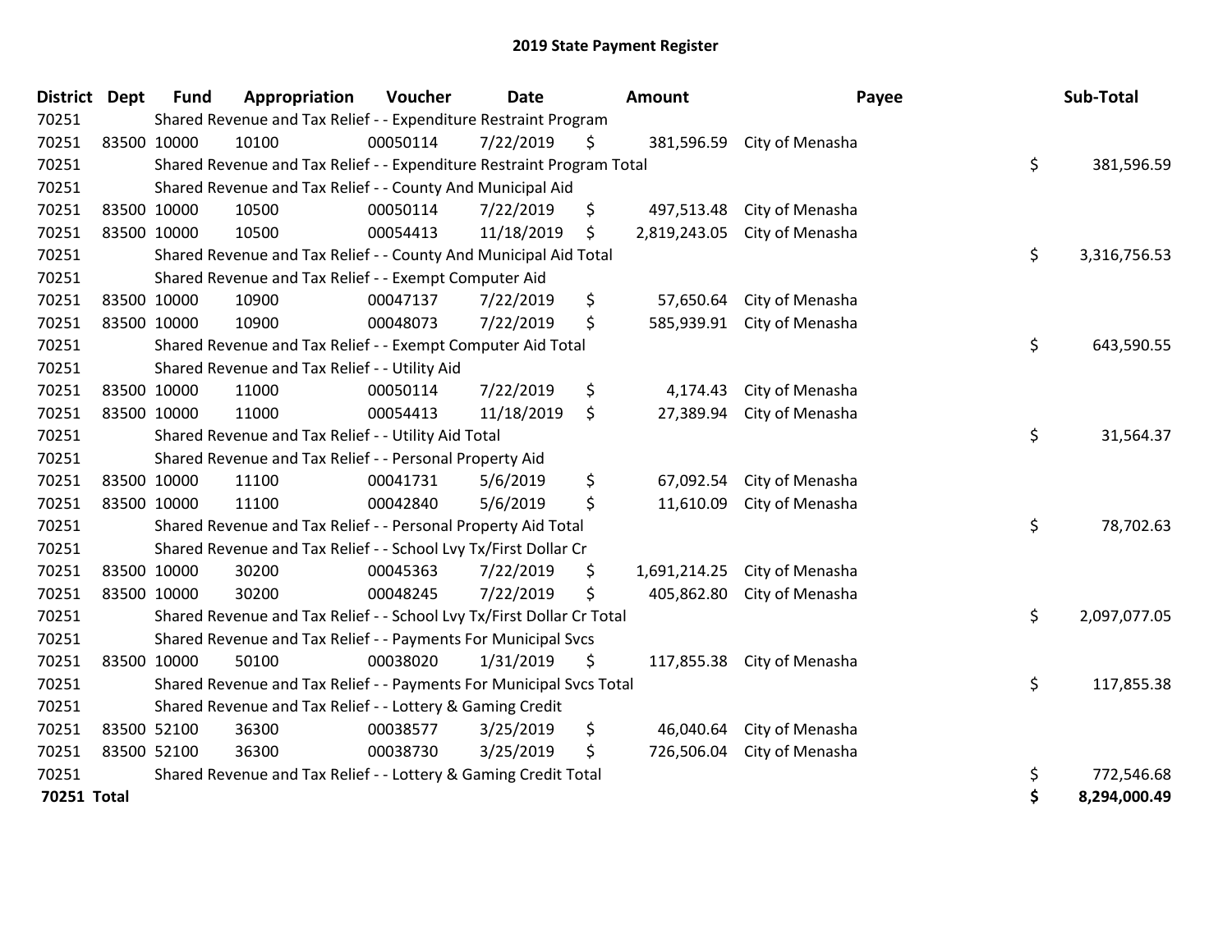# 2019 State Payment Register

| District | Dept | Fund | Appropriation | Voucher | Date | Amount | Payee | Sub-Total |
|---|---|---|---|---|---|---|---|---|
| 70251 | | Shared Revenue and Tax Relief - - Expenditure Restraint Program | | | | | | |
| 70251 | 83500 | 10000 | 10100 | 00050114 | 7/22/2019 | $ 381,596.59 | City of Menasha | |
| 70251 | | Shared Revenue and Tax Relief - - Expenditure Restraint Program Total | | | | | | $ 381,596.59 |
| 70251 | | Shared Revenue and Tax Relief - - County And Municipal Aid | | | | | | |
| 70251 | 83500 | 10000 | 10500 | 00050114 | 7/22/2019 | $ 497,513.48 | City of Menasha | |
| 70251 | 83500 | 10000 | 10500 | 00054413 | 11/18/2019 | $ 2,819,243.05 | City of Menasha | |
| 70251 | | Shared Revenue and Tax Relief - - County And Municipal Aid Total | | | | | | $ 3,316,756.53 |
| 70251 | | Shared Revenue and Tax Relief - - Exempt Computer Aid | | | | | | |
| 70251 | 83500 | 10000 | 10900 | 00047137 | 7/22/2019 | $ 57,650.64 | City of Menasha | |
| 70251 | 83500 | 10000 | 10900 | 00048073 | 7/22/2019 | $ 585,939.91 | City of Menasha | |
| 70251 | | Shared Revenue and Tax Relief - - Exempt Computer Aid Total | | | | | | $ 643,590.55 |
| 70251 | | Shared Revenue and Tax Relief - - Utility Aid | | | | | | |
| 70251 | 83500 | 10000 | 11000 | 00050114 | 7/22/2019 | $ 4,174.43 | City of Menasha | |
| 70251 | 83500 | 10000 | 11000 | 00054413 | 11/18/2019 | $ 27,389.94 | City of Menasha | |
| 70251 | | Shared Revenue and Tax Relief - - Utility Aid Total | | | | | | $ 31,564.37 |
| 70251 | | Shared Revenue and Tax Relief - - Personal Property Aid | | | | | | |
| 70251 | 83500 | 10000 | 11100 | 00041731 | 5/6/2019 | $ 67,092.54 | City of Menasha | |
| 70251 | 83500 | 10000 | 11100 | 00042840 | 5/6/2019 | $ 11,610.09 | City of Menasha | |
| 70251 | | Shared Revenue and Tax Relief - - Personal Property Aid Total | | | | | | $ 78,702.63 |
| 70251 | | Shared Revenue and Tax Relief - - School Lvy Tx/First Dollar Cr | | | | | | |
| 70251 | 83500 | 10000 | 30200 | 00045363 | 7/22/2019 | $ 1,691,214.25 | City of Menasha | |
| 70251 | 83500 | 10000 | 30200 | 00048245 | 7/22/2019 | $ 405,862.80 | City of Menasha | |
| 70251 | | Shared Revenue and Tax Relief - - School Lvy Tx/First Dollar Cr Total | | | | | | $ 2,097,077.05 |
| 70251 | | Shared Revenue and Tax Relief - - Payments For Municipal Svcs | | | | | | |
| 70251 | 83500 | 10000 | 50100 | 00038020 | 1/31/2019 | $ 117,855.38 | City of Menasha | |
| 70251 | | Shared Revenue and Tax Relief - - Payments For Municipal Svcs Total | | | | | | $ 117,855.38 |
| 70251 | | Shared Revenue and Tax Relief - - Lottery & Gaming Credit | | | | | | |
| 70251 | 83500 | 52100 | 36300 | 00038577 | 3/25/2019 | $ 46,040.64 | City of Menasha | |
| 70251 | 83500 | 52100 | 36300 | 00038730 | 3/25/2019 | $ 726,506.04 | City of Menasha | |
| 70251 | | Shared Revenue and Tax Relief - - Lottery & Gaming Credit Total | | | | | | $ 772,546.68 |
| **70251 Total** | | | | | | | | **$ 8,294,000.49** |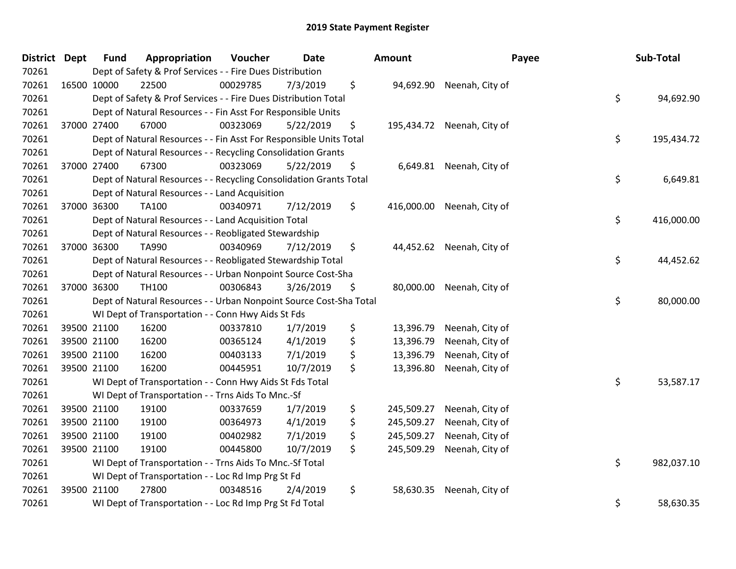# 2019 State Payment Register

| District | Dept | Fund | Appropriation | Voucher | Date | Amount | Payee | Sub-Total |
|---|---|---|---|---|---|---|---|---|
| 70261 | | Dept of Safety & Prof Services - - Fire Dues Distribution | | | | | | |
| 70261 | 16500 | 10000 | 22500 | 00029785 | 7/3/2019 | $ 94,692.90 | Neenah, City of | |
| 70261 | | Dept of Safety & Prof Services - - Fire Dues Distribution Total | | | | | | $ 94,692.90 |
| 70261 | | Dept of Natural Resources - - Fin Asst For Responsible Units | | | | | | |
| 70261 | 37000 | 27400 | 67000 | 00323069 | 5/22/2019 | $ 195,434.72 | Neenah, City of | |
| 70261 | | Dept of Natural Resources - - Fin Asst For Responsible Units Total | | | | | | $ 195,434.72 |
| 70261 | | Dept of Natural Resources - - Recycling Consolidation Grants | | | | | | |
| 70261 | 37000 | 27400 | 67300 | 00323069 | 5/22/2019 | $ 6,649.81 | Neenah, City of | |
| 70261 | | Dept of Natural Resources - - Recycling Consolidation Grants Total | | | | | | $ 6,649.81 |
| 70261 | | Dept of Natural Resources - - Land Acquisition | | | | | | |
| 70261 | 37000 | 36300 | TA100 | 00340971 | 7/12/2019 | $ 416,000.00 | Neenah, City of | |
| 70261 | | Dept of Natural Resources - - Land Acquisition Total | | | | | | $ 416,000.00 |
| 70261 | | Dept of Natural Resources - - Reobligated Stewardship | | | | | | |
| 70261 | 37000 | 36300 | TA990 | 00340969 | 7/12/2019 | $ 44,452.62 | Neenah, City of | |
| 70261 | | Dept of Natural Resources - - Reobligated Stewardship Total | | | | | | $ 44,452.62 |
| 70261 | | Dept of Natural Resources - - Urban Nonpoint Source Cost-Sha | | | | | | |
| 70261 | 37000 | 36300 | TH100 | 00306843 | 3/26/2019 | $ 80,000.00 | Neenah, City of | |
| 70261 | | Dept of Natural Resources - - Urban Nonpoint Source Cost-Sha Total | | | | | | $ 80,000.00 |
| 70261 | | WI Dept of Transportation - - Conn Hwy Aids St Fds | | | | | | |
| 70261 | 39500 | 21100 | 16200 | 00337810 | 1/7/2019 | $ 13,396.79 | Neenah, City of | |
| 70261 | 39500 | 21100 | 16200 | 00365124 | 4/1/2019 | $ 13,396.79 | Neenah, City of | |
| 70261 | 39500 | 21100 | 16200 | 00403133 | 7/1/2019 | $ 13,396.79 | Neenah, City of | |
| 70261 | 39500 | 21100 | 16200 | 00445951 | 10/7/2019 | $ 13,396.80 | Neenah, City of | |
| 70261 | | WI Dept of Transportation - - Conn Hwy Aids St Fds Total | | | | | | $ 53,587.17 |
| 70261 | | WI Dept of Transportation - - Trns Aids To Mnc.-Sf | | | | | | |
| 70261 | 39500 | 21100 | 19100 | 00337659 | 1/7/2019 | $ 245,509.27 | Neenah, City of | |
| 70261 | 39500 | 21100 | 19100 | 00364973 | 4/1/2019 | $ 245,509.27 | Neenah, City of | |
| 70261 | 39500 | 21100 | 19100 | 00402982 | 7/1/2019 | $ 245,509.27 | Neenah, City of | |
| 70261 | 39500 | 21100 | 19100 | 00445800 | 10/7/2019 | $ 245,509.29 | Neenah, City of | |
| 70261 | | WI Dept of Transportation - - Trns Aids To Mnc.-Sf Total | | | | | | $ 982,037.10 |
| 70261 | | WI Dept of Transportation - - Loc Rd Imp Prg St Fd | | | | | | |
| 70261 | 39500 | 21100 | 27800 | 00348516 | 2/4/2019 | $ 58,630.35 | Neenah, City of | |
| 70261 | | WI Dept of Transportation - - Loc Rd Imp Prg St Fd Total | | | | | | $ 58,630.35 |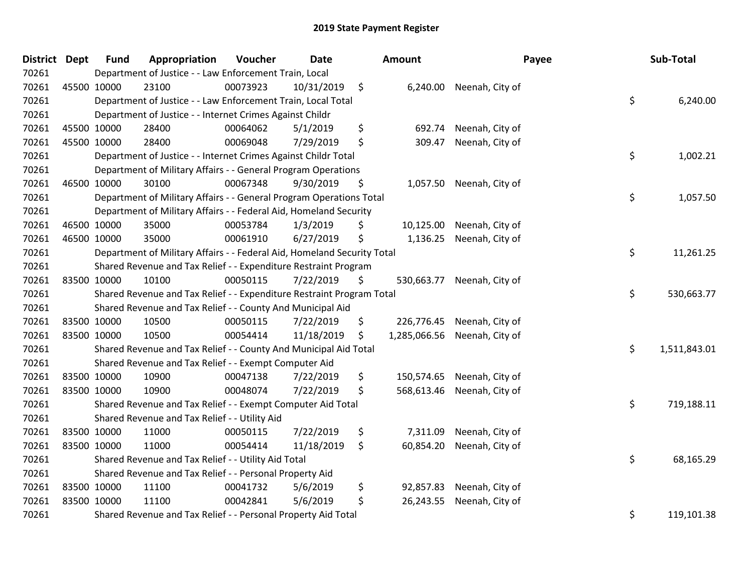# 2019 State Payment Register

| District | Dept | Fund | Appropriation | Voucher | Date | Amount | Payee | Sub-Total |
|---|---|---|---|---|---|---|---|---|
| 70261 | | Department of Justice - - Law Enforcement Train, Local | | | | | | |
| 70261 | 45500 | 10000 | 23100 | 00073923 | 10/31/2019 | $ 6,240.00 | Neenah, City of | |
| 70261 | | Department of Justice - - Law Enforcement Train, Local Total | | | | | | $ 6,240.00 |
| 70261 | | Department of Justice - - Internet Crimes Against Childr | | | | | | |
| 70261 | 45500 | 10000 | 28400 | 00064062 | 5/1/2019 | $ 692.74 | Neenah, City of | |
| 70261 | 45500 | 10000 | 28400 | 00069048 | 7/29/2019 | $ 309.47 | Neenah, City of | |
| 70261 | | Department of Justice - - Internet Crimes Against Childr Total | | | | | | $ 1,002.21 |
| 70261 | | Department of Military Affairs - - General Program Operations | | | | | | |
| 70261 | 46500 | 10000 | 30100 | 00067348 | 9/30/2019 | $ 1,057.50 | Neenah, City of | |
| 70261 | | Department of Military Affairs - - General Program Operations Total | | | | | | $ 1,057.50 |
| 70261 | | Department of Military Affairs - - Federal Aid, Homeland Security | | | | | | |
| 70261 | 46500 | 10000 | 35000 | 00053784 | 1/3/2019 | $ 10,125.00 | Neenah, City of | |
| 70261 | 46500 | 10000 | 35000 | 00061910 | 6/27/2019 | $ 1,136.25 | Neenah, City of | |
| 70261 | | Department of Military Affairs - - Federal Aid, Homeland Security Total | | | | | | $ 11,261.25 |
| 70261 | | Shared Revenue and Tax Relief - - Expenditure Restraint Program | | | | | | |
| 70261 | 83500 | 10000 | 10100 | 00050115 | 7/22/2019 | $ 530,663.77 | Neenah, City of | |
| 70261 | | Shared Revenue and Tax Relief - - Expenditure Restraint Program Total | | | | | | $ 530,663.77 |
| 70261 | | Shared Revenue and Tax Relief - - County And Municipal Aid | | | | | | |
| 70261 | 83500 | 10000 | 10500 | 00050115 | 7/22/2019 | $ 226,776.45 | Neenah, City of | |
| 70261 | 83500 | 10000 | 10500 | 00054414 | 11/18/2019 | $ 1,285,066.56 | Neenah, City of | |
| 70261 | | Shared Revenue and Tax Relief - - County And Municipal Aid Total | | | | | | $ 1,511,843.01 |
| 70261 | | Shared Revenue and Tax Relief - - Exempt Computer Aid | | | | | | |
| 70261 | 83500 | 10000 | 10900 | 00047138 | 7/22/2019 | $ 150,574.65 | Neenah, City of | |
| 70261 | 83500 | 10000 | 10900 | 00048074 | 7/22/2019 | $ 568,613.46 | Neenah, City of | |
| 70261 | | Shared Revenue and Tax Relief - - Exempt Computer Aid Total | | | | | | $ 719,188.11 |
| 70261 | | Shared Revenue and Tax Relief - - Utility Aid | | | | | | |
| 70261 | 83500 | 10000 | 11000 | 00050115 | 7/22/2019 | $ 7,311.09 | Neenah, City of | |
| 70261 | 83500 | 10000 | 11000 | 00054414 | 11/18/2019 | $ 60,854.20 | Neenah, City of | |
| 70261 | | Shared Revenue and Tax Relief - - Utility Aid Total | | | | | | $ 68,165.29 |
| 70261 | | Shared Revenue and Tax Relief - - Personal Property Aid | | | | | | |
| 70261 | 83500 | 10000 | 11100 | 00041732 | 5/6/2019 | $ 92,857.83 | Neenah, City of | |
| 70261 | 83500 | 10000 | 11100 | 00042841 | 5/6/2019 | $ 26,243.55 | Neenah, City of | |
| 70261 | | Shared Revenue and Tax Relief - - Personal Property Aid Total | | | | | | $ 119,101.38 |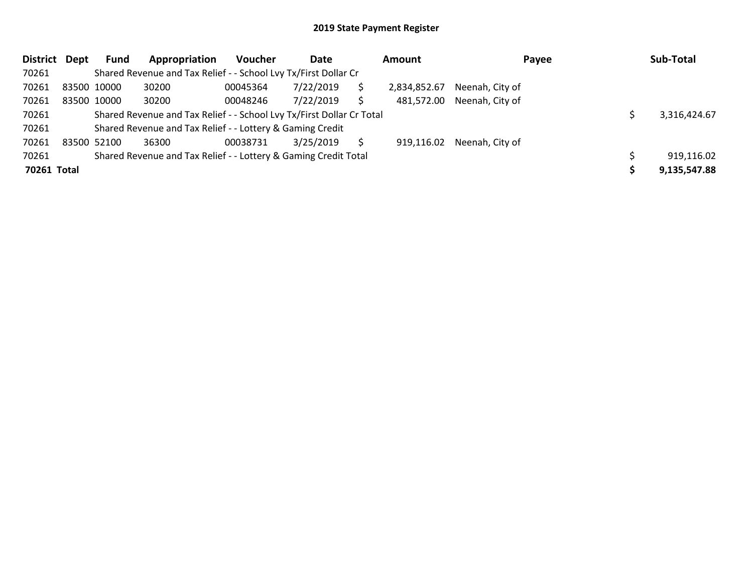# 2019 State Payment Register

| District | Dept | Fund | Appropriation | Voucher | Date | Amount | Payee | Sub-Total |
|---|---|---|---|---|---|---|---|---|
| 70261 | | Shared Revenue and Tax Relief - - School Lvy Tx/First Dollar Cr | | | | | | |
| 70261 | 83500 | 10000 | 30200 | 00045364 | 7/22/2019 | $ 2,834,852.67 | Neenah, City of | |
| 70261 | 83500 | 10000 | 30200 | 00048246 | 7/22/2019 | $ 481,572.00 | Neenah, City of | |
| 70261 | | Shared Revenue and Tax Relief - - School Lvy Tx/First Dollar Cr Total | | | | | | $ 3,316,424.67 |
| 70261 | | Shared Revenue and Tax Relief - - Lottery & Gaming Credit | | | | | | |
| 70261 | 83500 | 52100 | 36300 | 00038731 | 3/25/2019 | $ 919,116.02 | Neenah, City of | |
| 70261 | | Shared Revenue and Tax Relief - - Lottery & Gaming Credit Total | | | | | | $ 919,116.02 |
| **70261 Total** | | | | | | | | **$ 9,135,547.88** |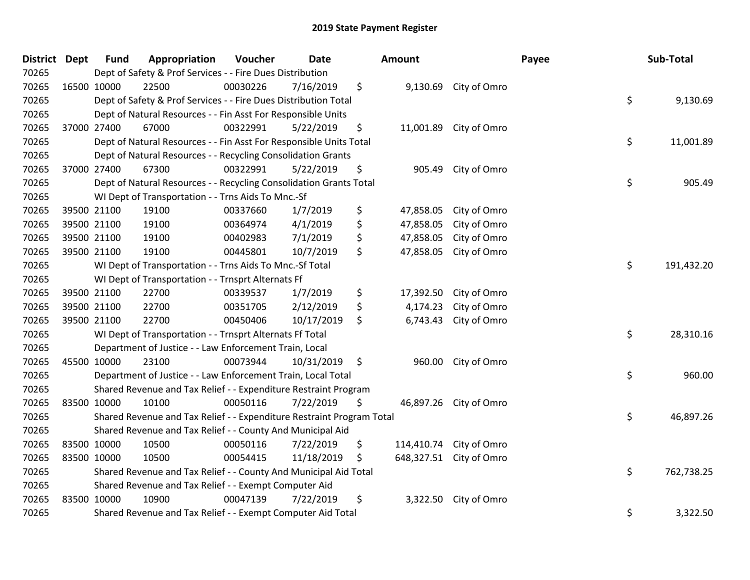# 2019 State Payment Register

| District | Dept | Fund | Appropriation | Voucher | Date | Amount | Payee | Sub-Total |
|---|---|---|---|---|---|---|---|---|
| 70265 | | Dept of Safety & Prof Services - - Fire Dues Distribution | | | | | | |
| 70265 | 16500 | 10000 | 22500 | 00030226 | 7/16/2019 | $ 9,130.69 | City of Omro | |
| 70265 | | Dept of Safety & Prof Services - - Fire Dues Distribution Total | | | | | | $ 9,130.69 |
| 70265 | | Dept of Natural Resources - - Fin Asst For Responsible Units | | | | | | |
| 70265 | 37000 | 27400 | 67000 | 00322991 | 5/22/2019 | $ 11,001.89 | City of Omro | |
| 70265 | | Dept of Natural Resources - - Fin Asst For Responsible Units Total | | | | | | $ 11,001.89 |
| 70265 | | Dept of Natural Resources - - Recycling Consolidation Grants | | | | | | |
| 70265 | 37000 | 27400 | 67300 | 00322991 | 5/22/2019 | $ 905.49 | City of Omro | |
| 70265 | | Dept of Natural Resources - - Recycling Consolidation Grants Total | | | | | | $ 905.49 |
| 70265 | | WI Dept of Transportation - - Trns Aids To Mnc.-Sf | | | | | | |
| 70265 | 39500 | 21100 | 19100 | 00337660 | 1/7/2019 | $ 47,858.05 | City of Omro | |
| 70265 | 39500 | 21100 | 19100 | 00364974 | 4/1/2019 | $ 47,858.05 | City of Omro | |
| 70265 | 39500 | 21100 | 19100 | 00402983 | 7/1/2019 | $ 47,858.05 | City of Omro | |
| 70265 | 39500 | 21100 | 19100 | 00445801 | 10/7/2019 | $ 47,858.05 | City of Omro | |
| 70265 | | WI Dept of Transportation - - Trns Aids To Mnc.-Sf Total | | | | | | $ 191,432.20 |
| 70265 | | WI Dept of Transportation - - Trnsprt Alternats Ff | | | | | | |
| 70265 | 39500 | 21100 | 22700 | 00339537 | 1/7/2019 | $ 17,392.50 | City of Omro | |
| 70265 | 39500 | 21100 | 22700 | 00351705 | 2/12/2019 | $ 4,174.23 | City of Omro | |
| 70265 | 39500 | 21100 | 22700 | 00450406 | 10/17/2019 | $ 6,743.43 | City of Omro | |
| 70265 | | WI Dept of Transportation - - Trnsprt Alternats Ff Total | | | | | | $ 28,310.16 |
| 70265 | | Department of Justice - - Law Enforcement Train, Local | | | | | | |
| 70265 | 45500 | 10000 | 23100 | 00073944 | 10/31/2019 | $ 960.00 | City of Omro | |
| 70265 | | Department of Justice - - Law Enforcement Train, Local Total | | | | | | $ 960.00 |
| 70265 | | Shared Revenue and Tax Relief - - Expenditure Restraint Program | | | | | | |
| 70265 | 83500 | 10000 | 10100 | 00050116 | 7/22/2019 | $ 46,897.26 | City of Omro | |
| 70265 | | Shared Revenue and Tax Relief - - Expenditure Restraint Program Total | | | | | | $ 46,897.26 |
| 70265 | | Shared Revenue and Tax Relief - - County And Municipal Aid | | | | | | |
| 70265 | 83500 | 10000 | 10500 | 00050116 | 7/22/2019 | $ 114,410.74 | City of Omro | |
| 70265 | 83500 | 10000 | 10500 | 00054415 | 11/18/2019 | $ 648,327.51 | City of Omro | |
| 70265 | | Shared Revenue and Tax Relief - - County And Municipal Aid Total | | | | | | $ 762,738.25 |
| 70265 | | Shared Revenue and Tax Relief - - Exempt Computer Aid | | | | | | |
| 70265 | 83500 | 10000 | 10900 | 00047139 | 7/22/2019 | $ 3,322.50 | City of Omro | |
| 70265 | | Shared Revenue and Tax Relief - - Exempt Computer Aid Total | | | | | | $ 3,322.50 |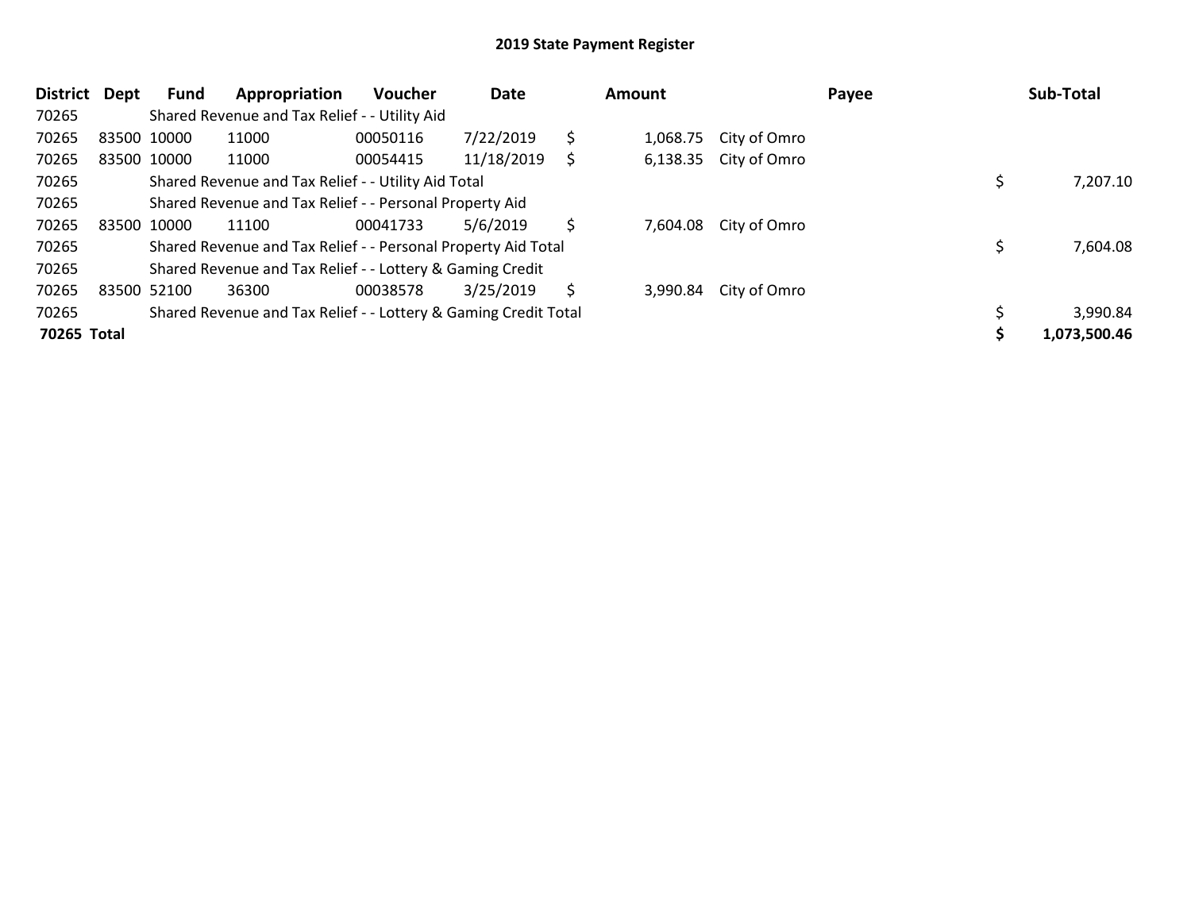# 2019 State Payment Register

| District | Dept | Fund | Appropriation | Voucher | Date | Amount | Payee | Sub-Total |
|---|---|---|---|---|---|---|---|---|
| 70265 | | Shared Revenue and Tax Relief - - Utility Aid | | | | | | |
| 70265 | 83500 | 10000 | 11000 | 00050116 | 7/22/2019 | $ 1,068.75 | City of Omro | |
| 70265 | 83500 | 10000 | 11000 | 00054415 | 11/18/2019 | $ 6,138.35 | City of Omro | |
| 70265 | | Shared Revenue and Tax Relief - - Utility Aid Total | | | | | | $ 7,207.10 |
| 70265 | | Shared Revenue and Tax Relief - - Personal Property Aid | | | | | | |
| 70265 | 83500 | 10000 | 11100 | 00041733 | 5/6/2019 | $ 7,604.08 | City of Omro | |
| 70265 | | Shared Revenue and Tax Relief - - Personal Property Aid Total | | | | | | $ 7,604.08 |
| 70265 | | Shared Revenue and Tax Relief - - Lottery & Gaming Credit | | | | | | |
| 70265 | 83500 | 52100 | 36300 | 00038578 | 3/25/2019 | $ 3,990.84 | City of Omro | |
| 70265 | | Shared Revenue and Tax Relief - - Lottery & Gaming Credit Total | | | | | | $ 3,990.84 |
| **70265 Total** | | | | | | | | **$ 1,073,500.46** |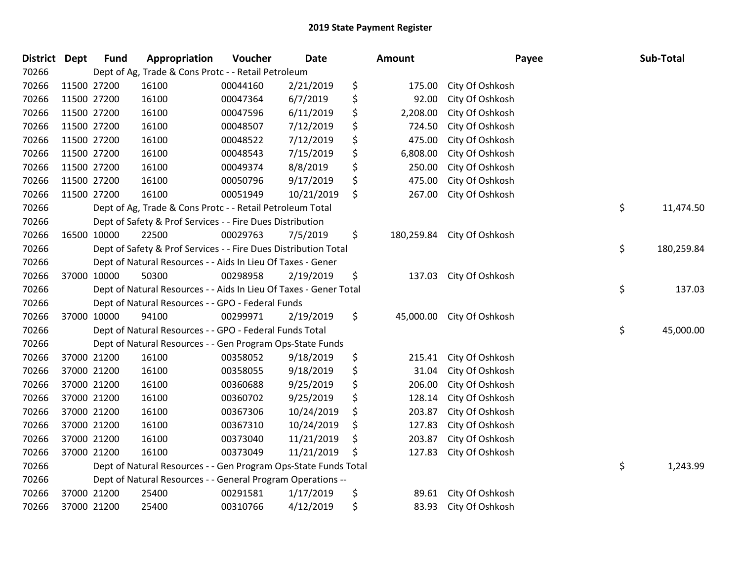## 2019 State Payment Register

| District | Dept | Fund | Appropriation | Voucher | Date | Amount | Payee | Sub-Total |
|---|---|---|---|---|---|---|---|---|
| 70266 | | Dept of Ag, Trade & Cons Protc - - Retail Petroleum | | | | | | |
| 70266 | 11500 | 27200 | 16100 | 00044160 | 2/21/2019 | $ 175.00 | City Of Oshkosh | |
| 70266 | 11500 | 27200 | 16100 | 00047364 | 6/7/2019 | $ 92.00 | City Of Oshkosh | |
| 70266 | 11500 | 27200 | 16100 | 00047596 | 6/11/2019 | $ 2,208.00 | City Of Oshkosh | |
| 70266 | 11500 | 27200 | 16100 | 00048507 | 7/12/2019 | $ 724.50 | City Of Oshkosh | |
| 70266 | 11500 | 27200 | 16100 | 00048522 | 7/12/2019 | $ 475.00 | City Of Oshkosh | |
| 70266 | 11500 | 27200 | 16100 | 00048543 | 7/15/2019 | $ 6,808.00 | City Of Oshkosh | |
| 70266 | 11500 | 27200 | 16100 | 00049374 | 8/8/2019 | $ 250.00 | City Of Oshkosh | |
| 70266 | 11500 | 27200 | 16100 | 00050796 | 9/17/2019 | $ 475.00 | City Of Oshkosh | |
| 70266 | 11500 | 27200 | 16100 | 00051949 | 10/21/2019 | $ 267.00 | City Of Oshkosh | |
| 70266 | | Dept of Ag, Trade & Cons Protc - - Retail Petroleum Total | | | | | | $ 11,474.50 |
| 70266 | | Dept of Safety & Prof Services - - Fire Dues Distribution | | | | | | |
| 70266 | 16500 | 10000 | 22500 | 00029763 | 7/5/2019 | $ 180,259.84 | City Of Oshkosh | |
| 70266 | | Dept of Safety & Prof Services - - Fire Dues Distribution Total | | | | | | $ 180,259.84 |
| 70266 | | Dept of Natural Resources - - Aids In Lieu Of Taxes - Gener | | | | | | |
| 70266 | 37000 | 10000 | 50300 | 00298958 | 2/19/2019 | $ 137.03 | City Of Oshkosh | |
| 70266 | | Dept of Natural Resources - - Aids In Lieu Of Taxes - Gener Total | | | | | | $ 137.03 |
| 70266 | | Dept of Natural Resources - - GPO - Federal Funds | | | | | | |
| 70266 | 37000 | 10000 | 94100 | 00299971 | 2/19/2019 | $ 45,000.00 | City Of Oshkosh | |
| 70266 | | Dept of Natural Resources - - GPO - Federal Funds Total | | | | | | $ 45,000.00 |
| 70266 | | Dept of Natural Resources - - Gen Program Ops-State Funds | | | | | | |
| 70266 | 37000 | 21200 | 16100 | 00358052 | 9/18/2019 | $ 215.41 | City Of Oshkosh | |
| 70266 | 37000 | 21200 | 16100 | 00358055 | 9/18/2019 | $ 31.04 | City Of Oshkosh | |
| 70266 | 37000 | 21200 | 16100 | 00360688 | 9/25/2019 | $ 206.00 | City Of Oshkosh | |
| 70266 | 37000 | 21200 | 16100 | 00360702 | 9/25/2019 | $ 128.14 | City Of Oshkosh | |
| 70266 | 37000 | 21200 | 16100 | 00367306 | 10/24/2019 | $ 203.87 | City Of Oshkosh | |
| 70266 | 37000 | 21200 | 16100 | 00367310 | 10/24/2019 | $ 127.83 | City Of Oshkosh | |
| 70266 | 37000 | 21200 | 16100 | 00373040 | 11/21/2019 | $ 203.87 | City Of Oshkosh | |
| 70266 | 37000 | 21200 | 16100 | 00373049 | 11/21/2019 | $ 127.83 | City Of Oshkosh | |
| 70266 | | Dept of Natural Resources - - Gen Program Ops-State Funds Total | | | | | | $ 1,243.99 |
| 70266 | | Dept of Natural Resources - - General Program Operations -- | | | | | | |
| 70266 | 37000 | 21200 | 25400 | 00291581 | 1/17/2019 | $ 89.61 | City Of Oshkosh | |
| 70266 | 37000 | 21200 | 25400 | 00310766 | 4/12/2019 | $ 83.93 | City Of Oshkosh | |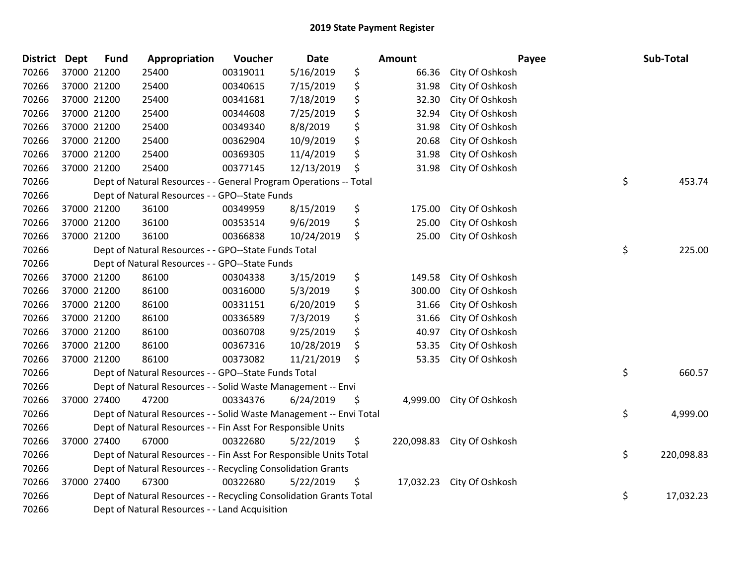# 2019 State Payment Register

| District | Dept | Fund | Appropriation | Voucher | Date | Amount | Payee | Sub-Total |
|---|---|---|---|---|---|---|---|---|
| 70266 | 37000 | 21200 | 25400 | 00319011 | 5/16/2019 | $ 66.36 | City Of Oshkosh | |
| 70266 | 37000 | 21200 | 25400 | 00340615 | 7/15/2019 | $ 31.98 | City Of Oshkosh | |
| 70266 | 37000 | 21200 | 25400 | 00341681 | 7/18/2019 | $ 32.30 | City Of Oshkosh | |
| 70266 | 37000 | 21200 | 25400 | 00344608 | 7/25/2019 | $ 32.94 | City Of Oshkosh | |
| 70266 | 37000 | 21200 | 25400 | 00349340 | 8/8/2019 | $ 31.98 | City Of Oshkosh | |
| 70266 | 37000 | 21200 | 25400 | 00362904 | 10/9/2019 | $ 20.68 | City Of Oshkosh | |
| 70266 | 37000 | 21200 | 25400 | 00369305 | 11/4/2019 | $ 31.98 | City Of Oshkosh | |
| 70266 | 37000 | 21200 | 25400 | 00377145 | 12/13/2019 | $ 31.98 | City Of Oshkosh | |
| 70266 | | | Dept of Natural Resources - - General Program Operations -- Total | | | | | $ 453.74 |
| 70266 | | | Dept of Natural Resources - - GPO--State Funds | | | | | |
| 70266 | 37000 | 21200 | 36100 | 00349959 | 8/15/2019 | $ 175.00 | City Of Oshkosh | |
| 70266 | 37000 | 21200 | 36100 | 00353514 | 9/6/2019 | $ 25.00 | City Of Oshkosh | |
| 70266 | 37000 | 21200 | 36100 | 00366838 | 10/24/2019 | $ 25.00 | City Of Oshkosh | |
| 70266 | | | Dept of Natural Resources - - GPO--State Funds Total | | | | | $ 225.00 |
| 70266 | | | Dept of Natural Resources - - GPO--State Funds | | | | | |
| 70266 | 37000 | 21200 | 86100 | 00304338 | 3/15/2019 | $ 149.58 | City Of Oshkosh | |
| 70266 | 37000 | 21200 | 86100 | 00316000 | 5/3/2019 | $ 300.00 | City Of Oshkosh | |
| 70266 | 37000 | 21200 | 86100 | 00331151 | 6/20/2019 | $ 31.66 | City Of Oshkosh | |
| 70266 | 37000 | 21200 | 86100 | 00336589 | 7/3/2019 | $ 31.66 | City Of Oshkosh | |
| 70266 | 37000 | 21200 | 86100 | 00360708 | 9/25/2019 | $ 40.97 | City Of Oshkosh | |
| 70266 | 37000 | 21200 | 86100 | 00367316 | 10/28/2019 | $ 53.35 | City Of Oshkosh | |
| 70266 | 37000 | 21200 | 86100 | 00373082 | 11/21/2019 | $ 53.35 | City Of Oshkosh | |
| 70266 | | | Dept of Natural Resources - - GPO--State Funds Total | | | | | $ 660.57 |
| 70266 | | | Dept of Natural Resources - - Solid Waste Management -- Envi | | | | | |
| 70266 | 37000 | 27400 | 47200 | 00334376 | 6/24/2019 | $ 4,999.00 | City Of Oshkosh | |
| 70266 | | | Dept of Natural Resources - - Solid Waste Management -- Envi Total | | | | | $ 4,999.00 |
| 70266 | | | Dept of Natural Resources - - Fin Asst For Responsible Units | | | | | |
| 70266 | 37000 | 27400 | 67000 | 00322680 | 5/22/2019 | $ 220,098.83 | City Of Oshkosh | |
| 70266 | | | Dept of Natural Resources - - Fin Asst For Responsible Units Total | | | | | $ 220,098.83 |
| 70266 | | | Dept of Natural Resources - - Recycling Consolidation Grants | | | | | |
| 70266 | 37000 | 27400 | 67300 | 00322680 | 5/22/2019 | $ 17,032.23 | City Of Oshkosh | |
| 70266 | | | Dept of Natural Resources - - Recycling Consolidation Grants Total | | | | | $ 17,032.23 |
| 70266 | | | Dept of Natural Resources - - Land Acquisition | | | | | |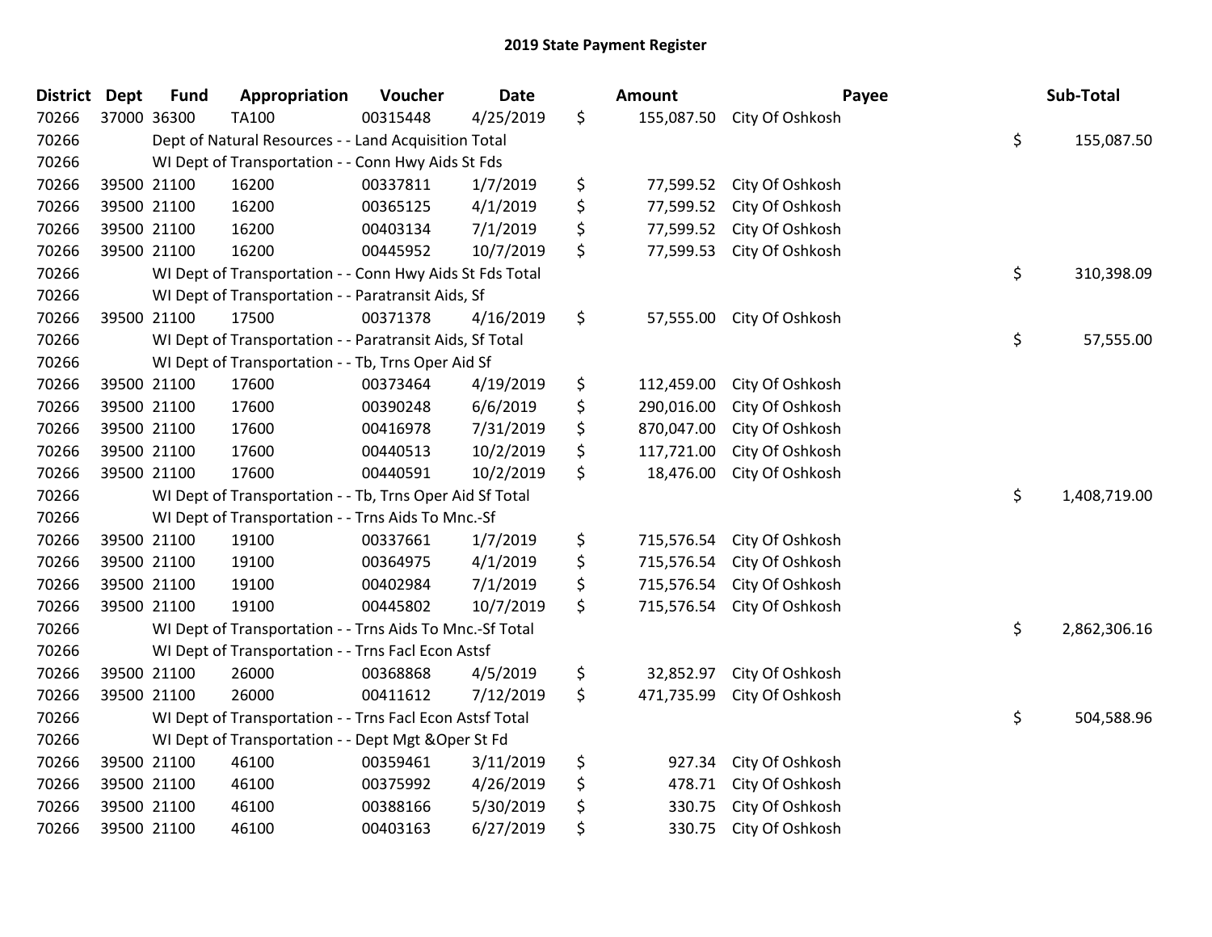# 2019 State Payment Register

| District | Dept | Fund | Appropriation | Voucher | Date | Amount | Payee | Sub-Total |
|---|---|---|---|---|---|---|---|---|
| 70266 | 37000 | 36300 | TA100 | 00315448 | 4/25/2019 | $ 155,087.50 | City Of Oshkosh | |
| 70266 | | Dept of Natural Resources - - Land Acquisition Total | | | | | | $ 155,087.50 |
| 70266 | | WI Dept of Transportation - - Conn Hwy Aids St Fds | | | | | | |
| 70266 | 39500 | 21100 | 16200 | 00337811 | 1/7/2019 | $ 77,599.52 | City Of Oshkosh | |
| 70266 | 39500 | 21100 | 16200 | 00365125 | 4/1/2019 | $ 77,599.52 | City Of Oshkosh | |
| 70266 | 39500 | 21100 | 16200 | 00403134 | 7/1/2019 | $ 77,599.52 | City Of Oshkosh | |
| 70266 | 39500 | 21100 | 16200 | 00445952 | 10/7/2019 | $ 77,599.53 | City Of Oshkosh | |
| 70266 | | WI Dept of Transportation - - Conn Hwy Aids St Fds Total | | | | | | $ 310,398.09 |
| 70266 | | WI Dept of Transportation - - Paratransit Aids, Sf | | | | | | |
| 70266 | 39500 | 21100 | 17500 | 00371378 | 4/16/2019 | $ 57,555.00 | City Of Oshkosh | |
| 70266 | | WI Dept of Transportation - - Paratransit Aids, Sf Total | | | | | | $ 57,555.00 |
| 70266 | | WI Dept of Transportation - - Tb, Trns Oper Aid Sf | | | | | | |
| 70266 | 39500 | 21100 | 17600 | 00373464 | 4/19/2019 | $ 112,459.00 | City Of Oshkosh | |
| 70266 | 39500 | 21100 | 17600 | 00390248 | 6/6/2019 | $ 290,016.00 | City Of Oshkosh | |
| 70266 | 39500 | 21100 | 17600 | 00416978 | 7/31/2019 | $ 870,047.00 | City Of Oshkosh | |
| 70266 | 39500 | 21100 | 17600 | 00440513 | 10/2/2019 | $ 117,721.00 | City Of Oshkosh | |
| 70266 | 39500 | 21100 | 17600 | 00440591 | 10/2/2019 | $ 18,476.00 | City Of Oshkosh | |
| 70266 | | WI Dept of Transportation - - Tb, Trns Oper Aid Sf Total | | | | | | $ 1,408,719.00 |
| 70266 | | WI Dept of Transportation - - Trns Aids To Mnc.-Sf | | | | | | |
| 70266 | 39500 | 21100 | 19100 | 00337661 | 1/7/2019 | $ 715,576.54 | City Of Oshkosh | |
| 70266 | 39500 | 21100 | 19100 | 00364975 | 4/1/2019 | $ 715,576.54 | City Of Oshkosh | |
| 70266 | 39500 | 21100 | 19100 | 00402984 | 7/1/2019 | $ 715,576.54 | City Of Oshkosh | |
| 70266 | 39500 | 21100 | 19100 | 00445802 | 10/7/2019 | $ 715,576.54 | City Of Oshkosh | |
| 70266 | | WI Dept of Transportation - - Trns Aids To Mnc.-Sf Total | | | | | | $ 2,862,306.16 |
| 70266 | | WI Dept of Transportation - - Trns Facl Econ Astsf | | | | | | |
| 70266 | 39500 | 21100 | 26000 | 00368868 | 4/5/2019 | $ 32,852.97 | City Of Oshkosh | |
| 70266 | 39500 | 21100 | 26000 | 00411612 | 7/12/2019 | $ 471,735.99 | City Of Oshkosh | |
| 70266 | | WI Dept of Transportation - - Trns Facl Econ Astsf Total | | | | | | $ 504,588.96 |
| 70266 | | WI Dept of Transportation - - Dept Mgt &Oper St Fd | | | | | | |
| 70266 | 39500 | 21100 | 46100 | 00359461 | 3/11/2019 | $ 927.34 | City Of Oshkosh | |
| 70266 | 39500 | 21100 | 46100 | 00375992 | 4/26/2019 | $ 478.71 | City Of Oshkosh | |
| 70266 | 39500 | 21100 | 46100 | 00388166 | 5/30/2019 | $ 330.75 | City Of Oshkosh | |
| 70266 | 39500 | 21100 | 46100 | 00403163 | 6/27/2019 | $ 330.75 | City Of Oshkosh | |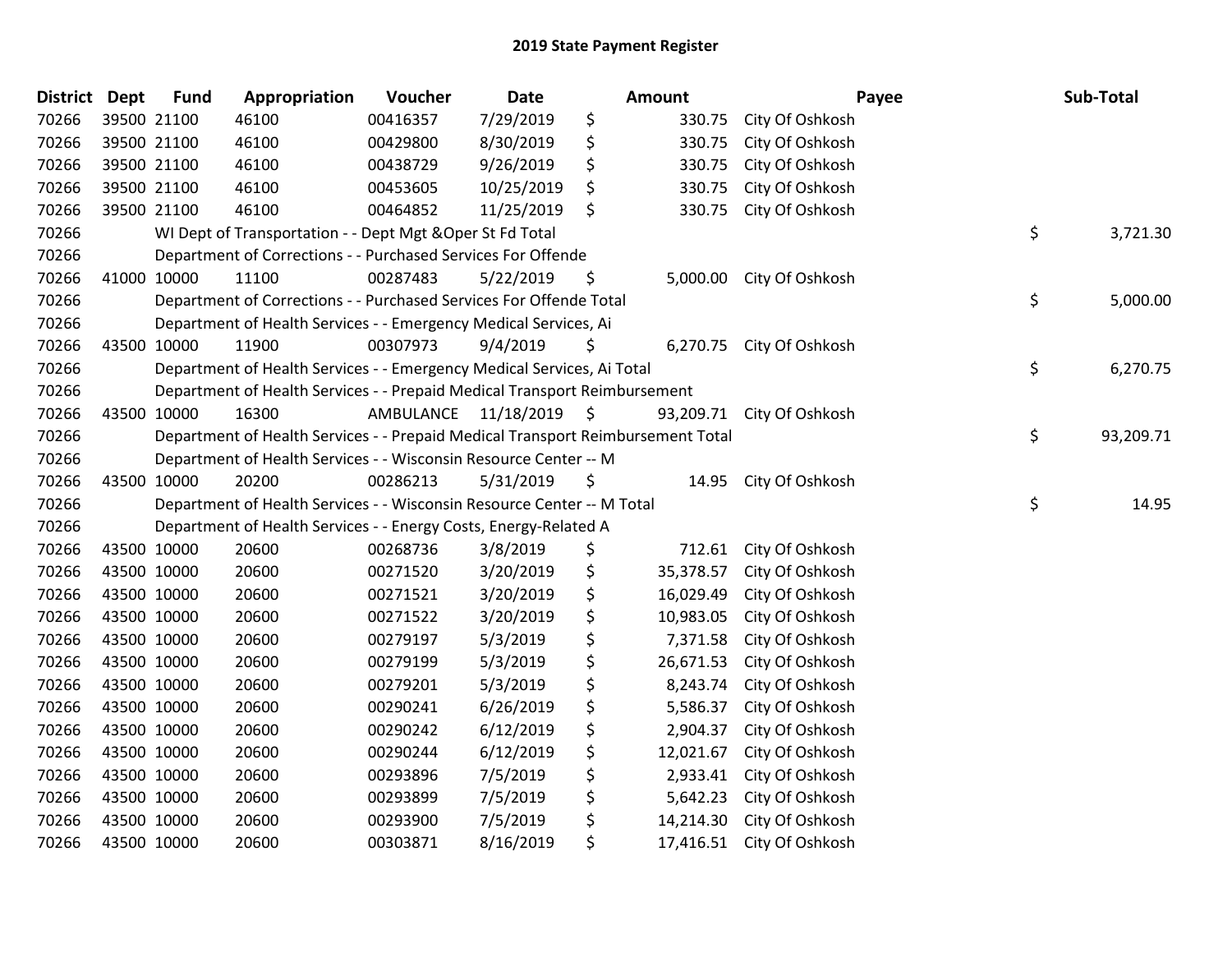## 2019 State Payment Register

| District | Dept | Fund | Appropriation | Voucher | Date | Amount | Payee | Sub-Total |
|---|---|---|---|---|---|---|---|---|
| 70266 | 39500 | 21100 | 46100 | 00416357 | 7/29/2019 | $ 330.75 | City Of Oshkosh | |
| 70266 | 39500 | 21100 | 46100 | 00429800 | 8/30/2019 | $ 330.75 | City Of Oshkosh | |
| 70266 | 39500 | 21100 | 46100 | 00438729 | 9/26/2019 | $ 330.75 | City Of Oshkosh | |
| 70266 | 39500 | 21100 | 46100 | 00453605 | 10/25/2019 | $ 330.75 | City Of Oshkosh | |
| 70266 | 39500 | 21100 | 46100 | 00464852 | 11/25/2019 | $ 330.75 | City Of Oshkosh | |
| 70266 | | | WI Dept of Transportation - - Dept Mgt &Oper St Fd Total | | | | | $ 3,721.30 |
| 70266 | | | Department of Corrections - - Purchased Services For Offende | | | | | |
| 70266 | 41000 | 10000 | 11100 | 00287483 | 5/22/2019 | $ 5,000.00 | City Of Oshkosh | |
| 70266 | | | Department of Corrections - - Purchased Services For Offende Total | | | | | $ 5,000.00 |
| 70266 | | | Department of Health Services - - Emergency Medical Services, Ai | | | | | |
| 70266 | 43500 | 10000 | 11900 | 00307973 | 9/4/2019 | $ 6,270.75 | City Of Oshkosh | |
| 70266 | | | Department of Health Services - - Emergency Medical Services, Ai Total | | | | | $ 6,270.75 |
| 70266 | | | Department of Health Services - - Prepaid Medical Transport Reimbursement | | | | | |
| 70266 | 43500 | 10000 | 16300 | AMBULANCE | 11/18/2019 | $ 93,209.71 | City Of Oshkosh | |
| 70266 | | | Department of Health Services - - Prepaid Medical Transport Reimbursement Total | | | | | $ 93,209.71 |
| 70266 | | | Department of Health Services - - Wisconsin Resource Center -- M | | | | | |
| 70266 | 43500 | 10000 | 20200 | 00286213 | 5/31/2019 | $ 14.95 | City Of Oshkosh | |
| 70266 | | | Department of Health Services - - Wisconsin Resource Center -- M Total | | | | | $ 14.95 |
| 70266 | | | Department of Health Services - - Energy Costs, Energy-Related A | | | | | |
| 70266 | 43500 | 10000 | 20600 | 00268736 | 3/8/2019 | $ 712.61 | City Of Oshkosh | |
| 70266 | 43500 | 10000 | 20600 | 00271520 | 3/20/2019 | $ 35,378.57 | City Of Oshkosh | |
| 70266 | 43500 | 10000 | 20600 | 00271521 | 3/20/2019 | $ 16,029.49 | City Of Oshkosh | |
| 70266 | 43500 | 10000 | 20600 | 00271522 | 3/20/2019 | $ 10,983.05 | City Of Oshkosh | |
| 70266 | 43500 | 10000 | 20600 | 00279197 | 5/3/2019 | $ 7,371.58 | City Of Oshkosh | |
| 70266 | 43500 | 10000 | 20600 | 00279199 | 5/3/2019 | $ 26,671.53 | City Of Oshkosh | |
| 70266 | 43500 | 10000 | 20600 | 00279201 | 5/3/2019 | $ 8,243.74 | City Of Oshkosh | |
| 70266 | 43500 | 10000 | 20600 | 00290241 | 6/26/2019 | $ 5,586.37 | City Of Oshkosh | |
| 70266 | 43500 | 10000 | 20600 | 00290242 | 6/12/2019 | $ 2,904.37 | City Of Oshkosh | |
| 70266 | 43500 | 10000 | 20600 | 00290244 | 6/12/2019 | $ 12,021.67 | City Of Oshkosh | |
| 70266 | 43500 | 10000 | 20600 | 00293896 | 7/5/2019 | $ 2,933.41 | City Of Oshkosh | |
| 70266 | 43500 | 10000 | 20600 | 00293899 | 7/5/2019 | $ 5,642.23 | City Of Oshkosh | |
| 70266 | 43500 | 10000 | 20600 | 00293900 | 7/5/2019 | $ 14,214.30 | City Of Oshkosh | |
| 70266 | 43500 | 10000 | 20600 | 00303871 | 8/16/2019 | $ 17,416.51 | City Of Oshkosh | |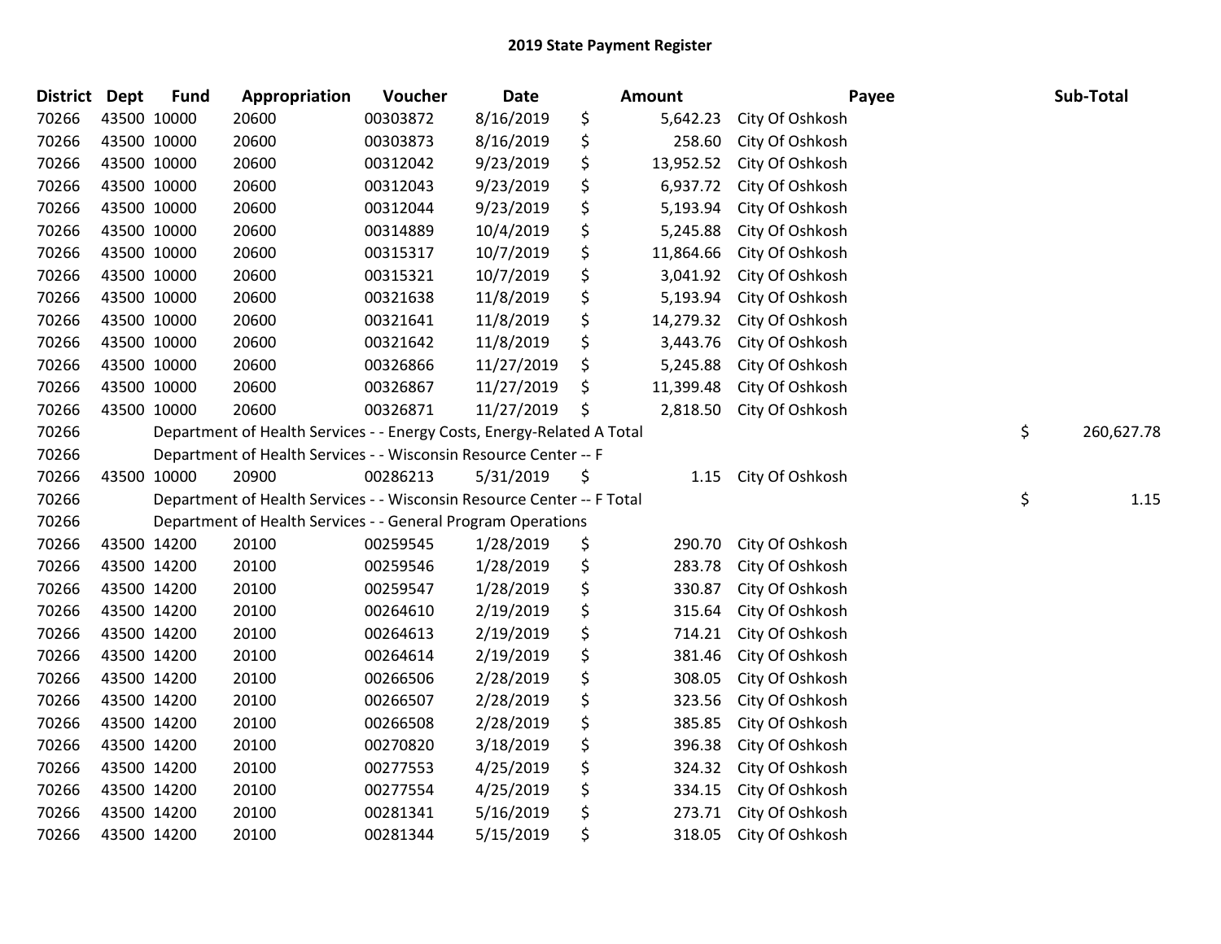# 2019 State Payment Register

| District | Dept | Fund | Appropriation | Voucher | Date | | Amount | Payee | | Sub-Total |
|---|---|---|---|---|---|---|---|---|---|---|
| 70266 | 43500 | 10000 | 20600 | 00303872 | 8/16/2019 | $ | 5,642.23 | City Of Oshkosh | | |
| 70266 | 43500 | 10000 | 20600 | 00303873 | 8/16/2019 | $ | 258.60 | City Of Oshkosh | | |
| 70266 | 43500 | 10000 | 20600 | 00312042 | 9/23/2019 | $ | 13,952.52 | City Of Oshkosh | | |
| 70266 | 43500 | 10000 | 20600 | 00312043 | 9/23/2019 | $ | 6,937.72 | City Of Oshkosh | | |
| 70266 | 43500 | 10000 | 20600 | 00312044 | 9/23/2019 | $ | 5,193.94 | City Of Oshkosh | | |
| 70266 | 43500 | 10000 | 20600 | 00314889 | 10/4/2019 | $ | 5,245.88 | City Of Oshkosh | | |
| 70266 | 43500 | 10000 | 20600 | 00315317 | 10/7/2019 | $ | 11,864.66 | City Of Oshkosh | | |
| 70266 | 43500 | 10000 | 20600 | 00315321 | 10/7/2019 | $ | 3,041.92 | City Of Oshkosh | | |
| 70266 | 43500 | 10000 | 20600 | 00321638 | 11/8/2019 | $ | 5,193.94 | City Of Oshkosh | | |
| 70266 | 43500 | 10000 | 20600 | 00321641 | 11/8/2019 | $ | 14,279.32 | City Of Oshkosh | | |
| 70266 | 43500 | 10000 | 20600 | 00321642 | 11/8/2019 | $ | 3,443.76 | City Of Oshkosh | | |
| 70266 | 43500 | 10000 | 20600 | 00326866 | 11/27/2019 | $ | 5,245.88 | City Of Oshkosh | | |
| 70266 | 43500 | 10000 | 20600 | 00326867 | 11/27/2019 | $ | 11,399.48 | City Of Oshkosh | | |
| 70266 | 43500 | 10000 | 20600 | 00326871 | 11/27/2019 | $ | 2,818.50 | City Of Oshkosh | | |
| 70266 | | Department of Health Services - - Energy Costs, Energy-Related A Total | | | | | | | $ | 260,627.78 |
| 70266 | | Department of Health Services - - Wisconsin Resource Center -- F | | | | | | | | |
| 70266 | 43500 | 10000 | 20900 | 00286213 | 5/31/2019 | $ | 1.15 | City Of Oshkosh | | |
| 70266 | | Department of Health Services - - Wisconsin Resource Center -- F Total | | | | | | | $ | 1.15 |
| 70266 | | Department of Health Services - - General Program Operations | | | | | | | | |
| 70266 | 43500 | 14200 | 20100 | 00259545 | 1/28/2019 | $ | 290.70 | City Of Oshkosh | | |
| 70266 | 43500 | 14200 | 20100 | 00259546 | 1/28/2019 | $ | 283.78 | City Of Oshkosh | | |
| 70266 | 43500 | 14200 | 20100 | 00259547 | 1/28/2019 | $ | 330.87 | City Of Oshkosh | | |
| 70266 | 43500 | 14200 | 20100 | 00264610 | 2/19/2019 | $ | 315.64 | City Of Oshkosh | | |
| 70266 | 43500 | 14200 | 20100 | 00264613 | 2/19/2019 | $ | 714.21 | City Of Oshkosh | | |
| 70266 | 43500 | 14200 | 20100 | 00264614 | 2/19/2019 | $ | 381.46 | City Of Oshkosh | | |
| 70266 | 43500 | 14200 | 20100 | 00266506 | 2/28/2019 | $ | 308.05 | City Of Oshkosh | | |
| 70266 | 43500 | 14200 | 20100 | 00266507 | 2/28/2019 | $ | 323.56 | City Of Oshkosh | | |
| 70266 | 43500 | 14200 | 20100 | 00266508 | 2/28/2019 | $ | 385.85 | City Of Oshkosh | | |
| 70266 | 43500 | 14200 | 20100 | 00270820 | 3/18/2019 | $ | 396.38 | City Of Oshkosh | | |
| 70266 | 43500 | 14200 | 20100 | 00277553 | 4/25/2019 | $ | 324.32 | City Of Oshkosh | | |
| 70266 | 43500 | 14200 | 20100 | 00277554 | 4/25/2019 | $ | 334.15 | City Of Oshkosh | | |
| 70266 | 43500 | 14200 | 20100 | 00281341 | 5/16/2019 | $ | 273.71 | City Of Oshkosh | | |
| 70266 | 43500 | 14200 | 20100 | 00281344 | 5/15/2019 | $ | 318.05 | City Of Oshkosh | | |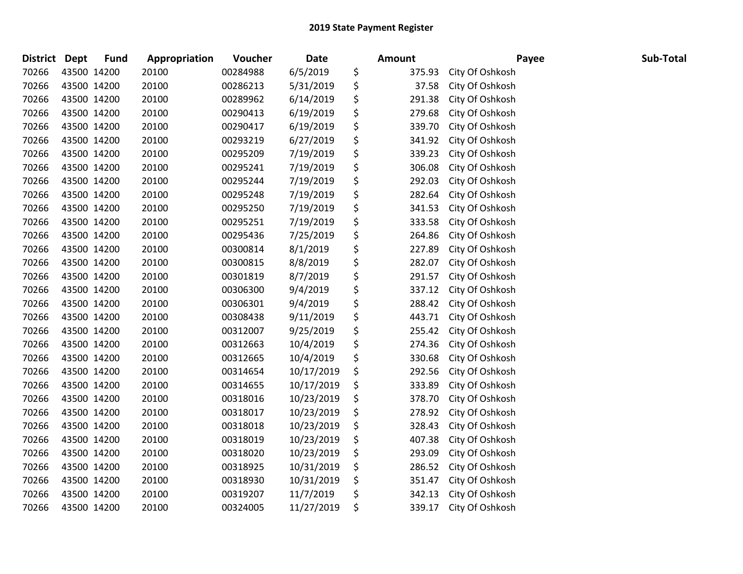# 2019 State Payment Register

| District | Dept | Fund | Appropriation | Voucher | Date | | Amount | Payee | Sub-Total |
|---|---|---|---|---|---|---|---|---|---|
| 70266 | 43500 | 14200 | 20100 | 00284988 | 6/5/2019 | $ | 375.93 | City Of Oshkosh | |
| 70266 | 43500 | 14200 | 20100 | 00286213 | 5/31/2019 | $ | 37.58 | City Of Oshkosh | |
| 70266 | 43500 | 14200 | 20100 | 00289962 | 6/14/2019 | $ | 291.38 | City Of Oshkosh | |
| 70266 | 43500 | 14200 | 20100 | 00290413 | 6/19/2019 | $ | 279.68 | City Of Oshkosh | |
| 70266 | 43500 | 14200 | 20100 | 00290417 | 6/19/2019 | $ | 339.70 | City Of Oshkosh | |
| 70266 | 43500 | 14200 | 20100 | 00293219 | 6/27/2019 | $ | 341.92 | City Of Oshkosh | |
| 70266 | 43500 | 14200 | 20100 | 00295209 | 7/19/2019 | $ | 339.23 | City Of Oshkosh | |
| 70266 | 43500 | 14200 | 20100 | 00295241 | 7/19/2019 | $ | 306.08 | City Of Oshkosh | |
| 70266 | 43500 | 14200 | 20100 | 00295244 | 7/19/2019 | $ | 292.03 | City Of Oshkosh | |
| 70266 | 43500 | 14200 | 20100 | 00295248 | 7/19/2019 | $ | 282.64 | City Of Oshkosh | |
| 70266 | 43500 | 14200 | 20100 | 00295250 | 7/19/2019 | $ | 341.53 | City Of Oshkosh | |
| 70266 | 43500 | 14200 | 20100 | 00295251 | 7/19/2019 | $ | 333.58 | City Of Oshkosh | |
| 70266 | 43500 | 14200 | 20100 | 00295436 | 7/25/2019 | $ | 264.86 | City Of Oshkosh | |
| 70266 | 43500 | 14200 | 20100 | 00300814 | 8/1/2019 | $ | 227.89 | City Of Oshkosh | |
| 70266 | 43500 | 14200 | 20100 | 00300815 | 8/8/2019 | $ | 282.07 | City Of Oshkosh | |
| 70266 | 43500 | 14200 | 20100 | 00301819 | 8/7/2019 | $ | 291.57 | City Of Oshkosh | |
| 70266 | 43500 | 14200 | 20100 | 00306300 | 9/4/2019 | $ | 337.12 | City Of Oshkosh | |
| 70266 | 43500 | 14200 | 20100 | 00306301 | 9/4/2019 | $ | 288.42 | City Of Oshkosh | |
| 70266 | 43500 | 14200 | 20100 | 00308438 | 9/11/2019 | $ | 443.71 | City Of Oshkosh | |
| 70266 | 43500 | 14200 | 20100 | 00312007 | 9/25/2019 | $ | 255.42 | City Of Oshkosh | |
| 70266 | 43500 | 14200 | 20100 | 00312663 | 10/4/2019 | $ | 274.36 | City Of Oshkosh | |
| 70266 | 43500 | 14200 | 20100 | 00312665 | 10/4/2019 | $ | 330.68 | City Of Oshkosh | |
| 70266 | 43500 | 14200 | 20100 | 00314654 | 10/17/2019 | $ | 292.56 | City Of Oshkosh | |
| 70266 | 43500 | 14200 | 20100 | 00314655 | 10/17/2019 | $ | 333.89 | City Of Oshkosh | |
| 70266 | 43500 | 14200 | 20100 | 00318016 | 10/23/2019 | $ | 378.70 | City Of Oshkosh | |
| 70266 | 43500 | 14200 | 20100 | 00318017 | 10/23/2019 | $ | 278.92 | City Of Oshkosh | |
| 70266 | 43500 | 14200 | 20100 | 00318018 | 10/23/2019 | $ | 328.43 | City Of Oshkosh | |
| 70266 | 43500 | 14200 | 20100 | 00318019 | 10/23/2019 | $ | 407.38 | City Of Oshkosh | |
| 70266 | 43500 | 14200 | 20100 | 00318020 | 10/23/2019 | $ | 293.09 | City Of Oshkosh | |
| 70266 | 43500 | 14200 | 20100 | 00318925 | 10/31/2019 | $ | 286.52 | City Of Oshkosh | |
| 70266 | 43500 | 14200 | 20100 | 00318930 | 10/31/2019 | $ | 351.47 | City Of Oshkosh | |
| 70266 | 43500 | 14200 | 20100 | 00319207 | 11/7/2019 | $ | 342.13 | City Of Oshkosh | |
| 70266 | 43500 | 14200 | 20100 | 00324005 | 11/27/2019 | $ | 339.17 | City Of Oshkosh | |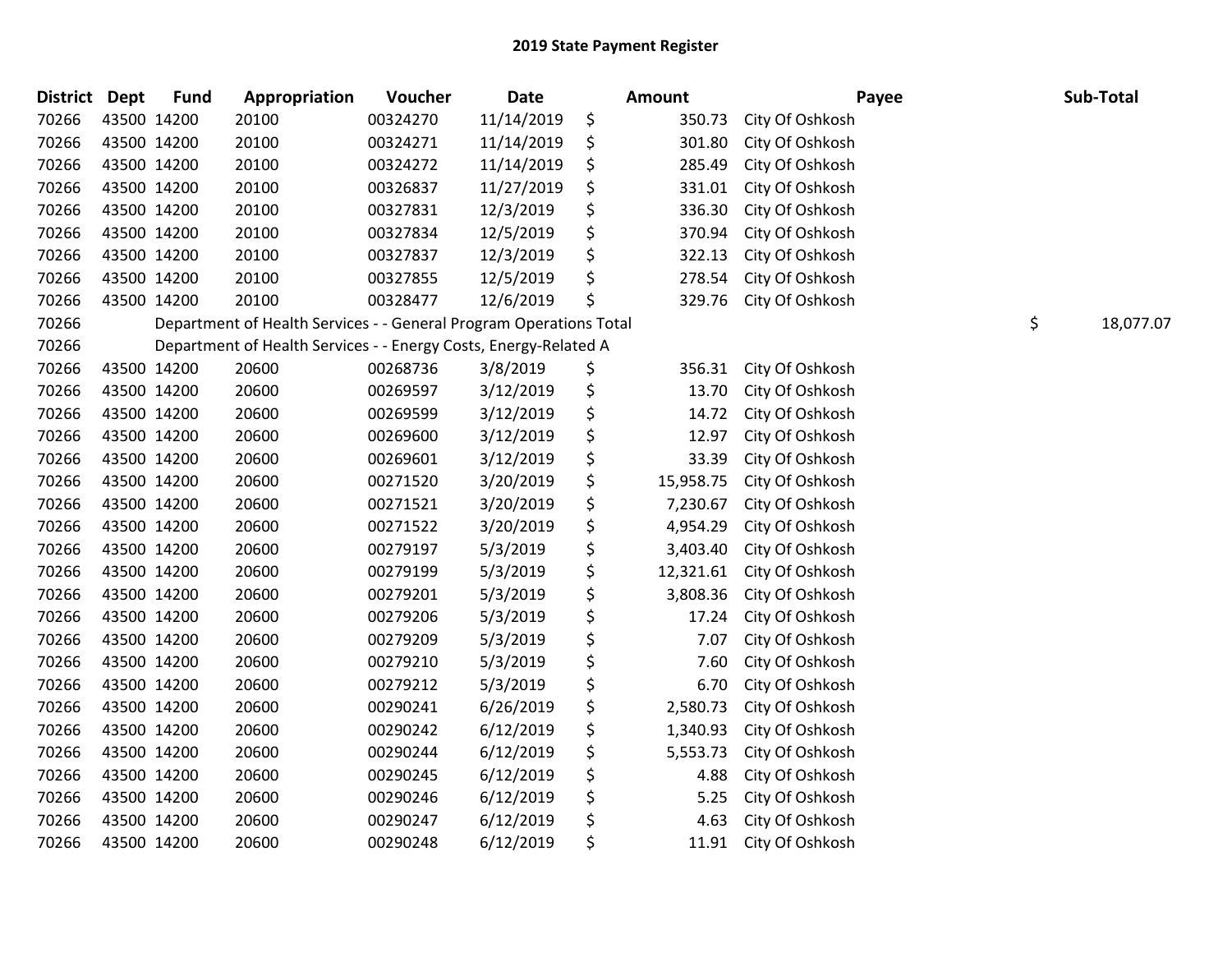## 2019 State Payment Register

| District | Dept | Fund | Appropriation | Voucher | Date | | Amount | Payee | | Sub-Total |
|---|---|---|---|---|---|---|---|---|---|---|
| 70266 | 43500 | 14200 | 20100 | 00324270 | 11/14/2019 | $ | 350.73 | City Of Oshkosh | | |
| 70266 | 43500 | 14200 | 20100 | 00324271 | 11/14/2019 | $ | 301.80 | City Of Oshkosh | | |
| 70266 | 43500 | 14200 | 20100 | 00324272 | 11/14/2019 | $ | 285.49 | City Of Oshkosh | | |
| 70266 | 43500 | 14200 | 20100 | 00326837 | 11/27/2019 | $ | 331.01 | City Of Oshkosh | | |
| 70266 | 43500 | 14200 | 20100 | 00327831 | 12/3/2019 | $ | 336.30 | City Of Oshkosh | | |
| 70266 | 43500 | 14200 | 20100 | 00327834 | 12/5/2019 | $ | 370.94 | City Of Oshkosh | | |
| 70266 | 43500 | 14200 | 20100 | 00327837 | 12/3/2019 | $ | 322.13 | City Of Oshkosh | | |
| 70266 | 43500 | 14200 | 20100 | 00327855 | 12/5/2019 | $ | 278.54 | City Of Oshkosh | | |
| 70266 | 43500 | 14200 | 20100 | 00328477 | 12/6/2019 | $ | 329.76 | City Of Oshkosh | | |
| 70266 | | Department of Health Services - - General Program Operations Total | | | | | | | $ | 18,077.07 |
| 70266 | | Department of Health Services - - Energy Costs, Energy-Related A | | | | | | | | |
| 70266 | 43500 | 14200 | 20600 | 00268736 | 3/8/2019 | $ | 356.31 | City Of Oshkosh | | |
| 70266 | 43500 | 14200 | 20600 | 00269597 | 3/12/2019 | $ | 13.70 | City Of Oshkosh | | |
| 70266 | 43500 | 14200 | 20600 | 00269599 | 3/12/2019 | $ | 14.72 | City Of Oshkosh | | |
| 70266 | 43500 | 14200 | 20600 | 00269600 | 3/12/2019 | $ | 12.97 | City Of Oshkosh | | |
| 70266 | 43500 | 14200 | 20600 | 00269601 | 3/12/2019 | $ | 33.39 | City Of Oshkosh | | |
| 70266 | 43500 | 14200 | 20600 | 00271520 | 3/20/2019 | $ | 15,958.75 | City Of Oshkosh | | |
| 70266 | 43500 | 14200 | 20600 | 00271521 | 3/20/2019 | $ | 7,230.67 | City Of Oshkosh | | |
| 70266 | 43500 | 14200 | 20600 | 00271522 | 3/20/2019 | $ | 4,954.29 | City Of Oshkosh | | |
| 70266 | 43500 | 14200 | 20600 | 00279197 | 5/3/2019 | $ | 3,403.40 | City Of Oshkosh | | |
| 70266 | 43500 | 14200 | 20600 | 00279199 | 5/3/2019 | $ | 12,321.61 | City Of Oshkosh | | |
| 70266 | 43500 | 14200 | 20600 | 00279201 | 5/3/2019 | $ | 3,808.36 | City Of Oshkosh | | |
| 70266 | 43500 | 14200 | 20600 | 00279206 | 5/3/2019 | $ | 17.24 | City Of Oshkosh | | |
| 70266 | 43500 | 14200 | 20600 | 00279209 | 5/3/2019 | $ | 7.07 | City Of Oshkosh | | |
| 70266 | 43500 | 14200 | 20600 | 00279210 | 5/3/2019 | $ | 7.60 | City Of Oshkosh | | |
| 70266 | 43500 | 14200 | 20600 | 00279212 | 5/3/2019 | $ | 6.70 | City Of Oshkosh | | |
| 70266 | 43500 | 14200 | 20600 | 00290241 | 6/26/2019 | $ | 2,580.73 | City Of Oshkosh | | |
| 70266 | 43500 | 14200 | 20600 | 00290242 | 6/12/2019 | $ | 1,340.93 | City Of Oshkosh | | |
| 70266 | 43500 | 14200 | 20600 | 00290244 | 6/12/2019 | $ | 5,553.73 | City Of Oshkosh | | |
| 70266 | 43500 | 14200 | 20600 | 00290245 | 6/12/2019 | $ | 4.88 | City Of Oshkosh | | |
| 70266 | 43500 | 14200 | 20600 | 00290246 | 6/12/2019 | $ | 5.25 | City Of Oshkosh | | |
| 70266 | 43500 | 14200 | 20600 | 00290247 | 6/12/2019 | $ | 4.63 | City Of Oshkosh | | |
| 70266 | 43500 | 14200 | 20600 | 00290248 | 6/12/2019 | $ | 11.91 | City Of Oshkosh | | |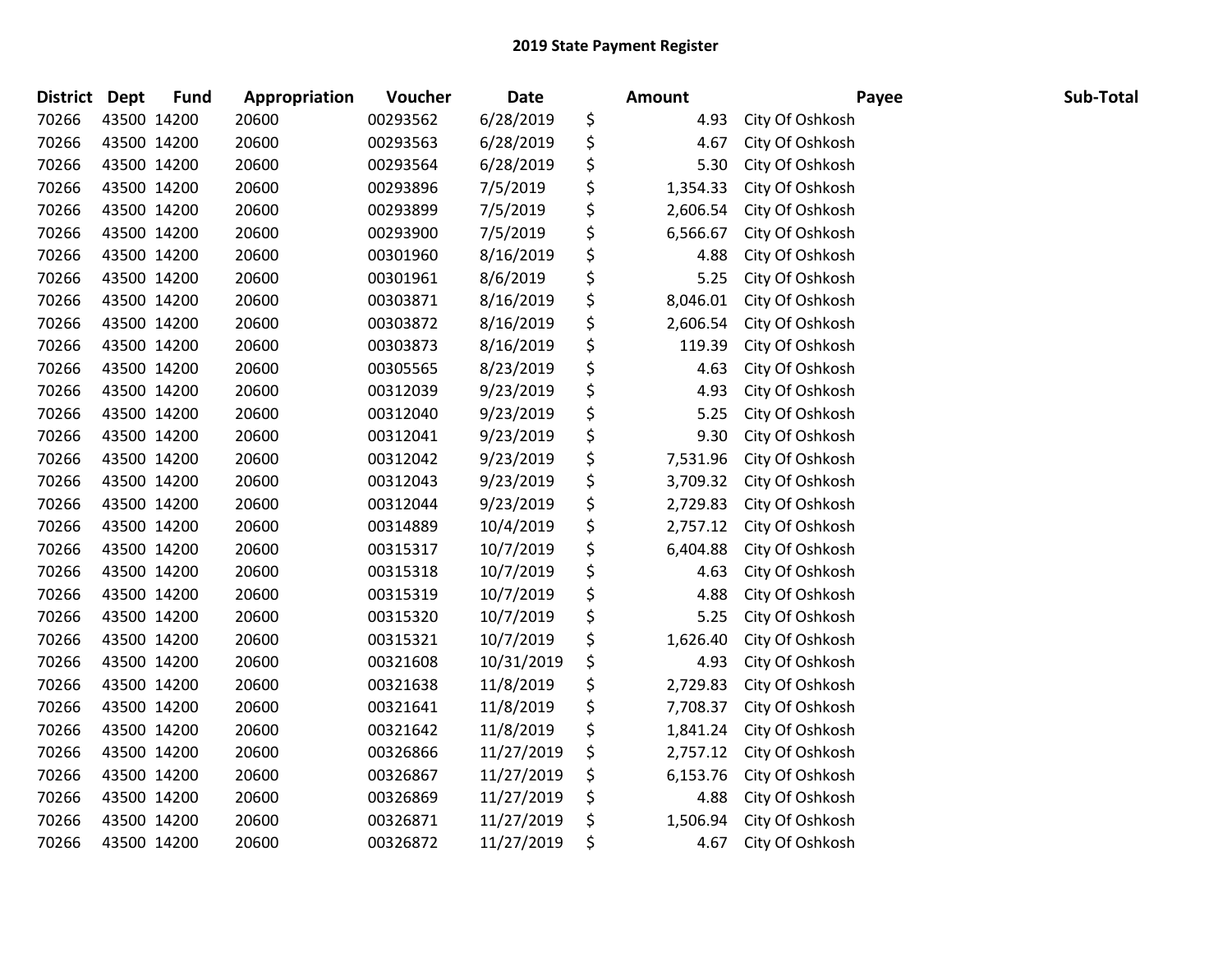# 2019 State Payment Register

| District | Dept | Fund | Appropriation | Voucher | Date | Amount | Payee | Sub-Total |
|---|---|---|---|---|---|---|---|---|
| 70266 | 43500 | 14200 | 20600 | 00293562 | 6/28/2019 | $ 4.93 | City Of Oshkosh | |
| 70266 | 43500 | 14200 | 20600 | 00293563 | 6/28/2019 | $ 4.67 | City Of Oshkosh | |
| 70266 | 43500 | 14200 | 20600 | 00293564 | 6/28/2019 | $ 5.30 | City Of Oshkosh | |
| 70266 | 43500 | 14200 | 20600 | 00293896 | 7/5/2019 | $ 1,354.33 | City Of Oshkosh | |
| 70266 | 43500 | 14200 | 20600 | 00293899 | 7/5/2019 | $ 2,606.54 | City Of Oshkosh | |
| 70266 | 43500 | 14200 | 20600 | 00293900 | 7/5/2019 | $ 6,566.67 | City Of Oshkosh | |
| 70266 | 43500 | 14200 | 20600 | 00301960 | 8/16/2019 | $ 4.88 | City Of Oshkosh | |
| 70266 | 43500 | 14200 | 20600 | 00301961 | 8/6/2019 | $ 5.25 | City Of Oshkosh | |
| 70266 | 43500 | 14200 | 20600 | 00303871 | 8/16/2019 | $ 8,046.01 | City Of Oshkosh | |
| 70266 | 43500 | 14200 | 20600 | 00303872 | 8/16/2019 | $ 2,606.54 | City Of Oshkosh | |
| 70266 | 43500 | 14200 | 20600 | 00303873 | 8/16/2019 | $ 119.39 | City Of Oshkosh | |
| 70266 | 43500 | 14200 | 20600 | 00305565 | 8/23/2019 | $ 4.63 | City Of Oshkosh | |
| 70266 | 43500 | 14200 | 20600 | 00312039 | 9/23/2019 | $ 4.93 | City Of Oshkosh | |
| 70266 | 43500 | 14200 | 20600 | 00312040 | 9/23/2019 | $ 5.25 | City Of Oshkosh | |
| 70266 | 43500 | 14200 | 20600 | 00312041 | 9/23/2019 | $ 9.30 | City Of Oshkosh | |
| 70266 | 43500 | 14200 | 20600 | 00312042 | 9/23/2019 | $ 7,531.96 | City Of Oshkosh | |
| 70266 | 43500 | 14200 | 20600 | 00312043 | 9/23/2019 | $ 3,709.32 | City Of Oshkosh | |
| 70266 | 43500 | 14200 | 20600 | 00312044 | 9/23/2019 | $ 2,729.83 | City Of Oshkosh | |
| 70266 | 43500 | 14200 | 20600 | 00314889 | 10/4/2019 | $ 2,757.12 | City Of Oshkosh | |
| 70266 | 43500 | 14200 | 20600 | 00315317 | 10/7/2019 | $ 6,404.88 | City Of Oshkosh | |
| 70266 | 43500 | 14200 | 20600 | 00315318 | 10/7/2019 | $ 4.63 | City Of Oshkosh | |
| 70266 | 43500 | 14200 | 20600 | 00315319 | 10/7/2019 | $ 4.88 | City Of Oshkosh | |
| 70266 | 43500 | 14200 | 20600 | 00315320 | 10/7/2019 | $ 5.25 | City Of Oshkosh | |
| 70266 | 43500 | 14200 | 20600 | 00315321 | 10/7/2019 | $ 1,626.40 | City Of Oshkosh | |
| 70266 | 43500 | 14200 | 20600 | 00321608 | 10/31/2019 | $ 4.93 | City Of Oshkosh | |
| 70266 | 43500 | 14200 | 20600 | 00321638 | 11/8/2019 | $ 2,729.83 | City Of Oshkosh | |
| 70266 | 43500 | 14200 | 20600 | 00321641 | 11/8/2019 | $ 7,708.37 | City Of Oshkosh | |
| 70266 | 43500 | 14200 | 20600 | 00321642 | 11/8/2019 | $ 1,841.24 | City Of Oshkosh | |
| 70266 | 43500 | 14200 | 20600 | 00326866 | 11/27/2019 | $ 2,757.12 | City Of Oshkosh | |
| 70266 | 43500 | 14200 | 20600 | 00326867 | 11/27/2019 | $ 6,153.76 | City Of Oshkosh | |
| 70266 | 43500 | 14200 | 20600 | 00326869 | 11/27/2019 | $ 4.88 | City Of Oshkosh | |
| 70266 | 43500 | 14200 | 20600 | 00326871 | 11/27/2019 | $ 1,506.94 | City Of Oshkosh | |
| 70266 | 43500 | 14200 | 20600 | 00326872 | 11/27/2019 | $ 4.67 | City Of Oshkosh | |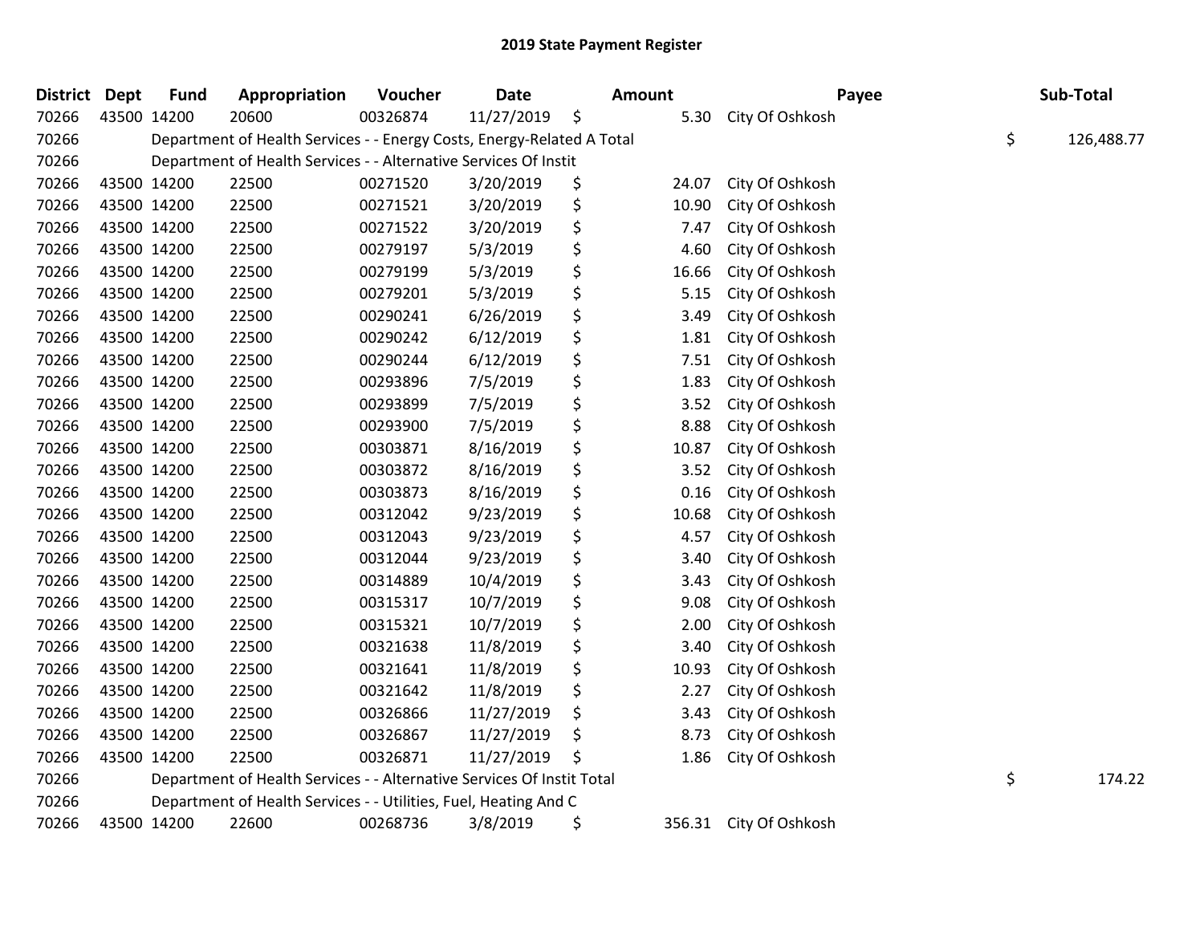## 2019 State Payment Register

| District | Dept | Fund | Appropriation | Voucher | Date | Amount | Payee | Sub-Total |
|---|---|---|---|---|---|---|---|---|
| 70266 | 43500 | 14200 | 20600 | 00326874 | 11/27/2019 | $ 5.30 | City Of Oshkosh | |
| 70266 | | Department of Health Services - - Energy Costs, Energy-Related A Total | | | | | | $ 126,488.77 |
| 70266 | | Department of Health Services - - Alternative Services Of Instit | | | | | | |
| 70266 | 43500 | 14200 | 22500 | 00271520 | 3/20/2019 | $ 24.07 | City Of Oshkosh | |
| 70266 | 43500 | 14200 | 22500 | 00271521 | 3/20/2019 | $ 10.90 | City Of Oshkosh | |
| 70266 | 43500 | 14200 | 22500 | 00271522 | 3/20/2019 | $ 7.47 | City Of Oshkosh | |
| 70266 | 43500 | 14200 | 22500 | 00279197 | 5/3/2019 | $ 4.60 | City Of Oshkosh | |
| 70266 | 43500 | 14200 | 22500 | 00279199 | 5/3/2019 | $ 16.66 | City Of Oshkosh | |
| 70266 | 43500 | 14200 | 22500 | 00279201 | 5/3/2019 | $ 5.15 | City Of Oshkosh | |
| 70266 | 43500 | 14200 | 22500 | 00290241 | 6/26/2019 | $ 3.49 | City Of Oshkosh | |
| 70266 | 43500 | 14200 | 22500 | 00290242 | 6/12/2019 | $ 1.81 | City Of Oshkosh | |
| 70266 | 43500 | 14200 | 22500 | 00290244 | 6/12/2019 | $ 7.51 | City Of Oshkosh | |
| 70266 | 43500 | 14200 | 22500 | 00293896 | 7/5/2019 | $ 1.83 | City Of Oshkosh | |
| 70266 | 43500 | 14200 | 22500 | 00293899 | 7/5/2019 | $ 3.52 | City Of Oshkosh | |
| 70266 | 43500 | 14200 | 22500 | 00293900 | 7/5/2019 | $ 8.88 | City Of Oshkosh | |
| 70266 | 43500 | 14200 | 22500 | 00303871 | 8/16/2019 | $ 10.87 | City Of Oshkosh | |
| 70266 | 43500 | 14200 | 22500 | 00303872 | 8/16/2019 | $ 3.52 | City Of Oshkosh | |
| 70266 | 43500 | 14200 | 22500 | 00303873 | 8/16/2019 | $ 0.16 | City Of Oshkosh | |
| 70266 | 43500 | 14200 | 22500 | 00312042 | 9/23/2019 | $ 10.68 | City Of Oshkosh | |
| 70266 | 43500 | 14200 | 22500 | 00312043 | 9/23/2019 | $ 4.57 | City Of Oshkosh | |
| 70266 | 43500 | 14200 | 22500 | 00312044 | 9/23/2019 | $ 3.40 | City Of Oshkosh | |
| 70266 | 43500 | 14200 | 22500 | 00314889 | 10/4/2019 | $ 3.43 | City Of Oshkosh | |
| 70266 | 43500 | 14200 | 22500 | 00315317 | 10/7/2019 | $ 9.08 | City Of Oshkosh | |
| 70266 | 43500 | 14200 | 22500 | 00315321 | 10/7/2019 | $ 2.00 | City Of Oshkosh | |
| 70266 | 43500 | 14200 | 22500 | 00321638 | 11/8/2019 | $ 3.40 | City Of Oshkosh | |
| 70266 | 43500 | 14200 | 22500 | 00321641 | 11/8/2019 | $ 10.93 | City Of Oshkosh | |
| 70266 | 43500 | 14200 | 22500 | 00321642 | 11/8/2019 | $ 2.27 | City Of Oshkosh | |
| 70266 | 43500 | 14200 | 22500 | 00326866 | 11/27/2019 | $ 3.43 | City Of Oshkosh | |
| 70266 | 43500 | 14200 | 22500 | 00326867 | 11/27/2019 | $ 8.73 | City Of Oshkosh | |
| 70266 | 43500 | 14200 | 22500 | 00326871 | 11/27/2019 | $ 1.86 | City Of Oshkosh | |
| 70266 | | Department of Health Services - - Alternative Services Of Instit Total | | | | | | $ 174.22 |
| 70266 | | Department of Health Services - - Utilities, Fuel, Heating And C | | | | | | |
| 70266 | 43500 | 14200 | 22600 | 00268736 | 3/8/2019 | $ 356.31 | City Of Oshkosh | |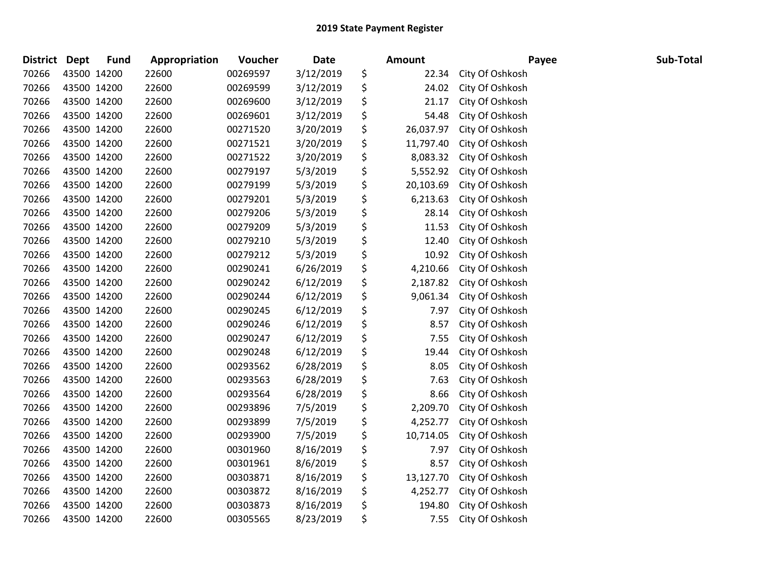# 2019 State Payment Register

| District | Dept | Fund | Appropriation | Voucher | Date | Amount | Payee | Sub-Total |
|---|---|---|---|---|---|---|---|---|
| 70266 | 43500 | 14200 | 22600 | 00269597 | 3/12/2019 | $ 22.34 | City Of Oshkosh | |
| 70266 | 43500 | 14200 | 22600 | 00269599 | 3/12/2019 | $ 24.02 | City Of Oshkosh | |
| 70266 | 43500 | 14200 | 22600 | 00269600 | 3/12/2019 | $ 21.17 | City Of Oshkosh | |
| 70266 | 43500 | 14200 | 22600 | 00269601 | 3/12/2019 | $ 54.48 | City Of Oshkosh | |
| 70266 | 43500 | 14200 | 22600 | 00271520 | 3/20/2019 | $ 26,037.97 | City Of Oshkosh | |
| 70266 | 43500 | 14200 | 22600 | 00271521 | 3/20/2019 | $ 11,797.40 | City Of Oshkosh | |
| 70266 | 43500 | 14200 | 22600 | 00271522 | 3/20/2019 | $ 8,083.32 | City Of Oshkosh | |
| 70266 | 43500 | 14200 | 22600 | 00279197 | 5/3/2019 | $ 5,552.92 | City Of Oshkosh | |
| 70266 | 43500 | 14200 | 22600 | 00279199 | 5/3/2019 | $ 20,103.69 | City Of Oshkosh | |
| 70266 | 43500 | 14200 | 22600 | 00279201 | 5/3/2019 | $ 6,213.63 | City Of Oshkosh | |
| 70266 | 43500 | 14200 | 22600 | 00279206 | 5/3/2019 | $ 28.14 | City Of Oshkosh | |
| 70266 | 43500 | 14200 | 22600 | 00279209 | 5/3/2019 | $ 11.53 | City Of Oshkosh | |
| 70266 | 43500 | 14200 | 22600 | 00279210 | 5/3/2019 | $ 12.40 | City Of Oshkosh | |
| 70266 | 43500 | 14200 | 22600 | 00279212 | 5/3/2019 | $ 10.92 | City Of Oshkosh | |
| 70266 | 43500 | 14200 | 22600 | 00290241 | 6/26/2019 | $ 4,210.66 | City Of Oshkosh | |
| 70266 | 43500 | 14200 | 22600 | 00290242 | 6/12/2019 | $ 2,187.82 | City Of Oshkosh | |
| 70266 | 43500 | 14200 | 22600 | 00290244 | 6/12/2019 | $ 9,061.34 | City Of Oshkosh | |
| 70266 | 43500 | 14200 | 22600 | 00290245 | 6/12/2019 | $ 7.97 | City Of Oshkosh | |
| 70266 | 43500 | 14200 | 22600 | 00290246 | 6/12/2019 | $ 8.57 | City Of Oshkosh | |
| 70266 | 43500 | 14200 | 22600 | 00290247 | 6/12/2019 | $ 7.55 | City Of Oshkosh | |
| 70266 | 43500 | 14200 | 22600 | 00290248 | 6/12/2019 | $ 19.44 | City Of Oshkosh | |
| 70266 | 43500 | 14200 | 22600 | 00293562 | 6/28/2019 | $ 8.05 | City Of Oshkosh | |
| 70266 | 43500 | 14200 | 22600 | 00293563 | 6/28/2019 | $ 7.63 | City Of Oshkosh | |
| 70266 | 43500 | 14200 | 22600 | 00293564 | 6/28/2019 | $ 8.66 | City Of Oshkosh | |
| 70266 | 43500 | 14200 | 22600 | 00293896 | 7/5/2019 | $ 2,209.70 | City Of Oshkosh | |
| 70266 | 43500 | 14200 | 22600 | 00293899 | 7/5/2019 | $ 4,252.77 | City Of Oshkosh | |
| 70266 | 43500 | 14200 | 22600 | 00293900 | 7/5/2019 | $ 10,714.05 | City Of Oshkosh | |
| 70266 | 43500 | 14200 | 22600 | 00301960 | 8/16/2019 | $ 7.97 | City Of Oshkosh | |
| 70266 | 43500 | 14200 | 22600 | 00301961 | 8/6/2019 | $ 8.57 | City Of Oshkosh | |
| 70266 | 43500 | 14200 | 22600 | 00303871 | 8/16/2019 | $ 13,127.70 | City Of Oshkosh | |
| 70266 | 43500 | 14200 | 22600 | 00303872 | 8/16/2019 | $ 4,252.77 | City Of Oshkosh | |
| 70266 | 43500 | 14200 | 22600 | 00303873 | 8/16/2019 | $ 194.80 | City Of Oshkosh | |
| 70266 | 43500 | 14200 | 22600 | 00305565 | 8/23/2019 | $ 7.55 | City Of Oshkosh | |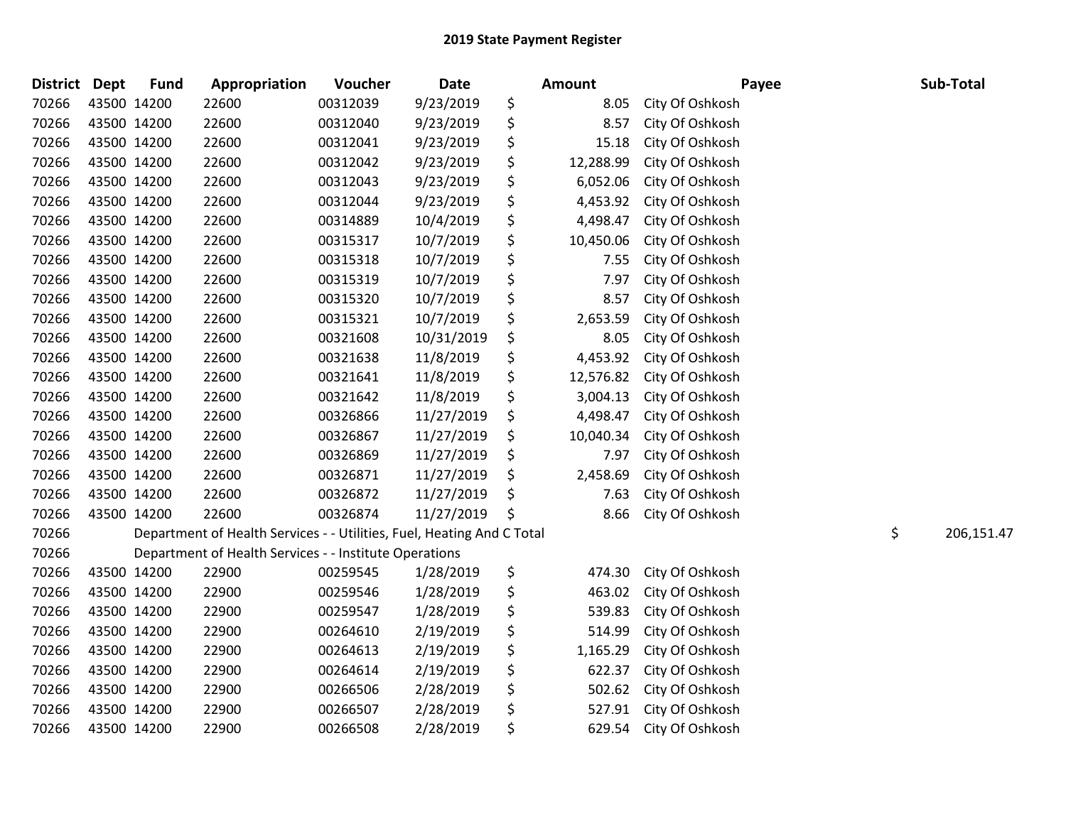# 2019 State Payment Register

| District | Dept | Fund | Appropriation | Voucher | Date | Amount | Payee | Sub-Total |
|---|---|---|---|---|---|---|---|---|
| 70266 | 43500 | 14200 | 22600 | 00312039 | 9/23/2019 | $ 8.05 | City Of Oshkosh | |
| 70266 | 43500 | 14200 | 22600 | 00312040 | 9/23/2019 | $ 8.57 | City Of Oshkosh | |
| 70266 | 43500 | 14200 | 22600 | 00312041 | 9/23/2019 | $ 15.18 | City Of Oshkosh | |
| 70266 | 43500 | 14200 | 22600 | 00312042 | 9/23/2019 | $ 12,288.99 | City Of Oshkosh | |
| 70266 | 43500 | 14200 | 22600 | 00312043 | 9/23/2019 | $ 6,052.06 | City Of Oshkosh | |
| 70266 | 43500 | 14200 | 22600 | 00312044 | 9/23/2019 | $ 4,453.92 | City Of Oshkosh | |
| 70266 | 43500 | 14200 | 22600 | 00314889 | 10/4/2019 | $ 4,498.47 | City Of Oshkosh | |
| 70266 | 43500 | 14200 | 22600 | 00315317 | 10/7/2019 | $ 10,450.06 | City Of Oshkosh | |
| 70266 | 43500 | 14200 | 22600 | 00315318 | 10/7/2019 | $ 7.55 | City Of Oshkosh | |
| 70266 | 43500 | 14200 | 22600 | 00315319 | 10/7/2019 | $ 7.97 | City Of Oshkosh | |
| 70266 | 43500 | 14200 | 22600 | 00315320 | 10/7/2019 | $ 8.57 | City Of Oshkosh | |
| 70266 | 43500 | 14200 | 22600 | 00315321 | 10/7/2019 | $ 2,653.59 | City Of Oshkosh | |
| 70266 | 43500 | 14200 | 22600 | 00321608 | 10/31/2019 | $ 8.05 | City Of Oshkosh | |
| 70266 | 43500 | 14200 | 22600 | 00321638 | 11/8/2019 | $ 4,453.92 | City Of Oshkosh | |
| 70266 | 43500 | 14200 | 22600 | 00321641 | 11/8/2019 | $ 12,576.82 | City Of Oshkosh | |
| 70266 | 43500 | 14200 | 22600 | 00321642 | 11/8/2019 | $ 3,004.13 | City Of Oshkosh | |
| 70266 | 43500 | 14200 | 22600 | 00326866 | 11/27/2019 | $ 4,498.47 | City Of Oshkosh | |
| 70266 | 43500 | 14200 | 22600 | 00326867 | 11/27/2019 | $ 10,040.34 | City Of Oshkosh | |
| 70266 | 43500 | 14200 | 22600 | 00326869 | 11/27/2019 | $ 7.97 | City Of Oshkosh | |
| 70266 | 43500 | 14200 | 22600 | 00326871 | 11/27/2019 | $ 2,458.69 | City Of Oshkosh | |
| 70266 | 43500 | 14200 | 22600 | 00326872 | 11/27/2019 | $ 7.63 | City Of Oshkosh | |
| 70266 | 43500 | 14200 | 22600 | 00326874 | 11/27/2019 | $ 8.66 | City Of Oshkosh | |
| 70266 | Department of Health Services - - Utilities, Fuel, Heating And C Total | | | | | | | $ 206,151.47 |
| 70266 | Department of Health Services - - Institute Operations | | | | | | | |
| 70266 | 43500 | 14200 | 22900 | 00259545 | 1/28/2019 | $ 474.30 | City Of Oshkosh | |
| 70266 | 43500 | 14200 | 22900 | 00259546 | 1/28/2019 | $ 463.02 | City Of Oshkosh | |
| 70266 | 43500 | 14200 | 22900 | 00259547 | 1/28/2019 | $ 539.83 | City Of Oshkosh | |
| 70266 | 43500 | 14200 | 22900 | 00264610 | 2/19/2019 | $ 514.99 | City Of Oshkosh | |
| 70266 | 43500 | 14200 | 22900 | 00264613 | 2/19/2019 | $ 1,165.29 | City Of Oshkosh | |
| 70266 | 43500 | 14200 | 22900 | 00264614 | 2/19/2019 | $ 622.37 | City Of Oshkosh | |
| 70266 | 43500 | 14200 | 22900 | 00266506 | 2/28/2019 | $ 502.62 | City Of Oshkosh | |
| 70266 | 43500 | 14200 | 22900 | 00266507 | 2/28/2019 | $ 527.91 | City Of Oshkosh | |
| 70266 | 43500 | 14200 | 22900 | 00266508 | 2/28/2019 | $ 629.54 | City Of Oshkosh | |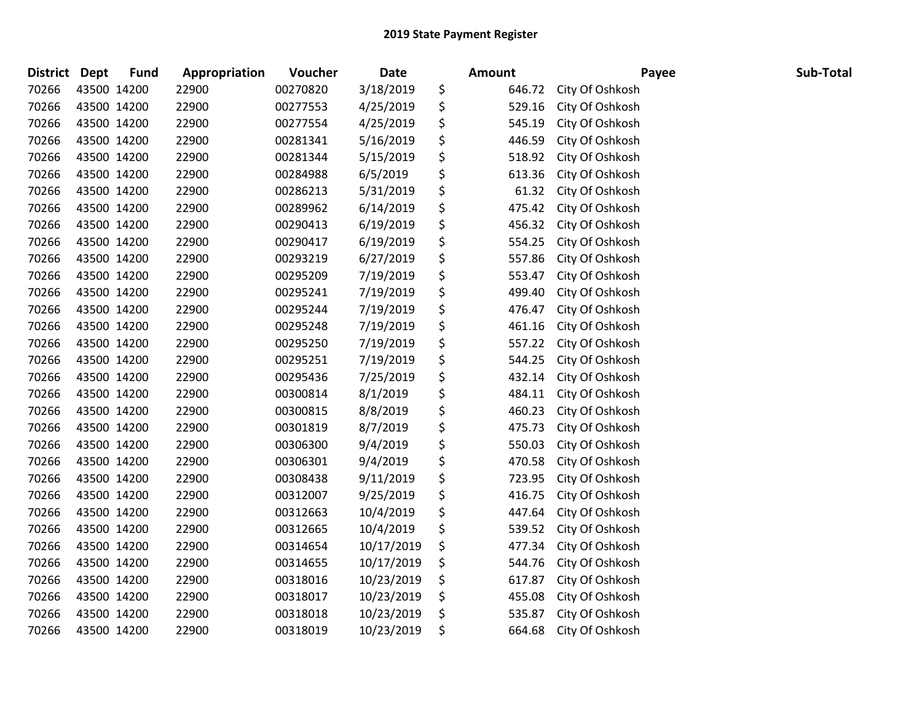# 2019 State Payment Register

| District | Dept | Fund | Appropriation | Voucher | Date | Amount | Payee | Sub-Total |
|---|---|---|---|---|---|---|---|---|
| 70266 | 43500 | 14200 | 22900 | 00270820 | 3/18/2019 | $ 646.72 | City Of Oshkosh | |
| 70266 | 43500 | 14200 | 22900 | 00277553 | 4/25/2019 | $ 529.16 | City Of Oshkosh | |
| 70266 | 43500 | 14200 | 22900 | 00277554 | 4/25/2019 | $ 545.19 | City Of Oshkosh | |
| 70266 | 43500 | 14200 | 22900 | 00281341 | 5/16/2019 | $ 446.59 | City Of Oshkosh | |
| 70266 | 43500 | 14200 | 22900 | 00281344 | 5/15/2019 | $ 518.92 | City Of Oshkosh | |
| 70266 | 43500 | 14200 | 22900 | 00284988 | 6/5/2019 | $ 613.36 | City Of Oshkosh | |
| 70266 | 43500 | 14200 | 22900 | 00286213 | 5/31/2019 | $ 61.32 | City Of Oshkosh | |
| 70266 | 43500 | 14200 | 22900 | 00289962 | 6/14/2019 | $ 475.42 | City Of Oshkosh | |
| 70266 | 43500 | 14200 | 22900 | 00290413 | 6/19/2019 | $ 456.32 | City Of Oshkosh | |
| 70266 | 43500 | 14200 | 22900 | 00290417 | 6/19/2019 | $ 554.25 | City Of Oshkosh | |
| 70266 | 43500 | 14200 | 22900 | 00293219 | 6/27/2019 | $ 557.86 | City Of Oshkosh | |
| 70266 | 43500 | 14200 | 22900 | 00295209 | 7/19/2019 | $ 553.47 | City Of Oshkosh | |
| 70266 | 43500 | 14200 | 22900 | 00295241 | 7/19/2019 | $ 499.40 | City Of Oshkosh | |
| 70266 | 43500 | 14200 | 22900 | 00295244 | 7/19/2019 | $ 476.47 | City Of Oshkosh | |
| 70266 | 43500 | 14200 | 22900 | 00295248 | 7/19/2019 | $ 461.16 | City Of Oshkosh | |
| 70266 | 43500 | 14200 | 22900 | 00295250 | 7/19/2019 | $ 557.22 | City Of Oshkosh | |
| 70266 | 43500 | 14200 | 22900 | 00295251 | 7/19/2019 | $ 544.25 | City Of Oshkosh | |
| 70266 | 43500 | 14200 | 22900 | 00295436 | 7/25/2019 | $ 432.14 | City Of Oshkosh | |
| 70266 | 43500 | 14200 | 22900 | 00300814 | 8/1/2019 | $ 484.11 | City Of Oshkosh | |
| 70266 | 43500 | 14200 | 22900 | 00300815 | 8/8/2019 | $ 460.23 | City Of Oshkosh | |
| 70266 | 43500 | 14200 | 22900 | 00301819 | 8/7/2019 | $ 475.73 | City Of Oshkosh | |
| 70266 | 43500 | 14200 | 22900 | 00306300 | 9/4/2019 | $ 550.03 | City Of Oshkosh | |
| 70266 | 43500 | 14200 | 22900 | 00306301 | 9/4/2019 | $ 470.58 | City Of Oshkosh | |
| 70266 | 43500 | 14200 | 22900 | 00308438 | 9/11/2019 | $ 723.95 | City Of Oshkosh | |
| 70266 | 43500 | 14200 | 22900 | 00312007 | 9/25/2019 | $ 416.75 | City Of Oshkosh | |
| 70266 | 43500 | 14200 | 22900 | 00312663 | 10/4/2019 | $ 447.64 | City Of Oshkosh | |
| 70266 | 43500 | 14200 | 22900 | 00312665 | 10/4/2019 | $ 539.52 | City Of Oshkosh | |
| 70266 | 43500 | 14200 | 22900 | 00314654 | 10/17/2019 | $ 477.34 | City Of Oshkosh | |
| 70266 | 43500 | 14200 | 22900 | 00314655 | 10/17/2019 | $ 544.76 | City Of Oshkosh | |
| 70266 | 43500 | 14200 | 22900 | 00318016 | 10/23/2019 | $ 617.87 | City Of Oshkosh | |
| 70266 | 43500 | 14200 | 22900 | 00318017 | 10/23/2019 | $ 455.08 | City Of Oshkosh | |
| 70266 | 43500 | 14200 | 22900 | 00318018 | 10/23/2019 | $ 535.87 | City Of Oshkosh | |
| 70266 | 43500 | 14200 | 22900 | 00318019 | 10/23/2019 | $ 664.68 | City Of Oshkosh | |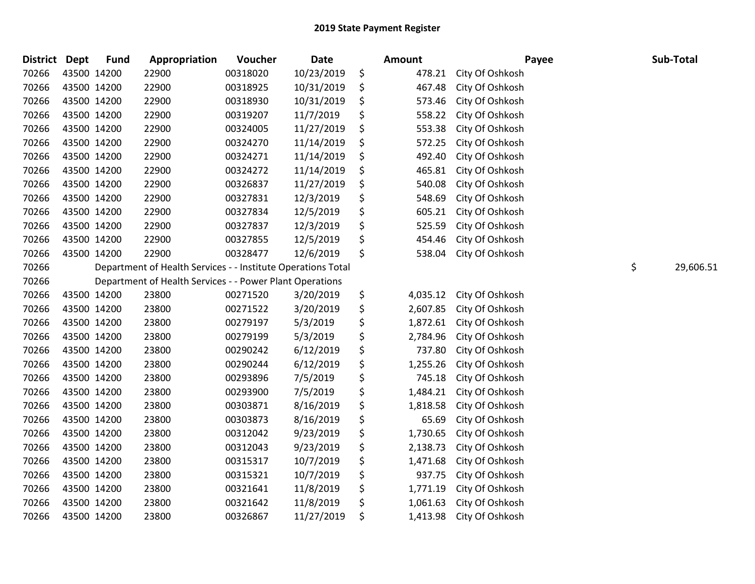# 2019 State Payment Register

| District | Dept | Fund | Appropriation | Voucher | Date | | Amount | Payee | Sub-Total |
|---|---|---|---|---|---|---|---|---|---|
| 70266 | 43500 | 14200 | 22900 | 00318020 | 10/23/2019 | $ | 478.21 | City Of Oshkosh | |
| 70266 | 43500 | 14200 | 22900 | 00318925 | 10/31/2019 | $ | 467.48 | City Of Oshkosh | |
| 70266 | 43500 | 14200 | 22900 | 00318930 | 10/31/2019 | $ | 573.46 | City Of Oshkosh | |
| 70266 | 43500 | 14200 | 22900 | 00319207 | 11/7/2019 | $ | 558.22 | City Of Oshkosh | |
| 70266 | 43500 | 14200 | 22900 | 00324005 | 11/27/2019 | $ | 553.38 | City Of Oshkosh | |
| 70266 | 43500 | 14200 | 22900 | 00324270 | 11/14/2019 | $ | 572.25 | City Of Oshkosh | |
| 70266 | 43500 | 14200 | 22900 | 00324271 | 11/14/2019 | $ | 492.40 | City Of Oshkosh | |
| 70266 | 43500 | 14200 | 22900 | 00324272 | 11/14/2019 | $ | 465.81 | City Of Oshkosh | |
| 70266 | 43500 | 14200 | 22900 | 00326837 | 11/27/2019 | $ | 540.08 | City Of Oshkosh | |
| 70266 | 43500 | 14200 | 22900 | 00327831 | 12/3/2019 | $ | 548.69 | City Of Oshkosh | |
| 70266 | 43500 | 14200 | 22900 | 00327834 | 12/5/2019 | $ | 605.21 | City Of Oshkosh | |
| 70266 | 43500 | 14200 | 22900 | 00327837 | 12/3/2019 | $ | 525.59 | City Of Oshkosh | |
| 70266 | 43500 | 14200 | 22900 | 00327855 | 12/5/2019 | $ | 454.46 | City Of Oshkosh | |
| 70266 | 43500 | 14200 | 22900 | 00328477 | 12/6/2019 | $ | 538.04 | City Of Oshkosh | |
| 70266 | | Department of Health Services - - Institute Operations Total | | | | | | | $ 29,606.51 |
| 70266 | | Department of Health Services - - Power Plant Operations | | | | | | | |
| 70266 | 43500 | 14200 | 23800 | 00271520 | 3/20/2019 | $ | 4,035.12 | City Of Oshkosh | |
| 70266 | 43500 | 14200 | 23800 | 00271522 | 3/20/2019 | $ | 2,607.85 | City Of Oshkosh | |
| 70266 | 43500 | 14200 | 23800 | 00279197 | 5/3/2019 | $ | 1,872.61 | City Of Oshkosh | |
| 70266 | 43500 | 14200 | 23800 | 00279199 | 5/3/2019 | $ | 2,784.96 | City Of Oshkosh | |
| 70266 | 43500 | 14200 | 23800 | 00290242 | 6/12/2019 | $ | 737.80 | City Of Oshkosh | |
| 70266 | 43500 | 14200 | 23800 | 00290244 | 6/12/2019 | $ | 1,255.26 | City Of Oshkosh | |
| 70266 | 43500 | 14200 | 23800 | 00293896 | 7/5/2019 | $ | 745.18 | City Of Oshkosh | |
| 70266 | 43500 | 14200 | 23800 | 00293900 | 7/5/2019 | $ | 1,484.21 | City Of Oshkosh | |
| 70266 | 43500 | 14200 | 23800 | 00303871 | 8/16/2019 | $ | 1,818.58 | City Of Oshkosh | |
| 70266 | 43500 | 14200 | 23800 | 00303873 | 8/16/2019 | $ | 65.69 | City Of Oshkosh | |
| 70266 | 43500 | 14200 | 23800 | 00312042 | 9/23/2019 | $ | 1,730.65 | City Of Oshkosh | |
| 70266 | 43500 | 14200 | 23800 | 00312043 | 9/23/2019 | $ | 2,138.73 | City Of Oshkosh | |
| 70266 | 43500 | 14200 | 23800 | 00315317 | 10/7/2019 | $ | 1,471.68 | City Of Oshkosh | |
| 70266 | 43500 | 14200 | 23800 | 00315321 | 10/7/2019 | $ | 937.75 | City Of Oshkosh | |
| 70266 | 43500 | 14200 | 23800 | 00321641 | 11/8/2019 | $ | 1,771.19 | City Of Oshkosh | |
| 70266 | 43500 | 14200 | 23800 | 00321642 | 11/8/2019 | $ | 1,061.63 | City Of Oshkosh | |
| 70266 | 43500 | 14200 | 23800 | 00326867 | 11/27/2019 | $ | 1,413.98 | City Of Oshkosh | |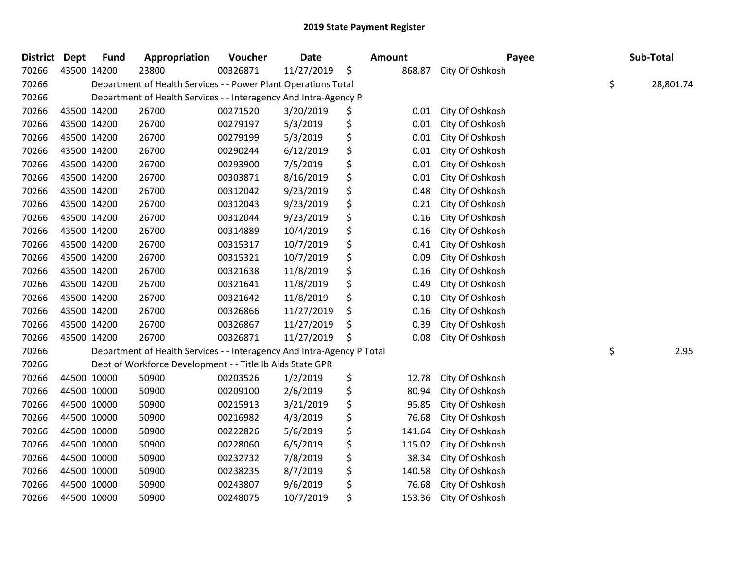# 2019 State Payment Register

| District | Dept | Fund | Appropriation | Voucher | Date | Amount | Payee | Sub-Total |
|---|---|---|---|---|---|---|---|---|
| 70266 | 43500 | 14200 | 23800 | 00326871 | 11/27/2019 | $ 868.87 | City Of Oshkosh | |
| 70266 | | Department of Health Services - - Power Plant Operations Total | | | | | | $ 28,801.74 |
| 70266 | | Department of Health Services - - Interagency And Intra-Agency P | | | | | | |
| 70266 | 43500 | 14200 | 26700 | 00271520 | 3/20/2019 | $ 0.01 | City Of Oshkosh | |
| 70266 | 43500 | 14200 | 26700 | 00279197 | 5/3/2019 | $ 0.01 | City Of Oshkosh | |
| 70266 | 43500 | 14200 | 26700 | 00279199 | 5/3/2019 | $ 0.01 | City Of Oshkosh | |
| 70266 | 43500 | 14200 | 26700 | 00290244 | 6/12/2019 | $ 0.01 | City Of Oshkosh | |
| 70266 | 43500 | 14200 | 26700 | 00293900 | 7/5/2019 | $ 0.01 | City Of Oshkosh | |
| 70266 | 43500 | 14200 | 26700 | 00303871 | 8/16/2019 | $ 0.01 | City Of Oshkosh | |
| 70266 | 43500 | 14200 | 26700 | 00312042 | 9/23/2019 | $ 0.48 | City Of Oshkosh | |
| 70266 | 43500 | 14200 | 26700 | 00312043 | 9/23/2019 | $ 0.21 | City Of Oshkosh | |
| 70266 | 43500 | 14200 | 26700 | 00312044 | 9/23/2019 | $ 0.16 | City Of Oshkosh | |
| 70266 | 43500 | 14200 | 26700 | 00314889 | 10/4/2019 | $ 0.16 | City Of Oshkosh | |
| 70266 | 43500 | 14200 | 26700 | 00315317 | 10/7/2019 | $ 0.41 | City Of Oshkosh | |
| 70266 | 43500 | 14200 | 26700 | 00315321 | 10/7/2019 | $ 0.09 | City Of Oshkosh | |
| 70266 | 43500 | 14200 | 26700 | 00321638 | 11/8/2019 | $ 0.16 | City Of Oshkosh | |
| 70266 | 43500 | 14200 | 26700 | 00321641 | 11/8/2019 | $ 0.49 | City Of Oshkosh | |
| 70266 | 43500 | 14200 | 26700 | 00321642 | 11/8/2019 | $ 0.10 | City Of Oshkosh | |
| 70266 | 43500 | 14200 | 26700 | 00326866 | 11/27/2019 | $ 0.16 | City Of Oshkosh | |
| 70266 | 43500 | 14200 | 26700 | 00326867 | 11/27/2019 | $ 0.39 | City Of Oshkosh | |
| 70266 | 43500 | 14200 | 26700 | 00326871 | 11/27/2019 | $ 0.08 | City Of Oshkosh | |
| 70266 | | Department of Health Services - - Interagency And Intra-Agency P Total | | | | | | $ 2.95 |
| 70266 | | Dept of Workforce Development - - Title Ib Aids State GPR | | | | | | |
| 70266 | 44500 | 10000 | 50900 | 00203526 | 1/2/2019 | $ 12.78 | City Of Oshkosh | |
| 70266 | 44500 | 10000 | 50900 | 00209100 | 2/6/2019 | $ 80.94 | City Of Oshkosh | |
| 70266 | 44500 | 10000 | 50900 | 00215913 | 3/21/2019 | $ 95.85 | City Of Oshkosh | |
| 70266 | 44500 | 10000 | 50900 | 00216982 | 4/3/2019 | $ 76.68 | City Of Oshkosh | |
| 70266 | 44500 | 10000 | 50900 | 00222826 | 5/6/2019 | $ 141.64 | City Of Oshkosh | |
| 70266 | 44500 | 10000 | 50900 | 00228060 | 6/5/2019 | $ 115.02 | City Of Oshkosh | |
| 70266 | 44500 | 10000 | 50900 | 00232732 | 7/8/2019 | $ 38.34 | City Of Oshkosh | |
| 70266 | 44500 | 10000 | 50900 | 00238235 | 8/7/2019 | $ 140.58 | City Of Oshkosh | |
| 70266 | 44500 | 10000 | 50900 | 00243807 | 9/6/2019 | $ 76.68 | City Of Oshkosh | |
| 70266 | 44500 | 10000 | 50900 | 00248075 | 10/7/2019 | $ 153.36 | City Of Oshkosh | |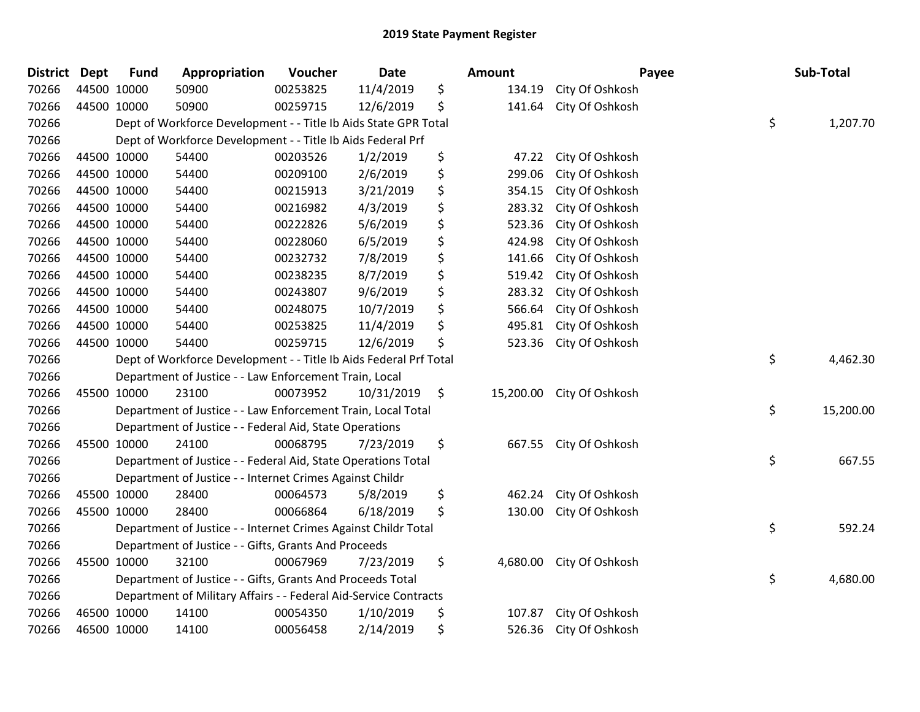# 2019 State Payment Register

| District | Dept | Fund | Appropriation | Voucher | Date | Amount | Payee | Sub-Total |
|---|---|---|---|---|---|---|---|---|
| 70266 | 44500 | 10000 | 50900 | 00253825 | 11/4/2019 | $ 134.19 | City Of Oshkosh | |
| 70266 | 44500 | 10000 | 50900 | 00259715 | 12/6/2019 | $ 141.64 | City Of Oshkosh | |
| 70266 | | | Dept of Workforce Development - - Title Ib Aids State GPR Total | | | | | $ 1,207.70 |
| 70266 | | | Dept of Workforce Development - - Title Ib Aids Federal Prf | | | | | |
| 70266 | 44500 | 10000 | 54400 | 00203526 | 1/2/2019 | $ 47.22 | City Of Oshkosh | |
| 70266 | 44500 | 10000 | 54400 | 00209100 | 2/6/2019 | $ 299.06 | City Of Oshkosh | |
| 70266 | 44500 | 10000 | 54400 | 00215913 | 3/21/2019 | $ 354.15 | City Of Oshkosh | |
| 70266 | 44500 | 10000 | 54400 | 00216982 | 4/3/2019 | $ 283.32 | City Of Oshkosh | |
| 70266 | 44500 | 10000 | 54400 | 00222826 | 5/6/2019 | $ 523.36 | City Of Oshkosh | |
| 70266 | 44500 | 10000 | 54400 | 00228060 | 6/5/2019 | $ 424.98 | City Of Oshkosh | |
| 70266 | 44500 | 10000 | 54400 | 00232732 | 7/8/2019 | $ 141.66 | City Of Oshkosh | |
| 70266 | 44500 | 10000 | 54400 | 00238235 | 8/7/2019 | $ 519.42 | City Of Oshkosh | |
| 70266 | 44500 | 10000 | 54400 | 00243807 | 9/6/2019 | $ 283.32 | City Of Oshkosh | |
| 70266 | 44500 | 10000 | 54400 | 00248075 | 10/7/2019 | $ 566.64 | City Of Oshkosh | |
| 70266 | 44500 | 10000 | 54400 | 00253825 | 11/4/2019 | $ 495.81 | City Of Oshkosh | |
| 70266 | 44500 | 10000 | 54400 | 00259715 | 12/6/2019 | $ 523.36 | City Of Oshkosh | |
| 70266 | | | Dept of Workforce Development - - Title Ib Aids Federal Prf Total | | | | | $ 4,462.30 |
| 70266 | | | Department of Justice - - Law Enforcement Train, Local | | | | | |
| 70266 | 45500 | 10000 | 23100 | 00073952 | 10/31/2019 | $ 15,200.00 | City Of Oshkosh | |
| 70266 | | | Department of Justice - - Law Enforcement Train, Local Total | | | | | $ 15,200.00 |
| 70266 | | | Department of Justice - - Federal Aid, State Operations | | | | | |
| 70266 | 45500 | 10000 | 24100 | 00068795 | 7/23/2019 | $ 667.55 | City Of Oshkosh | |
| 70266 | | | Department of Justice - - Federal Aid, State Operations Total | | | | | $ 667.55 |
| 70266 | | | Department of Justice - - Internet Crimes Against Childr | | | | | |
| 70266 | 45500 | 10000 | 28400 | 00064573 | 5/8/2019 | $ 462.24 | City Of Oshkosh | |
| 70266 | 45500 | 10000 | 28400 | 00066864 | 6/18/2019 | $ 130.00 | City Of Oshkosh | |
| 70266 | | | Department of Justice - - Internet Crimes Against Childr Total | | | | | $ 592.24 |
| 70266 | | | Department of Justice - - Gifts, Grants And Proceeds | | | | | |
| 70266 | 45500 | 10000 | 32100 | 00067969 | 7/23/2019 | $ 4,680.00 | City Of Oshkosh | |
| 70266 | | | Department of Justice - - Gifts, Grants And Proceeds Total | | | | | $ 4,680.00 |
| 70266 | | | Department of Military Affairs - - Federal Aid-Service Contracts | | | | | |
| 70266 | 46500 | 10000 | 14100 | 00054350 | 1/10/2019 | $ 107.87 | City Of Oshkosh | |
| 70266 | 46500 | 10000 | 14100 | 00056458 | 2/14/2019 | $ 526.36 | City Of Oshkosh | |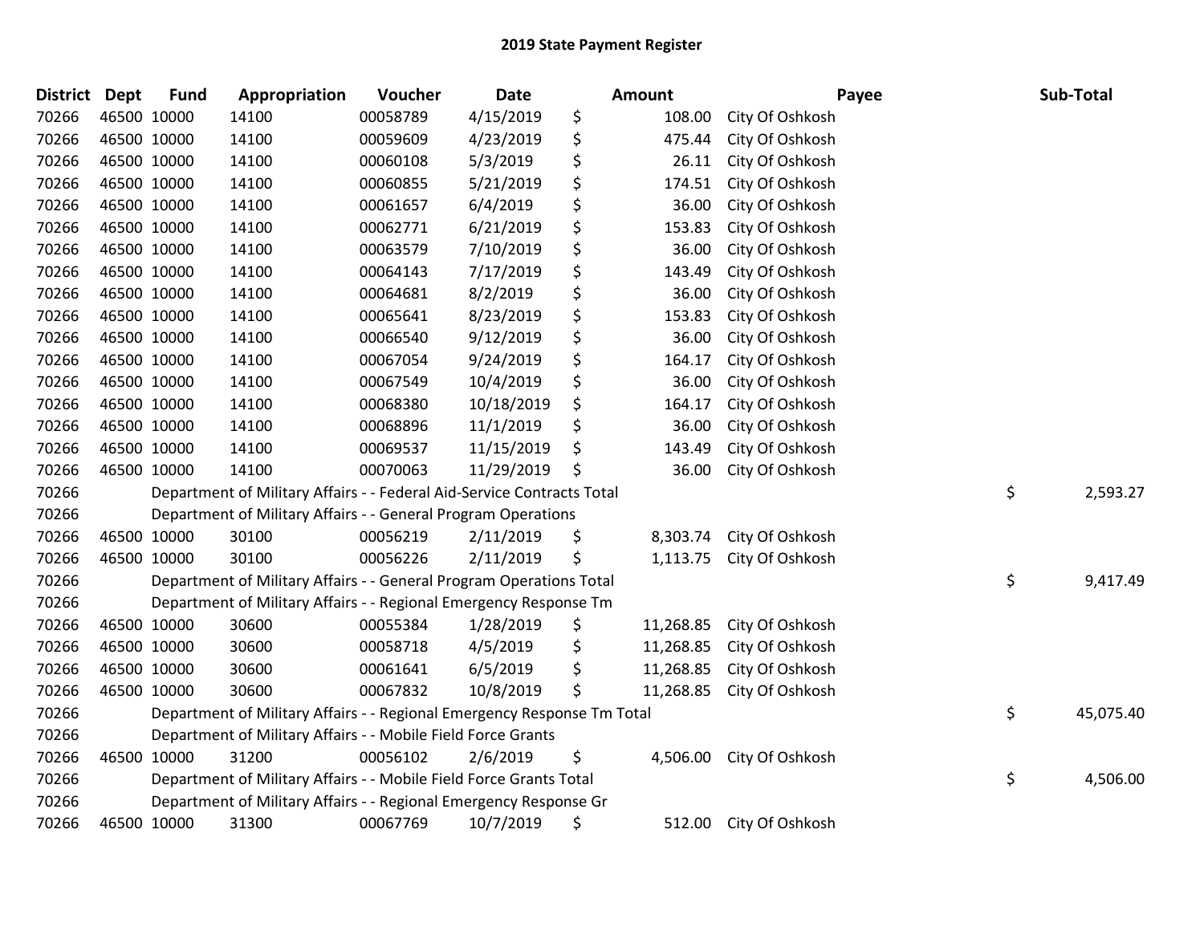# 2019 State Payment Register

| District | Dept | Fund | Appropriation | Voucher | Date | Amount | Payee | Sub-Total |
|---|---|---|---|---|---|---|---|---|
| 70266 | 46500 | 10000 | 14100 | 00058789 | 4/15/2019 | $ 108.00 | City Of Oshkosh | |
| 70266 | 46500 | 10000 | 14100 | 00059609 | 4/23/2019 | $ 475.44 | City Of Oshkosh | |
| 70266 | 46500 | 10000 | 14100 | 00060108 | 5/3/2019 | $ 26.11 | City Of Oshkosh | |
| 70266 | 46500 | 10000 | 14100 | 00060855 | 5/21/2019 | $ 174.51 | City Of Oshkosh | |
| 70266 | 46500 | 10000 | 14100 | 00061657 | 6/4/2019 | $ 36.00 | City Of Oshkosh | |
| 70266 | 46500 | 10000 | 14100 | 00062771 | 6/21/2019 | $ 153.83 | City Of Oshkosh | |
| 70266 | 46500 | 10000 | 14100 | 00063579 | 7/10/2019 | $ 36.00 | City Of Oshkosh | |
| 70266 | 46500 | 10000 | 14100 | 00064143 | 7/17/2019 | $ 143.49 | City Of Oshkosh | |
| 70266 | 46500 | 10000 | 14100 | 00064681 | 8/2/2019 | $ 36.00 | City Of Oshkosh | |
| 70266 | 46500 | 10000 | 14100 | 00065641 | 8/23/2019 | $ 153.83 | City Of Oshkosh | |
| 70266 | 46500 | 10000 | 14100 | 00066540 | 9/12/2019 | $ 36.00 | City Of Oshkosh | |
| 70266 | 46500 | 10000 | 14100 | 00067054 | 9/24/2019 | $ 164.17 | City Of Oshkosh | |
| 70266 | 46500 | 10000 | 14100 | 00067549 | 10/4/2019 | $ 36.00 | City Of Oshkosh | |
| 70266 | 46500 | 10000 | 14100 | 00068380 | 10/18/2019 | $ 164.17 | City Of Oshkosh | |
| 70266 | 46500 | 10000 | 14100 | 00068896 | 11/1/2019 | $ 36.00 | City Of Oshkosh | |
| 70266 | 46500 | 10000 | 14100 | 00069537 | 11/15/2019 | $ 143.49 | City Of Oshkosh | |
| 70266 | 46500 | 10000 | 14100 | 00070063 | 11/29/2019 | $ 36.00 | City Of Oshkosh | |
| 70266 | | Department of Military Affairs - - Federal Aid-Service Contracts Total | | | | | | $ 2,593.27 |
| 70266 | | Department of Military Affairs - - General Program Operations | | | | | | |
| 70266 | 46500 | 10000 | 30100 | 00056219 | 2/11/2019 | $ 8,303.74 | City Of Oshkosh | |
| 70266 | 46500 | 10000 | 30100 | 00056226 | 2/11/2019 | $ 1,113.75 | City Of Oshkosh | |
| 70266 | | Department of Military Affairs - - General Program Operations Total | | | | | | $ 9,417.49 |
| 70266 | | Department of Military Affairs - - Regional Emergency Response Tm | | | | | | |
| 70266 | 46500 | 10000 | 30600 | 00055384 | 1/28/2019 | $ 11,268.85 | City Of Oshkosh | |
| 70266 | 46500 | 10000 | 30600 | 00058718 | 4/5/2019 | $ 11,268.85 | City Of Oshkosh | |
| 70266 | 46500 | 10000 | 30600 | 00061641 | 6/5/2019 | $ 11,268.85 | City Of Oshkosh | |
| 70266 | 46500 | 10000 | 30600 | 00067832 | 10/8/2019 | $ 11,268.85 | City Of Oshkosh | |
| 70266 | | Department of Military Affairs - - Regional Emergency Response Tm Total | | | | | | $ 45,075.40 |
| 70266 | | Department of Military Affairs - - Mobile Field Force Grants | | | | | | |
| 70266 | 46500 | 10000 | 31200 | 00056102 | 2/6/2019 | $ 4,506.00 | City Of Oshkosh | |
| 70266 | | Department of Military Affairs - - Mobile Field Force Grants Total | | | | | | $ 4,506.00 |
| 70266 | | Department of Military Affairs - - Regional Emergency Response Gr | | | | | | |
| 70266 | 46500 | 10000 | 31300 | 00067769 | 10/7/2019 | $ 512.00 | City Of Oshkosh | |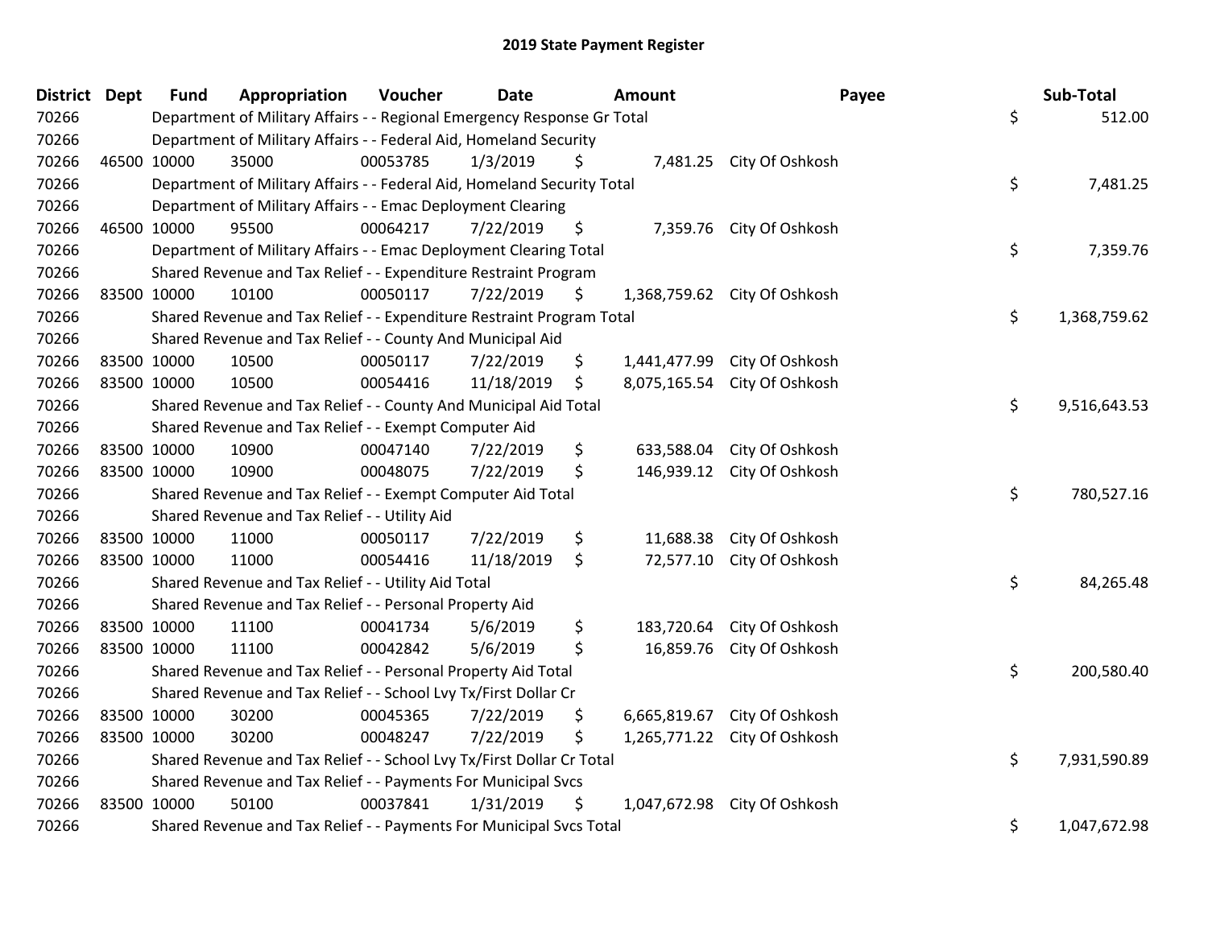# 2019 State Payment Register

| District | Dept | Fund | Appropriation | Voucher | Date | Amount | Payee | Sub-Total |
|---|---|---|---|---|---|---|---|---|
| 70266 | | Department of Military Affairs - - Regional Emergency Response Gr Total | | | | | | $ 512.00 |
| 70266 | | Department of Military Affairs - - Federal Aid, Homeland Security | | | | | | |
| 70266 | 46500 | 10000 | 35000 | 00053785 | 1/3/2019 | $ 7,481.25 | City Of Oshkosh | |
| 70266 | | Department of Military Affairs - - Federal Aid, Homeland Security Total | | | | | | $ 7,481.25 |
| 70266 | | Department of Military Affairs - - Emac Deployment Clearing | | | | | | |
| 70266 | 46500 | 10000 | 95500 | 00064217 | 7/22/2019 | $ 7,359.76 | City Of Oshkosh | |
| 70266 | | Department of Military Affairs - - Emac Deployment Clearing Total | | | | | | $ 7,359.76 |
| 70266 | | Shared Revenue and Tax Relief - - Expenditure Restraint Program | | | | | | |
| 70266 | 83500 | 10000 | 10100 | 00050117 | 7/22/2019 | $ 1,368,759.62 | City Of Oshkosh | |
| 70266 | | Shared Revenue and Tax Relief - - Expenditure Restraint Program Total | | | | | | $ 1,368,759.62 |
| 70266 | | Shared Revenue and Tax Relief - - County And Municipal Aid | | | | | | |
| 70266 | 83500 | 10000 | 10500 | 00050117 | 7/22/2019 | $ 1,441,477.99 | City Of Oshkosh | |
| 70266 | 83500 | 10000 | 10500 | 00054416 | 11/18/2019 | $ 8,075,165.54 | City Of Oshkosh | |
| 70266 | | Shared Revenue and Tax Relief - - County And Municipal Aid Total | | | | | | $ 9,516,643.53 |
| 70266 | | Shared Revenue and Tax Relief - - Exempt Computer Aid | | | | | | |
| 70266 | 83500 | 10000 | 10900 | 00047140 | 7/22/2019 | $ 633,588.04 | City Of Oshkosh | |
| 70266 | 83500 | 10000 | 10900 | 00048075 | 7/22/2019 | $ 146,939.12 | City Of Oshkosh | |
| 70266 | | Shared Revenue and Tax Relief - - Exempt Computer Aid Total | | | | | | $ 780,527.16 |
| 70266 | | Shared Revenue and Tax Relief - - Utility Aid | | | | | | |
| 70266 | 83500 | 10000 | 11000 | 00050117 | 7/22/2019 | $ 11,688.38 | City Of Oshkosh | |
| 70266 | 83500 | 10000 | 11000 | 00054416 | 11/18/2019 | $ 72,577.10 | City Of Oshkosh | |
| 70266 | | Shared Revenue and Tax Relief - - Utility Aid Total | | | | | | $ 84,265.48 |
| 70266 | | Shared Revenue and Tax Relief - - Personal Property Aid | | | | | | |
| 70266 | 83500 | 10000 | 11100 | 00041734 | 5/6/2019 | $ 183,720.64 | City Of Oshkosh | |
| 70266 | 83500 | 10000 | 11100 | 00042842 | 5/6/2019 | $ 16,859.76 | City Of Oshkosh | |
| 70266 | | Shared Revenue and Tax Relief - - Personal Property Aid Total | | | | | | $ 200,580.40 |
| 70266 | | Shared Revenue and Tax Relief - - School Lvy Tx/First Dollar Cr | | | | | | |
| 70266 | 83500 | 10000 | 30200 | 00045365 | 7/22/2019 | $ 6,665,819.67 | City Of Oshkosh | |
| 70266 | 83500 | 10000 | 30200 | 00048247 | 7/22/2019 | $ 1,265,771.22 | City Of Oshkosh | |
| 70266 | | Shared Revenue and Tax Relief - - School Lvy Tx/First Dollar Cr Total | | | | | | $ 7,931,590.89 |
| 70266 | | Shared Revenue and Tax Relief - - Payments For Municipal Svcs | | | | | | |
| 70266 | 83500 | 10000 | 50100 | 00037841 | 1/31/2019 | $ 1,047,672.98 | City Of Oshkosh | |
| 70266 | | Shared Revenue and Tax Relief - - Payments For Municipal Svcs Total | | | | | | $ 1,047,672.98 |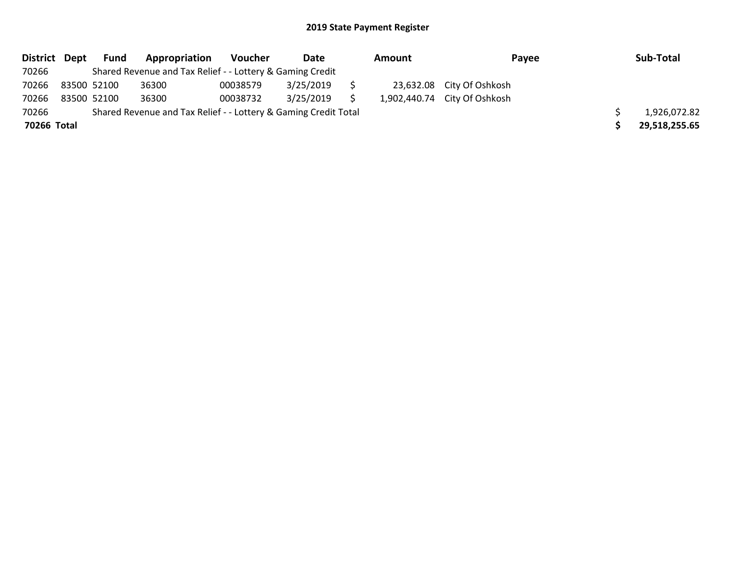# 2019 State Payment Register

| District | Dept | Fund | Appropriation | Voucher | Date | Amount | Payee | Sub-Total |
|---|---|---|---|---|---|---|---|---|
| 70266 | | Shared Revenue and Tax Relief - - Lottery & Gaming Credit | | | | | | |
| 70266 | 83500 | 52100 | 36300 | 00038579 | 3/25/2019 | $ 23,632.08 | City Of Oshkosh | |
| 70266 | 83500 | 52100 | 36300 | 00038732 | 3/25/2019 | $ 1,902,440.74 | City Of Oshkosh | |
| 70266 | | Shared Revenue and Tax Relief - - Lottery & Gaming Credit Total | | | | | | $ 1,926,072.82 |
| **70266 Total** | | | | | | | | **$ 29,518,255.65** |